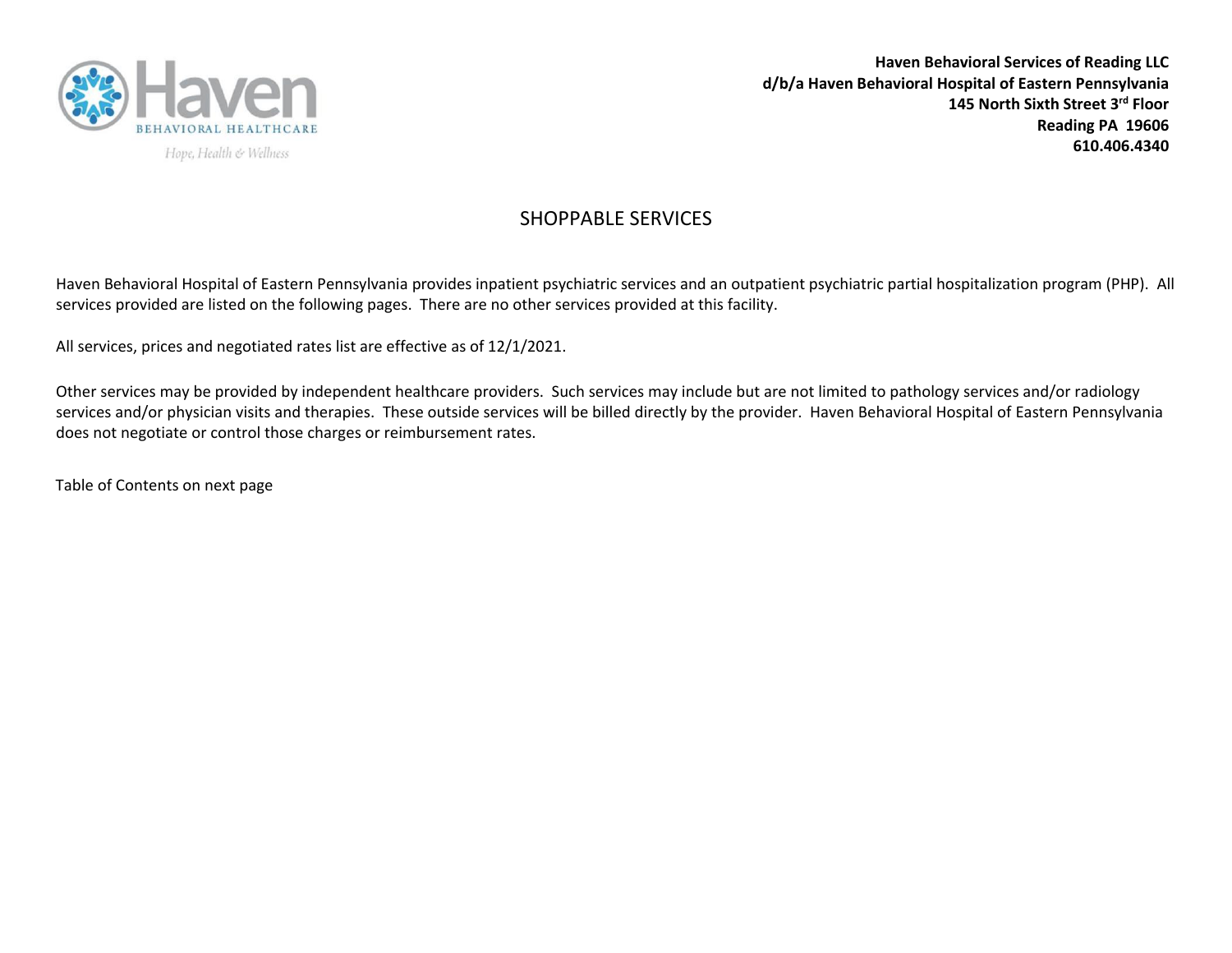Haven
BEHAVIORAL HEALTHCARE
*Hope, Health & Wellness*

**Haven Behavioral Services of Reading LLC**
**d/b/a Haven Behavioral Hospital of Eastern Pennsylvania**
**145 North Sixth Street 3rd Floor**
**Reading PA 19606**
**610.406.4340**

# SHOPPABLE SERVICES

Haven Behavioral Hospital of Eastern Pennsylvania provides inpatient psychiatric services and an outpatient psychiatric partial hospitalization program (PHP). All services provided are listed on the following pages. There are no other services provided at this facility.

All services, prices and negotiated rates list are effective as of 12/1/2021.

Other services may be provided by independent healthcare providers. Such services may include but are not limited to pathology services and/or radiology services and/or physician visits and therapies. These outside services will be billed directly by the provider. Haven Behavioral Hospital of Eastern Pennsylvania does not negotiate or control those charges or reimbursement rates.

Table of Contents on next page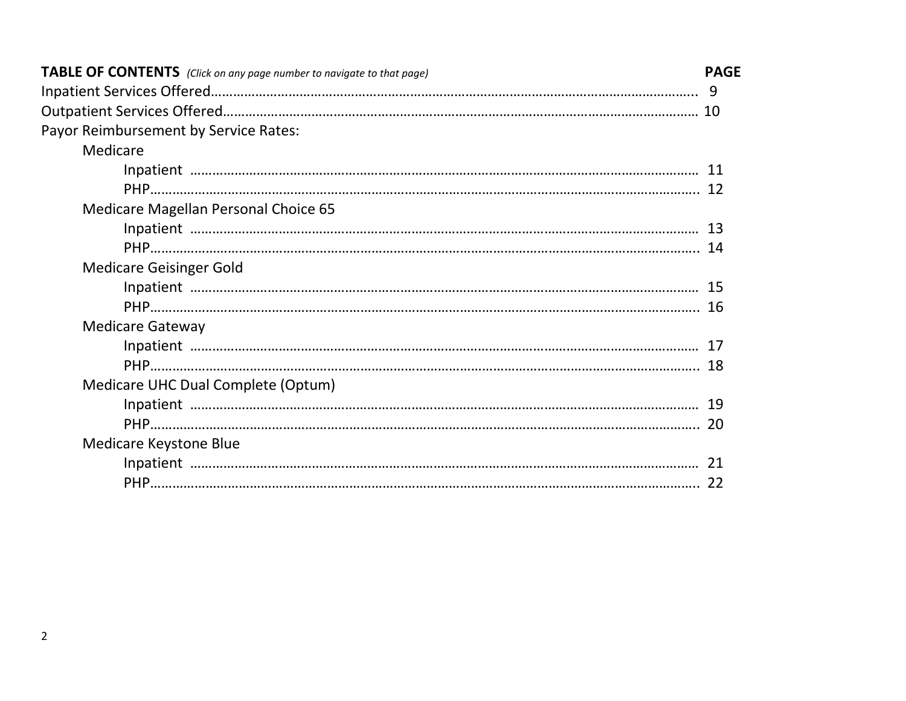**TABLE OF CONTENTS** *(Click on any page number to navigate to that page)*

| TABLE OF CONTENTS | PAGE |
|---|---|
| Inpatient Services Offered | 9 |
| Outpatient Services Offered | 10 |
| Payor Reimbursement by Service Rates: | |
| Medicare | |
| Inpatient | 11 |
| PHP | 12 |
| Medicare Magellan Personal Choice 65 | |
| Inpatient | 13 |
| PHP | 14 |
| Medicare Geisinger Gold | |
| Inpatient | 15 |
| PHP | 16 |
| Medicare Gateway | |
| Inpatient | 17 |
| PHP | 18 |
| Medicare UHC Dual Complete (Optum) | |
| Inpatient | 19 |
| PHP | 20 |
| Medicare Keystone Blue | |
| Inpatient | 21 |
| PHP | 22 |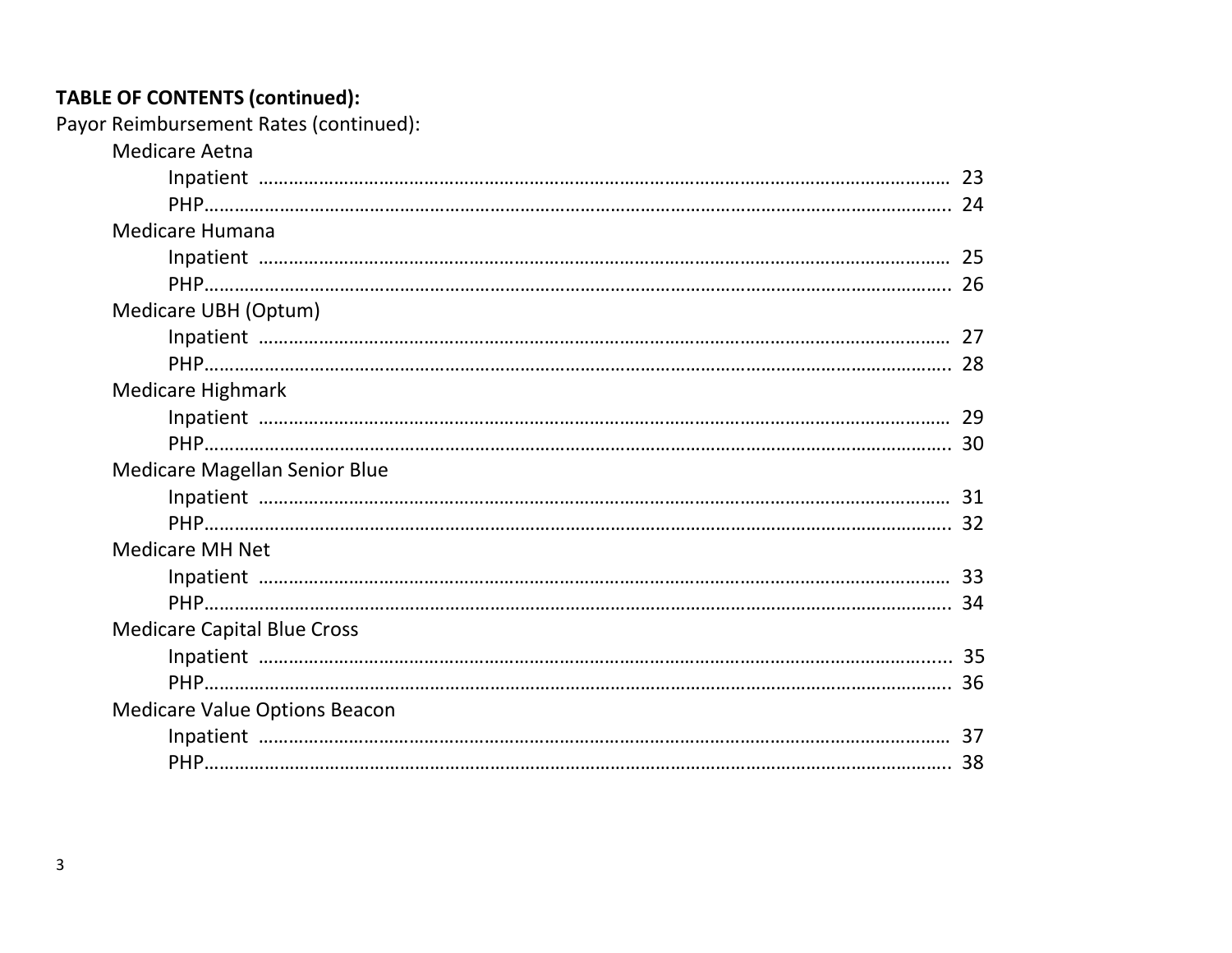**TABLE OF CONTENTS (continued):**

Payor Reimbursement Rates (continued):

- Medicare Aetna
  - Inpatient …… 23
  - PHP…… 24
- Medicare Humana
  - Inpatient …… 25
  - PHP…… 26
- Medicare UBH (Optum)
  - Inpatient …… 27
  - PHP…… 28
- Medicare Highmark
  - Inpatient …… 29
  - PHP…… 30
- Medicare Magellan Senior Blue
  - Inpatient …… 31
  - PHP…… 32
- Medicare MH Net
  - Inpatient …… 33
  - PHP…… 34
- Medicare Capital Blue Cross
  - Inpatient …… 35
  - PHP…… 36
- Medicare Value Options Beacon
  - Inpatient …… 37
  - PHP…… 38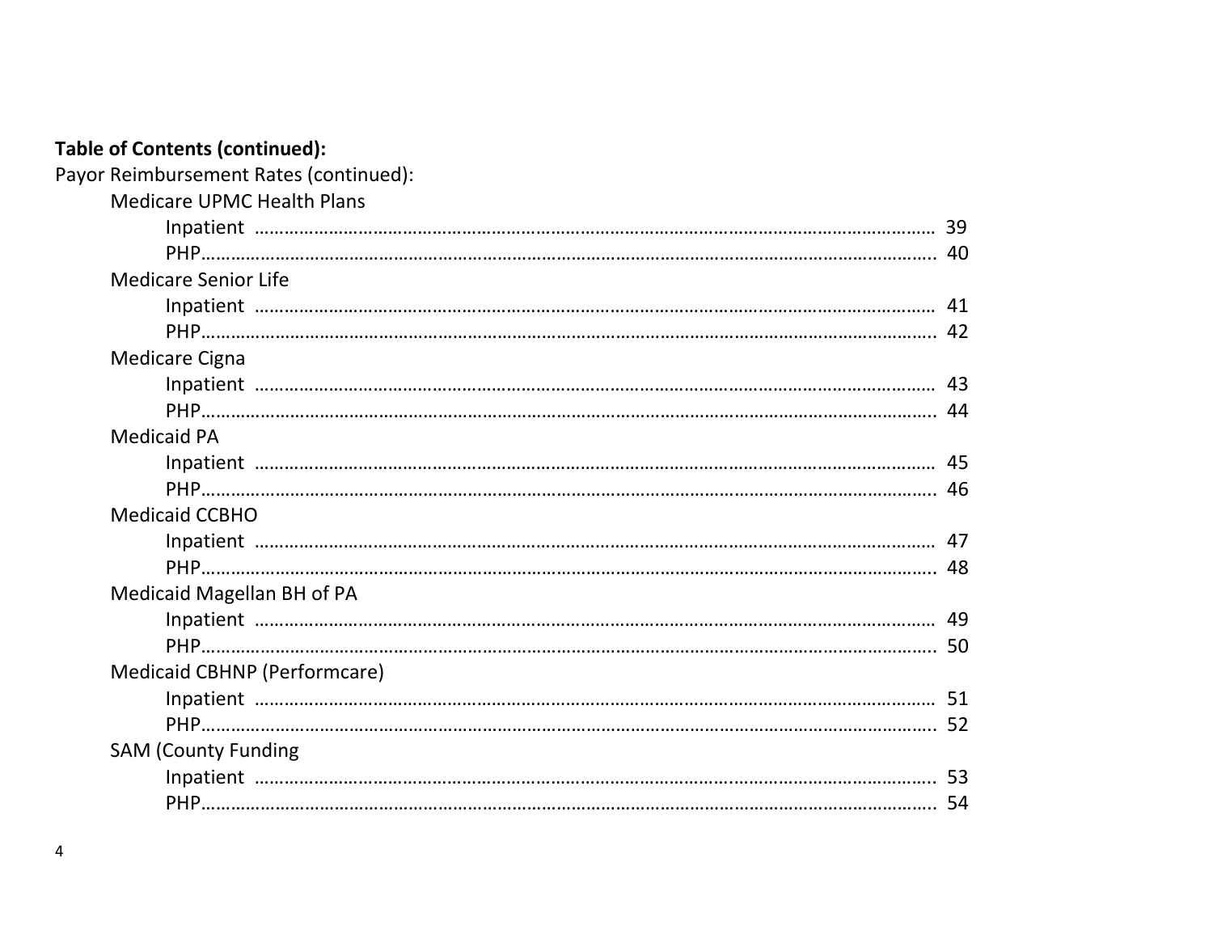**Table of Contents (continued):**

Payor Reimbursement Rates (continued):

- Medicare UPMC Health Plans
  - Inpatient ........................................................ 39
  - PHP........................................................ 40
- Medicare Senior Life
  - Inpatient ........................................................ 41
  - PHP........................................................ 42
- Medicare Cigna
  - Inpatient ........................................................ 43
  - PHP........................................................ 44
- Medicaid PA
  - Inpatient ........................................................ 45
  - PHP........................................................ 46
- Medicaid CCBHO
  - Inpatient ........................................................ 47
  - PHP........................................................ 48
- Medicaid Magellan BH of PA
  - Inpatient ........................................................ 49
  - PHP........................................................ 50
- Medicaid CBHNP (Performcare)
  - Inpatient ........................................................ 51
  - PHP........................................................ 52
- SAM (County Funding
  - Inpatient ........................................................ 53
  - PHP........................................................ 54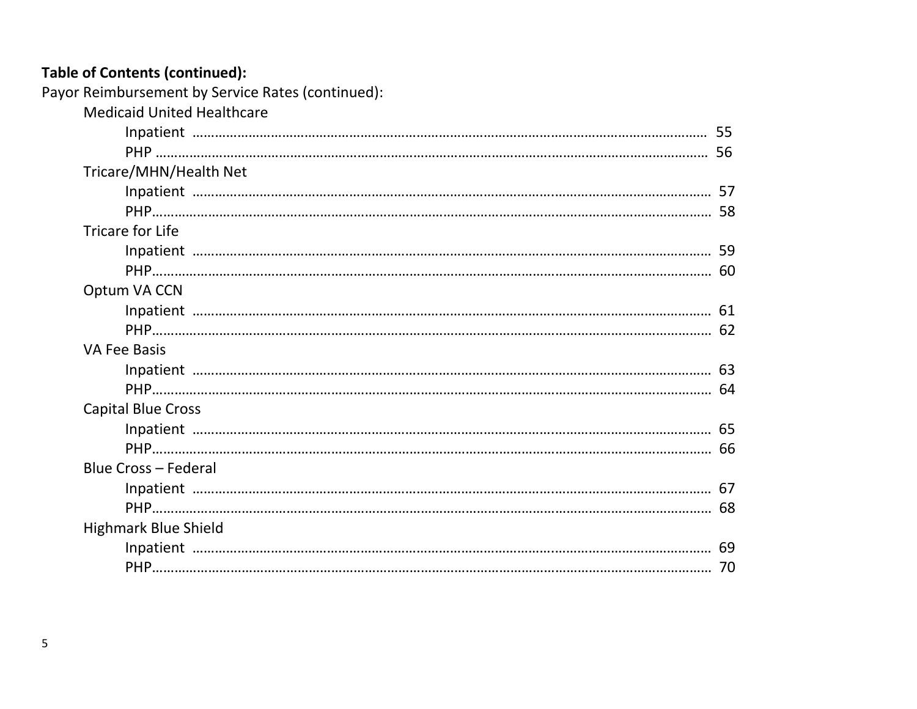**Table of Contents (continued):**

Payor Reimbursement by Service Rates (continued):

- Medicaid United Healthcare
  - Inpatient ........................................ 55
  - PHP ........................................ 56
- Tricare/MHN/Health Net
  - Inpatient ........................................ 57
  - PHP........................................ 58
- Tricare for Life
  - Inpatient ........................................ 59
  - PHP........................................ 60
- Optum VA CCN
  - Inpatient ........................................ 61
  - PHP........................................ 62
- VA Fee Basis
  - Inpatient ........................................ 63
  - PHP........................................ 64
- Capital Blue Cross
  - Inpatient ........................................ 65
  - PHP........................................ 66
- Blue Cross – Federal
  - Inpatient ........................................ 67
  - PHP........................................ 68
- Highmark Blue Shield
  - Inpatient ........................................ 69
  - PHP........................................ 70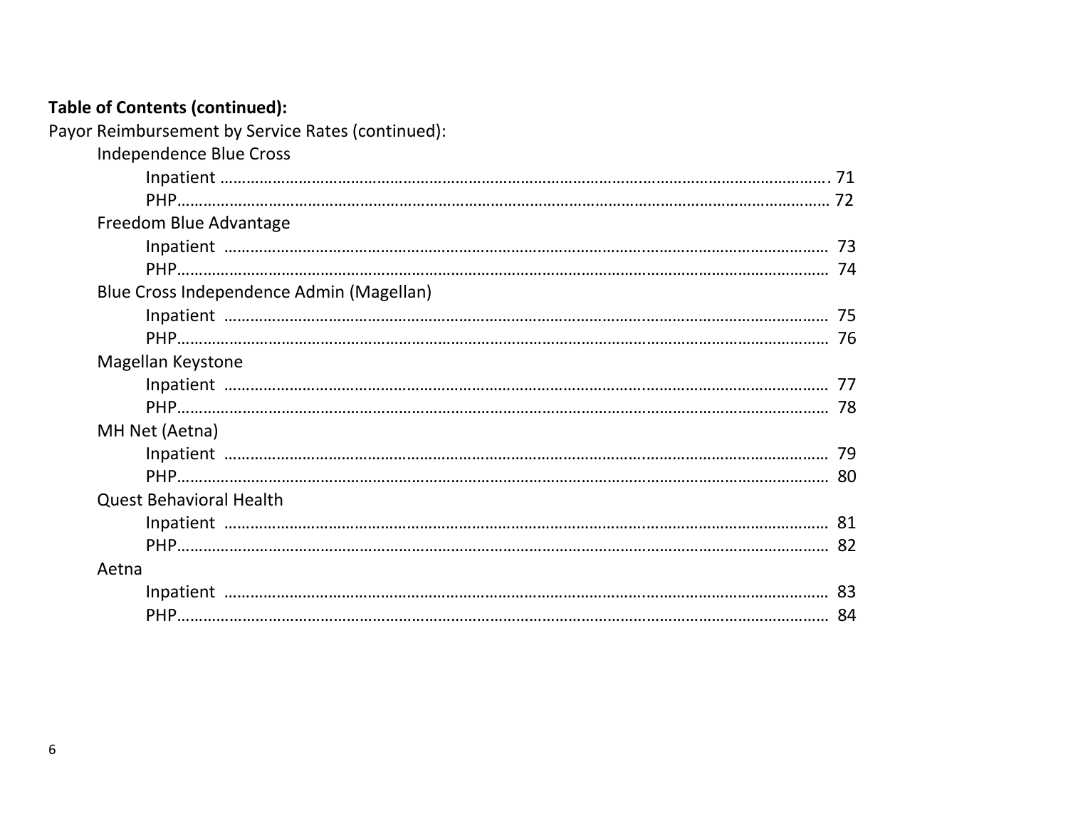**Table of Contents (continued):**

Payor Reimbursement by Service Rates (continued):

- Independence Blue Cross
  - Inpatient ........................................................................ 71
  - PHP ................................................................................ 72
- Freedom Blue Advantage
  - Inpatient ........................................................................ 73
  - PHP ................................................................................ 74
- Blue Cross Independence Admin (Magellan)
  - Inpatient ........................................................................ 75
  - PHP ................................................................................ 76
- Magellan Keystone
  - Inpatient ........................................................................ 77
  - PHP ................................................................................ 78
- MH Net (Aetna)
  - Inpatient ........................................................................ 79
  - PHP ................................................................................ 80
- Quest Behavioral Health
  - Inpatient ........................................................................ 81
  - PHP ................................................................................ 82
- Aetna
  - Inpatient ........................................................................ 83
  - PHP ................................................................................ 84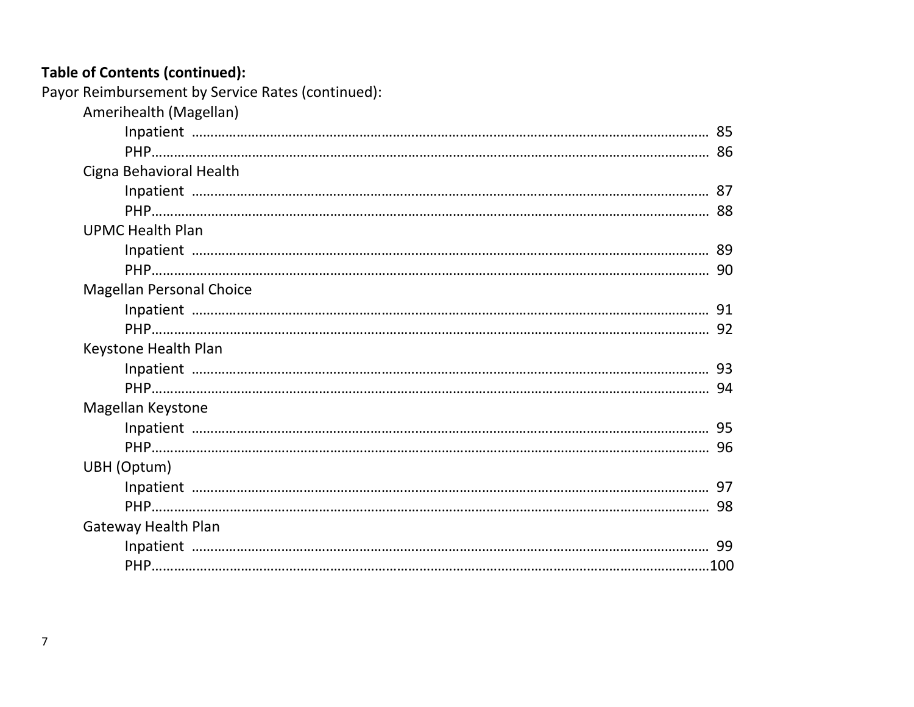**Table of Contents (continued):**

Payor Reimbursement by Service Rates (continued):

- Amerihealth (Magellan)
  - Inpatient …… 85
  - PHP…… 86
- Cigna Behavioral Health
  - Inpatient …… 87
  - PHP…… 88
- UPMC Health Plan
  - Inpatient …… 89
  - PHP…… 90
- Magellan Personal Choice
  - Inpatient …… 91
  - PHP…… 92
- Keystone Health Plan
  - Inpatient …… 93
  - PHP…… 94
- Magellan Keystone
  - Inpatient …… 95
  - PHP…… 96
- UBH (Optum)
  - Inpatient …… 97
  - PHP…… 98
- Gateway Health Plan
  - Inpatient …… 99
  - PHP……100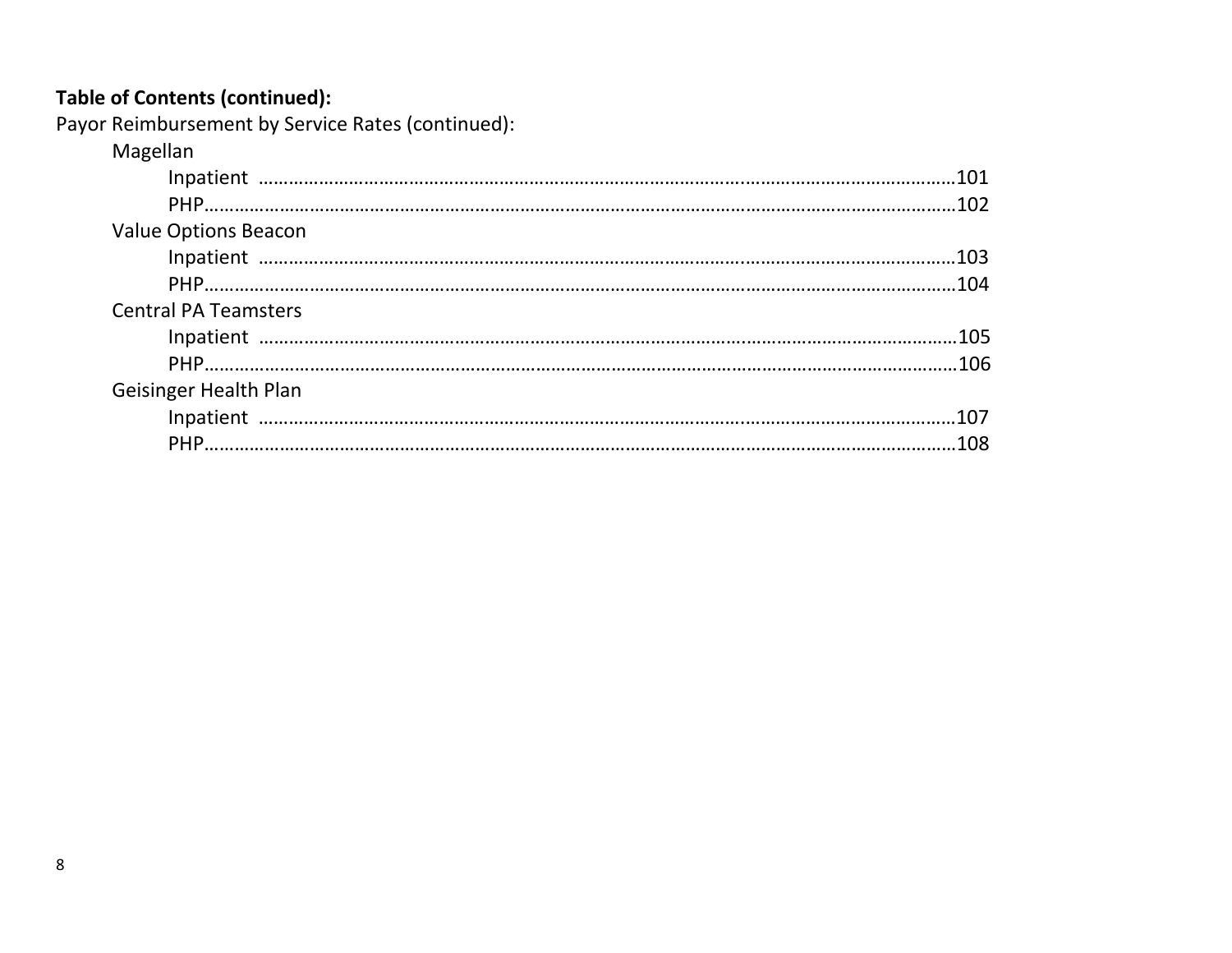**Table of Contents (continued):**

Payor Reimbursement by Service Rates (continued):

- Magellan
  - Inpatient ……………………………………………………………………………………………………………101
  - PHP…………………………………………………………………………………………………………………102
- Value Options Beacon
  - Inpatient ……………………………………………………………………………………………………………103
  - PHP…………………………………………………………………………………………………………………104
- Central PA Teamsters
  - Inpatient ……………………………………………………………………………………………………………105
  - PHP…………………………………………………………………………………………………………………106
- Geisinger Health Plan
  - Inpatient ……………………………………………………………………………………………………………107
  - PHP…………………………………………………………………………………………………………………108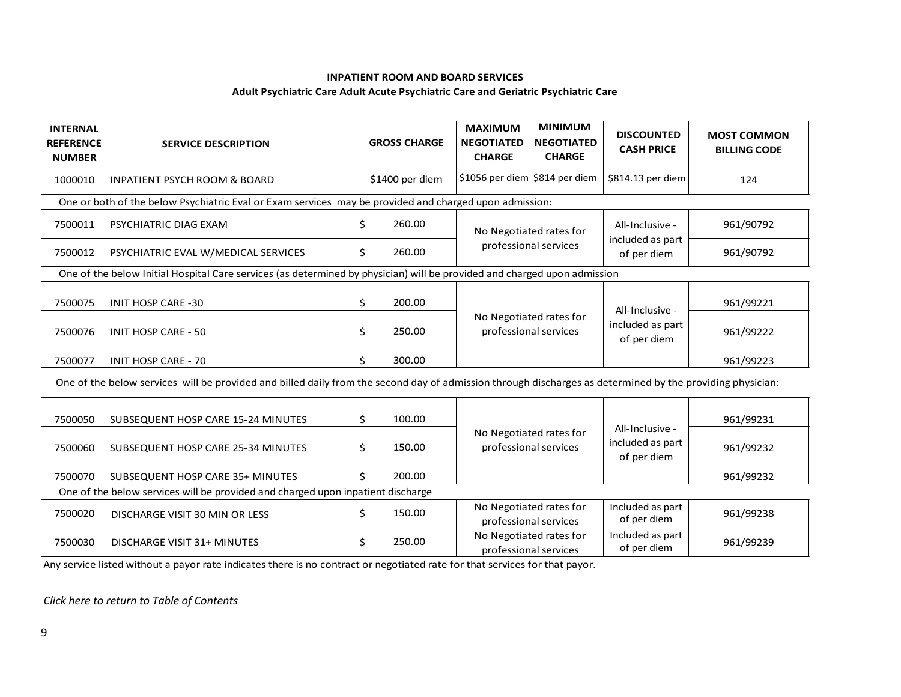**INPATIENT ROOM AND BOARD SERVICES**

**Adult Psychiatric Care Adult Acute Psychiatric Care and Geriatric Psychiatric Care**

| INTERNAL REFERENCE NUMBER | SERVICE DESCRIPTION | GROSS CHARGE | MAXIMUM NEGOTIATED CHARGE | MINIMUM NEGOTIATED CHARGE | DISCOUNTED CASH PRICE | MOST COMMON BILLING CODE |
|---|---|---|---|---|---|---|
| 1000010 | INPATIENT PSYCH ROOM & BOARD | $1400 per diem | $1056 per diem | $814 per diem | $814.13 per diem | 124 |
| One or both of the below Psychiatric Eval or Exam services may be provided and charged upon admission: | | | | | | |
| 7500011 | PSYCHIATRIC DIAG EXAM | $ 260.00 | No Negotiated rates for professional services | | All-Inclusive - included as part of per diem | 961/90792 |
| 7500012 | PSYCHIATRIC EVAL W/MEDICAL SERVICES | $ 260.00 | | | | 961/90792 |
| One of the below Initial Hospital Care services (as determined by physician) will be provided and charged upon admission | | | | | | |
| 7500075 | INIT HOSP CARE -30 | $ 200.00 | No Negotiated rates for professional services | | All-Inclusive - included as part of per diem | 961/99221 |
| 7500076 | INIT HOSP CARE - 50 | $ 250.00 | | | | 961/99222 |
| 7500077 | INIT HOSP CARE - 70 | $ 300.00 | | | | 961/99223 |
| One of the below services will be provided and billed daily from the second day of admission through discharges as determined by the providing physician: | | | | | | |
| 7500050 | SUBSEQUENT HOSP CARE 15-24 MINUTES | $ 100.00 | No Negotiated rates for professional services | | All-Inclusive - included as part of per diem | 961/99231 |
| 7500060 | SUBSEQUENT HOSP CARE 25-34 MINUTES | $ 150.00 | | | | 961/99232 |
| 7500070 | SUBSEQUENT HOSP CARE 35+ MINUTES | $ 200.00 | | | | 961/99232 |
| One of the below services will be provided and charged upon inpatient discharge | | | | | | |
| 7500020 | DISCHARGE VISIT 30 MIN OR LESS | $ 150.00 | No Negotiated rates for professional services | | Included as part of per diem | 961/99238 |
| 7500030 | DISCHARGE VISIT 31+ MINUTES | $ 250.00 | No Negotiated rates for professional services | | Included as part of per diem | 961/99239 |

Any service listed without a payor rate indicates there is no contract or negotiated rate for that services for that payor.

*Click here to return to Table of Contents*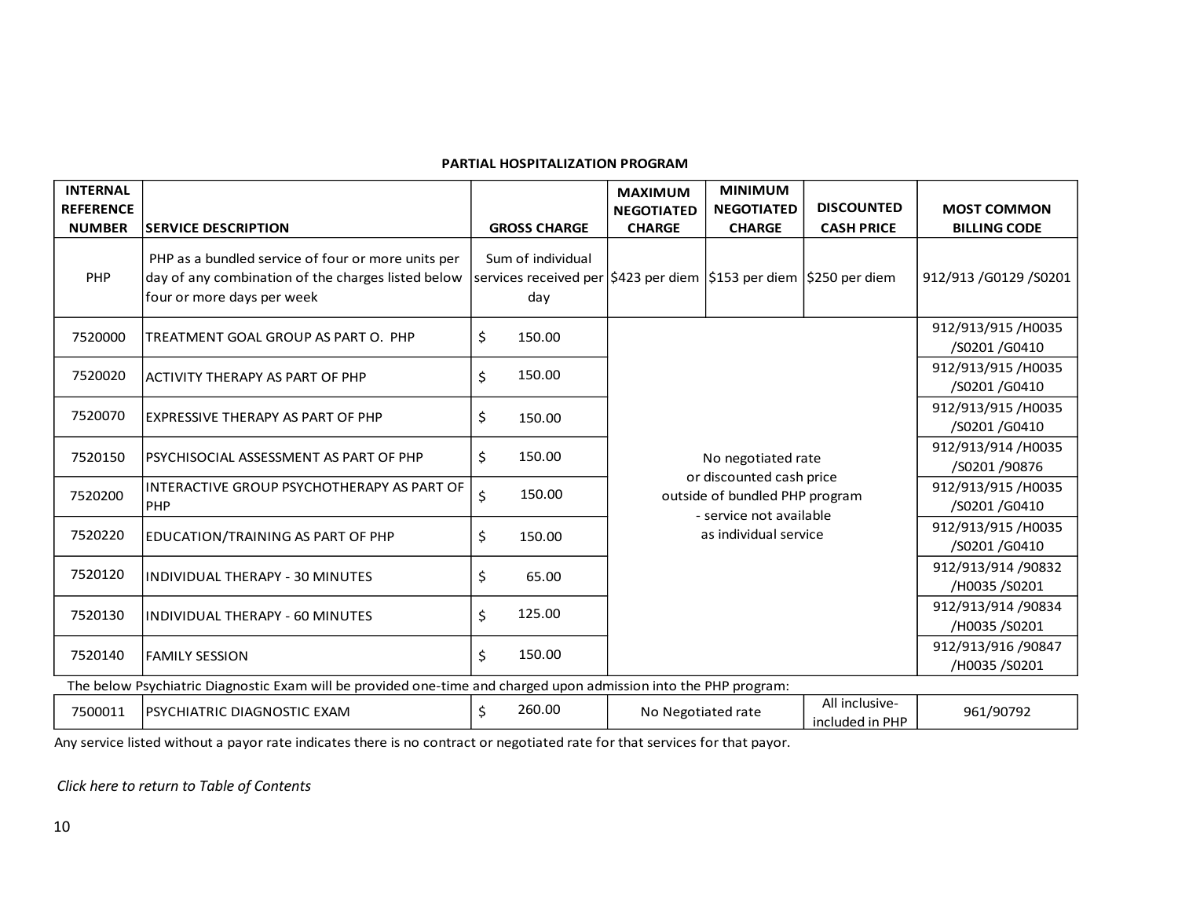## PARTIAL HOSPITALIZATION PROGRAM

| INTERNAL REFERENCE NUMBER | SERVICE DESCRIPTION | GROSS CHARGE | MAXIMUM NEGOTIATED CHARGE | MINIMUM NEGOTIATED CHARGE | DISCOUNTED CASH PRICE | MOST COMMON BILLING CODE |
|---|---|---|---|---|---|---|
| PHP | PHP as a bundled service of four or more units per day of any combination of the charges listed below four or more days per week | Sum of individual services received per day | $423 per diem | $153 per diem | $250 per diem | 912/913 /G0129 /S0201 |
| 7520000 | TREATMENT GOAL GROUP AS PART O. PHP | $ 150.00 | No negotiated rate or discounted cash price outside of bundled PHP program - service not available as individual service | | | 912/913/915 /H0035 /S0201 /G0410 |
| 7520020 | ACTIVITY THERAPY AS PART OF PHP | $ 150.00 | | | | 912/913/915 /H0035 /S0201 /G0410 |
| 7520070 | EXPRESSIVE THERAPY AS PART OF PHP | $ 150.00 | | | | 912/913/915 /H0035 /S0201 /G0410 |
| 7520150 | PSYCHISOCIAL ASSESSMENT AS PART OF PHP | $ 150.00 | | | | 912/913/914 /H0035 /S0201 /90876 |
| 7520200 | INTERACTIVE GROUP PSYCHOTHERAPY AS PART OF PHP | $ 150.00 | | | | 912/913/915 /H0035 /S0201 /G0410 |
| 7520220 | EDUCATION/TRAINING AS PART OF PHP | $ 150.00 | | | | 912/913/915 /H0035 /S0201 /G0410 |
| 7520120 | INDIVIDUAL THERAPY - 30 MINUTES | $ 65.00 | | | | 912/913/914 /90832 /H0035 /S0201 |
| 7520130 | INDIVIDUAL THERAPY - 60 MINUTES | $ 125.00 | | | | 912/913/914 /90834 /H0035 /S0201 |
| 7520140 | FAMILY SESSION | $ 150.00 | | | | 912/913/916 /90847 /H0035 /S0201 |
| The below Psychiatric Diagnostic Exam will be provided one-time and charged upon admission into the PHP program: | | | | | | |
| 7500011 | PSYCHIATRIC DIAGNOSTIC EXAM | $ 260.00 | No Negotiated rate | | All inclusive- included in PHP | 961/90792 |

Any service listed without a payor rate indicates there is no contract or negotiated rate for that services for that payor.

*Click here to return to Table of Contents*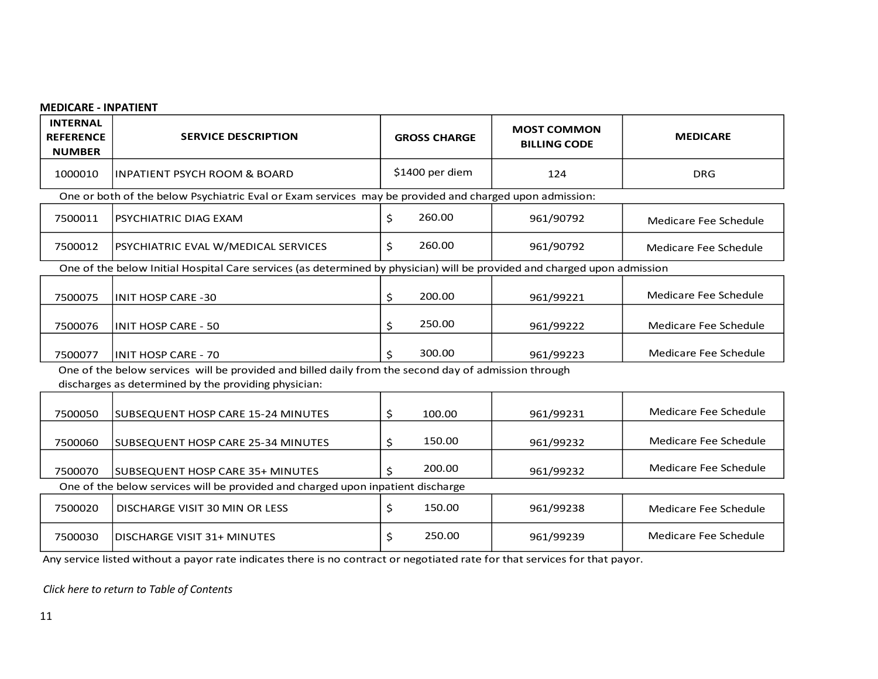**MEDICARE - INPATIENT**

| INTERNAL REFERENCE NUMBER | SERVICE DESCRIPTION | GROSS CHARGE | MOST COMMON BILLING CODE | MEDICARE |
|---|---|---|---|---|
| 1000010 | INPATIENT PSYCH ROOM & BOARD | $1400 per diem | 124 | DRG |
| One or both of the below Psychiatric Eval or Exam services may be provided and charged upon admission: | | | | |
| 7500011 | PSYCHIATRIC DIAG EXAM | $ 260.00 | 961/90792 | Medicare Fee Schedule |
| 7500012 | PSYCHIATRIC EVAL W/MEDICAL SERVICES | $ 260.00 | 961/90792 | Medicare Fee Schedule |
| One of the below Initial Hospital Care services (as determined by physician) will be provided and charged upon admission | | | | |
| 7500075 | INIT HOSP CARE -30 | $ 200.00 | 961/99221 | Medicare Fee Schedule |
| 7500076 | INIT HOSP CARE - 50 | $ 250.00 | 961/99222 | Medicare Fee Schedule |
| 7500077 | INIT HOSP CARE - 70 | $ 300.00 | 961/99223 | Medicare Fee Schedule |
| One of the below services will be provided and billed daily from the second day of admission through discharges as determined by the providing physician: | | | | |
| 7500050 | SUBSEQUENT HOSP CARE 15-24 MINUTES | $ 100.00 | 961/99231 | Medicare Fee Schedule |
| 7500060 | SUBSEQUENT HOSP CARE 25-34 MINUTES | $ 150.00 | 961/99232 | Medicare Fee Schedule |
| 7500070 | SUBSEQUENT HOSP CARE 35+ MINUTES | $ 200.00 | 961/99232 | Medicare Fee Schedule |
| One of the below services will be provided and charged upon inpatient discharge | | | | |
| 7500020 | DISCHARGE VISIT 30 MIN OR LESS | $ 150.00 | 961/99238 | Medicare Fee Schedule |
| 7500030 | DISCHARGE VISIT 31+ MINUTES | $ 250.00 | 961/99239 | Medicare Fee Schedule |

Any service listed without a payor rate indicates there is no contract or negotiated rate for that services for that payor.

*Click here to return to Table of Contents*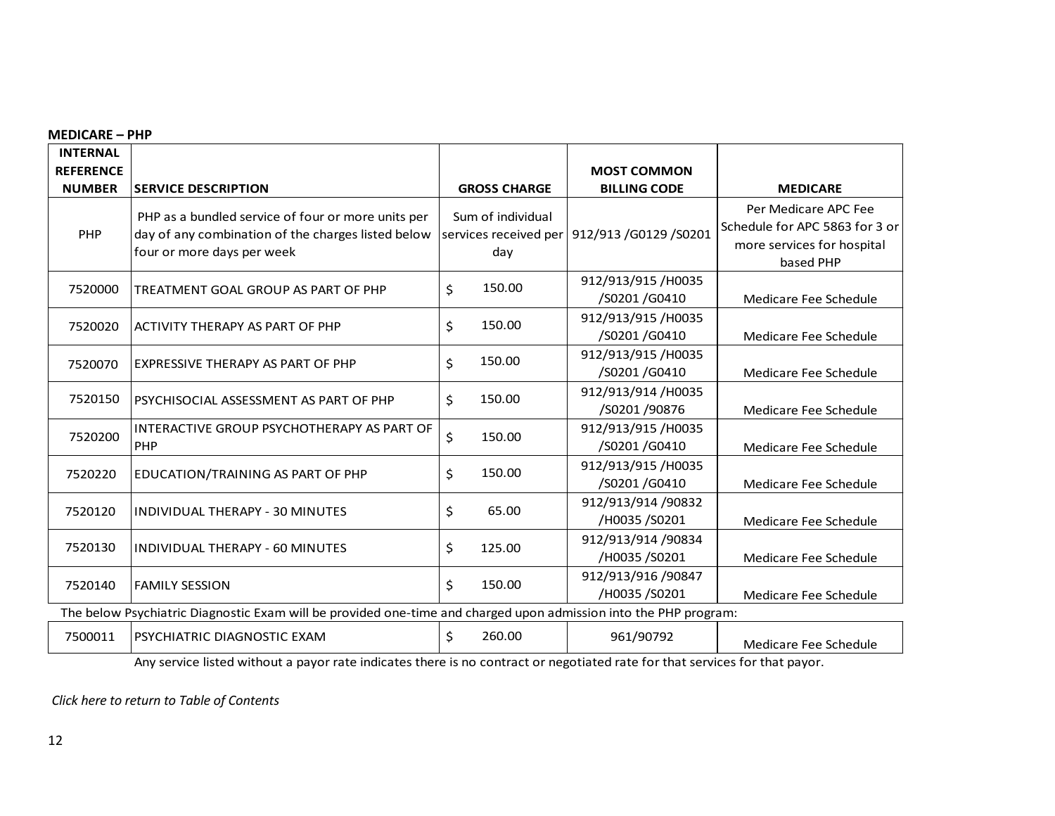**MEDICARE – PHP**

| INTERNAL REFERENCE NUMBER | SERVICE DESCRIPTION | GROSS CHARGE | MOST COMMON BILLING CODE | MEDICARE |
|---|---|---|---|---|
| PHP | PHP as a bundled service of four or more units per day of any combination of the charges listed below four or more days per week | Sum of individual services received per day | 912/913 /G0129 /S0201 | Per Medicare APC Fee Schedule for APC 5863 for 3 or more services for hospital based PHP |
| 7520000 | TREATMENT GOAL GROUP AS PART OF PHP | $ 150.00 | 912/913/915 /H0035 /S0201 /G0410 | Medicare Fee Schedule |
| 7520020 | ACTIVITY THERAPY AS PART OF PHP | $ 150.00 | 912/913/915 /H0035 /S0201 /G0410 | Medicare Fee Schedule |
| 7520070 | EXPRESSIVE THERAPY AS PART OF PHP | $ 150.00 | 912/913/915 /H0035 /S0201 /G0410 | Medicare Fee Schedule |
| 7520150 | PSYCHISOCIAL ASSESSMENT AS PART OF PHP | $ 150.00 | 912/913/914 /H0035 /S0201 /90876 | Medicare Fee Schedule |
| 7520200 | INTERACTIVE GROUP PSYCHOTHERAPY AS PART OF PHP | $ 150.00 | 912/913/915 /H0035 /S0201 /G0410 | Medicare Fee Schedule |
| 7520220 | EDUCATION/TRAINING AS PART OF PHP | $ 150.00 | 912/913/915 /H0035 /S0201 /G0410 | Medicare Fee Schedule |
| 7520120 | INDIVIDUAL THERAPY - 30 MINUTES | $ 65.00 | 912/913/914 /90832 /H0035 /S0201 | Medicare Fee Schedule |
| 7520130 | INDIVIDUAL THERAPY - 60 MINUTES | $ 125.00 | 912/913/914 /90834 /H0035 /S0201 | Medicare Fee Schedule |
| 7520140 | FAMILY SESSION | $ 150.00 | 912/913/916 /90847 /H0035 /S0201 | Medicare Fee Schedule |

The below Psychiatric Diagnostic Exam will be provided one-time and charged upon admission into the PHP program:

| | | | | |
|---|---|---|---|---|
| 7500011 | PSYCHIATRIC DIAGNOSTIC EXAM | $ 260.00 | 961/90792 | Medicare Fee Schedule |

Any service listed without a payor rate indicates there is no contract or negotiated rate for that services for that payor.

*Click here to return to Table of Contents*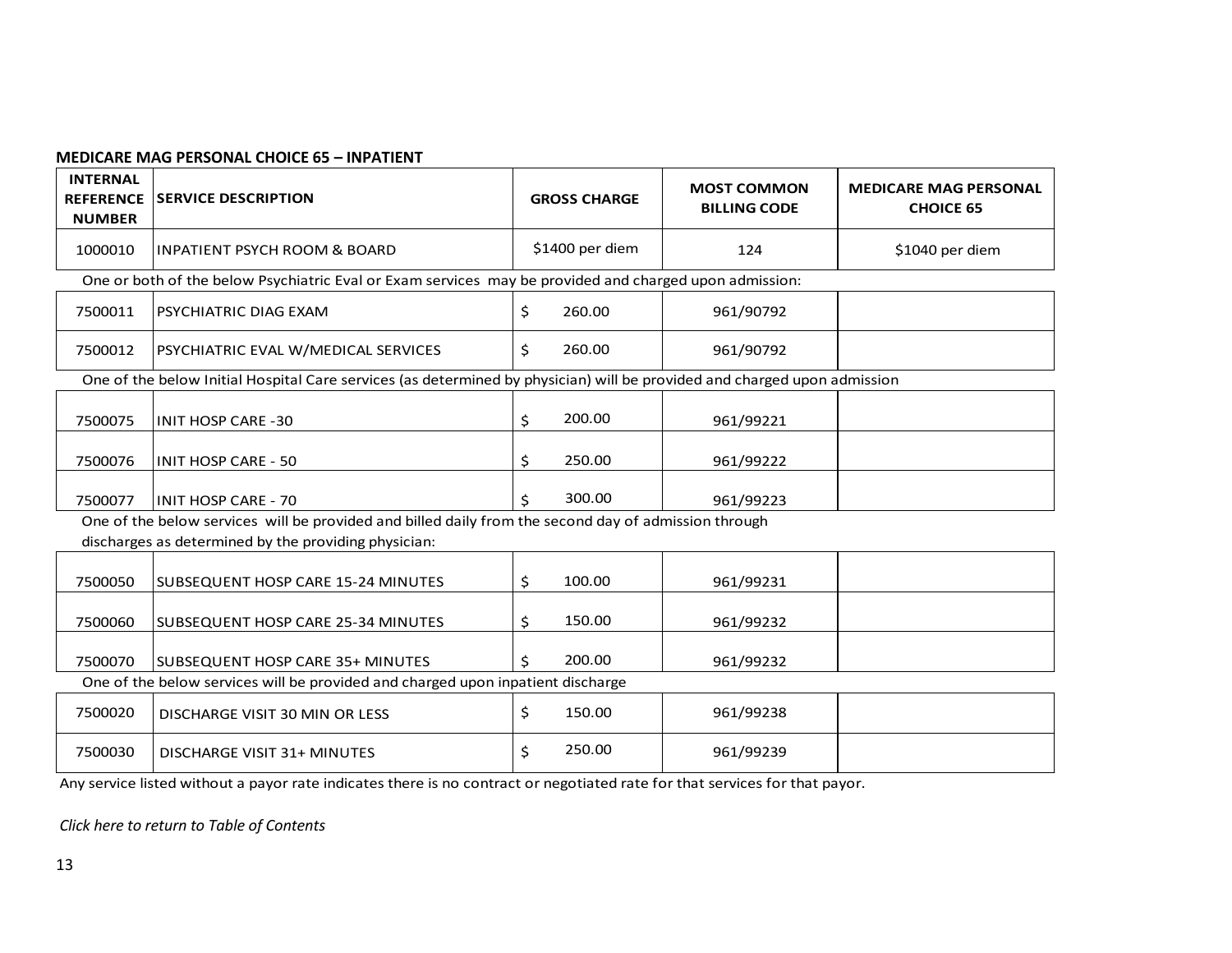**MEDICARE MAG PERSONAL CHOICE 65 – INPATIENT**

| INTERNAL REFERENCE NUMBER | SERVICE DESCRIPTION | GROSS CHARGE | MOST COMMON BILLING CODE | MEDICARE MAG PERSONAL CHOICE 65 |
|---|---|---|---|---|
| 1000010 | INPATIENT PSYCH ROOM & BOARD | $1400 per diem | 124 | $1040 per diem |
| One or both of the below Psychiatric Eval or Exam services may be provided and charged upon admission: | | | | |
| 7500011 | PSYCHIATRIC DIAG EXAM | $ 260.00 | 961/90792 | |
| 7500012 | PSYCHIATRIC EVAL W/MEDICAL SERVICES | $ 260.00 | 961/90792 | |
| One of the below Initial Hospital Care services (as determined by physician) will be provided and charged upon admission | | | | |
| 7500075 | INIT HOSP CARE -30 | $ 200.00 | 961/99221 | |
| 7500076 | INIT HOSP CARE - 50 | $ 250.00 | 961/99222 | |
| 7500077 | INIT HOSP CARE - 70 | $ 300.00 | 961/99223 | |
| One of the below services will be provided and billed daily from the second day of admission through discharges as determined by the providing physician: | | | | |
| 7500050 | SUBSEQUENT HOSP CARE 15-24 MINUTES | $ 100.00 | 961/99231 | |
| 7500060 | SUBSEQUENT HOSP CARE 25-34 MINUTES | $ 150.00 | 961/99232 | |
| 7500070 | SUBSEQUENT HOSP CARE 35+ MINUTES | $ 200.00 | 961/99232 | |
| One of the below services will be provided and charged upon inpatient discharge | | | | |
| 7500020 | DISCHARGE VISIT 30 MIN OR LESS | $ 150.00 | 961/99238 | |
| 7500030 | DISCHARGE VISIT 31+ MINUTES | $ 250.00 | 961/99239 | |

Any service listed without a payor rate indicates there is no contract or negotiated rate for that services for that payor.

*Click here to return to Table of Contents*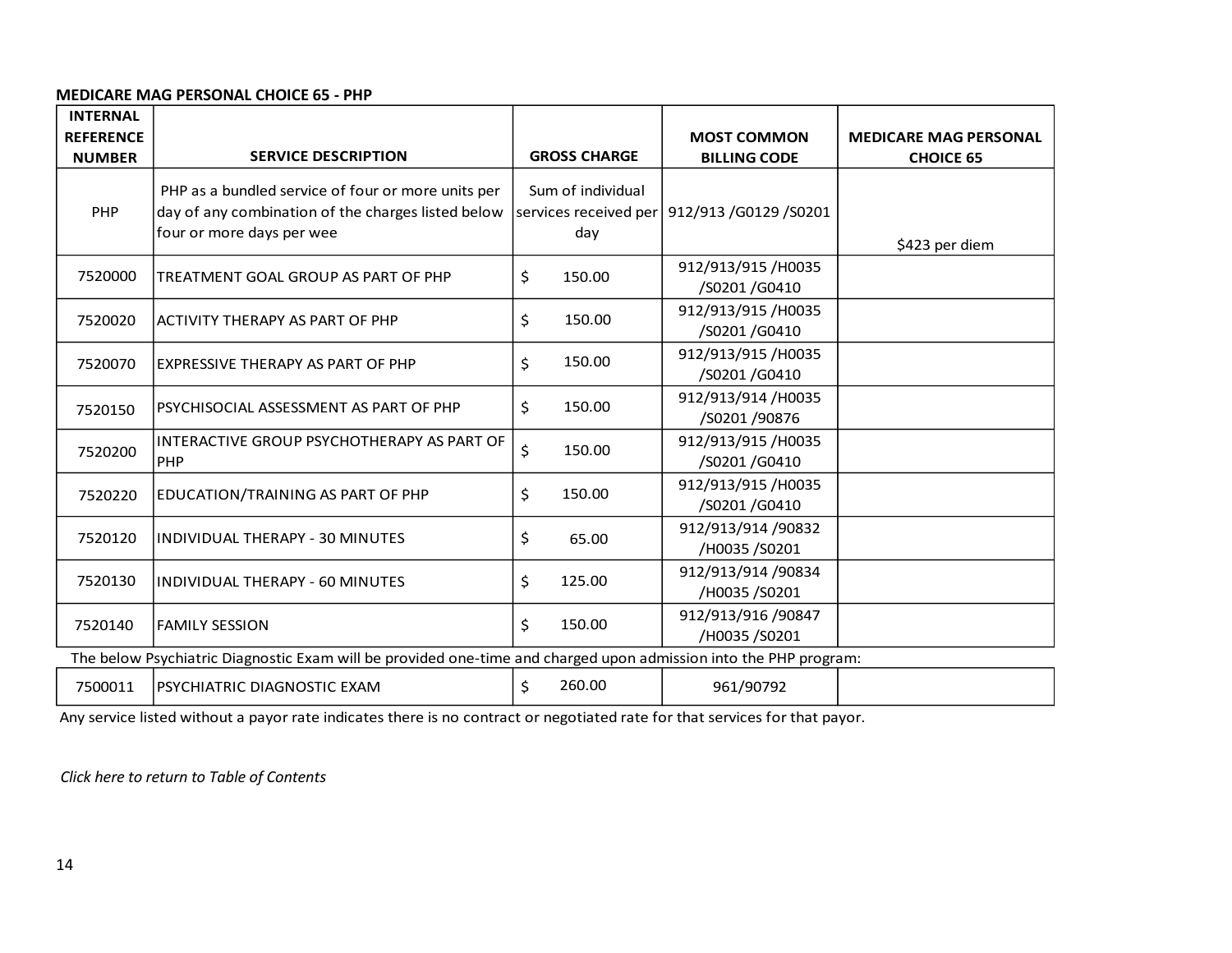**MEDICARE MAG PERSONAL CHOICE 65 - PHP**

| INTERNAL REFERENCE NUMBER | SERVICE DESCRIPTION | GROSS CHARGE | MOST COMMON BILLING CODE | MEDICARE MAG PERSONAL CHOICE 65 |
|---|---|---|---|---|
| PHP | PHP as a bundled service of four or more units per day of any combination of the charges listed below four or more days per wee | Sum of individual services received per day | 912/913 /G0129 /S0201 | $423 per diem |
| 7520000 | TREATMENT GOAL GROUP AS PART OF PHP | $ 150.00 | 912/913/915 /H0035 /S0201 /G0410 | |
| 7520020 | ACTIVITY THERAPY AS PART OF PHP | $ 150.00 | 912/913/915 /H0035 /S0201 /G0410 | |
| 7520070 | EXPRESSIVE THERAPY AS PART OF PHP | $ 150.00 | 912/913/915 /H0035 /S0201 /G0410 | |
| 7520150 | PSYCHISOCIAL ASSESSMENT AS PART OF PHP | $ 150.00 | 912/913/914 /H0035 /S0201 /90876 | |
| 7520200 | INTERACTIVE GROUP PSYCHOTHERAPY AS PART OF PHP | $ 150.00 | 912/913/915 /H0035 /S0201 /G0410 | |
| 7520220 | EDUCATION/TRAINING AS PART OF PHP | $ 150.00 | 912/913/915 /H0035 /S0201 /G0410 | |
| 7520120 | INDIVIDUAL THERAPY - 30 MINUTES | $ 65.00 | 912/913/914 /90832 /H0035 /S0201 | |
| 7520130 | INDIVIDUAL THERAPY - 60 MINUTES | $ 125.00 | 912/913/914 /90834 /H0035 /S0201 | |
| 7520140 | FAMILY SESSION | $ 150.00 | 912/913/916 /90847 /H0035 /S0201 | |

The below Psychiatric Diagnostic Exam will be provided one-time and charged upon admission into the PHP program:

| | | | | |
|---|---|---|---|---|
| 7500011 | PSYCHIATRIC DIAGNOSTIC EXAM | $ 260.00 | 961/90792 | |

Any service listed without a payor rate indicates there is no contract or negotiated rate for that services for that payor.

*Click here to return to Table of Contents*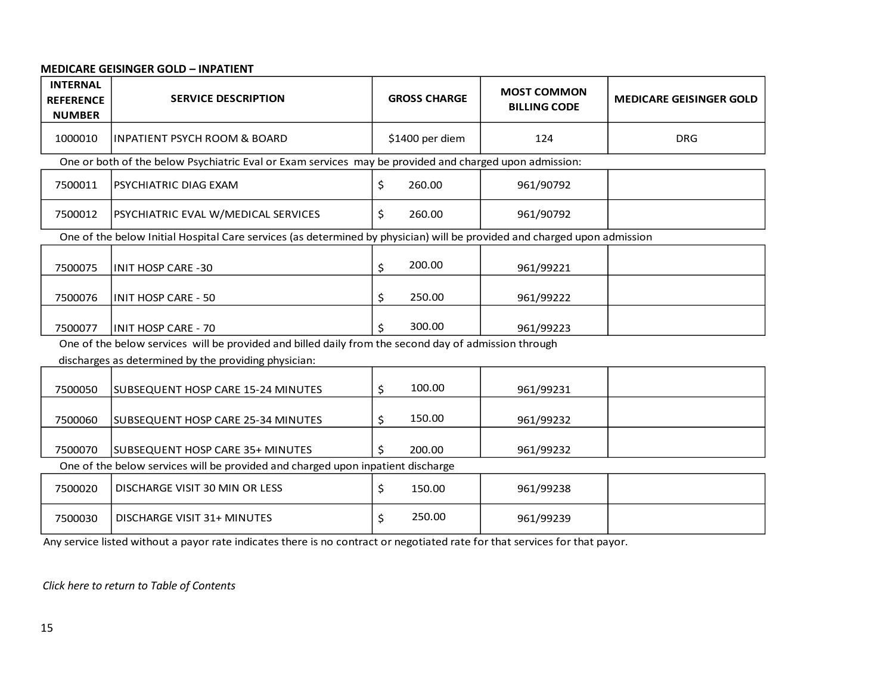**MEDICARE GEISINGER GOLD – INPATIENT**

| INTERNAL REFERENCE NUMBER | SERVICE DESCRIPTION | GROSS CHARGE | MOST COMMON BILLING CODE | MEDICARE GEISINGER GOLD |
|---|---|---|---|---|
| 1000010 | INPATIENT PSYCH ROOM & BOARD | $1400 per diem | 124 | DRG |
| One or both of the below Psychiatric Eval or Exam services may be provided and charged upon admission: | | | | |
| 7500011 | PSYCHIATRIC DIAG EXAM | $ 260.00 | 961/90792 | |
| 7500012 | PSYCHIATRIC EVAL W/MEDICAL SERVICES | $ 260.00 | 961/90792 | |
| One of the below Initial Hospital Care services (as determined by physician) will be provided and charged upon admission | | | | |
| 7500075 | INIT HOSP CARE -30 | $ 200.00 | 961/99221 | |
| 7500076 | INIT HOSP CARE - 50 | $ 250.00 | 961/99222 | |
| 7500077 | INIT HOSP CARE - 70 | $ 300.00 | 961/99223 | |
| One of the below services will be provided and billed daily from the second day of admission through discharges as determined by the providing physician: | | | | |
| 7500050 | SUBSEQUENT HOSP CARE 15-24 MINUTES | $ 100.00 | 961/99231 | |
| 7500060 | SUBSEQUENT HOSP CARE 25-34 MINUTES | $ 150.00 | 961/99232 | |
| 7500070 | SUBSEQUENT HOSP CARE 35+ MINUTES | $ 200.00 | 961/99232 | |
| One of the below services will be provided and charged upon inpatient discharge | | | | |
| 7500020 | DISCHARGE VISIT 30 MIN OR LESS | $ 150.00 | 961/99238 | |
| 7500030 | DISCHARGE VISIT 31+ MINUTES | $ 250.00 | 961/99239 | |

Any service listed without a payor rate indicates there is no contract or negotiated rate for that services for that payor.

*Click here to return to Table of Contents*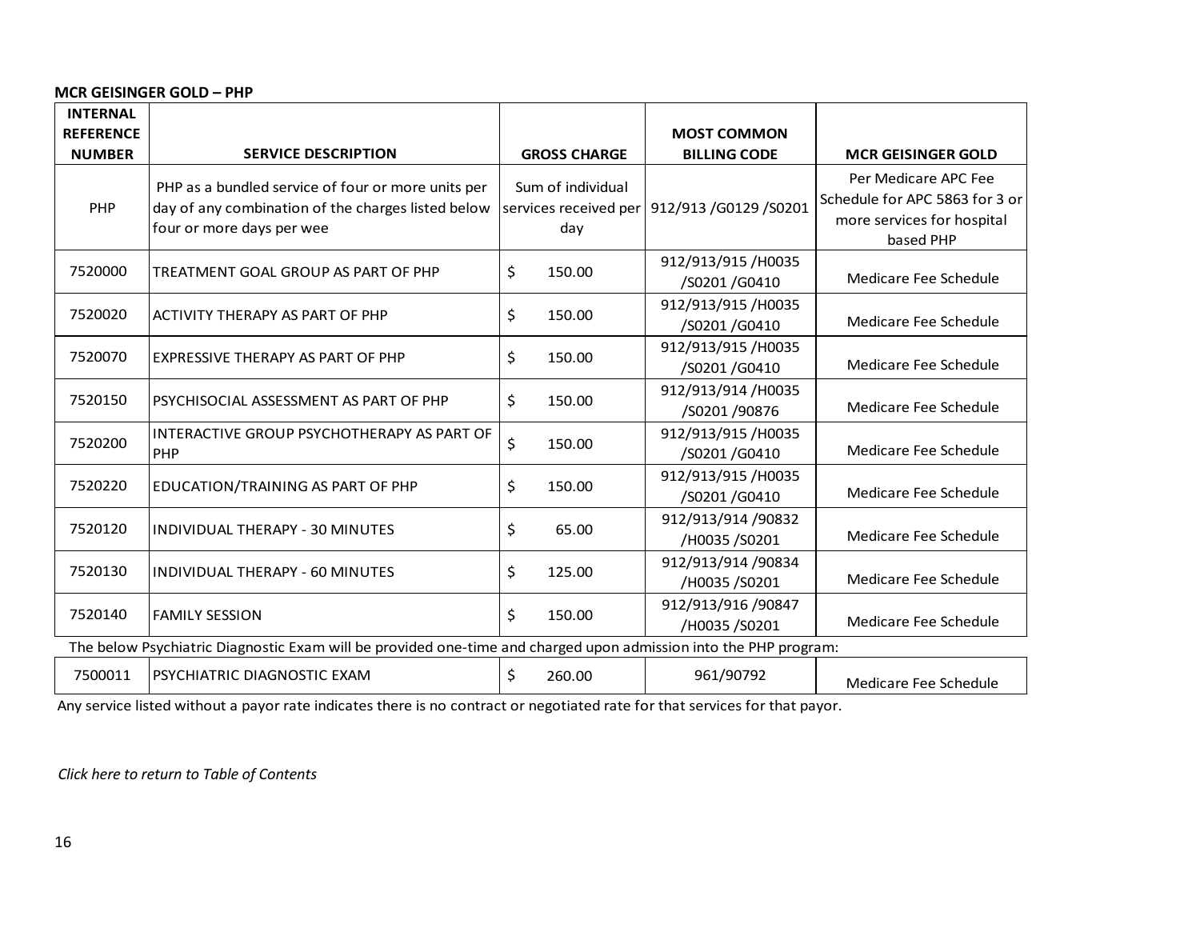**MCR GEISINGER GOLD – PHP**

| INTERNAL REFERENCE NUMBER | SERVICE DESCRIPTION | GROSS CHARGE | MOST COMMON BILLING CODE | MCR GEISINGER GOLD |
|---|---|---|---|---|
| PHP | PHP as a bundled service of four or more units per day of any combination of the charges listed below four or more days per wee | Sum of individual services received per day | 912/913 /G0129 /S0201 | Per Medicare APC Fee Schedule for APC 5863 for 3 or more services for hospital based PHP |
| 7520000 | TREATMENT GOAL GROUP AS PART OF PHP | $ 150.00 | 912/913/915 /H0035 /S0201 /G0410 | Medicare Fee Schedule |
| 7520020 | ACTIVITY THERAPY AS PART OF PHP | $ 150.00 | 912/913/915 /H0035 /S0201 /G0410 | Medicare Fee Schedule |
| 7520070 | EXPRESSIVE THERAPY AS PART OF PHP | $ 150.00 | 912/913/915 /H0035 /S0201 /G0410 | Medicare Fee Schedule |
| 7520150 | PSYCHISOCIAL ASSESSMENT AS PART OF PHP | $ 150.00 | 912/913/914 /H0035 /S0201 /90876 | Medicare Fee Schedule |
| 7520200 | INTERACTIVE GROUP PSYCHOTHERAPY AS PART OF PHP | $ 150.00 | 912/913/915 /H0035 /S0201 /G0410 | Medicare Fee Schedule |
| 7520220 | EDUCATION/TRAINING AS PART OF PHP | $ 150.00 | 912/913/915 /H0035 /S0201 /G0410 | Medicare Fee Schedule |
| 7520120 | INDIVIDUAL THERAPY - 30 MINUTES | $ 65.00 | 912/913/914 /90832 /H0035 /S0201 | Medicare Fee Schedule |
| 7520130 | INDIVIDUAL THERAPY - 60 MINUTES | $ 125.00 | 912/913/914 /90834 /H0035 /S0201 | Medicare Fee Schedule |
| 7520140 | FAMILY SESSION | $ 150.00 | 912/913/916 /90847 /H0035 /S0201 | Medicare Fee Schedule |

The below Psychiatric Diagnostic Exam will be provided one-time and charged upon admission into the PHP program:

| | | | | |
|---|---|---|---|---|
| 7500011 | PSYCHIATRIC DIAGNOSTIC EXAM | $ 260.00 | 961/90792 | Medicare Fee Schedule |

Any service listed without a payor rate indicates there is no contract or negotiated rate for that services for that payor.

*Click here to return to Table of Contents*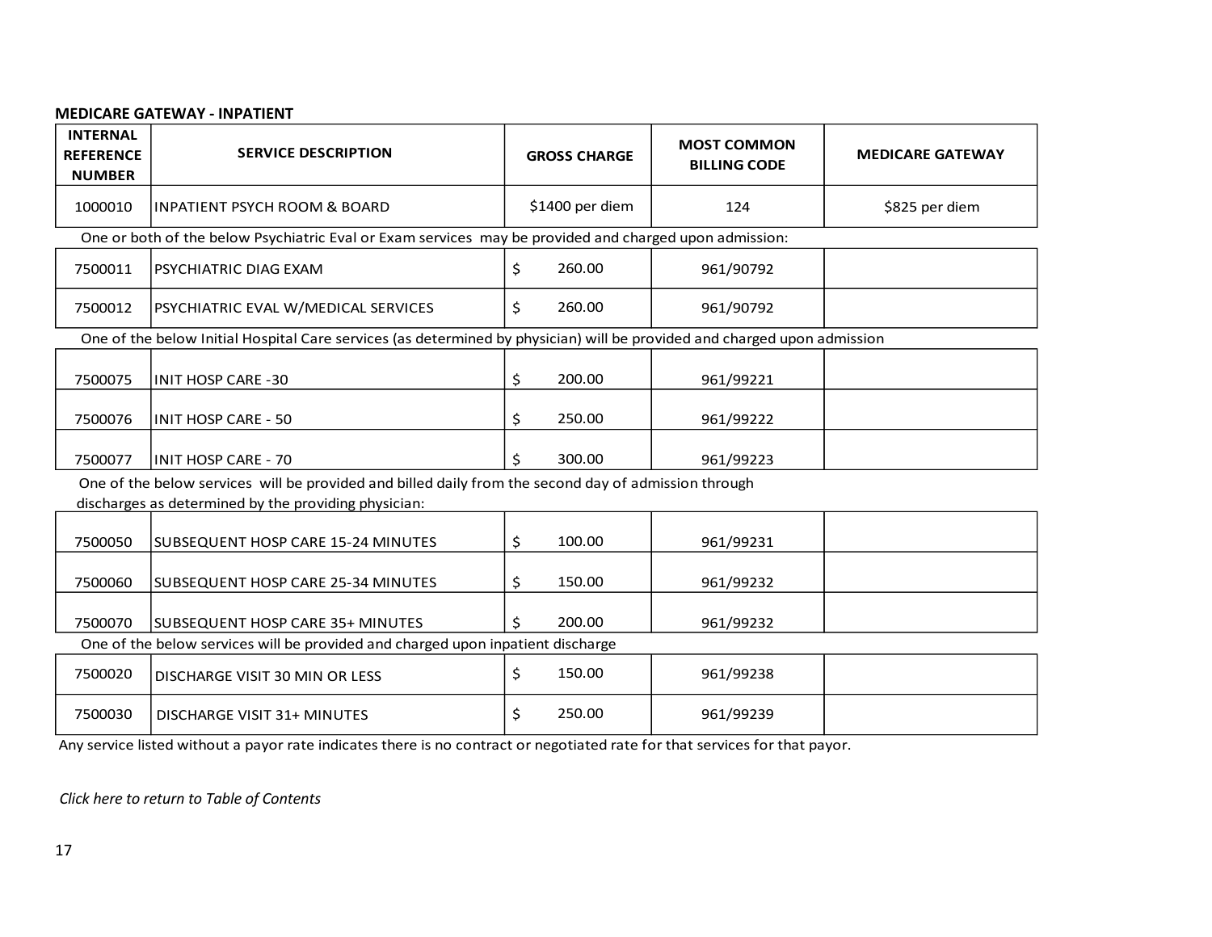**MEDICARE GATEWAY - INPATIENT**

| INTERNAL REFERENCE NUMBER | SERVICE DESCRIPTION | GROSS CHARGE | MOST COMMON BILLING CODE | MEDICARE GATEWAY |
|---|---|---|---|---|
| 1000010 | INPATIENT PSYCH ROOM & BOARD | $1400 per diem | 124 | $825 per diem |
| One or both of the below Psychiatric Eval or Exam services may be provided and charged upon admission: | | | | |
| 7500011 | PSYCHIATRIC DIAG EXAM | $ 260.00 | 961/90792 | |
| 7500012 | PSYCHIATRIC EVAL W/MEDICAL SERVICES | $ 260.00 | 961/90792 | |
| One of the below Initial Hospital Care services (as determined by physician) will be provided and charged upon admission | | | | |
| 7500075 | INIT HOSP CARE -30 | $ 200.00 | 961/99221 | |
| 7500076 | INIT HOSP CARE - 50 | $ 250.00 | 961/99222 | |
| 7500077 | INIT HOSP CARE - 70 | $ 300.00 | 961/99223 | |
| One of the below services will be provided and billed daily from the second day of admission through discharges as determined by the providing physician: | | | | |
| 7500050 | SUBSEQUENT HOSP CARE 15-24 MINUTES | $ 100.00 | 961/99231 | |
| 7500060 | SUBSEQUENT HOSP CARE 25-34 MINUTES | $ 150.00 | 961/99232 | |
| 7500070 | SUBSEQUENT HOSP CARE 35+ MINUTES | $ 200.00 | 961/99232 | |
| One of the below services will be provided and charged upon inpatient discharge | | | | |
| 7500020 | DISCHARGE VISIT 30 MIN OR LESS | $ 150.00 | 961/99238 | |
| 7500030 | DISCHARGE VISIT 31+ MINUTES | $ 250.00 | 961/99239 | |

Any service listed without a payor rate indicates there is no contract or negotiated rate for that services for that payor.

*Click here to return to Table of Contents*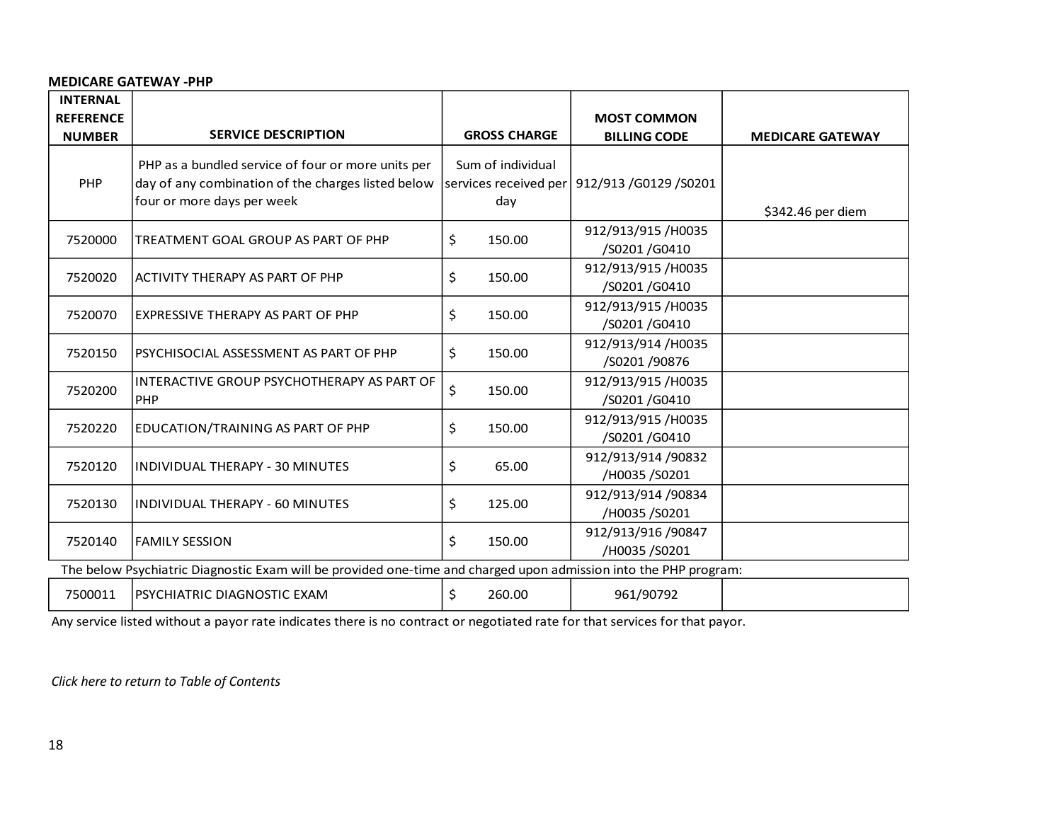**MEDICARE GATEWAY -PHP**

| INTERNAL REFERENCE NUMBER | SERVICE DESCRIPTION | GROSS CHARGE | MOST COMMON BILLING CODE | MEDICARE GATEWAY |
|---|---|---|---|---|
| PHP | PHP as a bundled service of four or more units per day of any combination of the charges listed below four or more days per week | Sum of individual services received per day | 912/913 /G0129 /S0201 | $342.46 per diem |
| 7520000 | TREATMENT GOAL GROUP AS PART OF PHP | $ 150.00 | 912/913/915 /H0035 /S0201 /G0410 | |
| 7520020 | ACTIVITY THERAPY AS PART OF PHP | $ 150.00 | 912/913/915 /H0035 /S0201 /G0410 | |
| 7520070 | EXPRESSIVE THERAPY AS PART OF PHP | $ 150.00 | 912/913/915 /H0035 /S0201 /G0410 | |
| 7520150 | PSYCHISOCIAL ASSESSMENT AS PART OF PHP | $ 150.00 | 912/913/914 /H0035 /S0201 /90876 | |
| 7520200 | INTERACTIVE GROUP PSYCHOTHERAPY AS PART OF PHP | $ 150.00 | 912/913/915 /H0035 /S0201 /G0410 | |
| 7520220 | EDUCATION/TRAINING AS PART OF PHP | $ 150.00 | 912/913/915 /H0035 /S0201 /G0410 | |
| 7520120 | INDIVIDUAL THERAPY - 30 MINUTES | $ 65.00 | 912/913/914 /90832 /H0035 /S0201 | |
| 7520130 | INDIVIDUAL THERAPY - 60 MINUTES | $ 125.00 | 912/913/914 /90834 /H0035 /S0201 | |
| 7520140 | FAMILY SESSION | $ 150.00 | 912/913/916 /90847 /H0035 /S0201 | |

The below Psychiatric Diagnostic Exam will be provided one-time and charged upon admission into the PHP program:

| | | | | |
|---|---|---|---|---|
| 7500011 | PSYCHIATRIC DIAGNOSTIC EXAM | $ 260.00 | 961/90792 | |

Any service listed without a payor rate indicates there is no contract or negotiated rate for that services for that payor.

*Click here to return to Table of Contents*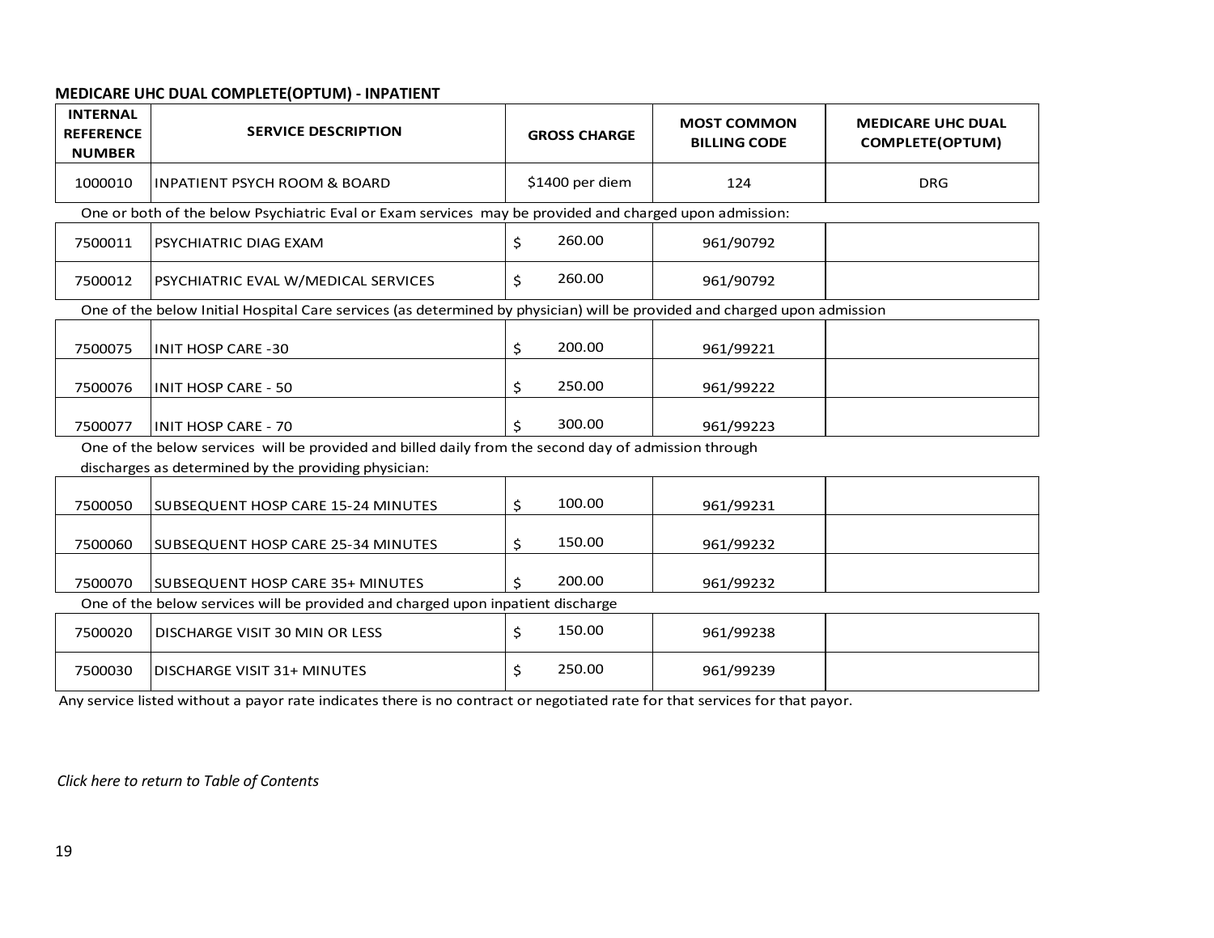**MEDICARE UHC DUAL COMPLETE(OPTUM) - INPATIENT**

| INTERNAL REFERENCE NUMBER | SERVICE DESCRIPTION | GROSS CHARGE | MOST COMMON BILLING CODE | MEDICARE UHC DUAL COMPLETE(OPTUM) |
|---|---|---|---|---|
| 1000010 | INPATIENT PSYCH ROOM & BOARD | $1400 per diem | 124 | DRG |
| One or both of the below Psychiatric Eval or Exam services may be provided and charged upon admission: | | | | |
| 7500011 | PSYCHIATRIC DIAG EXAM | $ 260.00 | 961/90792 | |
| 7500012 | PSYCHIATRIC EVAL W/MEDICAL SERVICES | $ 260.00 | 961/90792 | |
| One of the below Initial Hospital Care services (as determined by physician) will be provided and charged upon admission | | | | |
| 7500075 | INIT HOSP CARE -30 | $ 200.00 | 961/99221 | |
| 7500076 | INIT HOSP CARE - 50 | $ 250.00 | 961/99222 | |
| 7500077 | INIT HOSP CARE - 70 | $ 300.00 | 961/99223 | |
| One of the below services will be provided and billed daily from the second day of admission through discharges as determined by the providing physician: | | | | |
| 7500050 | SUBSEQUENT HOSP CARE 15-24 MINUTES | $ 100.00 | 961/99231 | |
| 7500060 | SUBSEQUENT HOSP CARE 25-34 MINUTES | $ 150.00 | 961/99232 | |
| 7500070 | SUBSEQUENT HOSP CARE 35+ MINUTES | $ 200.00 | 961/99232 | |
| One of the below services will be provided and charged upon inpatient discharge | | | | |
| 7500020 | DISCHARGE VISIT 30 MIN OR LESS | $ 150.00 | 961/99238 | |
| 7500030 | DISCHARGE VISIT 31+ MINUTES | $ 250.00 | 961/99239 | |

Any service listed without a payor rate indicates there is no contract or negotiated rate for that services for that payor.

*Click here to return to Table of Contents*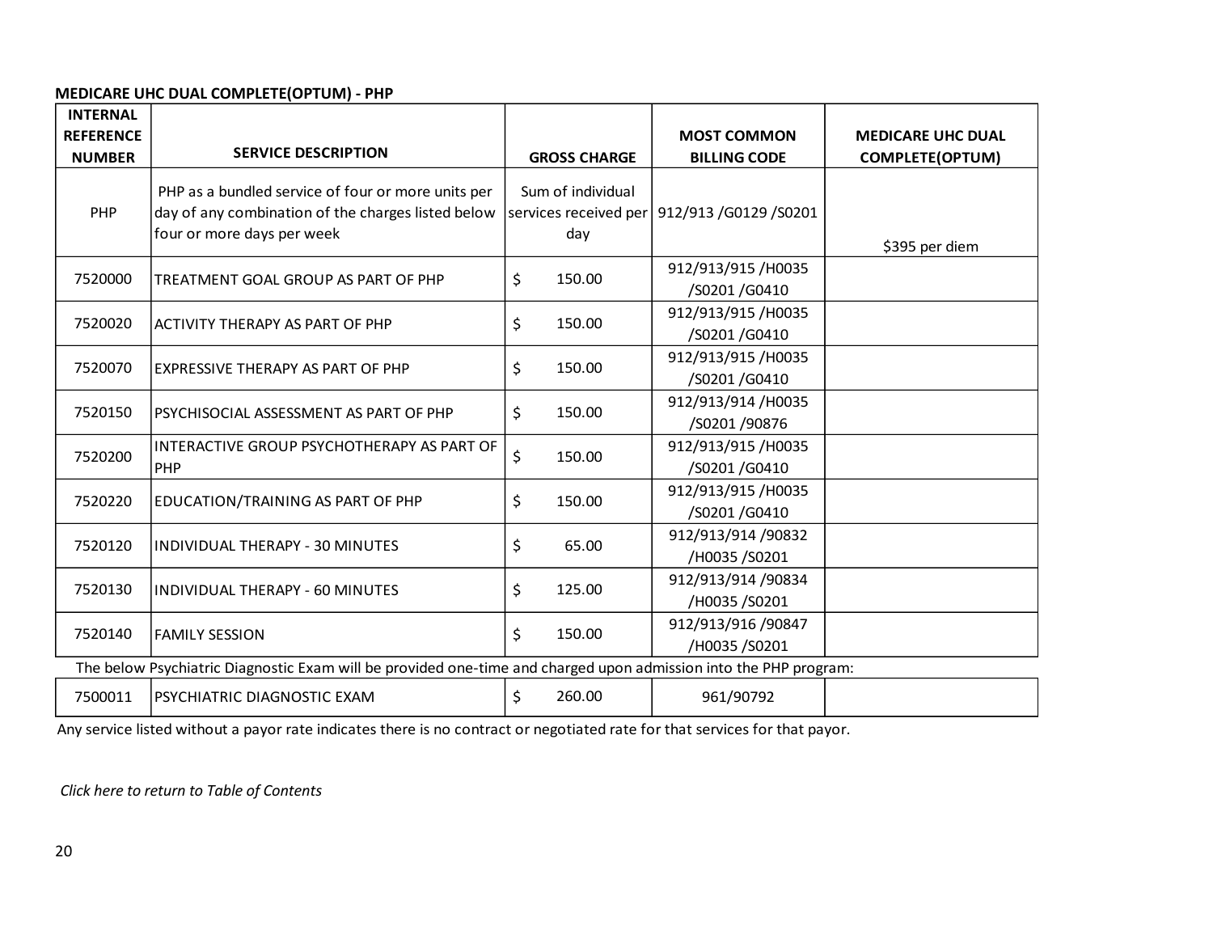**MEDICARE UHC DUAL COMPLETE(OPTUM) - PHP**

| INTERNAL REFERENCE NUMBER | SERVICE DESCRIPTION | GROSS CHARGE | MOST COMMON BILLING CODE | MEDICARE UHC DUAL COMPLETE(OPTUM) |
|---|---|---|---|---|
| PHP | PHP as a bundled service of four or more units per day of any combination of the charges listed below four or more days per week | Sum of individual services received per day | 912/913 /G0129 /S0201 | $395 per diem |
| 7520000 | TREATMENT GOAL GROUP AS PART OF PHP | $ 150.00 | 912/913/915 /H0035 /S0201 /G0410 | |
| 7520020 | ACTIVITY THERAPY AS PART OF PHP | $ 150.00 | 912/913/915 /H0035 /S0201 /G0410 | |
| 7520070 | EXPRESSIVE THERAPY AS PART OF PHP | $ 150.00 | 912/913/915 /H0035 /S0201 /G0410 | |
| 7520150 | PSYCHISOCIAL ASSESSMENT AS PART OF PHP | $ 150.00 | 912/913/914 /H0035 /S0201 /90876 | |
| 7520200 | INTERACTIVE GROUP PSYCHOTHERAPY AS PART OF PHP | $ 150.00 | 912/913/915 /H0035 /S0201 /G0410 | |
| 7520220 | EDUCATION/TRAINING AS PART OF PHP | $ 150.00 | 912/913/915 /H0035 /S0201 /G0410 | |
| 7520120 | INDIVIDUAL THERAPY - 30 MINUTES | $ 65.00 | 912/913/914 /90832 /H0035 /S0201 | |
| 7520130 | INDIVIDUAL THERAPY - 60 MINUTES | $ 125.00 | 912/913/914 /90834 /H0035 /S0201 | |
| 7520140 | FAMILY SESSION | $ 150.00 | 912/913/916 /90847 /H0035 /S0201 | |

The below Psychiatric Diagnostic Exam will be provided one-time and charged upon admission into the PHP program:

| | | | | |
|---|---|---|---|---|
| 7500011 | PSYCHIATRIC DIAGNOSTIC EXAM | $ 260.00 | 961/90792 | |

Any service listed without a payor rate indicates there is no contract or negotiated rate for that services for that payor.

*Click here to return to Table of Contents*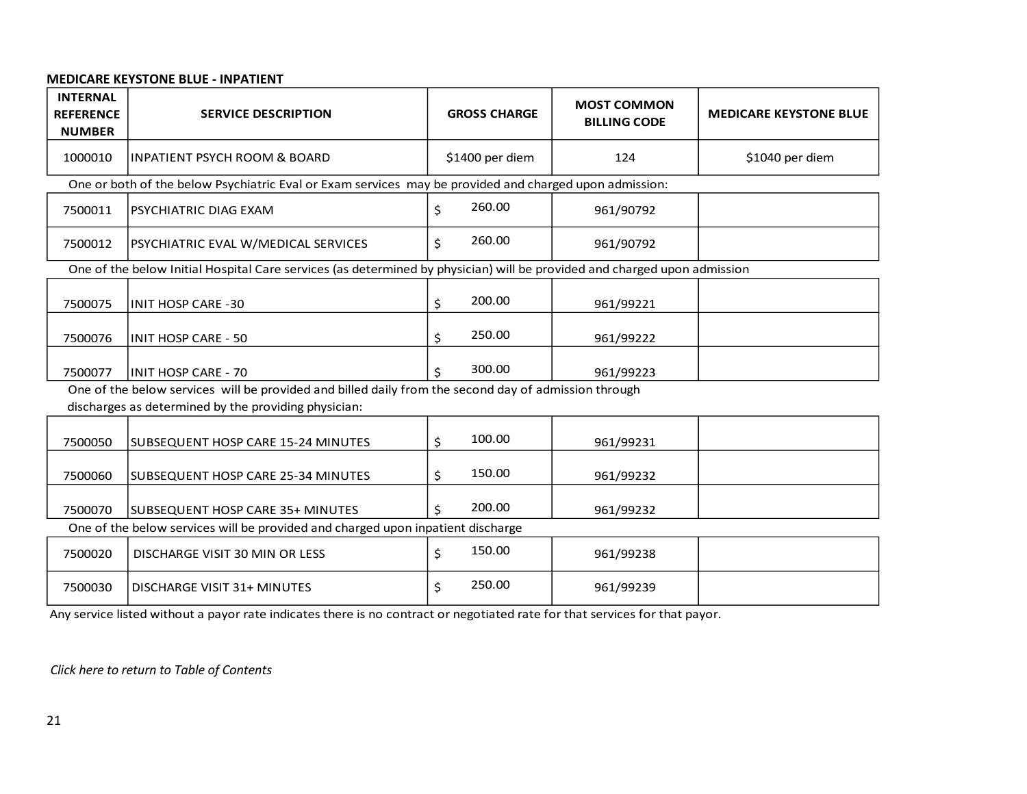**MEDICARE KEYSTONE BLUE - INPATIENT**

| INTERNAL REFERENCE NUMBER | SERVICE DESCRIPTION | GROSS CHARGE | MOST COMMON BILLING CODE | MEDICARE KEYSTONE BLUE |
|---|---|---|---|---|
| 1000010 | INPATIENT PSYCH ROOM & BOARD | $1400 per diem | 124 | $1040 per diem |
| One or both of the below Psychiatric Eval or Exam services may be provided and charged upon admission: | | | | |
| 7500011 | PSYCHIATRIC DIAG EXAM | $ 260.00 | 961/90792 | |
| 7500012 | PSYCHIATRIC EVAL W/MEDICAL SERVICES | $ 260.00 | 961/90792 | |
| One of the below Initial Hospital Care services (as determined by physician) will be provided and charged upon admission | | | | |
| 7500075 | INIT HOSP CARE -30 | $ 200.00 | 961/99221 | |
| 7500076 | INIT HOSP CARE - 50 | $ 250.00 | 961/99222 | |
| 7500077 | INIT HOSP CARE - 70 | $ 300.00 | 961/99223 | |
| One of the below services will be provided and billed daily from the second day of admission through discharges as determined by the providing physician: | | | | |
| 7500050 | SUBSEQUENT HOSP CARE 15-24 MINUTES | $ 100.00 | 961/99231 | |
| 7500060 | SUBSEQUENT HOSP CARE 25-34 MINUTES | $ 150.00 | 961/99232 | |
| 7500070 | SUBSEQUENT HOSP CARE 35+ MINUTES | $ 200.00 | 961/99232 | |
| One of the below services will be provided and charged upon inpatient discharge | | | | |
| 7500020 | DISCHARGE VISIT 30 MIN OR LESS | $ 150.00 | 961/99238 | |
| 7500030 | DISCHARGE VISIT 31+ MINUTES | $ 250.00 | 961/99239 | |

Any service listed without a payor rate indicates there is no contract or negotiated rate for that services for that payor.

*Click here to return to Table of Contents*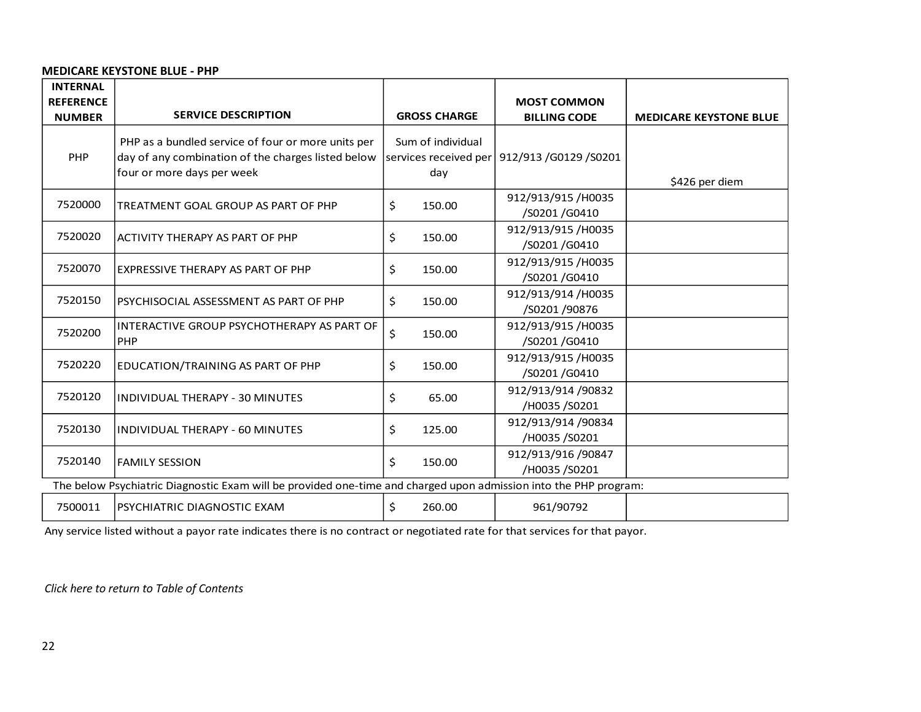**MEDICARE KEYSTONE BLUE - PHP**

| INTERNAL REFERENCE NUMBER | SERVICE DESCRIPTION | GROSS CHARGE | MOST COMMON BILLING CODE | MEDICARE KEYSTONE BLUE |
|---|---|---|---|---|
| PHP | PHP as a bundled service of four or more units per day of any combination of the charges listed below four or more days per week | Sum of individual services received per day | 912/913 /G0129 /S0201 | $426 per diem |
| 7520000 | TREATMENT GOAL GROUP AS PART OF PHP | $ 150.00 | 912/913/915 /H0035 /S0201 /G0410 | |
| 7520020 | ACTIVITY THERAPY AS PART OF PHP | $ 150.00 | 912/913/915 /H0035 /S0201 /G0410 | |
| 7520070 | EXPRESSIVE THERAPY AS PART OF PHP | $ 150.00 | 912/913/915 /H0035 /S0201 /G0410 | |
| 7520150 | PSYCHISOCIAL ASSESSMENT AS PART OF PHP | $ 150.00 | 912/913/914 /H0035 /S0201 /90876 | |
| 7520200 | INTERACTIVE GROUP PSYCHOTHERAPY AS PART OF PHP | $ 150.00 | 912/913/915 /H0035 /S0201 /G0410 | |
| 7520220 | EDUCATION/TRAINING AS PART OF PHP | $ 150.00 | 912/913/915 /H0035 /S0201 /G0410 | |
| 7520120 | INDIVIDUAL THERAPY - 30 MINUTES | $ 65.00 | 912/913/914 /90832 /H0035 /S0201 | |
| 7520130 | INDIVIDUAL THERAPY - 60 MINUTES | $ 125.00 | 912/913/914 /90834 /H0035 /S0201 | |
| 7520140 | FAMILY SESSION | $ 150.00 | 912/913/916 /90847 /H0035 /S0201 | |

The below Psychiatric Diagnostic Exam will be provided one-time and charged upon admission into the PHP program:

| | | | | |
|---|---|---|---|---|
| 7500011 | PSYCHIATRIC DIAGNOSTIC EXAM | $ 260.00 | 961/90792 | |

Any service listed without a payor rate indicates there is no contract or negotiated rate for that services for that payor.

*Click here to return to Table of Contents*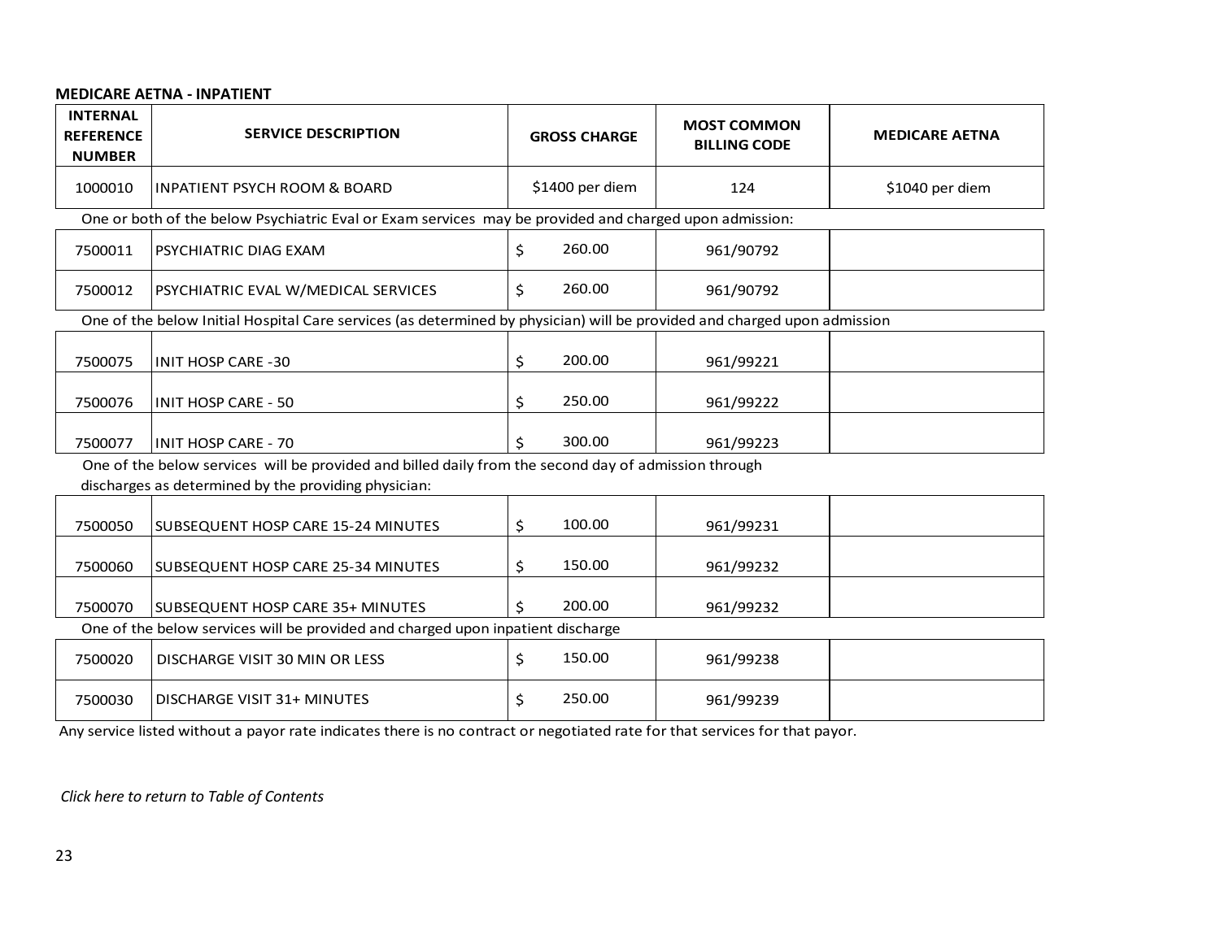**MEDICARE AETNA - INPATIENT**

| INTERNAL REFERENCE NUMBER | SERVICE DESCRIPTION | GROSS CHARGE | MOST COMMON BILLING CODE | MEDICARE AETNA |
|---|---|---|---|---|
| 1000010 | INPATIENT PSYCH ROOM & BOARD | $1400 per diem | 124 | $1040 per diem |
| One or both of the below Psychiatric Eval or Exam services may be provided and charged upon admission: | | | | |
| 7500011 | PSYCHIATRIC DIAG EXAM | $ 260.00 | 961/90792 | |
| 7500012 | PSYCHIATRIC EVAL W/MEDICAL SERVICES | $ 260.00 | 961/90792 | |
| One of the below Initial Hospital Care services (as determined by physician) will be provided and charged upon admission | | | | |
| 7500075 | INIT HOSP CARE -30 | $ 200.00 | 961/99221 | |
| 7500076 | INIT HOSP CARE - 50 | $ 250.00 | 961/99222 | |
| 7500077 | INIT HOSP CARE - 70 | $ 300.00 | 961/99223 | |
| One of the below services will be provided and billed daily from the second day of admission through discharges as determined by the providing physician: | | | | |
| 7500050 | SUBSEQUENT HOSP CARE 15-24 MINUTES | $ 100.00 | 961/99231 | |
| 7500060 | SUBSEQUENT HOSP CARE 25-34 MINUTES | $ 150.00 | 961/99232 | |
| 7500070 | SUBSEQUENT HOSP CARE 35+ MINUTES | $ 200.00 | 961/99232 | |
| One of the below services will be provided and charged upon inpatient discharge | | | | |
| 7500020 | DISCHARGE VISIT 30 MIN OR LESS | $ 150.00 | 961/99238 | |
| 7500030 | DISCHARGE VISIT 31+ MINUTES | $ 250.00 | 961/99239 | |

Any service listed without a payor rate indicates there is no contract or negotiated rate for that services for that payor.

*Click here to return to Table of Contents*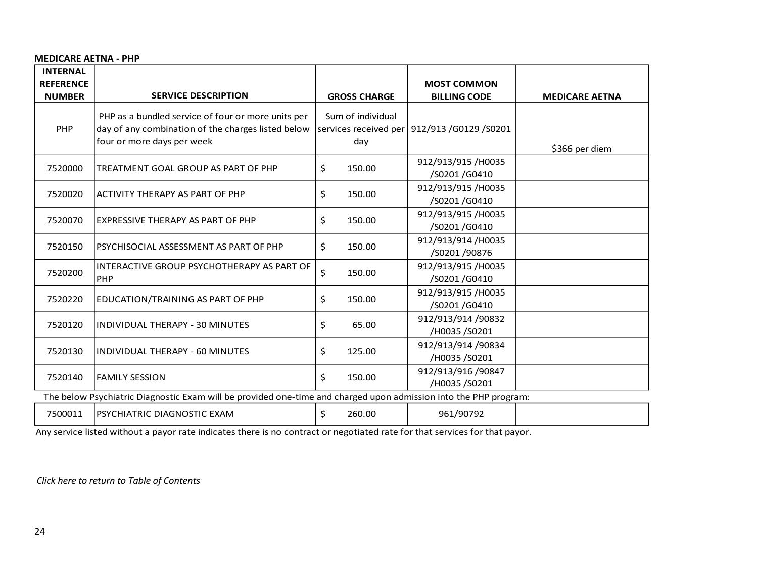**MEDICARE AETNA - PHP**

| INTERNAL REFERENCE NUMBER | SERVICE DESCRIPTION | GROSS CHARGE | MOST COMMON BILLING CODE | MEDICARE AETNA |
|---|---|---|---|---|
| PHP | PHP as a bundled service of four or more units per day of any combination of the charges listed below four or more days per week | Sum of individual services received per day | 912/913 /G0129 /S0201 | $366 per diem |
| 7520000 | TREATMENT GOAL GROUP AS PART OF PHP | $ 150.00 | 912/913/915 /H0035 /S0201 /G0410 | |
| 7520020 | ACTIVITY THERAPY AS PART OF PHP | $ 150.00 | 912/913/915 /H0035 /S0201 /G0410 | |
| 7520070 | EXPRESSIVE THERAPY AS PART OF PHP | $ 150.00 | 912/913/915 /H0035 /S0201 /G0410 | |
| 7520150 | PSYCHISOCIAL ASSESSMENT AS PART OF PHP | $ 150.00 | 912/913/914 /H0035 /S0201 /90876 | |
| 7520200 | INTERACTIVE GROUP PSYCHOTHERAPY AS PART OF PHP | $ 150.00 | 912/913/915 /H0035 /S0201 /G0410 | |
| 7520220 | EDUCATION/TRAINING AS PART OF PHP | $ 150.00 | 912/913/915 /H0035 /S0201 /G0410 | |
| 7520120 | INDIVIDUAL THERAPY - 30 MINUTES | $ 65.00 | 912/913/914 /90832 /H0035 /S0201 | |
| 7520130 | INDIVIDUAL THERAPY - 60 MINUTES | $ 125.00 | 912/913/914 /90834 /H0035 /S0201 | |
| 7520140 | FAMILY SESSION | $ 150.00 | 912/913/916 /90847 /H0035 /S0201 | |

The below Psychiatric Diagnostic Exam will be provided one-time and charged upon admission into the PHP program:

| | | | | |
|---|---|---|---|---|
| 7500011 | PSYCHIATRIC DIAGNOSTIC EXAM | $ 260.00 | 961/90792 | |

Any service listed without a payor rate indicates there is no contract or negotiated rate for that services for that payor.

*Click here to return to Table of Contents*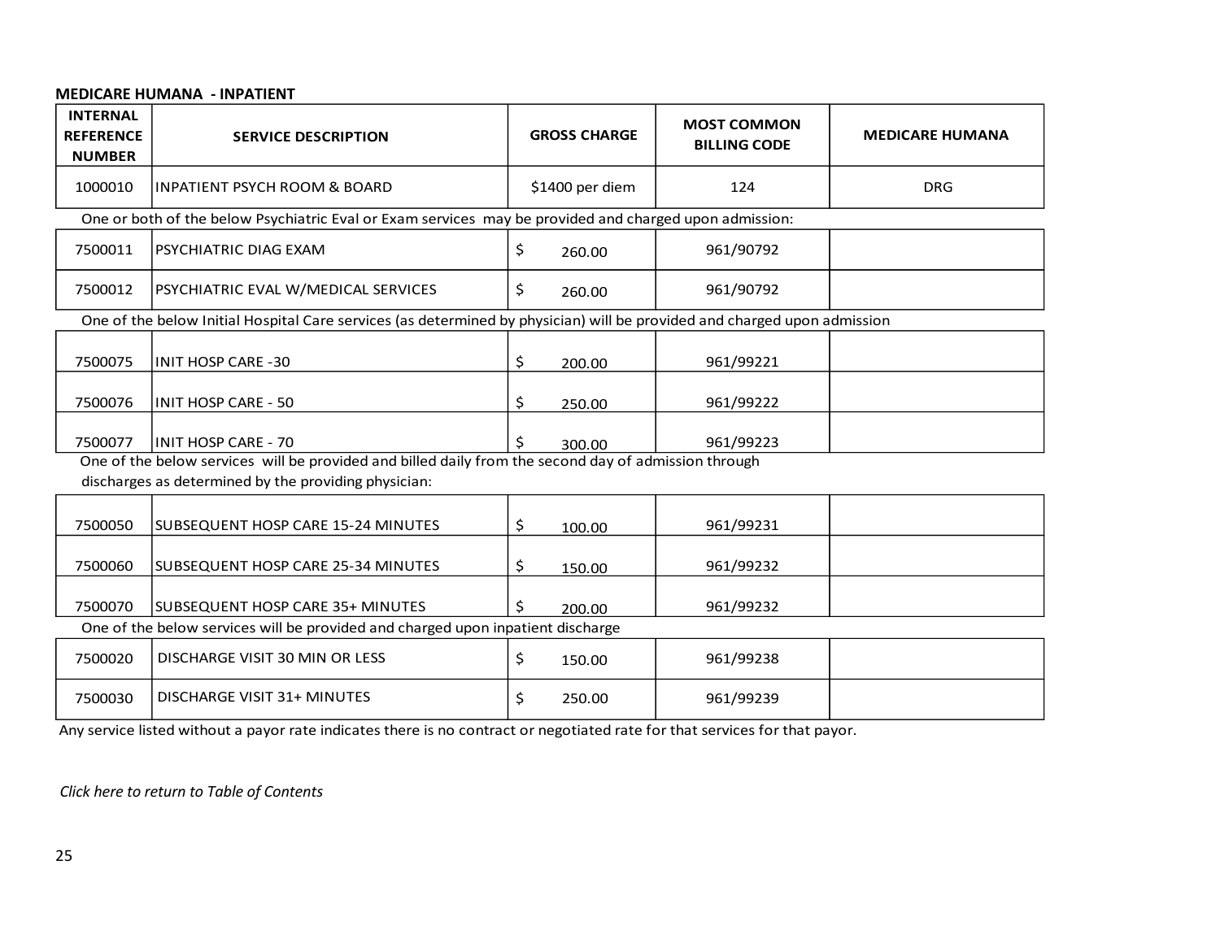**MEDICARE HUMANA - INPATIENT**

| INTERNAL REFERENCE NUMBER | SERVICE DESCRIPTION | GROSS CHARGE | MOST COMMON BILLING CODE | MEDICARE HUMANA |
|---|---|---|---|---|
| 1000010 | INPATIENT PSYCH ROOM & BOARD | $1400 per diem | 124 | DRG |
| One or both of the below Psychiatric Eval or Exam services may be provided and charged upon admission: | | | | |
| 7500011 | PSYCHIATRIC DIAG EXAM | $ 260.00 | 961/90792 | |
| 7500012 | PSYCHIATRIC EVAL W/MEDICAL SERVICES | $ 260.00 | 961/90792 | |
| One of the below Initial Hospital Care services (as determined by physician) will be provided and charged upon admission | | | | |
| 7500075 | INIT HOSP CARE -30 | $ 200.00 | 961/99221 | |
| 7500076 | INIT HOSP CARE - 50 | $ 250.00 | 961/99222 | |
| 7500077 | INIT HOSP CARE - 70 | $ 300.00 | 961/99223 | |
| One of the below services will be provided and billed daily from the second day of admission through discharges as determined by the providing physician: | | | | |
| 7500050 | SUBSEQUENT HOSP CARE 15-24 MINUTES | $ 100.00 | 961/99231 | |
| 7500060 | SUBSEQUENT HOSP CARE 25-34 MINUTES | $ 150.00 | 961/99232 | |
| 7500070 | SUBSEQUENT HOSP CARE 35+ MINUTES | $ 200.00 | 961/99232 | |
| One of the below services will be provided and charged upon inpatient discharge | | | | |
| 7500020 | DISCHARGE VISIT 30 MIN OR LESS | $ 150.00 | 961/99238 | |
| 7500030 | DISCHARGE VISIT 31+ MINUTES | $ 250.00 | 961/99239 | |

Any service listed without a payor rate indicates there is no contract or negotiated rate for that services for that payor.

*Click here to return to Table of Contents*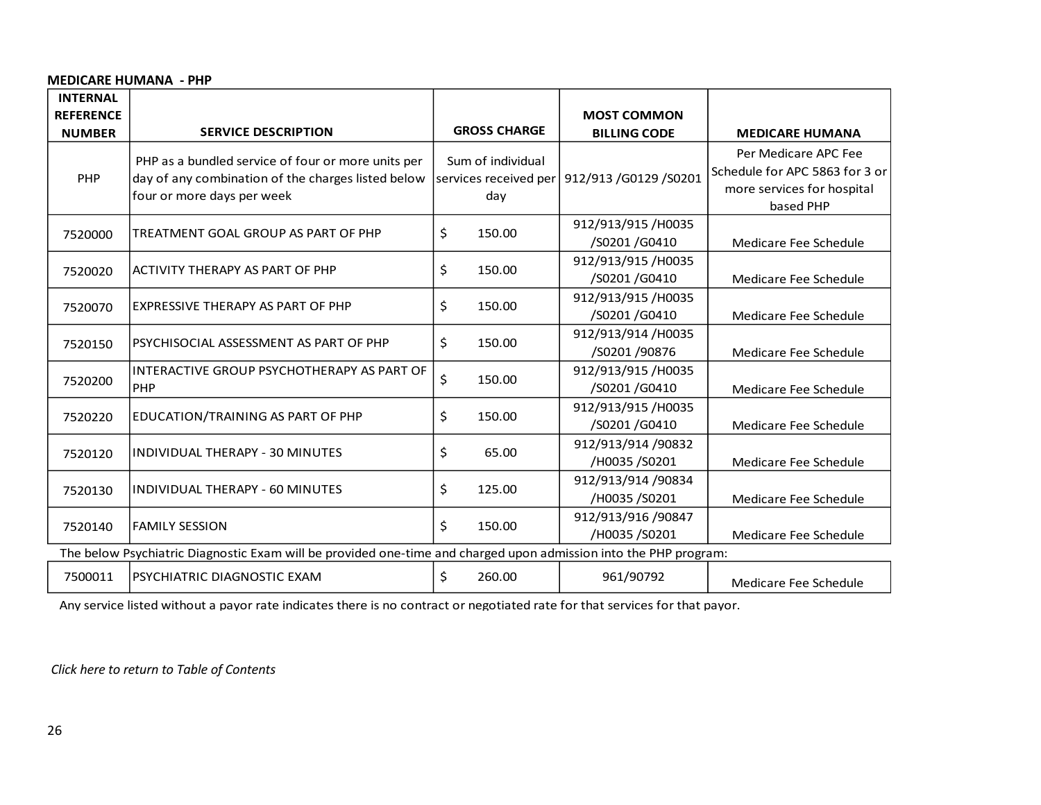**MEDICARE HUMANA - PHP**

| INTERNAL REFERENCE NUMBER | SERVICE DESCRIPTION | GROSS CHARGE | MOST COMMON BILLING CODE | MEDICARE HUMANA |
|---|---|---|---|---|
| PHP | PHP as a bundled service of four or more units per day of any combination of the charges listed below four or more days per week | Sum of individual services received per day | 912/913 /G0129 /S0201 | Per Medicare APC Fee Schedule for APC 5863 for 3 or more services for hospital based PHP |
| 7520000 | TREATMENT GOAL GROUP AS PART OF PHP | $ 150.00 | 912/913/915 /H0035 /S0201 /G0410 | Medicare Fee Schedule |
| 7520020 | ACTIVITY THERAPY AS PART OF PHP | $ 150.00 | 912/913/915 /H0035 /S0201 /G0410 | Medicare Fee Schedule |
| 7520070 | EXPRESSIVE THERAPY AS PART OF PHP | $ 150.00 | 912/913/915 /H0035 /S0201 /G0410 | Medicare Fee Schedule |
| 7520150 | PSYCHISOCIAL ASSESSMENT AS PART OF PHP | $ 150.00 | 912/913/914 /H0035 /S0201 /90876 | Medicare Fee Schedule |
| 7520200 | INTERACTIVE GROUP PSYCHOTHERAPY AS PART OF PHP | $ 150.00 | 912/913/915 /H0035 /S0201 /G0410 | Medicare Fee Schedule |
| 7520220 | EDUCATION/TRAINING AS PART OF PHP | $ 150.00 | 912/913/915 /H0035 /S0201 /G0410 | Medicare Fee Schedule |
| 7520120 | INDIVIDUAL THERAPY - 30 MINUTES | $ 65.00 | 912/913/914 /90832 /H0035 /S0201 | Medicare Fee Schedule |
| 7520130 | INDIVIDUAL THERAPY - 60 MINUTES | $ 125.00 | 912/913/914 /90834 /H0035 /S0201 | Medicare Fee Schedule |
| 7520140 | FAMILY SESSION | $ 150.00 | 912/913/916 /90847 /H0035 /S0201 | Medicare Fee Schedule |

The below Psychiatric Diagnostic Exam will be provided one-time and charged upon admission into the PHP program:

| | | | | |
|---|---|---|---|---|
| 7500011 | PSYCHIATRIC DIAGNOSTIC EXAM | $ 260.00 | 961/90792 | Medicare Fee Schedule |

Any service listed without a payor rate indicates there is no contract or negotiated rate for that services for that payor.

*Click here to return to Table of Contents*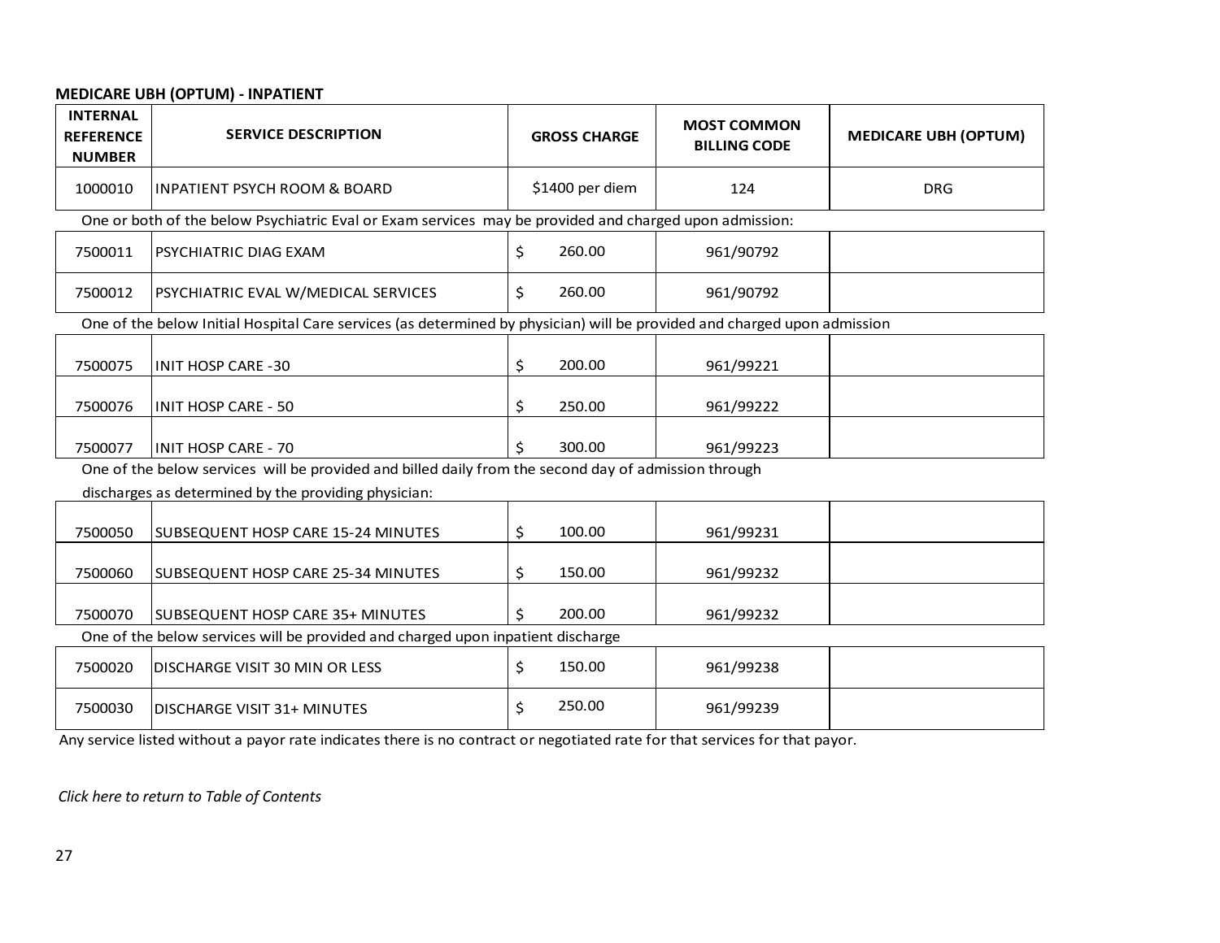**MEDICARE UBH (OPTUM) - INPATIENT**

| INTERNAL REFERENCE NUMBER | SERVICE DESCRIPTION | GROSS CHARGE | MOST COMMON BILLING CODE | MEDICARE UBH (OPTUM) |
|---|---|---|---|---|
| 1000010 | INPATIENT PSYCH ROOM & BOARD | $1400 per diem | 124 | DRG |
| One or both of the below Psychiatric Eval or Exam services may be provided and charged upon admission: | | | | |
| 7500011 | PSYCHIATRIC DIAG EXAM | $ 260.00 | 961/90792 | |
| 7500012 | PSYCHIATRIC EVAL W/MEDICAL SERVICES | $ 260.00 | 961/90792 | |
| One of the below Initial Hospital Care services (as determined by physician) will be provided and charged upon admission | | | | |
| 7500075 | INIT HOSP CARE -30 | $ 200.00 | 961/99221 | |
| 7500076 | INIT HOSP CARE - 50 | $ 250.00 | 961/99222 | |
| 7500077 | INIT HOSP CARE - 70 | $ 300.00 | 961/99223 | |
| One of the below services will be provided and billed daily from the second day of admission through discharges as determined by the providing physician: | | | | |
| 7500050 | SUBSEQUENT HOSP CARE 15-24 MINUTES | $ 100.00 | 961/99231 | |
| 7500060 | SUBSEQUENT HOSP CARE 25-34 MINUTES | $ 150.00 | 961/99232 | |
| 7500070 | SUBSEQUENT HOSP CARE 35+ MINUTES | $ 200.00 | 961/99232 | |
| One of the below services will be provided and charged upon inpatient discharge | | | | |
| 7500020 | DISCHARGE VISIT 30 MIN OR LESS | $ 150.00 | 961/99238 | |
| 7500030 | DISCHARGE VISIT 31+ MINUTES | $ 250.00 | 961/99239 | |

Any service listed without a payor rate indicates there is no contract or negotiated rate for that services for that payor.

*Click here to return to Table of Contents*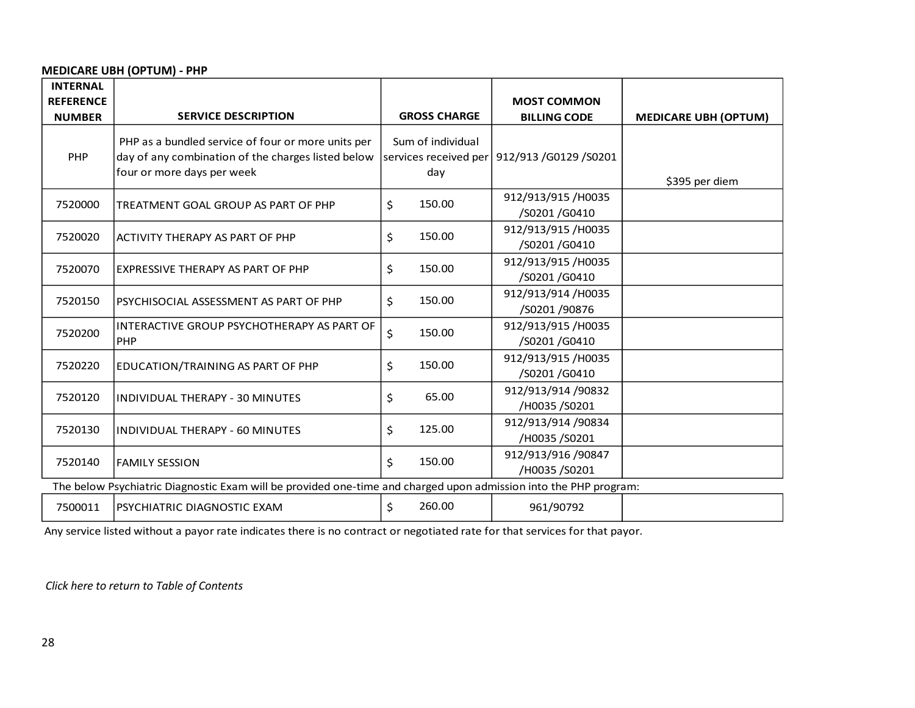**MEDICARE UBH (OPTUM) - PHP**

| INTERNAL REFERENCE NUMBER | SERVICE DESCRIPTION | GROSS CHARGE | MOST COMMON BILLING CODE | MEDICARE UBH (OPTUM) |
|---|---|---|---|---|
| PHP | PHP as a bundled service of four or more units per day of any combination of the charges listed below four or more days per week | Sum of individual services received per day | 912/913 /G0129 /S0201 | $395 per diem |
| 7520000 | TREATMENT GOAL GROUP AS PART OF PHP | $ 150.00 | 912/913/915 /H0035 /S0201 /G0410 | |
| 7520020 | ACTIVITY THERAPY AS PART OF PHP | $ 150.00 | 912/913/915 /H0035 /S0201 /G0410 | |
| 7520070 | EXPRESSIVE THERAPY AS PART OF PHP | $ 150.00 | 912/913/915 /H0035 /S0201 /G0410 | |
| 7520150 | PSYCHISOCIAL ASSESSMENT AS PART OF PHP | $ 150.00 | 912/913/914 /H0035 /S0201 /90876 | |
| 7520200 | INTERACTIVE GROUP PSYCHOTHERAPY AS PART OF PHP | $ 150.00 | 912/913/915 /H0035 /S0201 /G0410 | |
| 7520220 | EDUCATION/TRAINING AS PART OF PHP | $ 150.00 | 912/913/915 /H0035 /S0201 /G0410 | |
| 7520120 | INDIVIDUAL THERAPY - 30 MINUTES | $ 65.00 | 912/913/914 /90832 /H0035 /S0201 | |
| 7520130 | INDIVIDUAL THERAPY - 60 MINUTES | $ 125.00 | 912/913/914 /90834 /H0035 /S0201 | |
| 7520140 | FAMILY SESSION | $ 150.00 | 912/913/916 /90847 /H0035 /S0201 | |

The below Psychiatric Diagnostic Exam will be provided one-time and charged upon admission into the PHP program:

| | | | | |
|---|---|---|---|---|
| 7500011 | PSYCHIATRIC DIAGNOSTIC EXAM | $ 260.00 | 961/90792 | |

Any service listed without a payor rate indicates there is no contract or negotiated rate for that services for that payor.

*Click here to return to Table of Contents*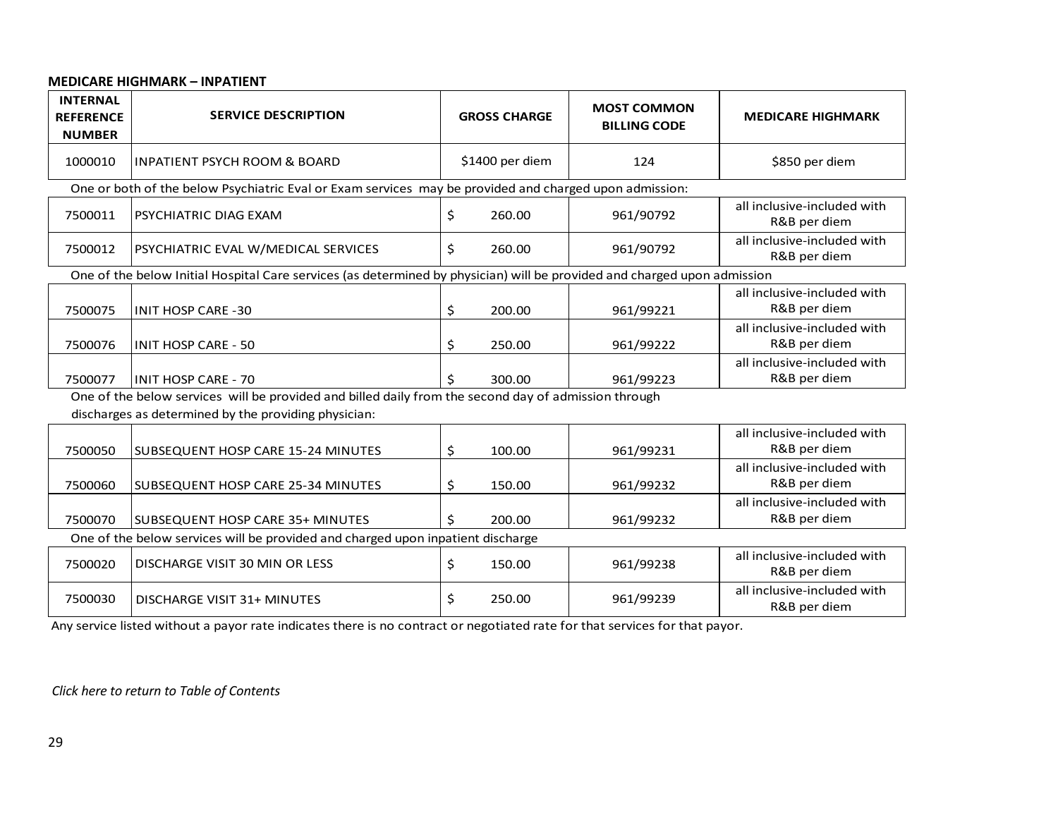**MEDICARE HIGHMARK – INPATIENT**

| INTERNAL REFERENCE NUMBER | SERVICE DESCRIPTION | GROSS CHARGE | MOST COMMON BILLING CODE | MEDICARE HIGHMARK |
|---|---|---|---|---|
| 1000010 | INPATIENT PSYCH ROOM & BOARD | $1400 per diem | 124 | $850 per diem |
| One or both of the below Psychiatric Eval or Exam services may be provided and charged upon admission: | | | | |
| 7500011 | PSYCHIATRIC DIAG EXAM | $ 260.00 | 961/90792 | all inclusive-included with R&B per diem |
| 7500012 | PSYCHIATRIC EVAL W/MEDICAL SERVICES | $ 260.00 | 961/90792 | all inclusive-included with R&B per diem |
| One of the below Initial Hospital Care services (as determined by physician) will be provided and charged upon admission | | | | |
| 7500075 | INIT HOSP CARE -30 | $ 200.00 | 961/99221 | all inclusive-included with R&B per diem |
| 7500076 | INIT HOSP CARE - 50 | $ 250.00 | 961/99222 | all inclusive-included with R&B per diem |
| 7500077 | INIT HOSP CARE - 70 | $ 300.00 | 961/99223 | all inclusive-included with R&B per diem |
| One of the below services will be provided and billed daily from the second day of admission through discharges as determined by the providing physician: | | | | |
| 7500050 | SUBSEQUENT HOSP CARE 15-24 MINUTES | $ 100.00 | 961/99231 | all inclusive-included with R&B per diem |
| 7500060 | SUBSEQUENT HOSP CARE 25-34 MINUTES | $ 150.00 | 961/99232 | all inclusive-included with R&B per diem |
| 7500070 | SUBSEQUENT HOSP CARE 35+ MINUTES | $ 200.00 | 961/99232 | all inclusive-included with R&B per diem |
| One of the below services will be provided and charged upon inpatient discharge | | | | |
| 7500020 | DISCHARGE VISIT 30 MIN OR LESS | $ 150.00 | 961/99238 | all inclusive-included with R&B per diem |
| 7500030 | DISCHARGE VISIT 31+ MINUTES | $ 250.00 | 961/99239 | all inclusive-included with R&B per diem |

Any service listed without a payor rate indicates there is no contract or negotiated rate for that services for that payor.

*Click here to return to Table of Contents*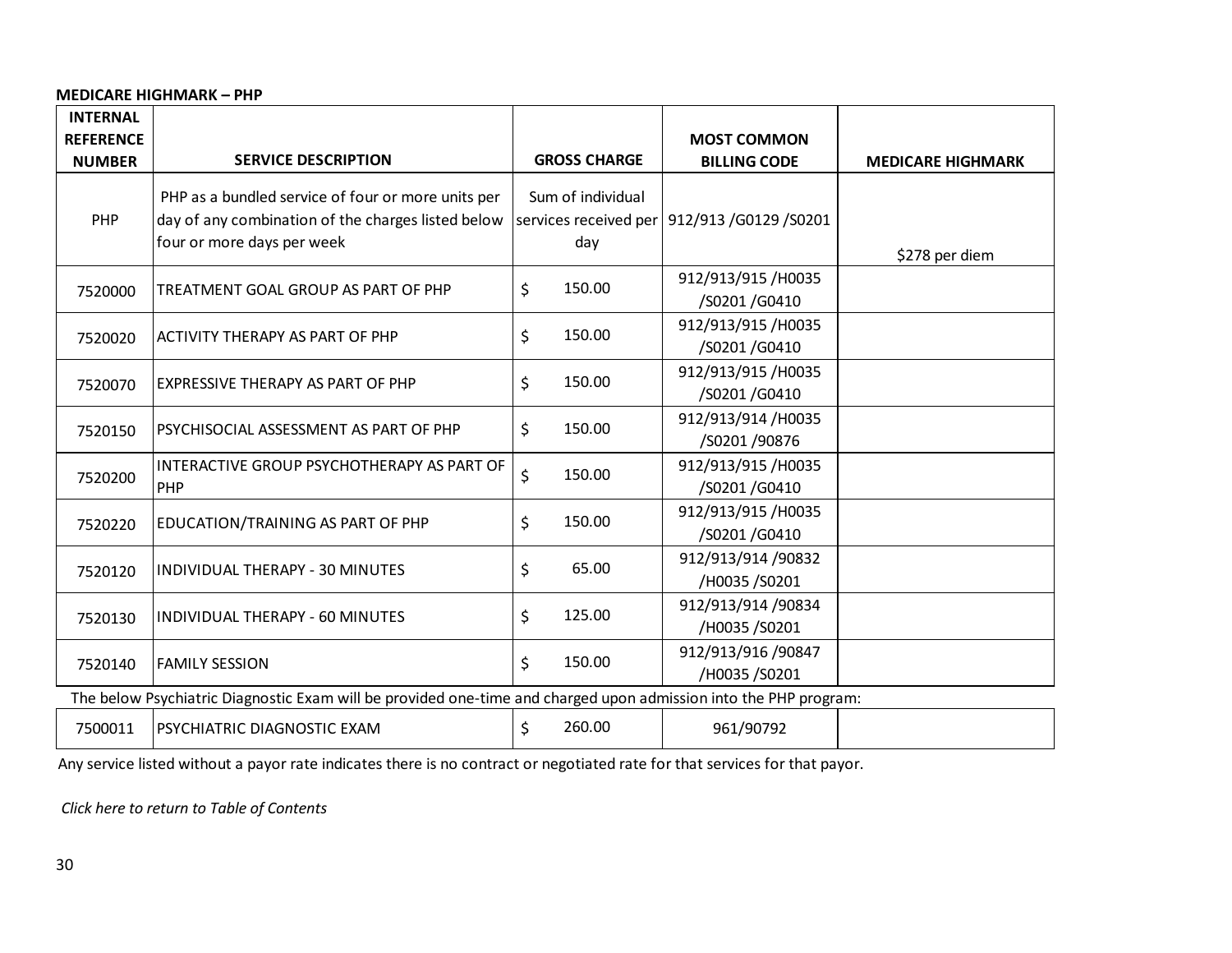**MEDICARE HIGHMARK – PHP**

| INTERNAL REFERENCE NUMBER | SERVICE DESCRIPTION | GROSS CHARGE | MOST COMMON BILLING CODE | MEDICARE HIGHMARK |
|---|---|---|---|---|
| PHP | PHP as a bundled service of four or more units per day of any combination of the charges listed below four or more days per week | Sum of individual services received per day | 912/913 /G0129 /S0201 | $278 per diem |
| 7520000 | TREATMENT GOAL GROUP AS PART OF PHP | $ 150.00 | 912/913/915 /H0035 /S0201 /G0410 | |
| 7520020 | ACTIVITY THERAPY AS PART OF PHP | $ 150.00 | 912/913/915 /H0035 /S0201 /G0410 | |
| 7520070 | EXPRESSIVE THERAPY AS PART OF PHP | $ 150.00 | 912/913/915 /H0035 /S0201 /G0410 | |
| 7520150 | PSYCHISOCIAL ASSESSMENT AS PART OF PHP | $ 150.00 | 912/913/914 /H0035 /S0201 /90876 | |
| 7520200 | INTERACTIVE GROUP PSYCHOTHERAPY AS PART OF PHP | $ 150.00 | 912/913/915 /H0035 /S0201 /G0410 | |
| 7520220 | EDUCATION/TRAINING AS PART OF PHP | $ 150.00 | 912/913/915 /H0035 /S0201 /G0410 | |
| 7520120 | INDIVIDUAL THERAPY - 30 MINUTES | $ 65.00 | 912/913/914 /90832 /H0035 /S0201 | |
| 7520130 | INDIVIDUAL THERAPY - 60 MINUTES | $ 125.00 | 912/913/914 /90834 /H0035 /S0201 | |
| 7520140 | FAMILY SESSION | $ 150.00 | 912/913/916 /90847 /H0035 /S0201 | |

The below Psychiatric Diagnostic Exam will be provided one-time and charged upon admission into the PHP program:

| | | | | |
|---|---|---|---|---|
| 7500011 | PSYCHIATRIC DIAGNOSTIC EXAM | $ 260.00 | 961/90792 | |

Any service listed without a payor rate indicates there is no contract or negotiated rate for that services for that payor.

*Click here to return to Table of Contents*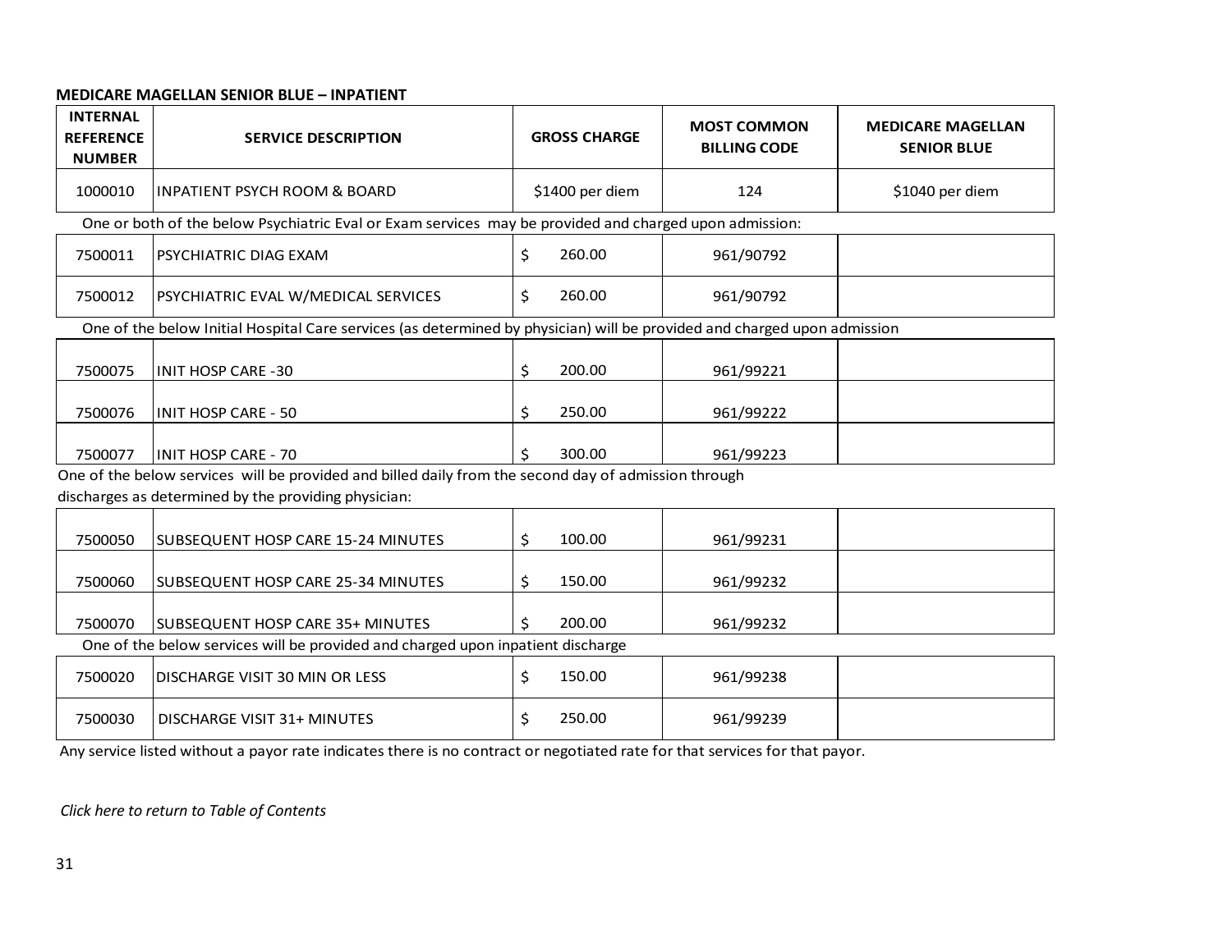**MEDICARE MAGELLAN SENIOR BLUE – INPATIENT**

| INTERNAL REFERENCE NUMBER | SERVICE DESCRIPTION | GROSS CHARGE | MOST COMMON BILLING CODE | MEDICARE MAGELLAN SENIOR BLUE |
|---|---|---|---|---|
| 1000010 | INPATIENT PSYCH ROOM & BOARD | $1400 per diem | 124 | $1040 per diem |
| | One or both of the below Psychiatric Eval or Exam services may be provided and charged upon admission: | | | |
| 7500011 | PSYCHIATRIC DIAG EXAM | $ 260.00 | 961/90792 | |
| 7500012 | PSYCHIATRIC EVAL W/MEDICAL SERVICES | $ 260.00 | 961/90792 | |
| | One of the below Initial Hospital Care services (as determined by physician) will be provided and charged upon admission | | | |
| 7500075 | INIT HOSP CARE -30 | $ 200.00 | 961/99221 | |
| 7500076 | INIT HOSP CARE - 50 | $ 250.00 | 961/99222 | |
| 7500077 | INIT HOSP CARE - 70 | $ 300.00 | 961/99223 | |
| | One of the below services will be provided and billed daily from the second day of admission through discharges as determined by the providing physician: | | | |
| 7500050 | SUBSEQUENT HOSP CARE 15-24 MINUTES | $ 100.00 | 961/99231 | |
| 7500060 | SUBSEQUENT HOSP CARE 25-34 MINUTES | $ 150.00 | 961/99232 | |
| 7500070 | SUBSEQUENT HOSP CARE 35+ MINUTES | $ 200.00 | 961/99232 | |
| | One of the below services will be provided and charged upon inpatient discharge | | | |
| 7500020 | DISCHARGE VISIT 30 MIN OR LESS | $ 150.00 | 961/99238 | |
| 7500030 | DISCHARGE VISIT 31+ MINUTES | $ 250.00 | 961/99239 | |

Any service listed without a payor rate indicates there is no contract or negotiated rate for that services for that payor.

*Click here to return to Table of Contents*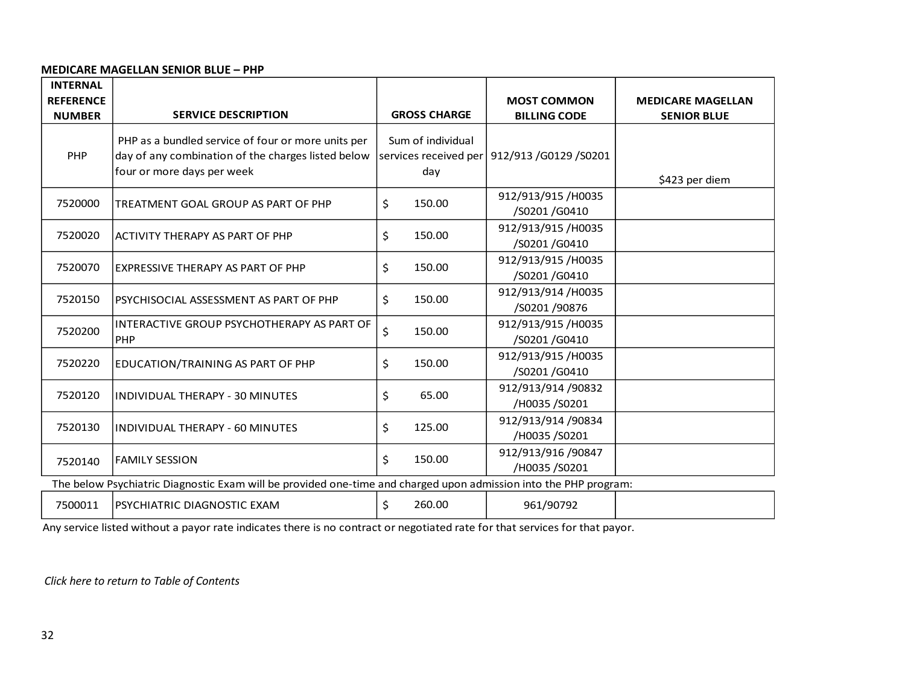**MEDICARE MAGELLAN SENIOR BLUE – PHP**

| INTERNAL REFERENCE NUMBER | SERVICE DESCRIPTION | GROSS CHARGE | MOST COMMON BILLING CODE | MEDICARE MAGELLAN SENIOR BLUE |
|---|---|---|---|---|
| PHP | PHP as a bundled service of four or more units per day of any combination of the charges listed below four or more days per week | Sum of individual services received per day | 912/913 /G0129 /S0201 | $423 per diem |
| 7520000 | TREATMENT GOAL GROUP AS PART OF PHP | $ 150.00 | 912/913/915 /H0035 /S0201 /G0410 | |
| 7520020 | ACTIVITY THERAPY AS PART OF PHP | $ 150.00 | 912/913/915 /H0035 /S0201 /G0410 | |
| 7520070 | EXPRESSIVE THERAPY AS PART OF PHP | $ 150.00 | 912/913/915 /H0035 /S0201 /G0410 | |
| 7520150 | PSYCHISOCIAL ASSESSMENT AS PART OF PHP | $ 150.00 | 912/913/914 /H0035 /S0201 /90876 | |
| 7520200 | INTERACTIVE GROUP PSYCHOTHERAPY AS PART OF PHP | $ 150.00 | 912/913/915 /H0035 /S0201 /G0410 | |
| 7520220 | EDUCATION/TRAINING AS PART OF PHP | $ 150.00 | 912/913/915 /H0035 /S0201 /G0410 | |
| 7520120 | INDIVIDUAL THERAPY - 30 MINUTES | $ 65.00 | 912/913/914 /90832 /H0035 /S0201 | |
| 7520130 | INDIVIDUAL THERAPY - 60 MINUTES | $ 125.00 | 912/913/914 /90834 /H0035 /S0201 | |
| 7520140 | FAMILY SESSION | $ 150.00 | 912/913/916 /90847 /H0035 /S0201 | |

The below Psychiatric Diagnostic Exam will be provided one-time and charged upon admission into the PHP program:

| | | | | |
|---|---|---|---|---|
| 7500011 | PSYCHIATRIC DIAGNOSTIC EXAM | $ 260.00 | 961/90792 | |

Any service listed without a payor rate indicates there is no contract or negotiated rate for that services for that payor.

*Click here to return to Table of Contents*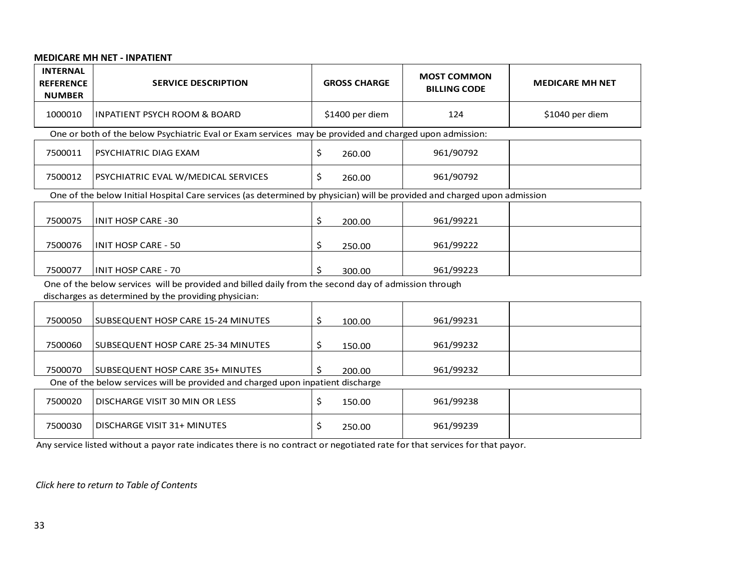**MEDICARE MH NET - INPATIENT**

| INTERNAL REFERENCE NUMBER | SERVICE DESCRIPTION | GROSS CHARGE | MOST COMMON BILLING CODE | MEDICARE MH NET |
|---|---|---|---|---|
| 1000010 | INPATIENT PSYCH ROOM & BOARD | $1400 per diem | 124 | $1040 per diem |

One or both of the below Psychiatric Eval or Exam services may be provided and charged upon admission:

| | | | | |
|---|---|---|---|---|
| 7500011 | PSYCHIATRIC DIAG EXAM | $ 260.00 | 961/90792 | |
| 7500012 | PSYCHIATRIC EVAL W/MEDICAL SERVICES | $ 260.00 | 961/90792 | |

One of the below Initial Hospital Care services (as determined by physician) will be provided and charged upon admission

| | | | | |
|---|---|---|---|---|
| 7500075 | INIT HOSP CARE -30 | $ 200.00 | 961/99221 | |
| 7500076 | INIT HOSP CARE - 50 | $ 250.00 | 961/99222 | |
| 7500077 | INIT HOSP CARE - 70 | $ 300.00 | 961/99223 | |

One of the below services will be provided and billed daily from the second day of admission through discharges as determined by the providing physician:

| | | | | |
|---|---|---|---|---|
| 7500050 | SUBSEQUENT HOSP CARE 15-24 MINUTES | $ 100.00 | 961/99231 | |
| 7500060 | SUBSEQUENT HOSP CARE 25-34 MINUTES | $ 150.00 | 961/99232 | |
| 7500070 | SUBSEQUENT HOSP CARE 35+ MINUTES | $ 200.00 | 961/99232 | |

One of the below services will be provided and charged upon inpatient discharge

| | | | | |
|---|---|---|---|---|
| 7500020 | DISCHARGE VISIT 30 MIN OR LESS | $ 150.00 | 961/99238 | |
| 7500030 | DISCHARGE VISIT 31+ MINUTES | $ 250.00 | 961/99239 | |

Any service listed without a payor rate indicates there is no contract or negotiated rate for that services for that payor.

*Click here to return to Table of Contents*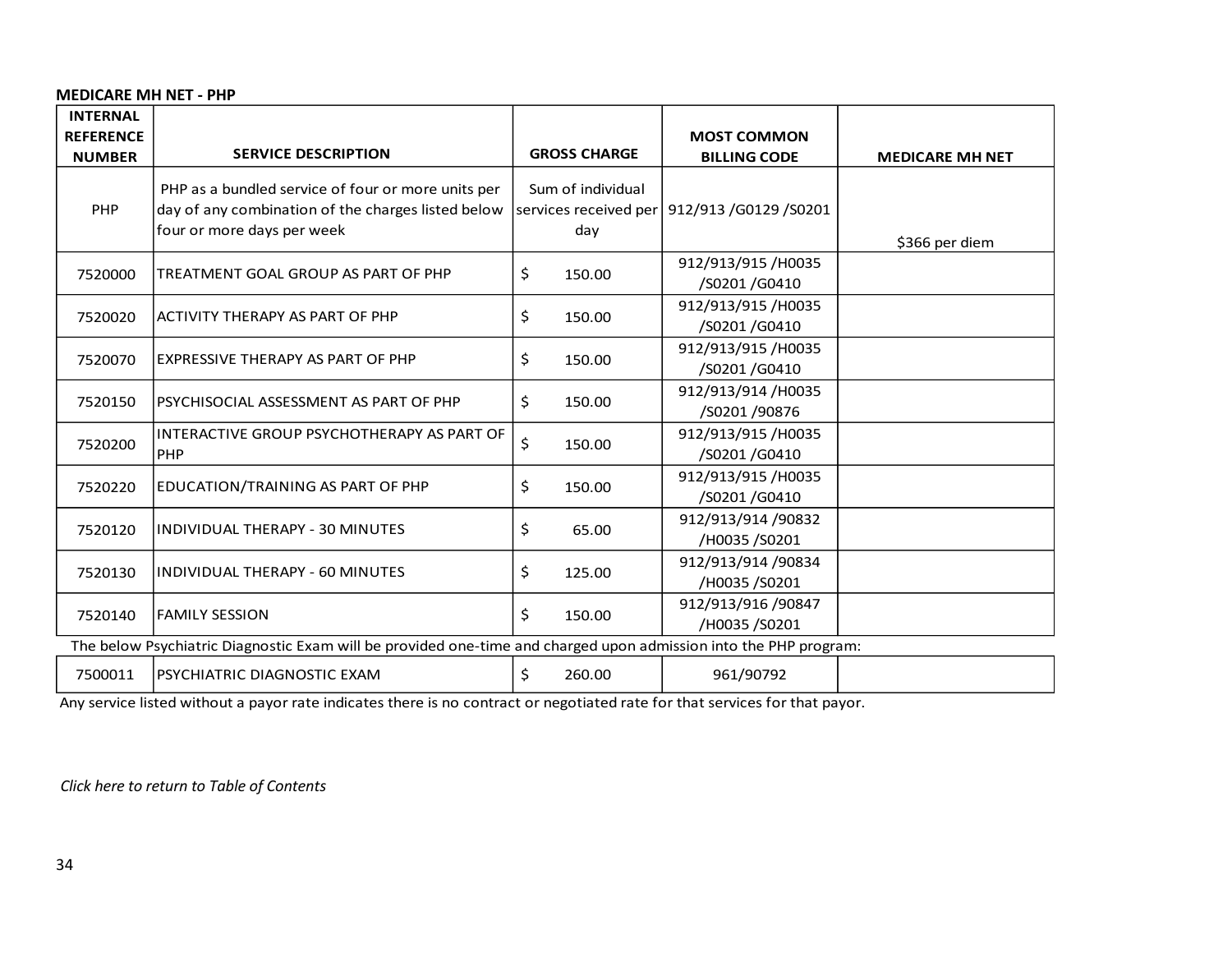**MEDICARE MH NET - PHP**

| INTERNAL REFERENCE NUMBER | SERVICE DESCRIPTION | GROSS CHARGE | MOST COMMON BILLING CODE | MEDICARE MH NET |
|---|---|---|---|---|
| PHP | PHP as a bundled service of four or more units per day of any combination of the charges listed below four or more days per week | Sum of individual services received per day | 912/913 /G0129 /S0201 | $366 per diem |
| 7520000 | TREATMENT GOAL GROUP AS PART OF PHP | $ 150.00 | 912/913/915 /H0035 /S0201 /G0410 | |
| 7520020 | ACTIVITY THERAPY AS PART OF PHP | $ 150.00 | 912/913/915 /H0035 /S0201 /G0410 | |
| 7520070 | EXPRESSIVE THERAPY AS PART OF PHP | $ 150.00 | 912/913/915 /H0035 /S0201 /G0410 | |
| 7520150 | PSYCHISOCIAL ASSESSMENT AS PART OF PHP | $ 150.00 | 912/913/914 /H0035 /S0201 /90876 | |
| 7520200 | INTERACTIVE GROUP PSYCHOTHERAPY AS PART OF PHP | $ 150.00 | 912/913/915 /H0035 /S0201 /G0410 | |
| 7520220 | EDUCATION/TRAINING AS PART OF PHP | $ 150.00 | 912/913/915 /H0035 /S0201 /G0410 | |
| 7520120 | INDIVIDUAL THERAPY - 30 MINUTES | $ 65.00 | 912/913/914 /90832 /H0035 /S0201 | |
| 7520130 | INDIVIDUAL THERAPY - 60 MINUTES | $ 125.00 | 912/913/914 /90834 /H0035 /S0201 | |
| 7520140 | FAMILY SESSION | $ 150.00 | 912/913/916 /90847 /H0035 /S0201 | |

The below Psychiatric Diagnostic Exam will be provided one-time and charged upon admission into the PHP program:

| INTERNAL REFERENCE NUMBER | SERVICE DESCRIPTION | GROSS CHARGE | MOST COMMON BILLING CODE | MEDICARE MH NET |
|---|---|---|---|---|
| 7500011 | PSYCHIATRIC DIAGNOSTIC EXAM | $ 260.00 | 961/90792 | |

Any service listed without a payor rate indicates there is no contract or negotiated rate for that services for that payor.

*Click here to return to Table of Contents*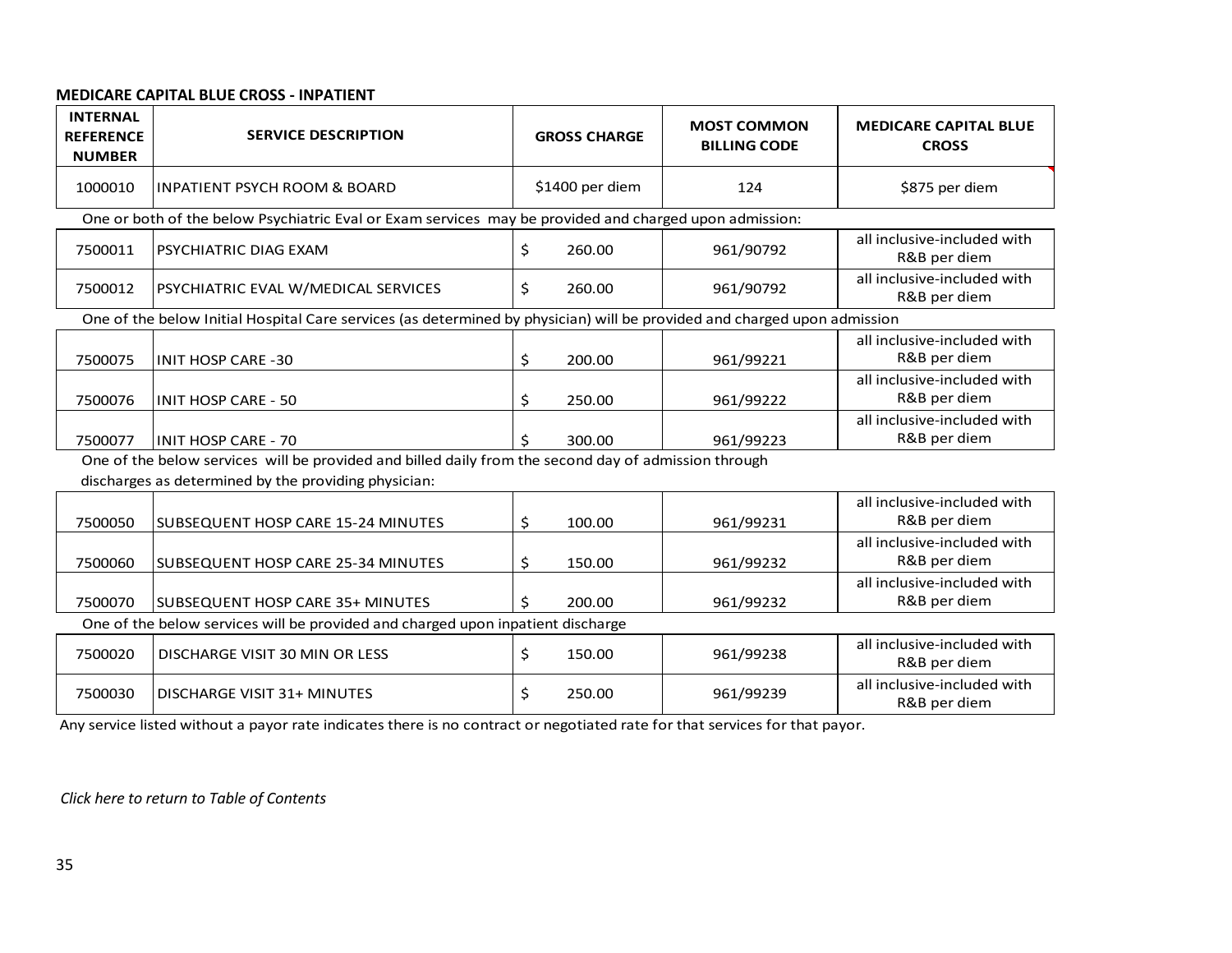**MEDICARE CAPITAL BLUE CROSS - INPATIENT**

| INTERNAL REFERENCE NUMBER | SERVICE DESCRIPTION | GROSS CHARGE | MOST COMMON BILLING CODE | MEDICARE CAPITAL BLUE CROSS |
|---|---|---|---|---|
| 1000010 | INPATIENT PSYCH ROOM & BOARD | $1400 per diem | 124 | $875 per diem |
| One or both of the below Psychiatric Eval or Exam services may be provided and charged upon admission: | | | | |
| 7500011 | PSYCHIATRIC DIAG EXAM | $ 260.00 | 961/90792 | all inclusive-included with R&B per diem |
| 7500012 | PSYCHIATRIC EVAL W/MEDICAL SERVICES | $ 260.00 | 961/90792 | all inclusive-included with R&B per diem |
| One of the below Initial Hospital Care services (as determined by physician) will be provided and charged upon admission | | | | |
| 7500075 | INIT HOSP CARE -30 | $ 200.00 | 961/99221 | all inclusive-included with R&B per diem |
| 7500076 | INIT HOSP CARE - 50 | $ 250.00 | 961/99222 | all inclusive-included with R&B per diem |
| 7500077 | INIT HOSP CARE - 70 | $ 300.00 | 961/99223 | all inclusive-included with R&B per diem |
| One of the below services will be provided and billed daily from the second day of admission through discharges as determined by the providing physician: | | | | |
| 7500050 | SUBSEQUENT HOSP CARE 15-24 MINUTES | $ 100.00 | 961/99231 | all inclusive-included with R&B per diem |
| 7500060 | SUBSEQUENT HOSP CARE 25-34 MINUTES | $ 150.00 | 961/99232 | all inclusive-included with R&B per diem |
| 7500070 | SUBSEQUENT HOSP CARE 35+ MINUTES | $ 200.00 | 961/99232 | all inclusive-included with R&B per diem |
| One of the below services will be provided and charged upon inpatient discharge | | | | |
| 7500020 | DISCHARGE VISIT 30 MIN OR LESS | $ 150.00 | 961/99238 | all inclusive-included with R&B per diem |
| 7500030 | DISCHARGE VISIT 31+ MINUTES | $ 250.00 | 961/99239 | all inclusive-included with R&B per diem |

Any service listed without a payor rate indicates there is no contract or negotiated rate for that services for that payor.

*Click here to return to Table of Contents*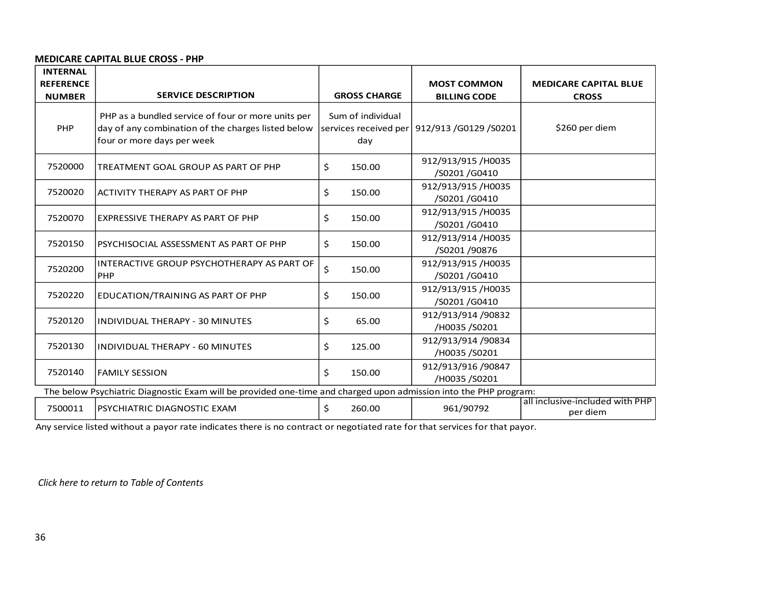**MEDICARE CAPITAL BLUE CROSS - PHP**

| INTERNAL REFERENCE NUMBER | SERVICE DESCRIPTION | GROSS CHARGE | MOST COMMON BILLING CODE | MEDICARE CAPITAL BLUE CROSS |
|---|---|---|---|---|
| PHP | PHP as a bundled service of four or more units per day of any combination of the charges listed below four or more days per week | Sum of individual services received per day | 912/913 /G0129 /S0201 | $260 per diem |
| 7520000 | TREATMENT GOAL GROUP AS PART OF PHP | $ 150.00 | 912/913/915 /H0035 /S0201 /G0410 | |
| 7520020 | ACTIVITY THERAPY AS PART OF PHP | $ 150.00 | 912/913/915 /H0035 /S0201 /G0410 | |
| 7520070 | EXPRESSIVE THERAPY AS PART OF PHP | $ 150.00 | 912/913/915 /H0035 /S0201 /G0410 | |
| 7520150 | PSYCHISOCIAL ASSESSMENT AS PART OF PHP | $ 150.00 | 912/913/914 /H0035 /S0201 /90876 | |
| 7520200 | INTERACTIVE GROUP PSYCHOTHERAPY AS PART OF PHP | $ 150.00 | 912/913/915 /H0035 /S0201 /G0410 | |
| 7520220 | EDUCATION/TRAINING AS PART OF PHP | $ 150.00 | 912/913/915 /H0035 /S0201 /G0410 | |
| 7520120 | INDIVIDUAL THERAPY - 30 MINUTES | $ 65.00 | 912/913/914 /90832 /H0035 /S0201 | |
| 7520130 | INDIVIDUAL THERAPY - 60 MINUTES | $ 125.00 | 912/913/914 /90834 /H0035 /S0201 | |
| 7520140 | FAMILY SESSION | $ 150.00 | 912/913/916 /90847 /H0035 /S0201 | |

The below Psychiatric Diagnostic Exam will be provided one-time and charged upon admission into the PHP program:

| | | | | |
|---|---|---|---|---|
| 7500011 | PSYCHIATRIC DIAGNOSTIC EXAM | $ 260.00 | 961/90792 | all inclusive-included with PHP per diem |

Any service listed without a payor rate indicates there is no contract or negotiated rate for that services for that payor.

*Click here to return to Table of Contents*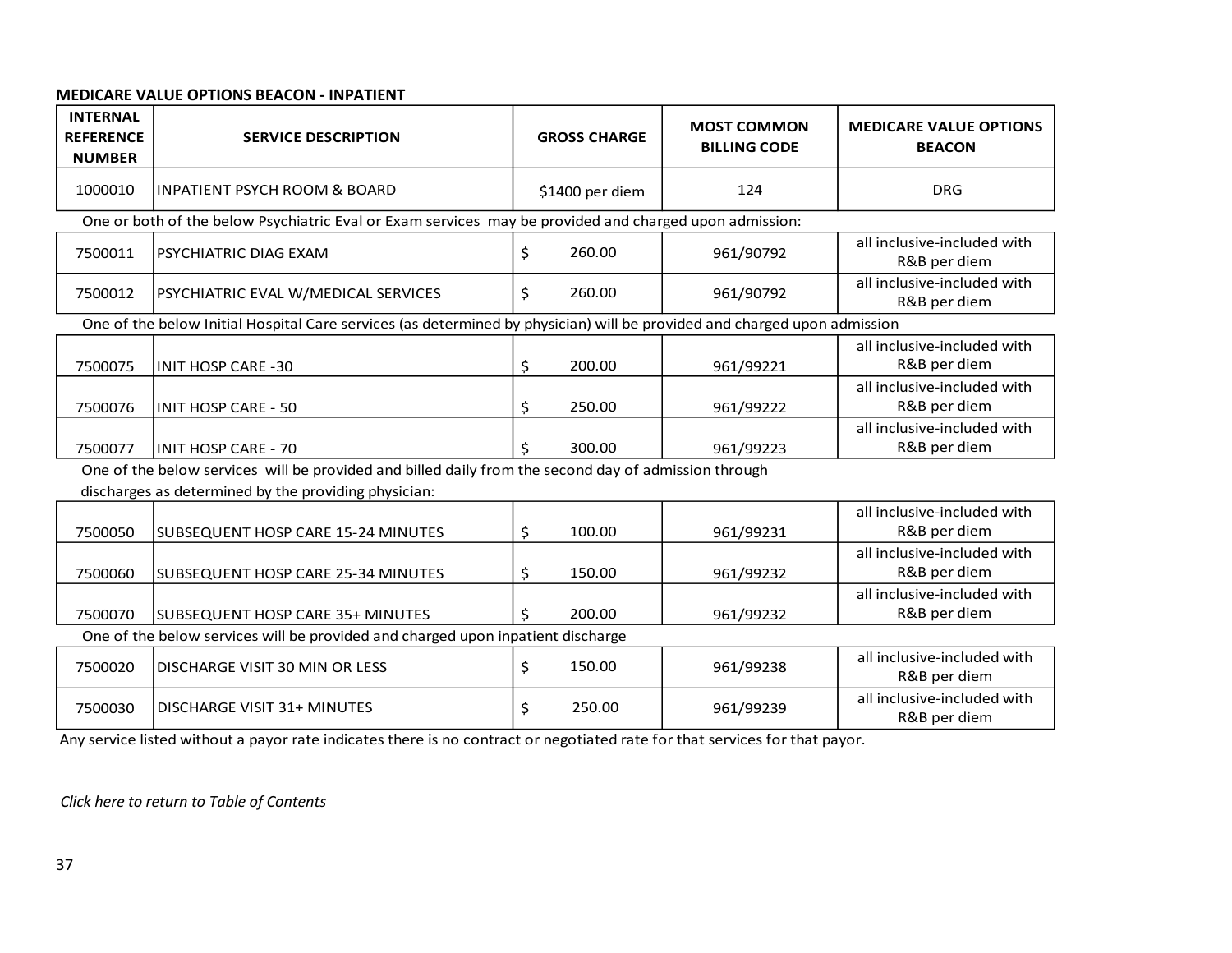**MEDICARE VALUE OPTIONS BEACON - INPATIENT**

| INTERNAL REFERENCE NUMBER | SERVICE DESCRIPTION | GROSS CHARGE | MOST COMMON BILLING CODE | MEDICARE VALUE OPTIONS BEACON |
|---|---|---|---|---|
| 1000010 | INPATIENT PSYCH ROOM & BOARD | $1400 per diem | 124 | DRG |
| One or both of the below Psychiatric Eval or Exam services may be provided and charged upon admission: | | | | |
| 7500011 | PSYCHIATRIC DIAG EXAM | $ 260.00 | 961/90792 | all inclusive-included with R&B per diem |
| 7500012 | PSYCHIATRIC EVAL W/MEDICAL SERVICES | $ 260.00 | 961/90792 | all inclusive-included with R&B per diem |
| One of the below Initial Hospital Care services (as determined by physician) will be provided and charged upon admission | | | | |
| 7500075 | INIT HOSP CARE -30 | $ 200.00 | 961/99221 | all inclusive-included with R&B per diem |
| 7500076 | INIT HOSP CARE - 50 | $ 250.00 | 961/99222 | all inclusive-included with R&B per diem |
| 7500077 | INIT HOSP CARE - 70 | $ 300.00 | 961/99223 | all inclusive-included with R&B per diem |
| One of the below services will be provided and billed daily from the second day of admission through discharges as determined by the providing physician: | | | | |
| 7500050 | SUBSEQUENT HOSP CARE 15-24 MINUTES | $ 100.00 | 961/99231 | all inclusive-included with R&B per diem |
| 7500060 | SUBSEQUENT HOSP CARE 25-34 MINUTES | $ 150.00 | 961/99232 | all inclusive-included with R&B per diem |
| 7500070 | SUBSEQUENT HOSP CARE 35+ MINUTES | $ 200.00 | 961/99232 | all inclusive-included with R&B per diem |
| One of the below services will be provided and charged upon inpatient discharge | | | | |
| 7500020 | DISCHARGE VISIT 30 MIN OR LESS | $ 150.00 | 961/99238 | all inclusive-included with R&B per diem |
| 7500030 | DISCHARGE VISIT 31+ MINUTES | $ 250.00 | 961/99239 | all inclusive-included with R&B per diem |

Any service listed without a payor rate indicates there is no contract or negotiated rate for that services for that payor.

*Click here to return to Table of Contents*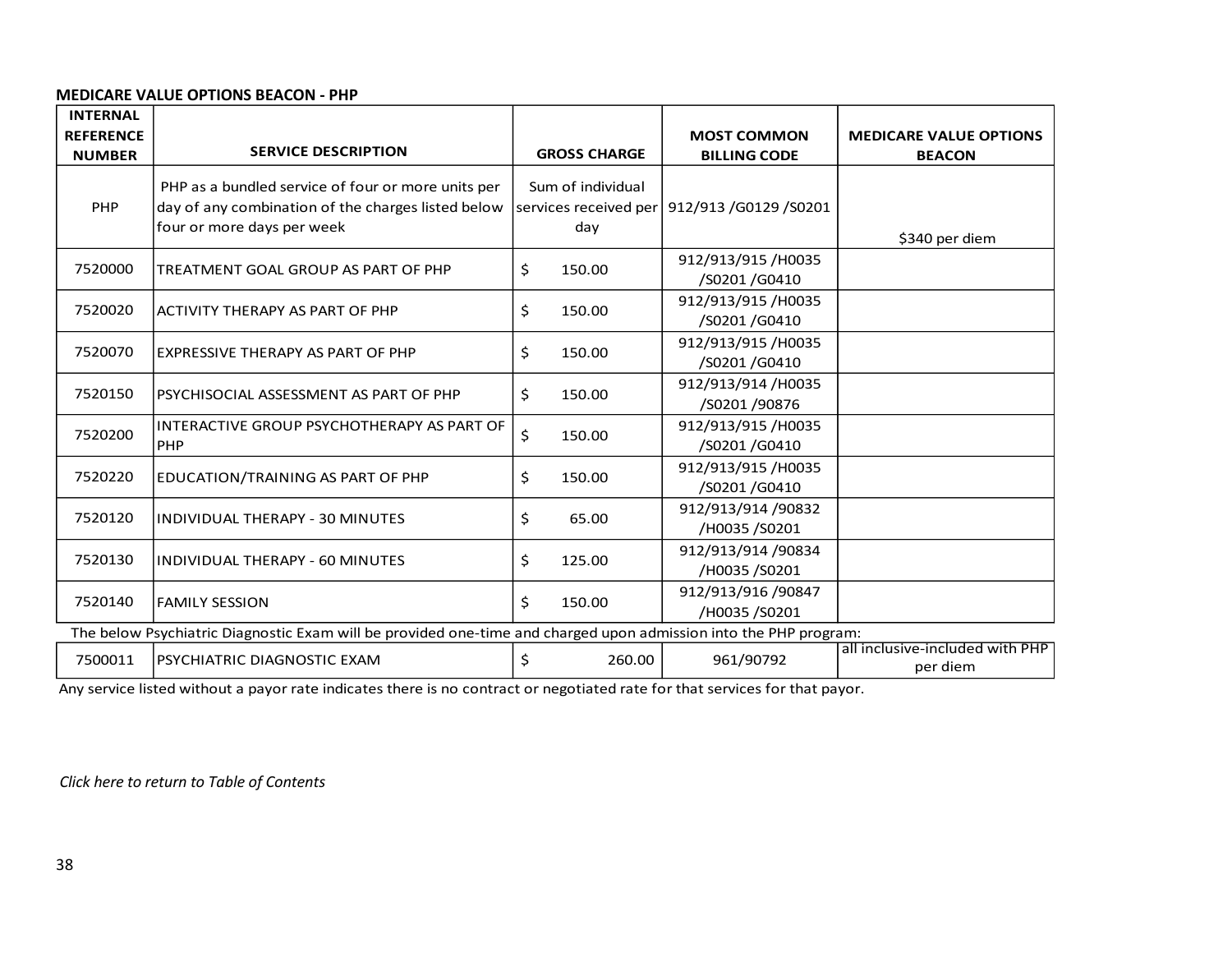**MEDICARE VALUE OPTIONS BEACON - PHP**

| INTERNAL REFERENCE NUMBER | SERVICE DESCRIPTION | GROSS CHARGE | MOST COMMON BILLING CODE | MEDICARE VALUE OPTIONS BEACON |
|---|---|---|---|---|
| PHP | PHP as a bundled service of four or more units per day of any combination of the charges listed below four or more days per week | Sum of individual services received per day | 912/913 /G0129 /S0201 | $340 per diem |
| 7520000 | TREATMENT GOAL GROUP AS PART OF PHP | $ 150.00 | 912/913/915 /H0035 /S0201 /G0410 | |
| 7520020 | ACTIVITY THERAPY AS PART OF PHP | $ 150.00 | 912/913/915 /H0035 /S0201 /G0410 | |
| 7520070 | EXPRESSIVE THERAPY AS PART OF PHP | $ 150.00 | 912/913/915 /H0035 /S0201 /G0410 | |
| 7520150 | PSYCHISOCIAL ASSESSMENT AS PART OF PHP | $ 150.00 | 912/913/914 /H0035 /S0201 /90876 | |
| 7520200 | INTERACTIVE GROUP PSYCHOTHERAPY AS PART OF PHP | $ 150.00 | 912/913/915 /H0035 /S0201 /G0410 | |
| 7520220 | EDUCATION/TRAINING AS PART OF PHP | $ 150.00 | 912/913/915 /H0035 /S0201 /G0410 | |
| 7520120 | INDIVIDUAL THERAPY - 30 MINUTES | $ 65.00 | 912/913/914 /90832 /H0035 /S0201 | |
| 7520130 | INDIVIDUAL THERAPY - 60 MINUTES | $ 125.00 | 912/913/914 /90834 /H0035 /S0201 | |
| 7520140 | FAMILY SESSION | $ 150.00 | 912/913/916 /90847 /H0035 /S0201 | |

The below Psychiatric Diagnostic Exam will be provided one-time and charged upon admission into the PHP program:

| | | | | |
|---|---|---|---|---|
| 7500011 | PSYCHIATRIC DIAGNOSTIC EXAM | $ 260.00 | 961/90792 | all inclusive-included with PHP per diem |

Any service listed without a payor rate indicates there is no contract or negotiated rate for that services for that payor.

*Click here to return to Table of Contents*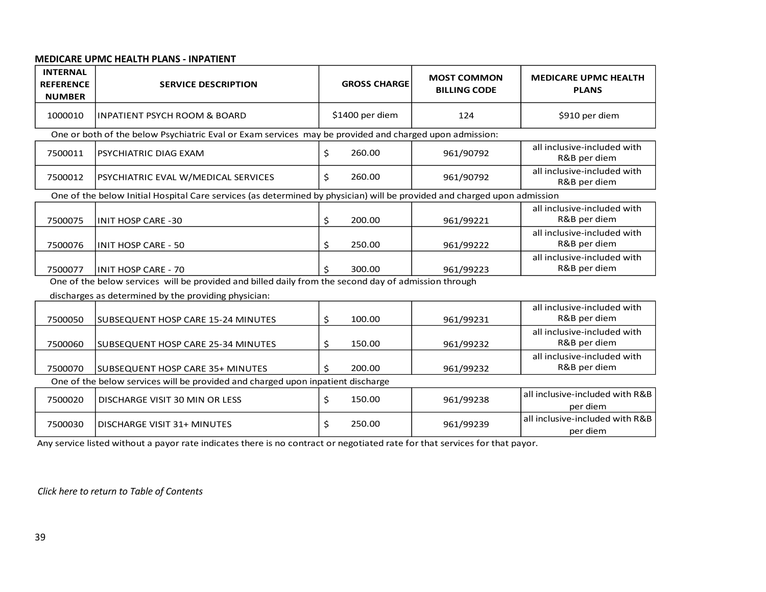**MEDICARE UPMC HEALTH PLANS - INPATIENT**

| INTERNAL REFERENCE NUMBER | SERVICE DESCRIPTION | GROSS CHARGE | MOST COMMON BILLING CODE | MEDICARE UPMC HEALTH PLANS |
|---|---|---|---|---|
| 1000010 | INPATIENT PSYCH ROOM & BOARD | $1400 per diem | 124 | $910 per diem |
| One or both of the below Psychiatric Eval or Exam services may be provided and charged upon admission: | | | | |
| 7500011 | PSYCHIATRIC DIAG EXAM | $ 260.00 | 961/90792 | all inclusive-included with R&B per diem |
| 7500012 | PSYCHIATRIC EVAL W/MEDICAL SERVICES | $ 260.00 | 961/90792 | all inclusive-included with R&B per diem |
| One of the below Initial Hospital Care services (as determined by physician) will be provided and charged upon admission | | | | |
| 7500075 | INIT HOSP CARE -30 | $ 200.00 | 961/99221 | all inclusive-included with R&B per diem |
| 7500076 | INIT HOSP CARE - 50 | $ 250.00 | 961/99222 | all inclusive-included with R&B per diem |
| 7500077 | INIT HOSP CARE - 70 | $ 300.00 | 961/99223 | all inclusive-included with R&B per diem |
| One of the below services will be provided and billed daily from the second day of admission through discharges as determined by the providing physician: | | | | |
| 7500050 | SUBSEQUENT HOSP CARE 15-24 MINUTES | $ 100.00 | 961/99231 | all inclusive-included with R&B per diem |
| 7500060 | SUBSEQUENT HOSP CARE 25-34 MINUTES | $ 150.00 | 961/99232 | all inclusive-included with R&B per diem |
| 7500070 | SUBSEQUENT HOSP CARE 35+ MINUTES | $ 200.00 | 961/99232 | all inclusive-included with R&B per diem |
| One of the below services will be provided and charged upon inpatient discharge | | | | |
| 7500020 | DISCHARGE VISIT 30 MIN OR LESS | $ 150.00 | 961/99238 | all inclusive-included with R&B per diem |
| 7500030 | DISCHARGE VISIT 31+ MINUTES | $ 250.00 | 961/99239 | all inclusive-included with R&B per diem |

Any service listed without a payor rate indicates there is no contract or negotiated rate for that services for that payor.

*Click here to return to Table of Contents*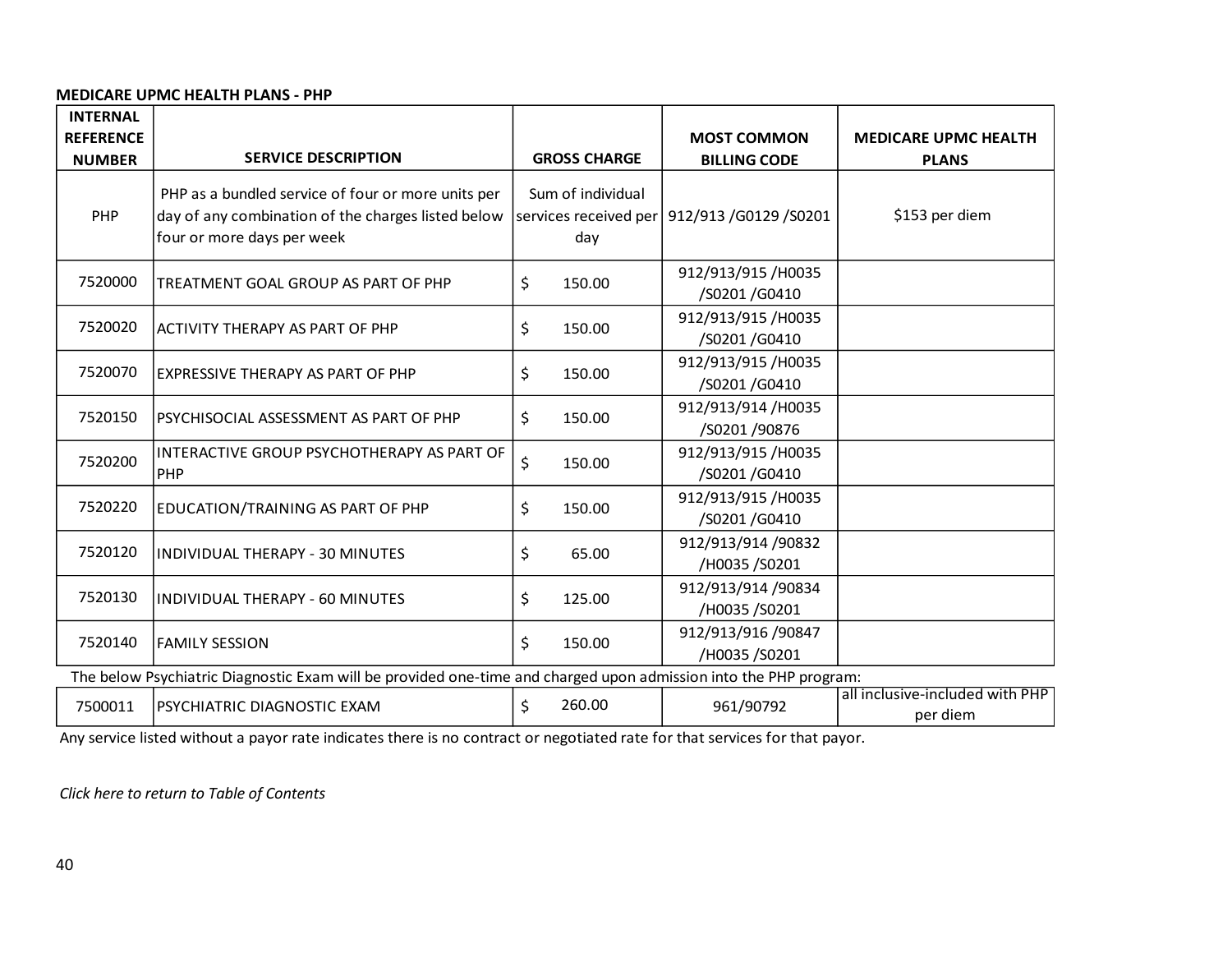**MEDICARE UPMC HEALTH PLANS - PHP**

| INTERNAL REFERENCE NUMBER | SERVICE DESCRIPTION | GROSS CHARGE | MOST COMMON BILLING CODE | MEDICARE UPMC HEALTH PLANS |
|---|---|---|---|---|
| PHP | PHP as a bundled service of four or more units per day of any combination of the charges listed below four or more days per week | Sum of individual services received per day | 912/913 /G0129 /S0201 | $153 per diem |
| 7520000 | TREATMENT GOAL GROUP AS PART OF PHP | $ 150.00 | 912/913/915 /H0035 /S0201 /G0410 | |
| 7520020 | ACTIVITY THERAPY AS PART OF PHP | $ 150.00 | 912/913/915 /H0035 /S0201 /G0410 | |
| 7520070 | EXPRESSIVE THERAPY AS PART OF PHP | $ 150.00 | 912/913/915 /H0035 /S0201 /G0410 | |
| 7520150 | PSYCHISOCIAL ASSESSMENT AS PART OF PHP | $ 150.00 | 912/913/914 /H0035 /S0201 /90876 | |
| 7520200 | INTERACTIVE GROUP PSYCHOTHERAPY AS PART OF PHP | $ 150.00 | 912/913/915 /H0035 /S0201 /G0410 | |
| 7520220 | EDUCATION/TRAINING AS PART OF PHP | $ 150.00 | 912/913/915 /H0035 /S0201 /G0410 | |
| 7520120 | INDIVIDUAL THERAPY - 30 MINUTES | $ 65.00 | 912/913/914 /90832 /H0035 /S0201 | |
| 7520130 | INDIVIDUAL THERAPY - 60 MINUTES | $ 125.00 | 912/913/914 /90834 /H0035 /S0201 | |
| 7520140 | FAMILY SESSION | $ 150.00 | 912/913/916 /90847 /H0035 /S0201 | |

The below Psychiatric Diagnostic Exam will be provided one-time and charged upon admission into the PHP program:

| | | | | |
|---|---|---|---|---|
| 7500011 | PSYCHIATRIC DIAGNOSTIC EXAM | $ 260.00 | 961/90792 | all inclusive-included with PHP per diem |

Any service listed without a payor rate indicates there is no contract or negotiated rate for that services for that payor.

*Click here to return to Table of Contents*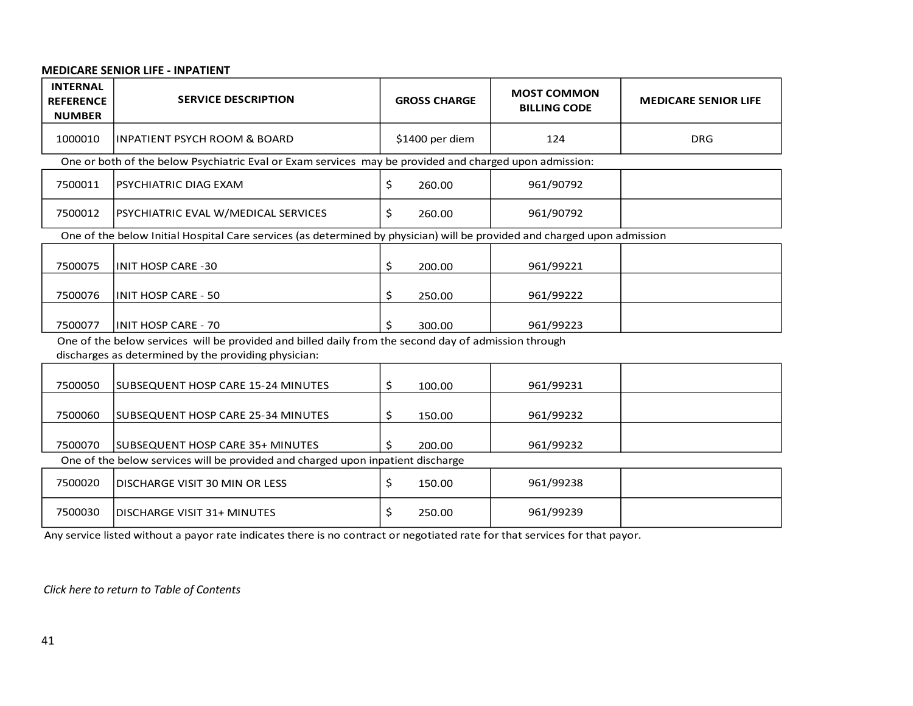**MEDICARE SENIOR LIFE - INPATIENT**

| INTERNAL REFERENCE NUMBER | SERVICE DESCRIPTION | GROSS CHARGE | MOST COMMON BILLING CODE | MEDICARE SENIOR LIFE |
|---|---|---|---|---|
| 1000010 | INPATIENT PSYCH ROOM & BOARD | $1400 per diem | 124 | DRG |
| One or both of the below Psychiatric Eval or Exam services may be provided and charged upon admission: | | | | |
| 7500011 | PSYCHIATRIC DIAG EXAM | $ 260.00 | 961/90792 | |
| 7500012 | PSYCHIATRIC EVAL W/MEDICAL SERVICES | $ 260.00 | 961/90792 | |
| One of the below Initial Hospital Care services (as determined by physician) will be provided and charged upon admission | | | | |
| 7500075 | INIT HOSP CARE -30 | $ 200.00 | 961/99221 | |
| 7500076 | INIT HOSP CARE - 50 | $ 250.00 | 961/99222 | |
| 7500077 | INIT HOSP CARE - 70 | $ 300.00 | 961/99223 | |
| One of the below services will be provided and billed daily from the second day of admission through discharges as determined by the providing physician: | | | | |
| 7500050 | SUBSEQUENT HOSP CARE 15-24 MINUTES | $ 100.00 | 961/99231 | |
| 7500060 | SUBSEQUENT HOSP CARE 25-34 MINUTES | $ 150.00 | 961/99232 | |
| 7500070 | SUBSEQUENT HOSP CARE 35+ MINUTES | $ 200.00 | 961/99232 | |
| One of the below services will be provided and charged upon inpatient discharge | | | | |
| 7500020 | DISCHARGE VISIT 30 MIN OR LESS | $ 150.00 | 961/99238 | |
| 7500030 | DISCHARGE VISIT 31+ MINUTES | $ 250.00 | 961/99239 | |

Any service listed without a payor rate indicates there is no contract or negotiated rate for that services for that payor.

*Click here to return to Table of Contents*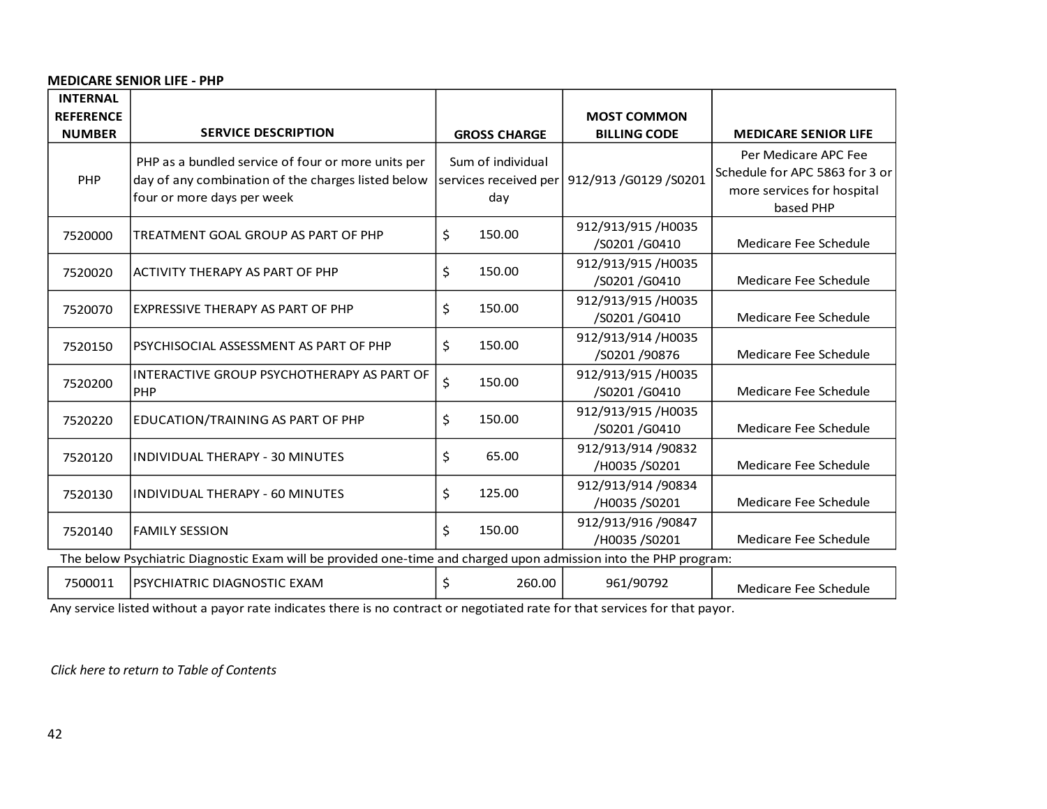**MEDICARE SENIOR LIFE - PHP**

| INTERNAL REFERENCE NUMBER | SERVICE DESCRIPTION | GROSS CHARGE | MOST COMMON BILLING CODE | MEDICARE SENIOR LIFE |
|---|---|---|---|---|
| PHP | PHP as a bundled service of four or more units per day of any combination of the charges listed below four or more days per week | Sum of individual services received per day | 912/913 /G0129 /S0201 | Per Medicare APC Fee Schedule for APC 5863 for 3 or more services for hospital based PHP |
| 7520000 | TREATMENT GOAL GROUP AS PART OF PHP | $ 150.00 | 912/913/915 /H0035 /S0201 /G0410 | Medicare Fee Schedule |
| 7520020 | ACTIVITY THERAPY AS PART OF PHP | $ 150.00 | 912/913/915 /H0035 /S0201 /G0410 | Medicare Fee Schedule |
| 7520070 | EXPRESSIVE THERAPY AS PART OF PHP | $ 150.00 | 912/913/915 /H0035 /S0201 /G0410 | Medicare Fee Schedule |
| 7520150 | PSYCHISOCIAL ASSESSMENT AS PART OF PHP | $ 150.00 | 912/913/914 /H0035 /S0201 /90876 | Medicare Fee Schedule |
| 7520200 | INTERACTIVE GROUP PSYCHOTHERAPY AS PART OF PHP | $ 150.00 | 912/913/915 /H0035 /S0201 /G0410 | Medicare Fee Schedule |
| 7520220 | EDUCATION/TRAINING AS PART OF PHP | $ 150.00 | 912/913/915 /H0035 /S0201 /G0410 | Medicare Fee Schedule |
| 7520120 | INDIVIDUAL THERAPY - 30 MINUTES | $ 65.00 | 912/913/914 /90832 /H0035 /S0201 | Medicare Fee Schedule |
| 7520130 | INDIVIDUAL THERAPY - 60 MINUTES | $ 125.00 | 912/913/914 /90834 /H0035 /S0201 | Medicare Fee Schedule |
| 7520140 | FAMILY SESSION | $ 150.00 | 912/913/916 /90847 /H0035 /S0201 | Medicare Fee Schedule |

The below Psychiatric Diagnostic Exam will be provided one-time and charged upon admission into the PHP program:

| | | | | |
|---|---|---|---|---|
| 7500011 | PSYCHIATRIC DIAGNOSTIC EXAM | $ 260.00 | 961/90792 | Medicare Fee Schedule |

Any service listed without a payor rate indicates there is no contract or negotiated rate for that services for that payor.

*Click here to return to Table of Contents*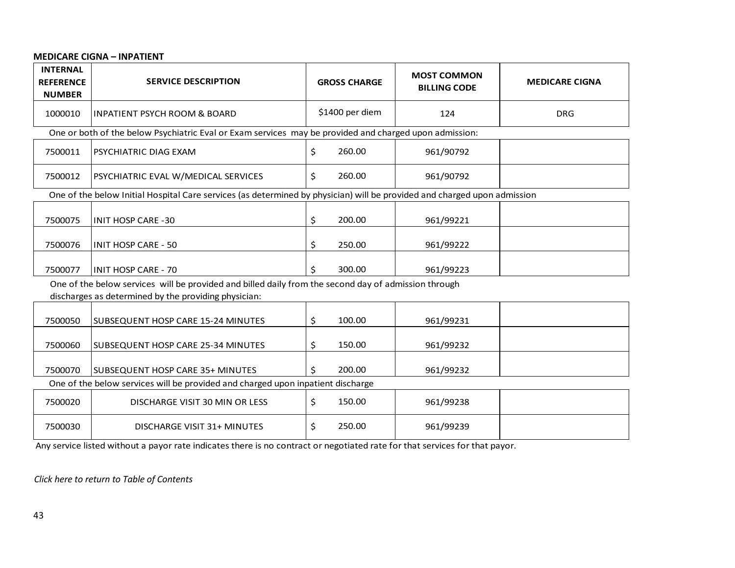**MEDICARE CIGNA – INPATIENT**

| INTERNAL REFERENCE NUMBER | SERVICE DESCRIPTION | GROSS CHARGE | MOST COMMON BILLING CODE | MEDICARE CIGNA |
|---|---|---|---|---|
| 1000010 | INPATIENT PSYCH ROOM & BOARD | $1400 per diem | 124 | DRG |
| One or both of the below Psychiatric Eval or Exam services may be provided and charged upon admission: | | | | |
| 7500011 | PSYCHIATRIC DIAG EXAM | $ 260.00 | 961/90792 | |
| 7500012 | PSYCHIATRIC EVAL W/MEDICAL SERVICES | $ 260.00 | 961/90792 | |
| One of the below Initial Hospital Care services (as determined by physician) will be provided and charged upon admission | | | | |
| 7500075 | INIT HOSP CARE -30 | $ 200.00 | 961/99221 | |
| 7500076 | INIT HOSP CARE - 50 | $ 250.00 | 961/99222 | |
| 7500077 | INIT HOSP CARE - 70 | $ 300.00 | 961/99223 | |
| One of the below services will be provided and billed daily from the second day of admission through discharges as determined by the providing physician: | | | | |
| 7500050 | SUBSEQUENT HOSP CARE 15-24 MINUTES | $ 100.00 | 961/99231 | |
| 7500060 | SUBSEQUENT HOSP CARE 25-34 MINUTES | $ 150.00 | 961/99232 | |
| 7500070 | SUBSEQUENT HOSP CARE 35+ MINUTES | $ 200.00 | 961/99232 | |
| One of the below services will be provided and charged upon inpatient discharge | | | | |
| 7500020 | DISCHARGE VISIT 30 MIN OR LESS | $ 150.00 | 961/99238 | |
| 7500030 | DISCHARGE VISIT 31+ MINUTES | $ 250.00 | 961/99239 | |

Any service listed without a payor rate indicates there is no contract or negotiated rate for that services for that payor.

*Click here to return to Table of Contents*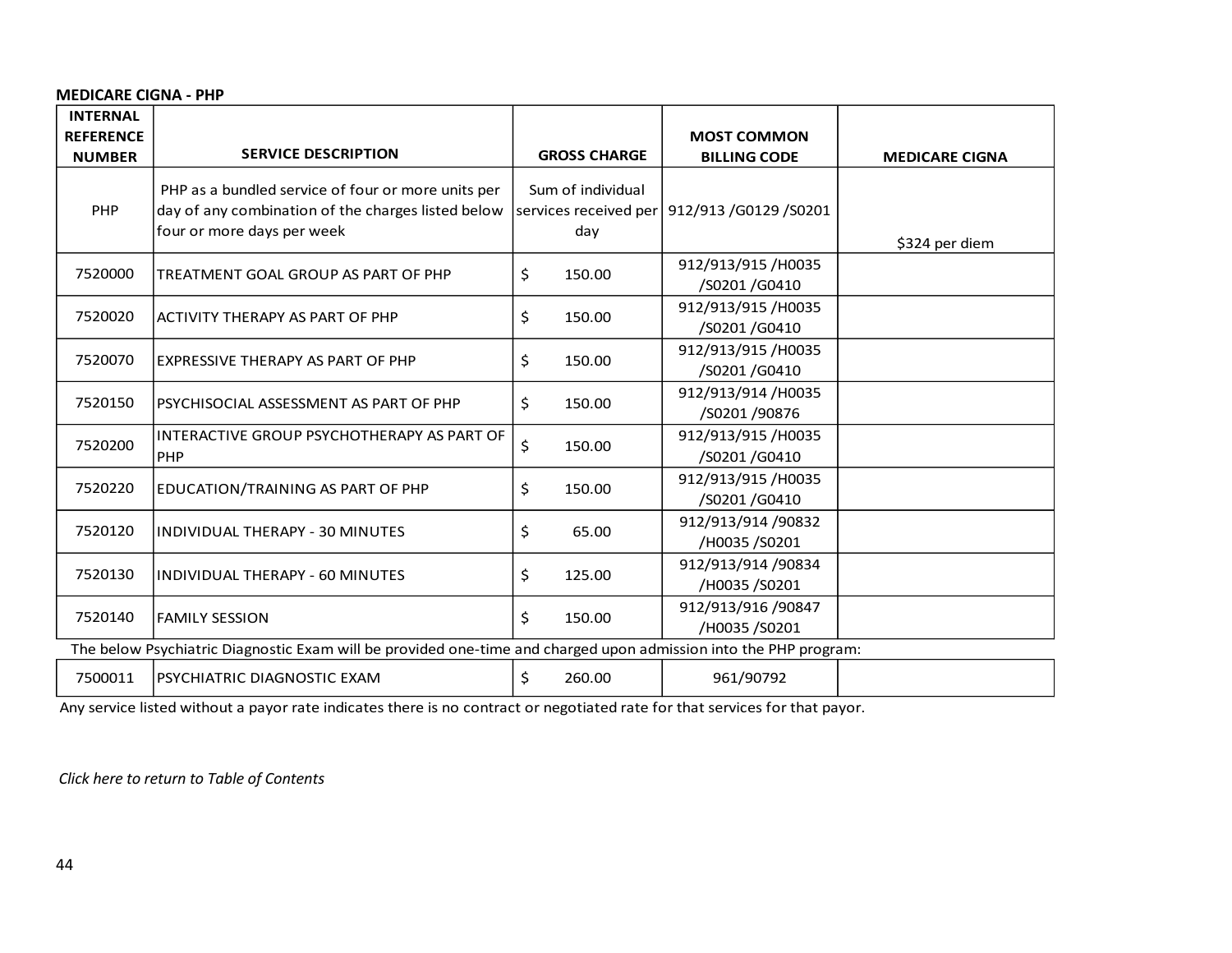**MEDICARE CIGNA - PHP**

| INTERNAL REFERENCE NUMBER | SERVICE DESCRIPTION | GROSS CHARGE | MOST COMMON BILLING CODE | MEDICARE CIGNA |
|---|---|---|---|---|
| PHP | PHP as a bundled service of four or more units per day of any combination of the charges listed below four or more days per week | Sum of individual services received per day | 912/913 /G0129 /S0201 | $324 per diem |
| 7520000 | TREATMENT GOAL GROUP AS PART OF PHP | $ 150.00 | 912/913/915 /H0035 /S0201 /G0410 | |
| 7520020 | ACTIVITY THERAPY AS PART OF PHP | $ 150.00 | 912/913/915 /H0035 /S0201 /G0410 | |
| 7520070 | EXPRESSIVE THERAPY AS PART OF PHP | $ 150.00 | 912/913/915 /H0035 /S0201 /G0410 | |
| 7520150 | PSYCHISOCIAL ASSESSMENT AS PART OF PHP | $ 150.00 | 912/913/914 /H0035 /S0201 /90876 | |
| 7520200 | INTERACTIVE GROUP PSYCHOTHERAPY AS PART OF PHP | $ 150.00 | 912/913/915 /H0035 /S0201 /G0410 | |
| 7520220 | EDUCATION/TRAINING AS PART OF PHP | $ 150.00 | 912/913/915 /H0035 /S0201 /G0410 | |
| 7520120 | INDIVIDUAL THERAPY - 30 MINUTES | $ 65.00 | 912/913/914 /90832 /H0035 /S0201 | |
| 7520130 | INDIVIDUAL THERAPY - 60 MINUTES | $ 125.00 | 912/913/914 /90834 /H0035 /S0201 | |
| 7520140 | FAMILY SESSION | $ 150.00 | 912/913/916 /90847 /H0035 /S0201 | |

The below Psychiatric Diagnostic Exam will be provided one-time and charged upon admission into the PHP program:

| | | | | |
|---|---|---|---|---|
| 7500011 | PSYCHIATRIC DIAGNOSTIC EXAM | $ 260.00 | 961/90792 | |

Any service listed without a payor rate indicates there is no contract or negotiated rate for that services for that payor.

*Click here to return to Table of Contents*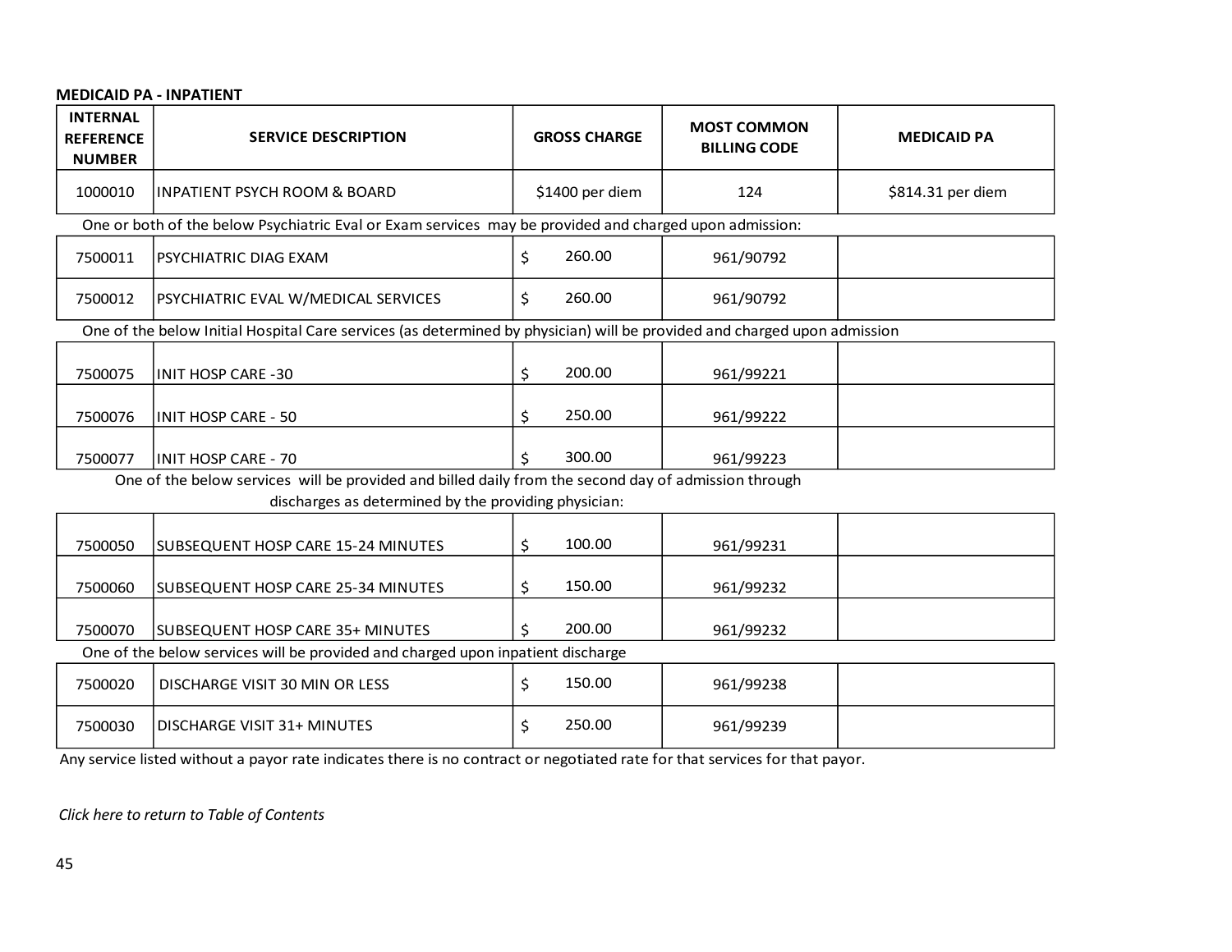**MEDICAID PA - INPATIENT**

| INTERNAL REFERENCE NUMBER | SERVICE DESCRIPTION | GROSS CHARGE | MOST COMMON BILLING CODE | MEDICAID PA |
|---|---|---|---|---|
| 1000010 | INPATIENT PSYCH ROOM & BOARD | $1400 per diem | 124 | $814.31 per diem |
| One or both of the below Psychiatric Eval or Exam services may be provided and charged upon admission: | | | | |
| 7500011 | PSYCHIATRIC DIAG EXAM | $ 260.00 | 961/90792 | |
| 7500012 | PSYCHIATRIC EVAL W/MEDICAL SERVICES | $ 260.00 | 961/90792 | |
| One of the below Initial Hospital Care services (as determined by physician) will be provided and charged upon admission | | | | |
| 7500075 | INIT HOSP CARE -30 | $ 200.00 | 961/99221 | |
| 7500076 | INIT HOSP CARE - 50 | $ 250.00 | 961/99222 | |
| 7500077 | INIT HOSP CARE - 70 | $ 300.00 | 961/99223 | |
| One of the below services will be provided and billed daily from the second day of admission through discharges as determined by the providing physician: | | | | |
| 7500050 | SUBSEQUENT HOSP CARE 15-24 MINUTES | $ 100.00 | 961/99231 | |
| 7500060 | SUBSEQUENT HOSP CARE 25-34 MINUTES | $ 150.00 | 961/99232 | |
| 7500070 | SUBSEQUENT HOSP CARE 35+ MINUTES | $ 200.00 | 961/99232 | |
| One of the below services will be provided and charged upon inpatient discharge | | | | |
| 7500020 | DISCHARGE VISIT 30 MIN OR LESS | $ 150.00 | 961/99238 | |
| 7500030 | DISCHARGE VISIT 31+ MINUTES | $ 250.00 | 961/99239 | |

Any service listed without a payor rate indicates there is no contract or negotiated rate for that services for that payor.

*Click here to return to Table of Contents*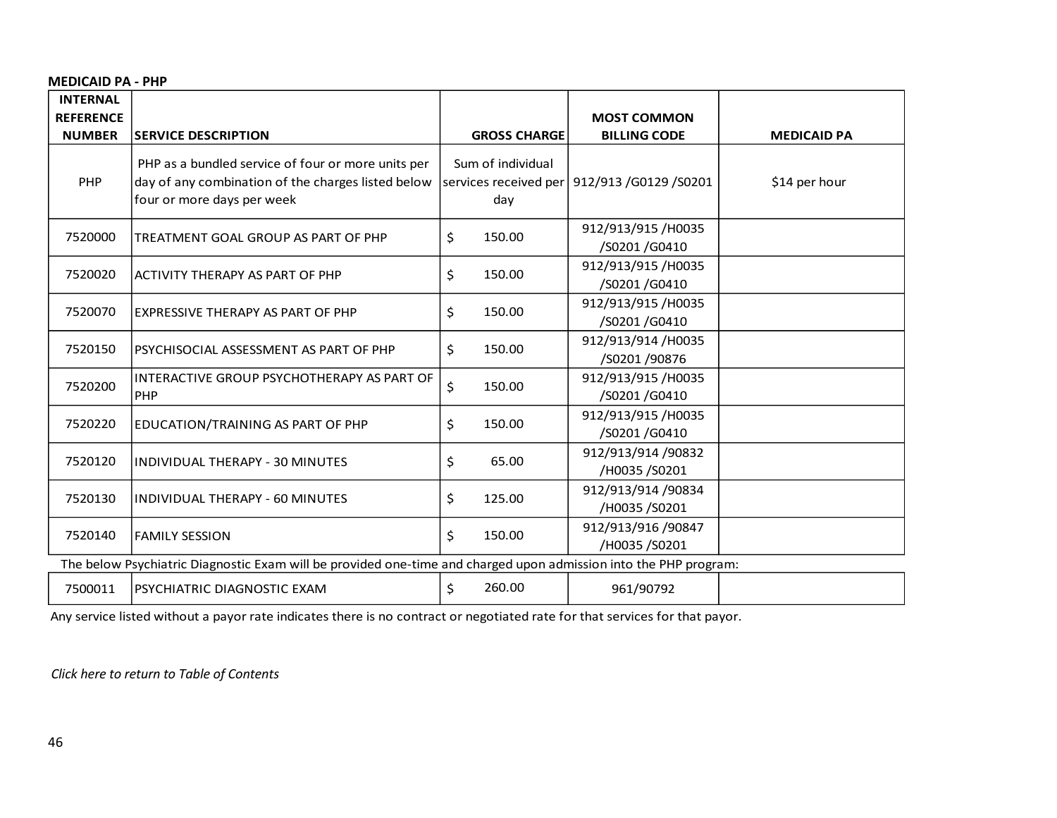**MEDICAID PA - PHP**

| INTERNAL REFERENCE NUMBER | SERVICE DESCRIPTION | GROSS CHARGE | MOST COMMON BILLING CODE | MEDICAID PA |
|---|---|---|---|---|
| PHP | PHP as a bundled service of four or more units per day of any combination of the charges listed below four or more days per week | Sum of individual services received per day | 912/913 /G0129 /S0201 | $14 per hour |
| 7520000 | TREATMENT GOAL GROUP AS PART OF PHP | $ 150.00 | 912/913/915 /H0035 /S0201 /G0410 | |
| 7520020 | ACTIVITY THERAPY AS PART OF PHP | $ 150.00 | 912/913/915 /H0035 /S0201 /G0410 | |
| 7520070 | EXPRESSIVE THERAPY AS PART OF PHP | $ 150.00 | 912/913/915 /H0035 /S0201 /G0410 | |
| 7520150 | PSYCHISOCIAL ASSESSMENT AS PART OF PHP | $ 150.00 | 912/913/914 /H0035 /S0201 /90876 | |
| 7520200 | INTERACTIVE GROUP PSYCHOTHERAPY AS PART OF PHP | $ 150.00 | 912/913/915 /H0035 /S0201 /G0410 | |
| 7520220 | EDUCATION/TRAINING AS PART OF PHP | $ 150.00 | 912/913/915 /H0035 /S0201 /G0410 | |
| 7520120 | INDIVIDUAL THERAPY - 30 MINUTES | $ 65.00 | 912/913/914 /90832 /H0035 /S0201 | |
| 7520130 | INDIVIDUAL THERAPY - 60 MINUTES | $ 125.00 | 912/913/914 /90834 /H0035 /S0201 | |
| 7520140 | FAMILY SESSION | $ 150.00 | 912/913/916 /90847 /H0035 /S0201 | |

The below Psychiatric Diagnostic Exam will be provided one-time and charged upon admission into the PHP program:

| | | | | |
|---|---|---|---|---|
| 7500011 | PSYCHIATRIC DIAGNOSTIC EXAM | $ 260.00 | 961/90792 | |

Any service listed without a payor rate indicates there is no contract or negotiated rate for that services for that payor.

*Click here to return to Table of Contents*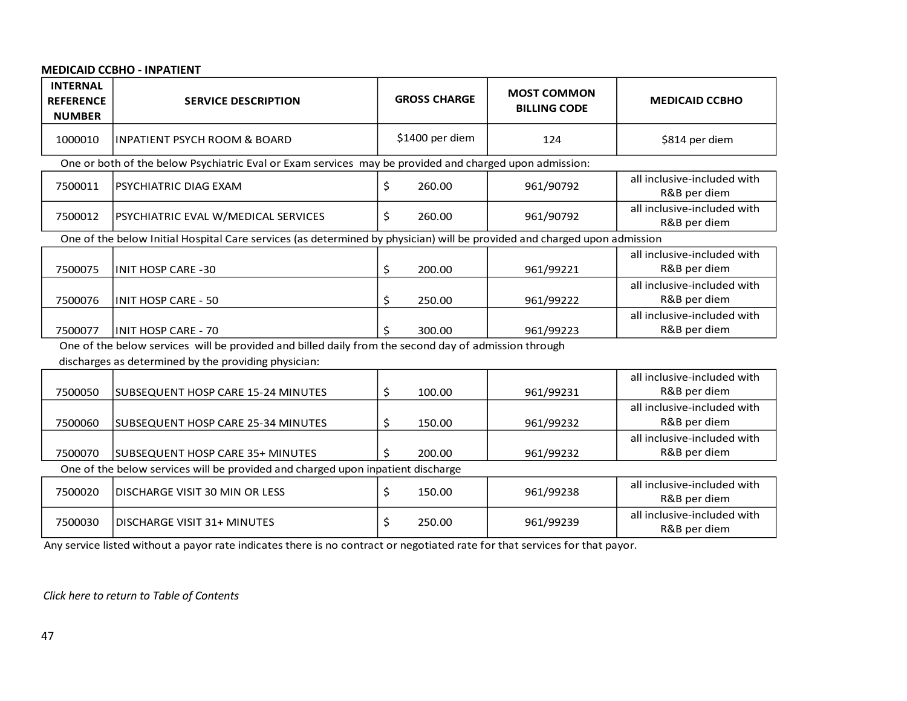**MEDICAID CCBHO - INPATIENT**

| INTERNAL REFERENCE NUMBER | SERVICE DESCRIPTION | GROSS CHARGE | MOST COMMON BILLING CODE | MEDICAID CCBHO |
|---|---|---|---|---|
| 1000010 | INPATIENT PSYCH ROOM & BOARD | $1400 per diem | 124 | $814 per diem |
| One or both of the below Psychiatric Eval or Exam services may be provided and charged upon admission: | | | | |
| 7500011 | PSYCHIATRIC DIAG EXAM | $ 260.00 | 961/90792 | all inclusive-included with R&B per diem |
| 7500012 | PSYCHIATRIC EVAL W/MEDICAL SERVICES | $ 260.00 | 961/90792 | all inclusive-included with R&B per diem |
| One of the below Initial Hospital Care services (as determined by physician) will be provided and charged upon admission | | | | |
| 7500075 | INIT HOSP CARE -30 | $ 200.00 | 961/99221 | all inclusive-included with R&B per diem |
| 7500076 | INIT HOSP CARE - 50 | $ 250.00 | 961/99222 | all inclusive-included with R&B per diem |
| 7500077 | INIT HOSP CARE - 70 | $ 300.00 | 961/99223 | all inclusive-included with R&B per diem |
| One of the below services will be provided and billed daily from the second day of admission through discharges as determined by the providing physician: | | | | |
| 7500050 | SUBSEQUENT HOSP CARE 15-24 MINUTES | $ 100.00 | 961/99231 | all inclusive-included with R&B per diem |
| 7500060 | SUBSEQUENT HOSP CARE 25-34 MINUTES | $ 150.00 | 961/99232 | all inclusive-included with R&B per diem |
| 7500070 | SUBSEQUENT HOSP CARE 35+ MINUTES | $ 200.00 | 961/99232 | all inclusive-included with R&B per diem |
| One of the below services will be provided and charged upon inpatient discharge | | | | |
| 7500020 | DISCHARGE VISIT 30 MIN OR LESS | $ 150.00 | 961/99238 | all inclusive-included with R&B per diem |
| 7500030 | DISCHARGE VISIT 31+ MINUTES | $ 250.00 | 961/99239 | all inclusive-included with R&B per diem |

Any service listed without a payor rate indicates there is no contract or negotiated rate for that services for that payor.

*Click here to return to Table of Contents*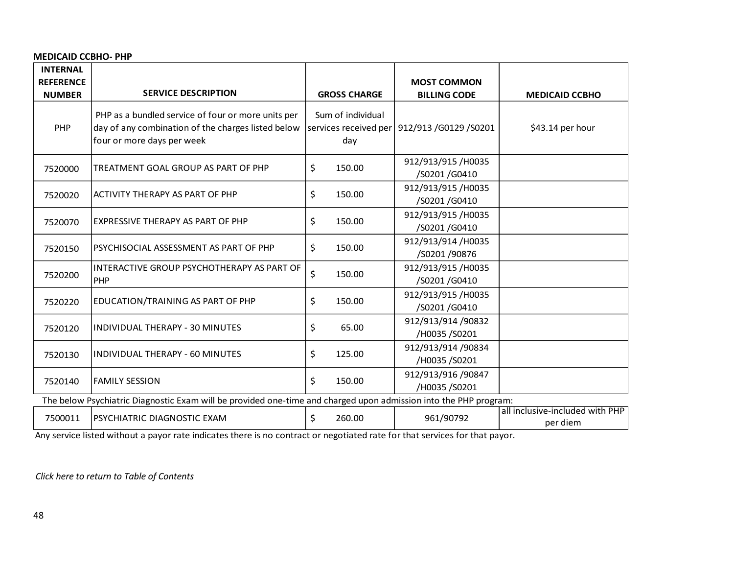**MEDICAID CCBHO- PHP**

| INTERNAL REFERENCE NUMBER | SERVICE DESCRIPTION | GROSS CHARGE | MOST COMMON BILLING CODE | MEDICAID CCBHO |
|---|---|---|---|---|
| PHP | PHP as a bundled service of four or more units per day of any combination of the charges listed below four or more days per week | Sum of individual services received per day | 912/913 /G0129 /S0201 | $43.14 per hour |
| 7520000 | TREATMENT GOAL GROUP AS PART OF PHP | $ 150.00 | 912/913/915 /H0035 /S0201 /G0410 | |
| 7520020 | ACTIVITY THERAPY AS PART OF PHP | $ 150.00 | 912/913/915 /H0035 /S0201 /G0410 | |
| 7520070 | EXPRESSIVE THERAPY AS PART OF PHP | $ 150.00 | 912/913/915 /H0035 /S0201 /G0410 | |
| 7520150 | PSYCHISOCIAL ASSESSMENT AS PART OF PHP | $ 150.00 | 912/913/914 /H0035 /S0201 /90876 | |
| 7520200 | INTERACTIVE GROUP PSYCHOTHERAPY AS PART OF PHP | $ 150.00 | 912/913/915 /H0035 /S0201 /G0410 | |
| 7520220 | EDUCATION/TRAINING AS PART OF PHP | $ 150.00 | 912/913/915 /H0035 /S0201 /G0410 | |
| 7520120 | INDIVIDUAL THERAPY - 30 MINUTES | $ 65.00 | 912/913/914 /90832 /H0035 /S0201 | |
| 7520130 | INDIVIDUAL THERAPY - 60 MINUTES | $ 125.00 | 912/913/914 /90834 /H0035 /S0201 | |
| 7520140 | FAMILY SESSION | $ 150.00 | 912/913/916 /90847 /H0035 /S0201 | |

The below Psychiatric Diagnostic Exam will be provided one-time and charged upon admission into the PHP program:

| | | | | |
|---|---|---|---|---|
| 7500011 | PSYCHIATRIC DIAGNOSTIC EXAM | $ 260.00 | 961/90792 | all inclusive-included with PHP per diem |

Any service listed without a payor rate indicates there is no contract or negotiated rate for that services for that payor.

*Click here to return to Table of Contents*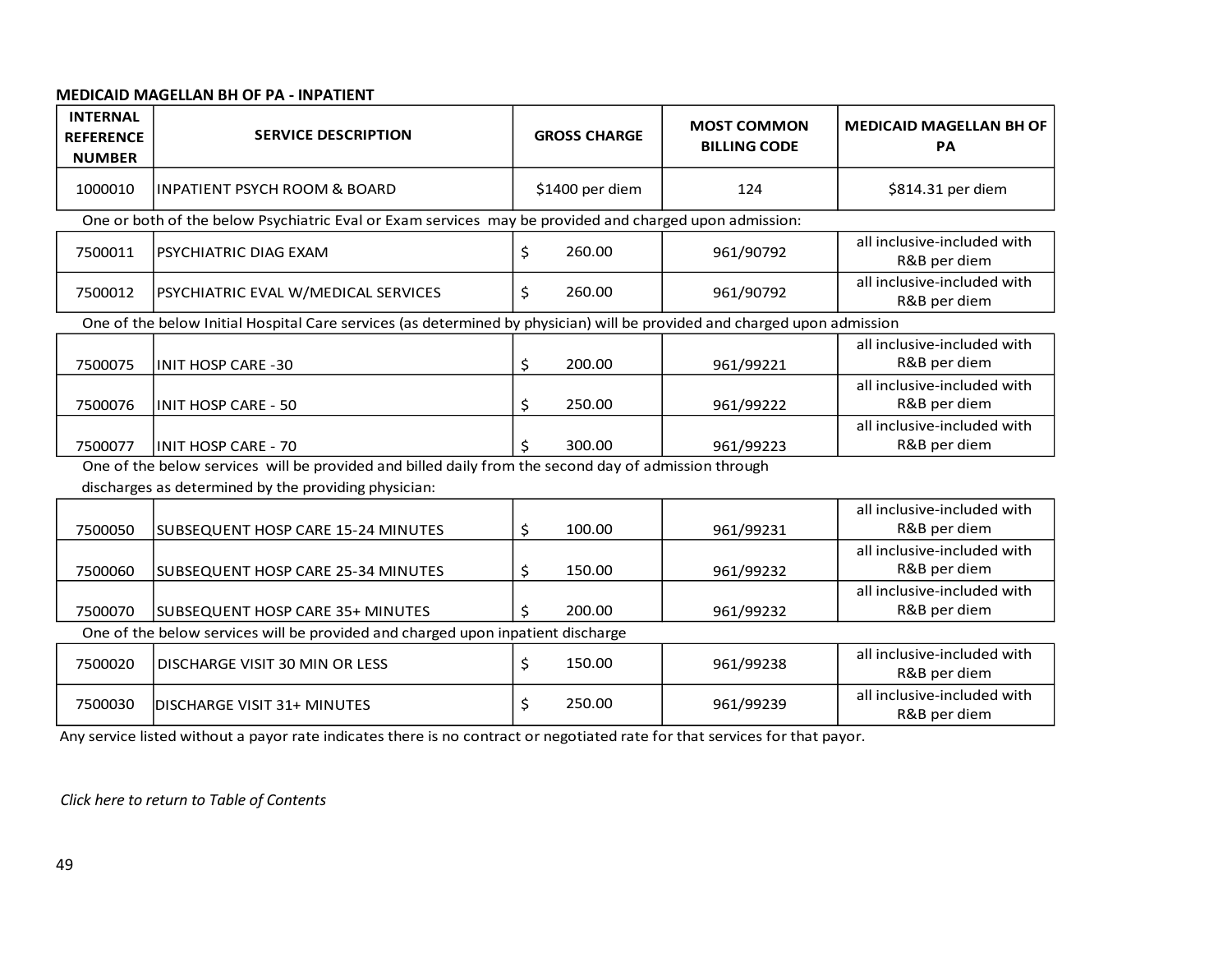**MEDICAID MAGELLAN BH OF PA - INPATIENT**

| INTERNAL REFERENCE NUMBER | SERVICE DESCRIPTION | GROSS CHARGE | MOST COMMON BILLING CODE | MEDICAID MAGELLAN BH OF PA |
|---|---|---|---|---|
| 1000010 | INPATIENT PSYCH ROOM & BOARD | $1400 per diem | 124 | $814.31 per diem |
| One or both of the below Psychiatric Eval or Exam services may be provided and charged upon admission: | | | | |
| 7500011 | PSYCHIATRIC DIAG EXAM | $ 260.00 | 961/90792 | all inclusive-included with R&B per diem |
| 7500012 | PSYCHIATRIC EVAL W/MEDICAL SERVICES | $ 260.00 | 961/90792 | all inclusive-included with R&B per diem |
| One of the below Initial Hospital Care services (as determined by physician) will be provided and charged upon admission | | | | |
| 7500075 | INIT HOSP CARE -30 | $ 200.00 | 961/99221 | all inclusive-included with R&B per diem |
| 7500076 | INIT HOSP CARE - 50 | $ 250.00 | 961/99222 | all inclusive-included with R&B per diem |
| 7500077 | INIT HOSP CARE - 70 | $ 300.00 | 961/99223 | all inclusive-included with R&B per diem |
| One of the below services will be provided and billed daily from the second day of admission through discharges as determined by the providing physician: | | | | |
| 7500050 | SUBSEQUENT HOSP CARE 15-24 MINUTES | $ 100.00 | 961/99231 | all inclusive-included with R&B per diem |
| 7500060 | SUBSEQUENT HOSP CARE 25-34 MINUTES | $ 150.00 | 961/99232 | all inclusive-included with R&B per diem |
| 7500070 | SUBSEQUENT HOSP CARE 35+ MINUTES | $ 200.00 | 961/99232 | all inclusive-included with R&B per diem |
| One of the below services will be provided and charged upon inpatient discharge | | | | |
| 7500020 | DISCHARGE VISIT 30 MIN OR LESS | $ 150.00 | 961/99238 | all inclusive-included with R&B per diem |
| 7500030 | DISCHARGE VISIT 31+ MINUTES | $ 250.00 | 961/99239 | all inclusive-included with R&B per diem |

Any service listed without a payor rate indicates there is no contract or negotiated rate for that services for that payor.

*Click here to return to Table of Contents*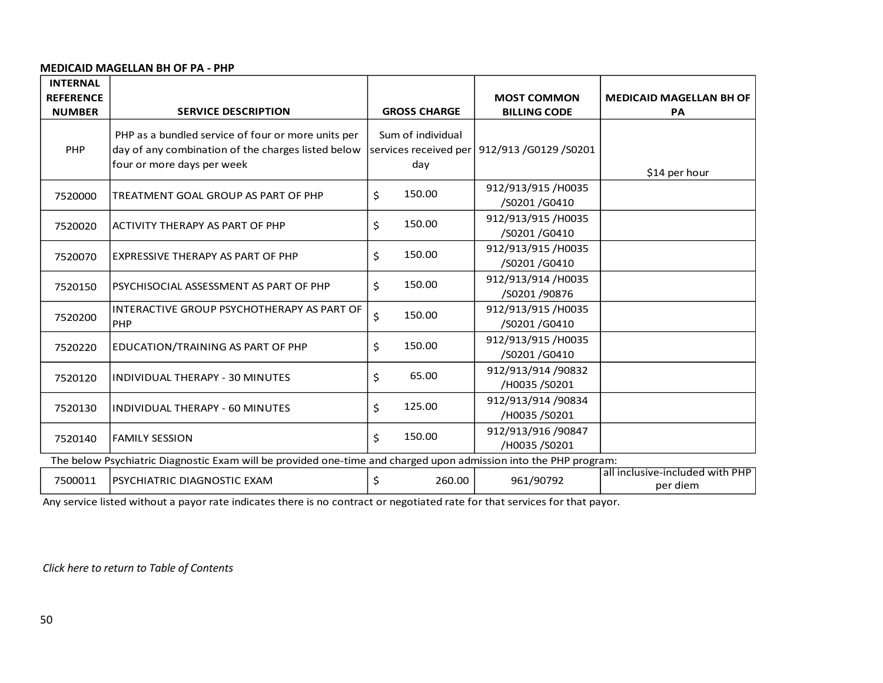**MEDICAID MAGELLAN BH OF PA - PHP**

| INTERNAL REFERENCE NUMBER | SERVICE DESCRIPTION | GROSS CHARGE | MOST COMMON BILLING CODE | MEDICAID MAGELLAN BH OF PA |
|---|---|---|---|---|
| PHP | PHP as a bundled service of four or more units per day of any combination of the charges listed below four or more days per week | Sum of individual services received per day | 912/913 /G0129 /S0201 | $14 per hour |
| 7520000 | TREATMENT GOAL GROUP AS PART OF PHP | $ 150.00 | 912/913/915 /H0035 /S0201 /G0410 | |
| 7520020 | ACTIVITY THERAPY AS PART OF PHP | $ 150.00 | 912/913/915 /H0035 /S0201 /G0410 | |
| 7520070 | EXPRESSIVE THERAPY AS PART OF PHP | $ 150.00 | 912/913/915 /H0035 /S0201 /G0410 | |
| 7520150 | PSYCHISOCIAL ASSESSMENT AS PART OF PHP | $ 150.00 | 912/913/914 /H0035 /S0201 /90876 | |
| 7520200 | INTERACTIVE GROUP PSYCHOTHERAPY AS PART OF PHP | $ 150.00 | 912/913/915 /H0035 /S0201 /G0410 | |
| 7520220 | EDUCATION/TRAINING AS PART OF PHP | $ 150.00 | 912/913/915 /H0035 /S0201 /G0410 | |
| 7520120 | INDIVIDUAL THERAPY - 30 MINUTES | $ 65.00 | 912/913/914 /90832 /H0035 /S0201 | |
| 7520130 | INDIVIDUAL THERAPY - 60 MINUTES | $ 125.00 | 912/913/914 /90834 /H0035 /S0201 | |
| 7520140 | FAMILY SESSION | $ 150.00 | 912/913/916 /90847 /H0035 /S0201 | |
| The below Psychiatric Diagnostic Exam will be provided one-time and charged upon admission into the PHP program: | | | | |
| 7500011 | PSYCHIATRIC DIAGNOSTIC EXAM | $ 260.00 | 961/90792 | all inclusive-included with PHP per diem |

Any service listed without a payor rate indicates there is no contract or negotiated rate for that services for that payor.

*Click here to return to Table of Contents*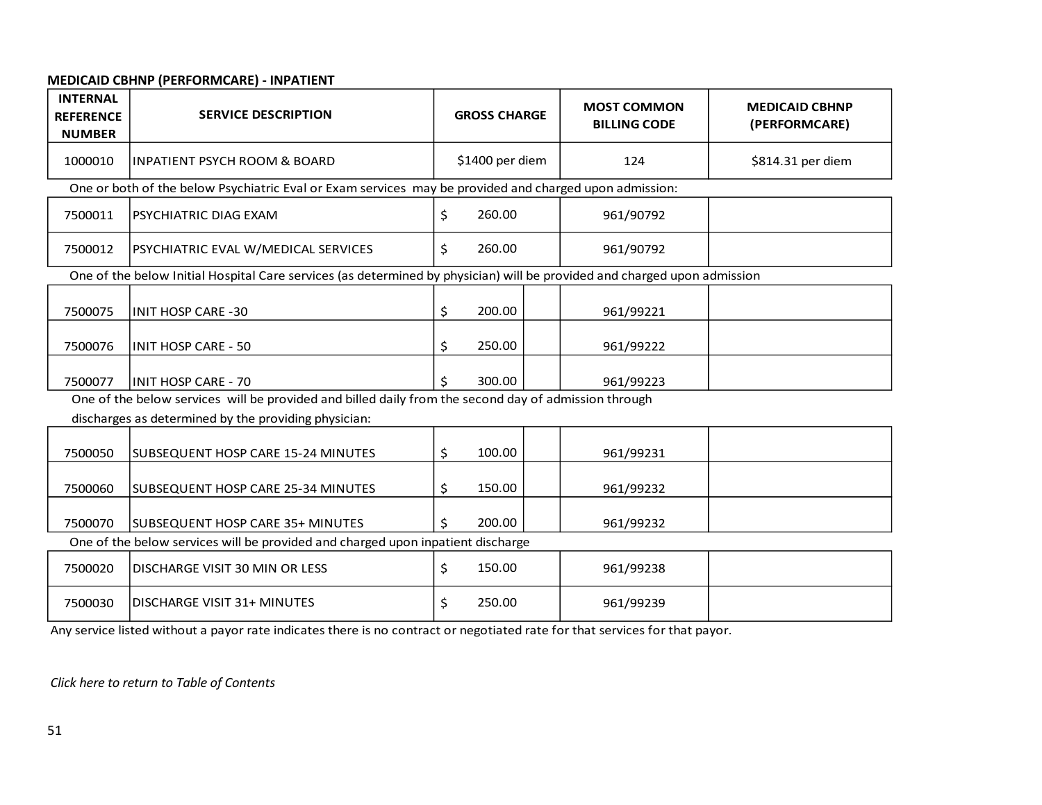**MEDICAID CBHNP (PERFORMCARE) - INPATIENT**

| INTERNAL REFERENCE NUMBER | SERVICE DESCRIPTION | GROSS CHARGE | MOST COMMON BILLING CODE | MEDICAID CBHNP (PERFORMCARE) |
|---|---|---|---|---|
| 1000010 | INPATIENT PSYCH ROOM & BOARD | $1400 per diem | 124 | $814.31 per diem |
| One or both of the below Psychiatric Eval or Exam services may be provided and charged upon admission: | | | | |
| 7500011 | PSYCHIATRIC DIAG EXAM | $ 260.00 | 961/90792 | |
| 7500012 | PSYCHIATRIC EVAL W/MEDICAL SERVICES | $ 260.00 | 961/90792 | |
| One of the below Initial Hospital Care services (as determined by physician) will be provided and charged upon admission | | | | |
| 7500075 | INIT HOSP CARE -30 | $ 200.00 | 961/99221 | |
| 7500076 | INIT HOSP CARE - 50 | $ 250.00 | 961/99222 | |
| 7500077 | INIT HOSP CARE - 70 | $ 300.00 | 961/99223 | |
| One of the below services will be provided and billed daily from the second day of admission through discharges as determined by the providing physician: | | | | |
| 7500050 | SUBSEQUENT HOSP CARE 15-24 MINUTES | $ 100.00 | 961/99231 | |
| 7500060 | SUBSEQUENT HOSP CARE 25-34 MINUTES | $ 150.00 | 961/99232 | |
| 7500070 | SUBSEQUENT HOSP CARE 35+ MINUTES | $ 200.00 | 961/99232 | |
| One of the below services will be provided and charged upon inpatient discharge | | | | |
| 7500020 | DISCHARGE VISIT 30 MIN OR LESS | $ 150.00 | 961/99238 | |
| 7500030 | DISCHARGE VISIT 31+ MINUTES | $ 250.00 | 961/99239 | |

Any service listed without a payor rate indicates there is no contract or negotiated rate for that services for that payor.

*Click here to return to Table of Contents*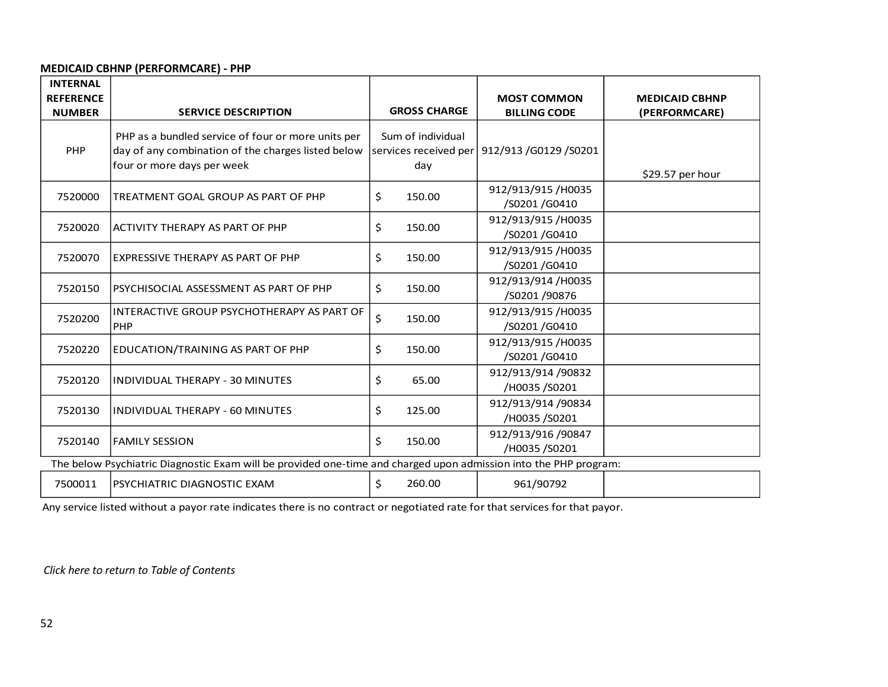**MEDICAID CBHNP (PERFORMCARE) - PHP**

| INTERNAL REFERENCE NUMBER | SERVICE DESCRIPTION | GROSS CHARGE | MOST COMMON BILLING CODE | MEDICAID CBHNP (PERFORMCARE) |
|---|---|---|---|---|
| PHP | PHP as a bundled service of four or more units per day of any combination of the charges listed below four or more days per week | Sum of individual services received per day | 912/913 /G0129 /S0201 | $29.57 per hour |
| 7520000 | TREATMENT GOAL GROUP AS PART OF PHP | $ 150.00 | 912/913/915 /H0035 /S0201 /G0410 | |
| 7520020 | ACTIVITY THERAPY AS PART OF PHP | $ 150.00 | 912/913/915 /H0035 /S0201 /G0410 | |
| 7520070 | EXPRESSIVE THERAPY AS PART OF PHP | $ 150.00 | 912/913/915 /H0035 /S0201 /G0410 | |
| 7520150 | PSYCHISOCIAL ASSESSMENT AS PART OF PHP | $ 150.00 | 912/913/914 /H0035 /S0201 /90876 | |
| 7520200 | INTERACTIVE GROUP PSYCHOTHERAPY AS PART OF PHP | $ 150.00 | 912/913/915 /H0035 /S0201 /G0410 | |
| 7520220 | EDUCATION/TRAINING AS PART OF PHP | $ 150.00 | 912/913/915 /H0035 /S0201 /G0410 | |
| 7520120 | INDIVIDUAL THERAPY - 30 MINUTES | $ 65.00 | 912/913/914 /90832 /H0035 /S0201 | |
| 7520130 | INDIVIDUAL THERAPY - 60 MINUTES | $ 125.00 | 912/913/914 /90834 /H0035 /S0201 | |
| 7520140 | FAMILY SESSION | $ 150.00 | 912/913/916 /90847 /H0035 /S0201 | |

The below Psychiatric Diagnostic Exam will be provided one-time and charged upon admission into the PHP program:

| | | | | |
|---|---|---|---|---|
| 7500011 | PSYCHIATRIC DIAGNOSTIC EXAM | $ 260.00 | 961/90792 | |

Any service listed without a payor rate indicates there is no contract or negotiated rate for that services for that payor.

*Click here to return to Table of Contents*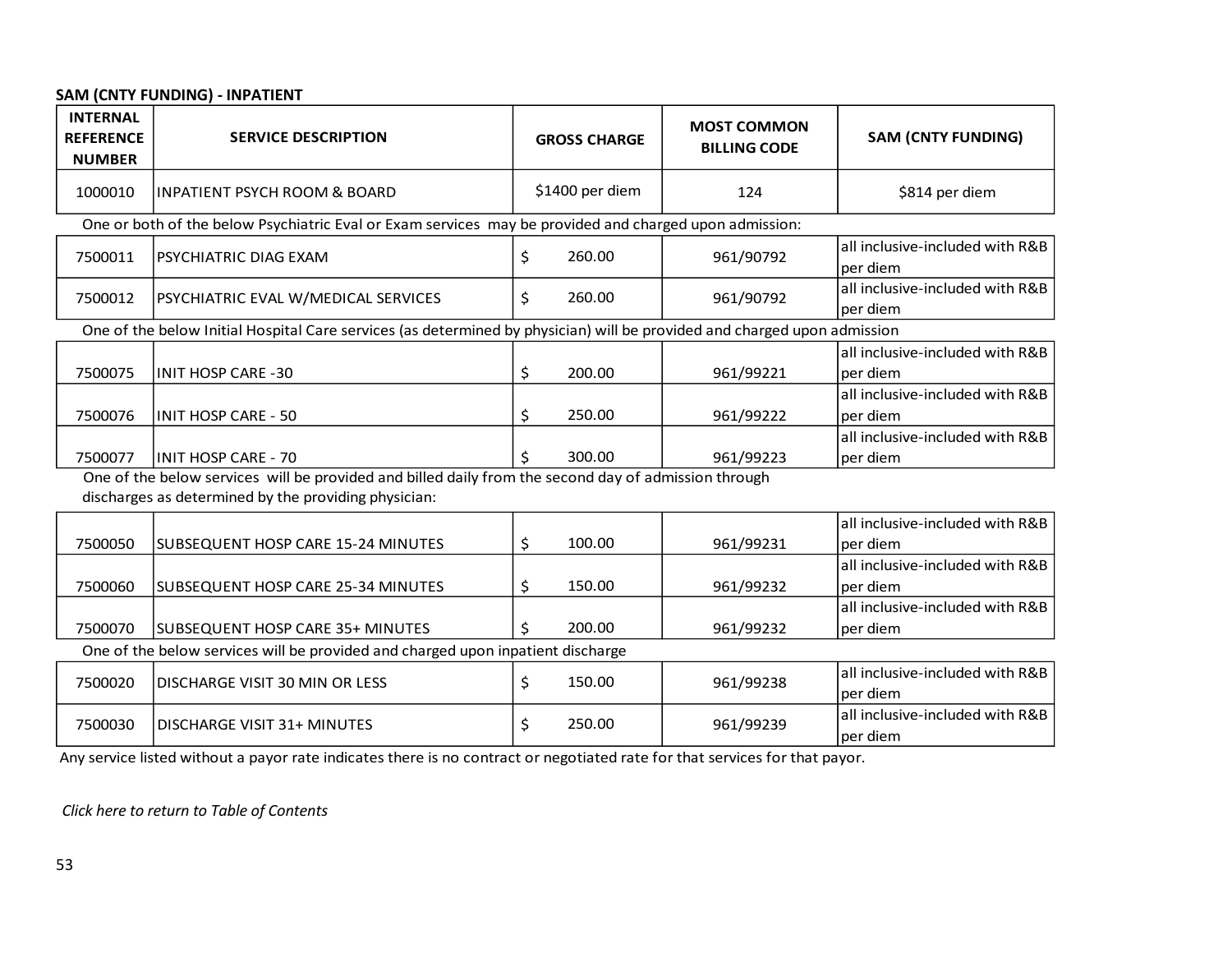**SAM (CNTY FUNDING) - INPATIENT**

| INTERNAL REFERENCE NUMBER | SERVICE DESCRIPTION | GROSS CHARGE | MOST COMMON BILLING CODE | SAM (CNTY FUNDING) |
|---|---|---|---|---|
| 1000010 | INPATIENT PSYCH ROOM & BOARD | $1400 per diem | 124 | $814 per diem |
| One or both of the below Psychiatric Eval or Exam services may be provided and charged upon admission: | | | | |
| 7500011 | PSYCHIATRIC DIAG EXAM | $ 260.00 | 961/90792 | all inclusive-included with R&B per diem |
| 7500012 | PSYCHIATRIC EVAL W/MEDICAL SERVICES | $ 260.00 | 961/90792 | all inclusive-included with R&B per diem |
| One of the below Initial Hospital Care services (as determined by physician) will be provided and charged upon admission | | | | |
| 7500075 | INIT HOSP CARE -30 | $ 200.00 | 961/99221 | all inclusive-included with R&B per diem |
| 7500076 | INIT HOSP CARE - 50 | $ 250.00 | 961/99222 | all inclusive-included with R&B per diem |
| 7500077 | INIT HOSP CARE - 70 | $ 300.00 | 961/99223 | all inclusive-included with R&B per diem |
| One of the below services will be provided and billed daily from the second day of admission through discharges as determined by the providing physician: | | | | |
| 7500050 | SUBSEQUENT HOSP CARE 15-24 MINUTES | $ 100.00 | 961/99231 | all inclusive-included with R&B per diem |
| 7500060 | SUBSEQUENT HOSP CARE 25-34 MINUTES | $ 150.00 | 961/99232 | all inclusive-included with R&B per diem |
| 7500070 | SUBSEQUENT HOSP CARE 35+ MINUTES | $ 200.00 | 961/99232 | all inclusive-included with R&B per diem |
| One of the below services will be provided and charged upon inpatient discharge | | | | |
| 7500020 | DISCHARGE VISIT 30 MIN OR LESS | $ 150.00 | 961/99238 | all inclusive-included with R&B per diem |
| 7500030 | DISCHARGE VISIT 31+ MINUTES | $ 250.00 | 961/99239 | all inclusive-included with R&B per diem |

Any service listed without a payor rate indicates there is no contract or negotiated rate for that services for that payor.

*Click here to return to Table of Contents*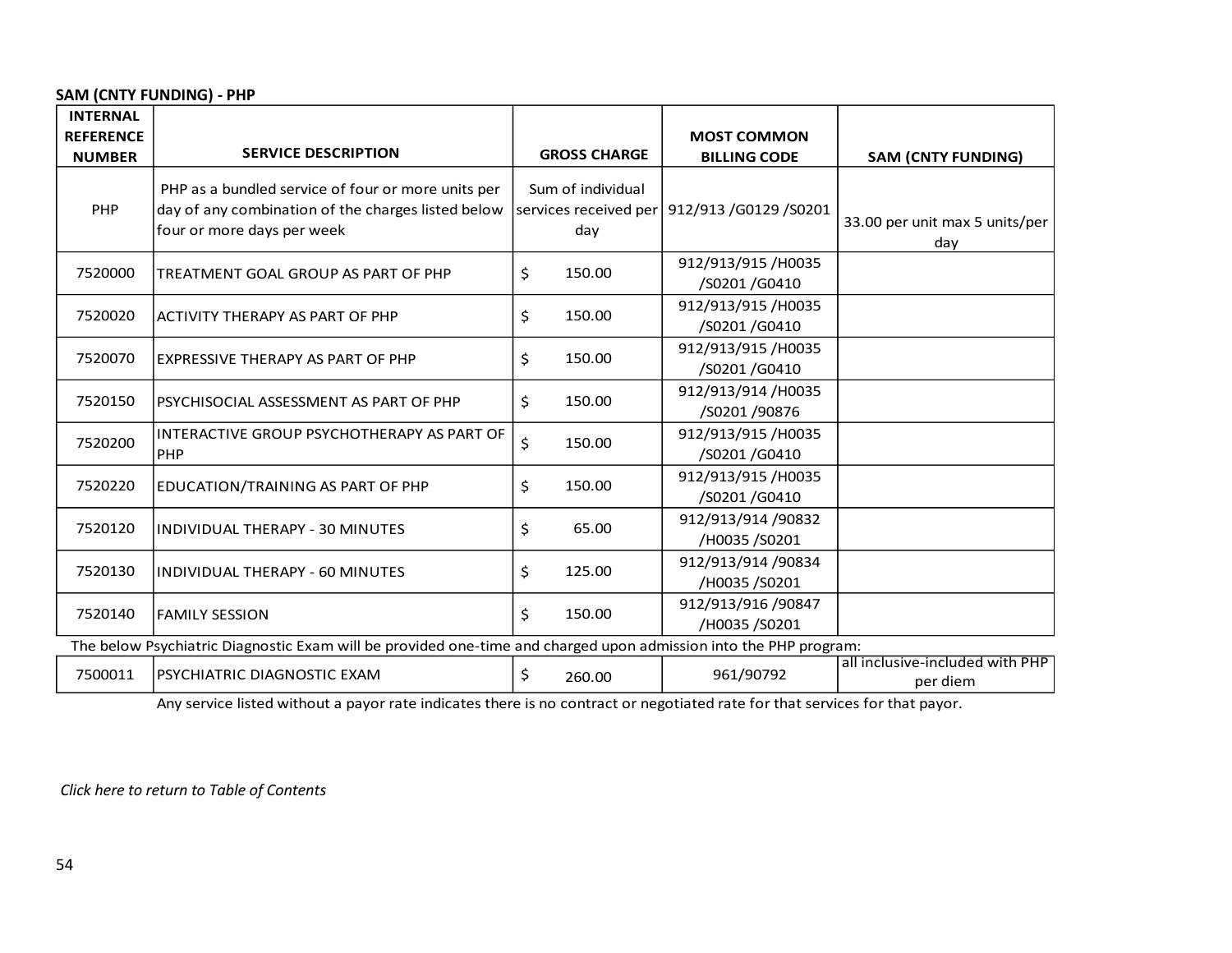**SAM (CNTY FUNDING) - PHP**

| INTERNAL REFERENCE NUMBER | SERVICE DESCRIPTION | GROSS CHARGE | MOST COMMON BILLING CODE | SAM (CNTY FUNDING) |
|---|---|---|---|---|
| PHP | PHP as a bundled service of four or more units per day of any combination of the charges listed below four or more days per week | Sum of individual services received per day | 912/913 /G0129 /S0201 | 33.00 per unit max 5 units/per day |
| 7520000 | TREATMENT GOAL GROUP AS PART OF PHP | $ 150.00 | 912/913/915 /H0035 /S0201 /G0410 | |
| 7520020 | ACTIVITY THERAPY AS PART OF PHP | $ 150.00 | 912/913/915 /H0035 /S0201 /G0410 | |
| 7520070 | EXPRESSIVE THERAPY AS PART OF PHP | $ 150.00 | 912/913/915 /H0035 /S0201 /G0410 | |
| 7520150 | PSYCHISOCIAL ASSESSMENT AS PART OF PHP | $ 150.00 | 912/913/914 /H0035 /S0201 /90876 | |
| 7520200 | INTERACTIVE GROUP PSYCHOTHERAPY AS PART OF PHP | $ 150.00 | 912/913/915 /H0035 /S0201 /G0410 | |
| 7520220 | EDUCATION/TRAINING AS PART OF PHP | $ 150.00 | 912/913/915 /H0035 /S0201 /G0410 | |
| 7520120 | INDIVIDUAL THERAPY - 30 MINUTES | $ 65.00 | 912/913/914 /90832 /H0035 /S0201 | |
| 7520130 | INDIVIDUAL THERAPY - 60 MINUTES | $ 125.00 | 912/913/914 /90834 /H0035 /S0201 | |
| 7520140 | FAMILY SESSION | $ 150.00 | 912/913/916 /90847 /H0035 /S0201 | |

The below Psychiatric Diagnostic Exam will be provided one-time and charged upon admission into the PHP program:

| | | | | |
|---|---|---|---|---|
| 7500011 | PSYCHIATRIC DIAGNOSTIC EXAM | $ 260.00 | 961/90792 | all inclusive-included with PHP per diem |

Any service listed without a payor rate indicates there is no contract or negotiated rate for that services for that payor.

*Click here to return to Table of Contents*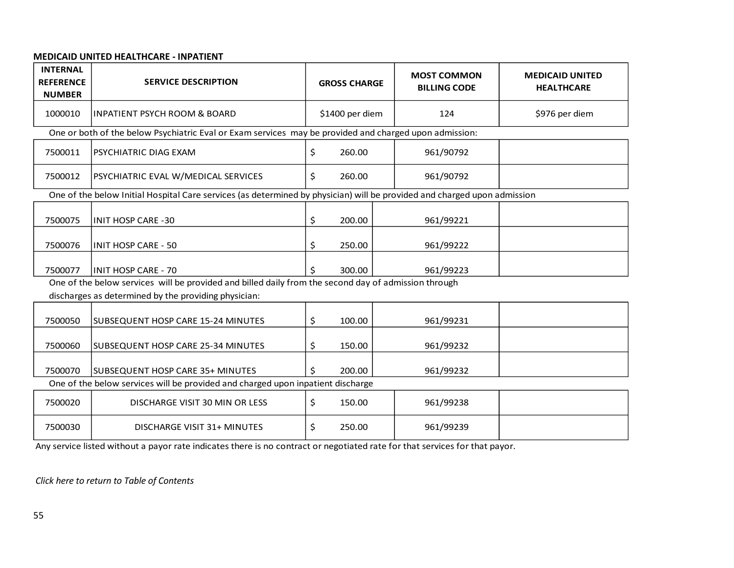**MEDICAID UNITED HEALTHCARE - INPATIENT**

| INTERNAL REFERENCE NUMBER | SERVICE DESCRIPTION | GROSS CHARGE | MOST COMMON BILLING CODE | MEDICAID UNITED HEALTHCARE |
|---|---|---|---|---|
| 1000010 | INPATIENT PSYCH ROOM & BOARD | $1400 per diem | 124 | $976 per diem |
| One or both of the below Psychiatric Eval or Exam services may be provided and charged upon admission: | | | | |
| 7500011 | PSYCHIATRIC DIAG EXAM | $ 260.00 | 961/90792 | |
| 7500012 | PSYCHIATRIC EVAL W/MEDICAL SERVICES | $ 260.00 | 961/90792 | |
| One of the below Initial Hospital Care services (as determined by physician) will be provided and charged upon admission | | | | |
| 7500075 | INIT HOSP CARE -30 | $ 200.00 | 961/99221 | |
| 7500076 | INIT HOSP CARE - 50 | $ 250.00 | 961/99222 | |
| 7500077 | INIT HOSP CARE - 70 | $ 300.00 | 961/99223 | |
| One of the below services will be provided and billed daily from the second day of admission through discharges as determined by the providing physician: | | | | |
| 7500050 | SUBSEQUENT HOSP CARE 15-24 MINUTES | $ 100.00 | 961/99231 | |
| 7500060 | SUBSEQUENT HOSP CARE 25-34 MINUTES | $ 150.00 | 961/99232 | |
| 7500070 | SUBSEQUENT HOSP CARE 35+ MINUTES | $ 200.00 | 961/99232 | |
| One of the below services will be provided and charged upon inpatient discharge | | | | |
| 7500020 | DISCHARGE VISIT 30 MIN OR LESS | $ 150.00 | 961/99238 | |
| 7500030 | DISCHARGE VISIT 31+ MINUTES | $ 250.00 | 961/99239 | |

Any service listed without a payor rate indicates there is no contract or negotiated rate for that services for that payor.

*Click here to return to Table of Contents*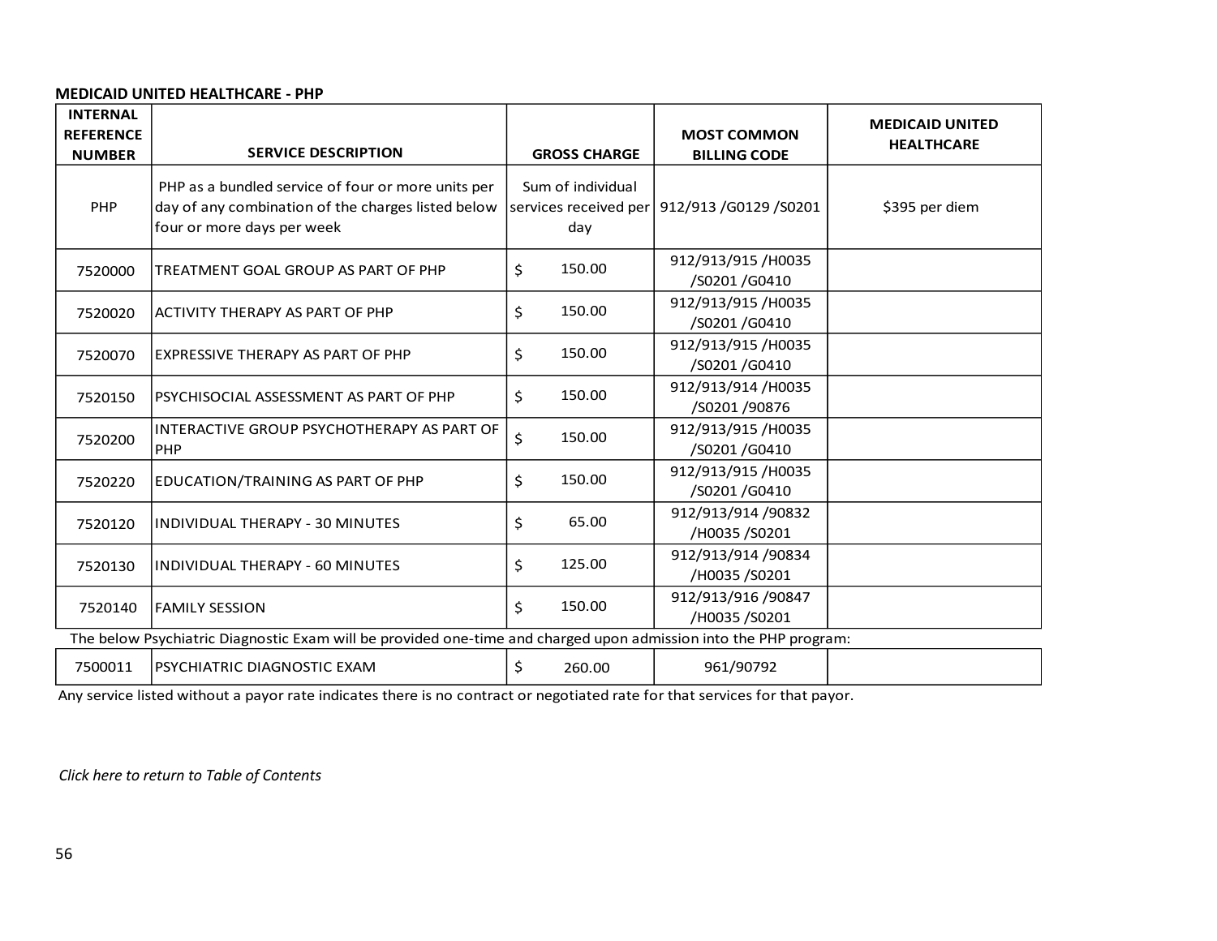**MEDICAID UNITED HEALTHCARE - PHP**

| INTERNAL REFERENCE NUMBER | SERVICE DESCRIPTION | GROSS CHARGE | MOST COMMON BILLING CODE | MEDICAID UNITED HEALTHCARE |
|---|---|---|---|---|
| PHP | PHP as a bundled service of four or more units per day of any combination of the charges listed below four or more days per week | Sum of individual services received per day | 912/913 /G0129 /S0201 | $395 per diem |
| 7520000 | TREATMENT GOAL GROUP AS PART OF PHP | $ 150.00 | 912/913/915 /H0035 /S0201 /G0410 | |
| 7520020 | ACTIVITY THERAPY AS PART OF PHP | $ 150.00 | 912/913/915 /H0035 /S0201 /G0410 | |
| 7520070 | EXPRESSIVE THERAPY AS PART OF PHP | $ 150.00 | 912/913/915 /H0035 /S0201 /G0410 | |
| 7520150 | PSYCHISOCIAL ASSESSMENT AS PART OF PHP | $ 150.00 | 912/913/914 /H0035 /S0201 /90876 | |
| 7520200 | INTERACTIVE GROUP PSYCHOTHERAPY AS PART OF PHP | $ 150.00 | 912/913/915 /H0035 /S0201 /G0410 | |
| 7520220 | EDUCATION/TRAINING AS PART OF PHP | $ 150.00 | 912/913/915 /H0035 /S0201 /G0410 | |
| 7520120 | INDIVIDUAL THERAPY - 30 MINUTES | $ 65.00 | 912/913/914 /90832 /H0035 /S0201 | |
| 7520130 | INDIVIDUAL THERAPY - 60 MINUTES | $ 125.00 | 912/913/914 /90834 /H0035 /S0201 | |
| 7520140 | FAMILY SESSION | $ 150.00 | 912/913/916 /90847 /H0035 /S0201 | |

The below Psychiatric Diagnostic Exam will be provided one-time and charged upon admission into the PHP program:

| | | | | |
|---|---|---|---|---|
| 7500011 | PSYCHIATRIC DIAGNOSTIC EXAM | $ 260.00 | 961/90792 | |

Any service listed without a payor rate indicates there is no contract or negotiated rate for that services for that payor.

*Click here to return to Table of Contents*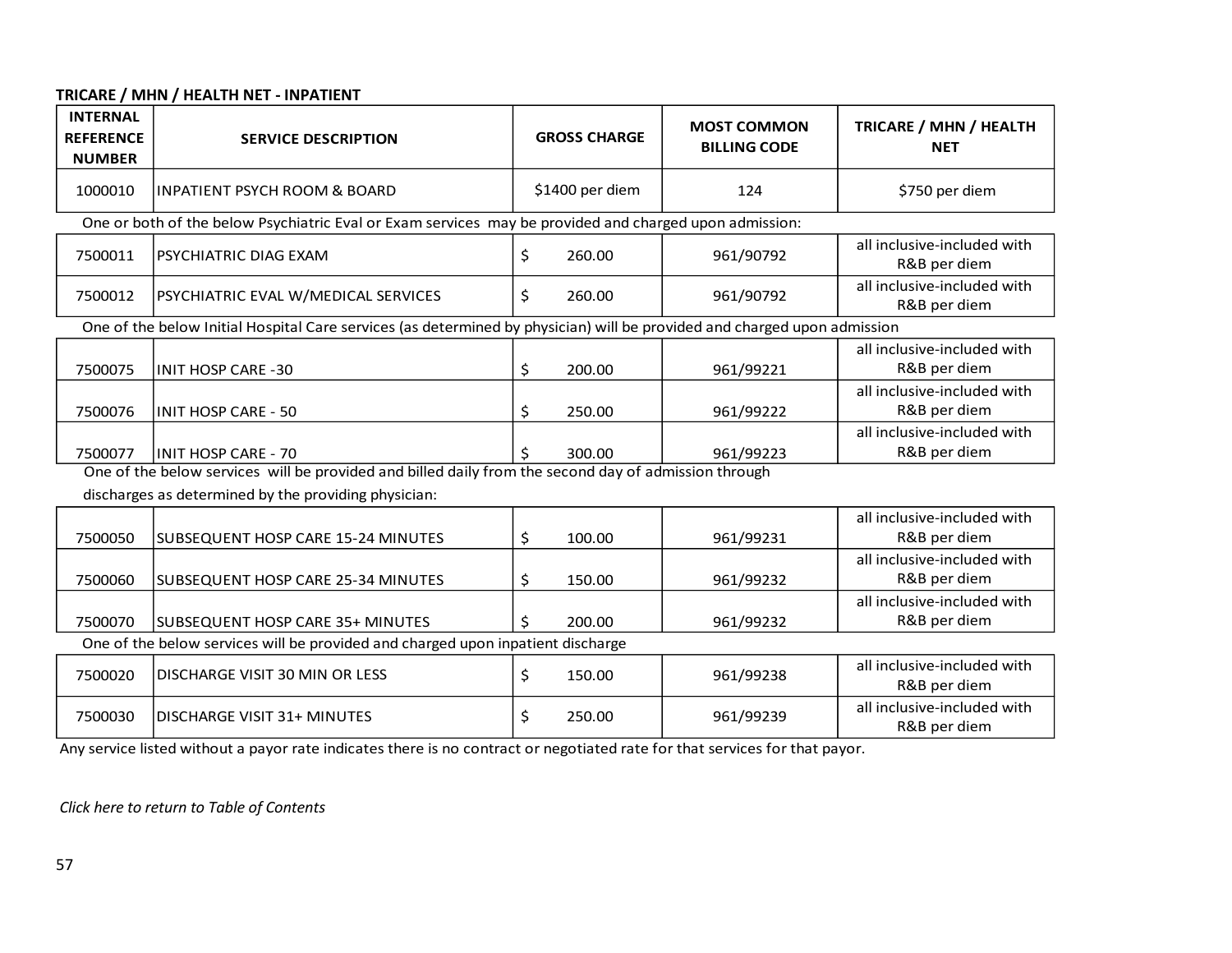**TRICARE / MHN / HEALTH NET - INPATIENT**

| INTERNAL REFERENCE NUMBER | SERVICE DESCRIPTION | GROSS CHARGE | MOST COMMON BILLING CODE | TRICARE / MHN / HEALTH NET |
|---|---|---|---|---|
| 1000010 | INPATIENT PSYCH ROOM & BOARD | $1400 per diem | 124 | $750 per diem |
| One or both of the below Psychiatric Eval or Exam services may be provided and charged upon admission: | | | | |
| 7500011 | PSYCHIATRIC DIAG EXAM | $ 260.00 | 961/90792 | all inclusive-included with R&B per diem |
| 7500012 | PSYCHIATRIC EVAL W/MEDICAL SERVICES | $ 260.00 | 961/90792 | all inclusive-included with R&B per diem |
| One of the below Initial Hospital Care services (as determined by physician) will be provided and charged upon admission | | | | |
| 7500075 | INIT HOSP CARE -30 | $ 200.00 | 961/99221 | all inclusive-included with R&B per diem |
| 7500076 | INIT HOSP CARE - 50 | $ 250.00 | 961/99222 | all inclusive-included with R&B per diem |
| 7500077 | INIT HOSP CARE - 70 | $ 300.00 | 961/99223 | all inclusive-included with R&B per diem |
| One of the below services will be provided and billed daily from the second day of admission through discharges as determined by the providing physician: | | | | |
| 7500050 | SUBSEQUENT HOSP CARE 15-24 MINUTES | $ 100.00 | 961/99231 | all inclusive-included with R&B per diem |
| 7500060 | SUBSEQUENT HOSP CARE 25-34 MINUTES | $ 150.00 | 961/99232 | all inclusive-included with R&B per diem |
| 7500070 | SUBSEQUENT HOSP CARE 35+ MINUTES | $ 200.00 | 961/99232 | all inclusive-included with R&B per diem |
| One of the below services will be provided and charged upon inpatient discharge | | | | |
| 7500020 | DISCHARGE VISIT 30 MIN OR LESS | $ 150.00 | 961/99238 | all inclusive-included with R&B per diem |
| 7500030 | DISCHARGE VISIT 31+ MINUTES | $ 250.00 | 961/99239 | all inclusive-included with R&B per diem |

Any service listed without a payor rate indicates there is no contract or negotiated rate for that services for that payor.

*Click here to return to Table of Contents*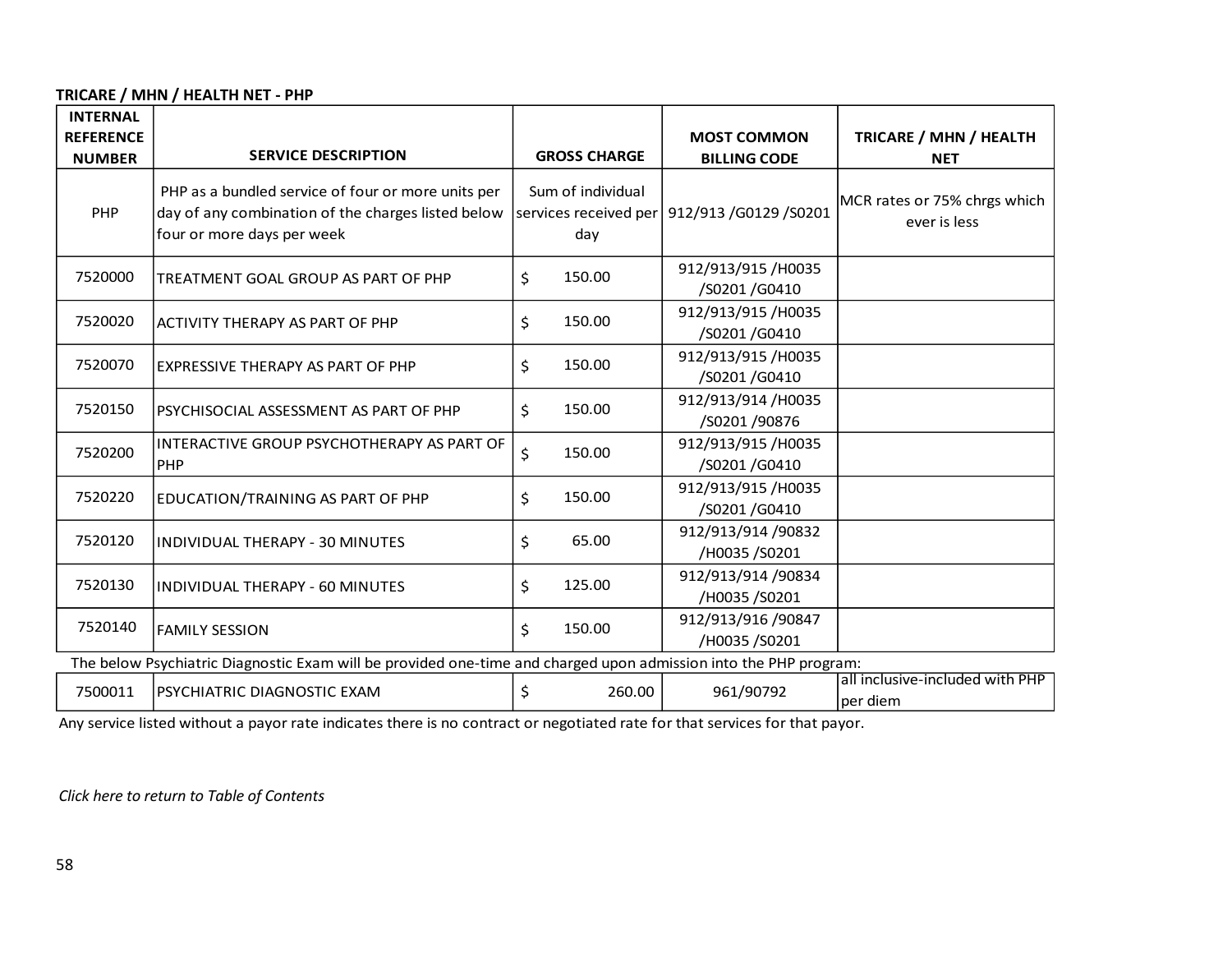**TRICARE / MHN / HEALTH NET - PHP**

| INTERNAL REFERENCE NUMBER | SERVICE DESCRIPTION | GROSS CHARGE | MOST COMMON BILLING CODE | TRICARE / MHN / HEALTH NET |
|---|---|---|---|---|
| PHP | PHP as a bundled service of four or more units per day of any combination of the charges listed below four or more days per week | Sum of individual services received per day | 912/913 /G0129 /S0201 | MCR rates or 75% chrgs which ever is less |
| 7520000 | TREATMENT GOAL GROUP AS PART OF PHP | $ 150.00 | 912/913/915 /H0035 /S0201 /G0410 | |
| 7520020 | ACTIVITY THERAPY AS PART OF PHP | $ 150.00 | 912/913/915 /H0035 /S0201 /G0410 | |
| 7520070 | EXPRESSIVE THERAPY AS PART OF PHP | $ 150.00 | 912/913/915 /H0035 /S0201 /G0410 | |
| 7520150 | PSYCHISOCIAL ASSESSMENT AS PART OF PHP | $ 150.00 | 912/913/914 /H0035 /S0201 /90876 | |
| 7520200 | INTERACTIVE GROUP PSYCHOTHERAPY AS PART OF PHP | $ 150.00 | 912/913/915 /H0035 /S0201 /G0410 | |
| 7520220 | EDUCATION/TRAINING AS PART OF PHP | $ 150.00 | 912/913/915 /H0035 /S0201 /G0410 | |
| 7520120 | INDIVIDUAL THERAPY - 30 MINUTES | $ 65.00 | 912/913/914 /90832 /H0035 /S0201 | |
| 7520130 | INDIVIDUAL THERAPY - 60 MINUTES | $ 125.00 | 912/913/914 /90834 /H0035 /S0201 | |
| 7520140 | FAMILY SESSION | $ 150.00 | 912/913/916 /90847 /H0035 /S0201 | |

The below Psychiatric Diagnostic Exam will be provided one-time and charged upon admission into the PHP program:

| | | | | |
|---|---|---|---|---|
| 7500011 | PSYCHIATRIC DIAGNOSTIC EXAM | $ 260.00 | 961/90792 | all inclusive-included with PHP per diem |

Any service listed without a payor rate indicates there is no contract or negotiated rate for that services for that payor.

*Click here to return to Table of Contents*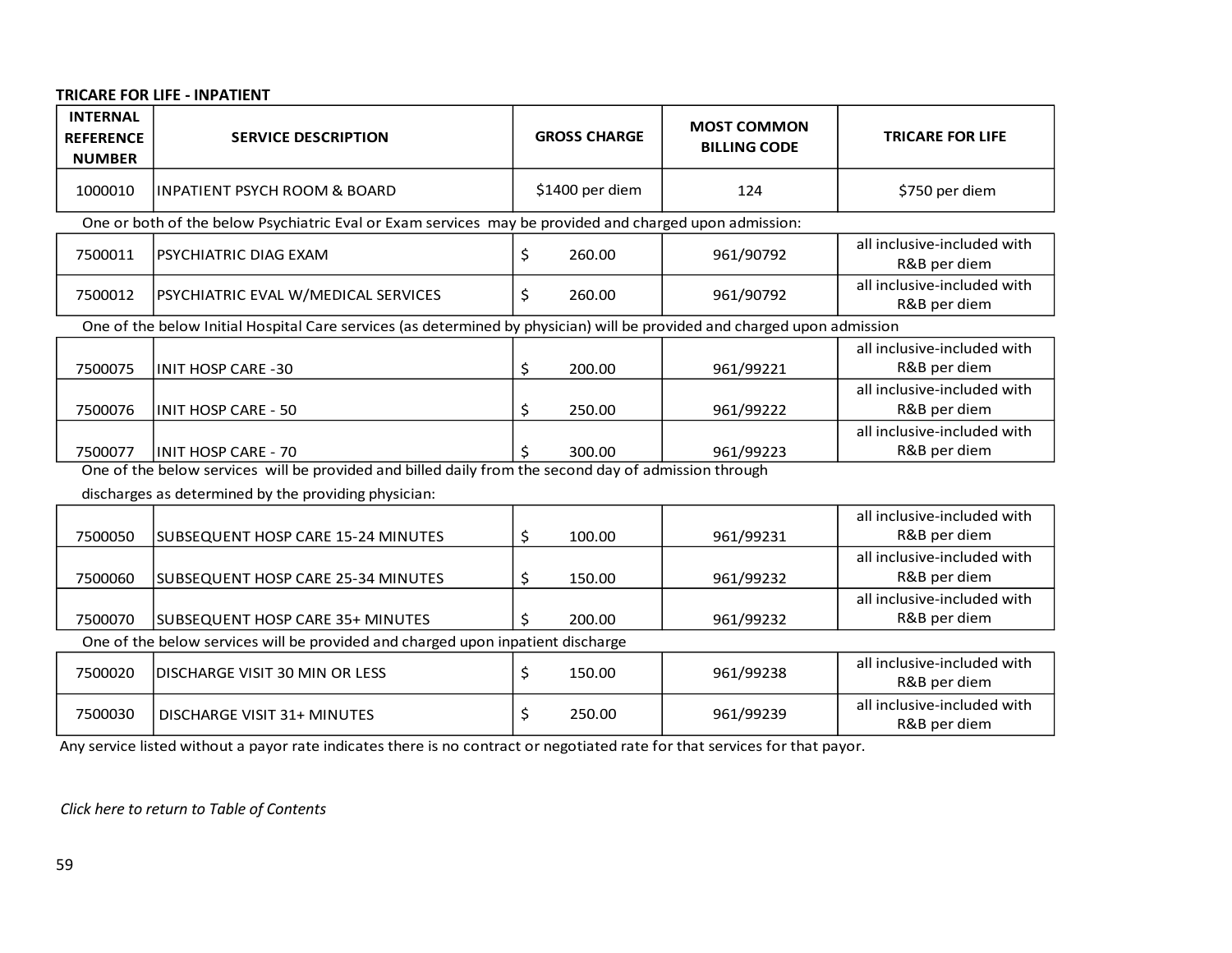**TRICARE FOR LIFE - INPATIENT**

| INTERNAL REFERENCE NUMBER | SERVICE DESCRIPTION | GROSS CHARGE | MOST COMMON BILLING CODE | TRICARE FOR LIFE |
|---|---|---|---|---|
| 1000010 | INPATIENT PSYCH ROOM & BOARD | $1400 per diem | 124 | $750 per diem |
| One or both of the below Psychiatric Eval or Exam services may be provided and charged upon admission: | | | | |
| 7500011 | PSYCHIATRIC DIAG EXAM | $ 260.00 | 961/90792 | all inclusive-included with R&B per diem |
| 7500012 | PSYCHIATRIC EVAL W/MEDICAL SERVICES | $ 260.00 | 961/90792 | all inclusive-included with R&B per diem |
| One of the below Initial Hospital Care services (as determined by physician) will be provided and charged upon admission | | | | |
| 7500075 | INIT HOSP CARE -30 | $ 200.00 | 961/99221 | all inclusive-included with R&B per diem |
| 7500076 | INIT HOSP CARE - 50 | $ 250.00 | 961/99222 | all inclusive-included with R&B per diem |
| 7500077 | INIT HOSP CARE - 70 | $ 300.00 | 961/99223 | all inclusive-included with R&B per diem |
| One of the below services will be provided and billed daily from the second day of admission through discharges as determined by the providing physician: | | | | |
| 7500050 | SUBSEQUENT HOSP CARE 15-24 MINUTES | $ 100.00 | 961/99231 | all inclusive-included with R&B per diem |
| 7500060 | SUBSEQUENT HOSP CARE 25-34 MINUTES | $ 150.00 | 961/99232 | all inclusive-included with R&B per diem |
| 7500070 | SUBSEQUENT HOSP CARE 35+ MINUTES | $ 200.00 | 961/99232 | all inclusive-included with R&B per diem |
| One of the below services will be provided and charged upon inpatient discharge | | | | |
| 7500020 | DISCHARGE VISIT 30 MIN OR LESS | $ 150.00 | 961/99238 | all inclusive-included with R&B per diem |
| 7500030 | DISCHARGE VISIT 31+ MINUTES | $ 250.00 | 961/99239 | all inclusive-included with R&B per diem |

Any service listed without a payor rate indicates there is no contract or negotiated rate for that services for that payor.

*Click here to return to Table of Contents*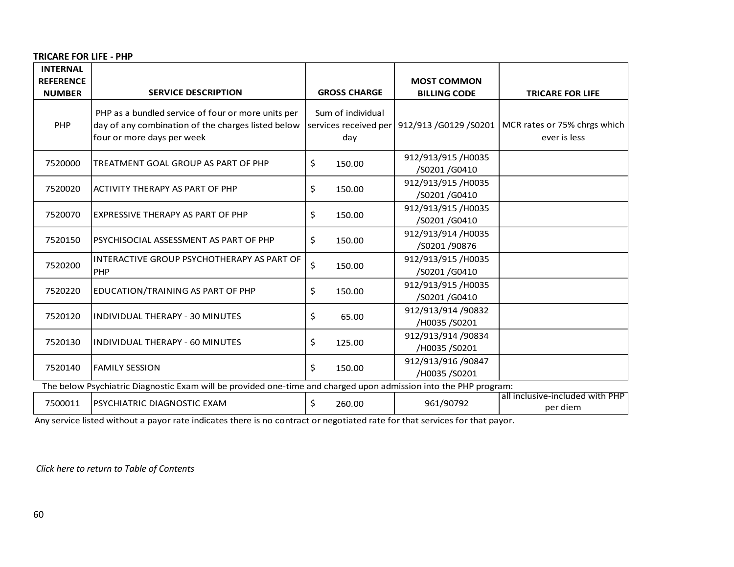**TRICARE FOR LIFE - PHP**

| INTERNAL REFERENCE NUMBER | SERVICE DESCRIPTION | GROSS CHARGE | MOST COMMON BILLING CODE | TRICARE FOR LIFE |
|---|---|---|---|---|
| PHP | PHP as a bundled service of four or more units per day of any combination of the charges listed below four or more days per week | Sum of individual services received per day | 912/913 /G0129 /S0201 | MCR rates or 75% chrgs which ever is less |
| 7520000 | TREATMENT GOAL GROUP AS PART OF PHP | $ 150.00 | 912/913/915 /H0035 /S0201 /G0410 | |
| 7520020 | ACTIVITY THERAPY AS PART OF PHP | $ 150.00 | 912/913/915 /H0035 /S0201 /G0410 | |
| 7520070 | EXPRESSIVE THERAPY AS PART OF PHP | $ 150.00 | 912/913/915 /H0035 /S0201 /G0410 | |
| 7520150 | PSYCHISOCIAL ASSESSMENT AS PART OF PHP | $ 150.00 | 912/913/914 /H0035 /S0201 /90876 | |
| 7520200 | INTERACTIVE GROUP PSYCHOTHERAPY AS PART OF PHP | $ 150.00 | 912/913/915 /H0035 /S0201 /G0410 | |
| 7520220 | EDUCATION/TRAINING AS PART OF PHP | $ 150.00 | 912/913/915 /H0035 /S0201 /G0410 | |
| 7520120 | INDIVIDUAL THERAPY - 30 MINUTES | $ 65.00 | 912/913/914 /90832 /H0035 /S0201 | |
| 7520130 | INDIVIDUAL THERAPY - 60 MINUTES | $ 125.00 | 912/913/914 /90834 /H0035 /S0201 | |
| 7520140 | FAMILY SESSION | $ 150.00 | 912/913/916 /90847 /H0035 /S0201 | |
| The below Psychiatric Diagnostic Exam will be provided one-time and charged upon admission into the PHP program: | | | | |
| 7500011 | PSYCHIATRIC DIAGNOSTIC EXAM | $ 260.00 | 961/90792 | all inclusive-included with PHP per diem |

Any service listed without a payor rate indicates there is no contract or negotiated rate for that services for that payor.

*Click here to return to Table of Contents*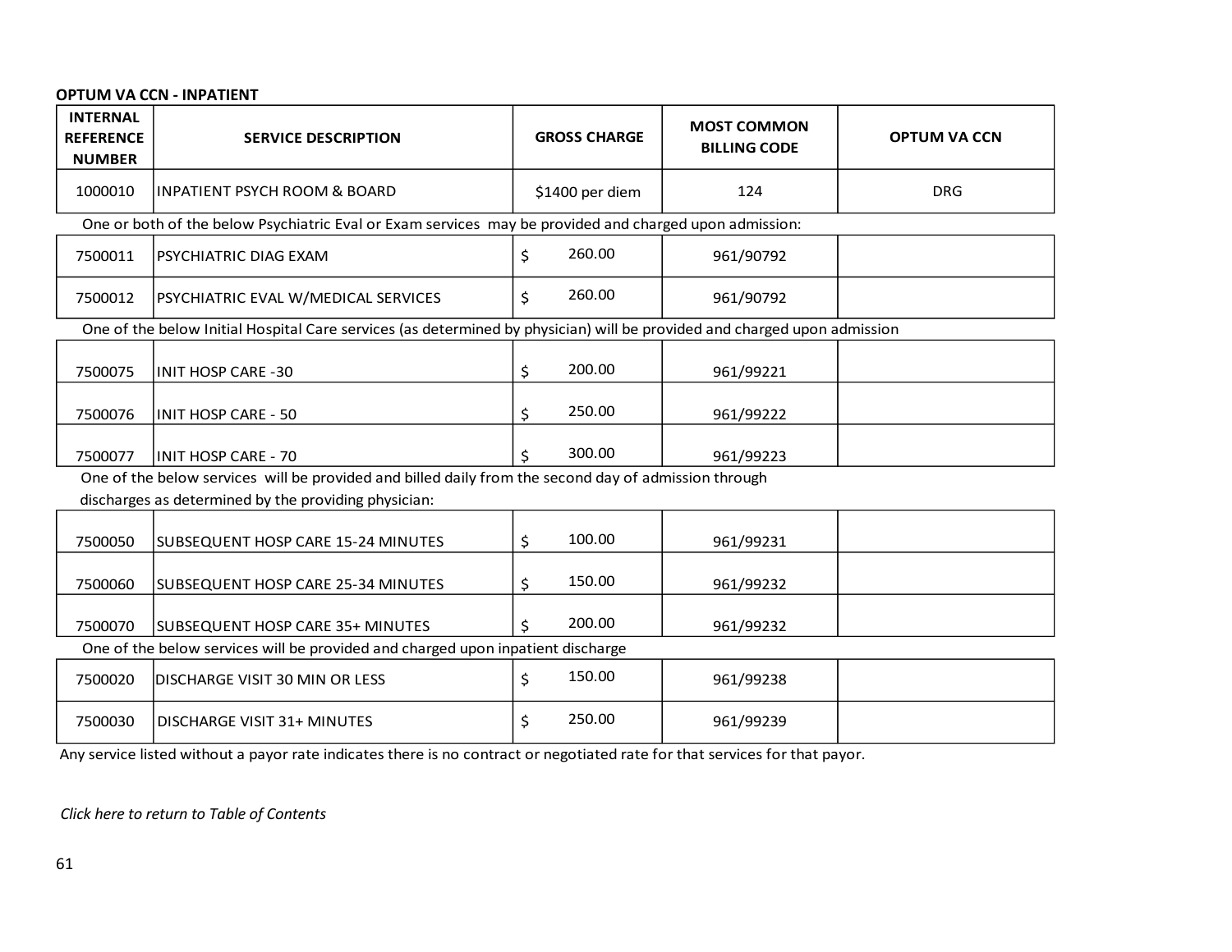**OPTUM VA CCN - INPATIENT**

| INTERNAL REFERENCE NUMBER | SERVICE DESCRIPTION | GROSS CHARGE | MOST COMMON BILLING CODE | OPTUM VA CCN |
|---|---|---|---|---|
| 1000010 | INPATIENT PSYCH ROOM & BOARD | $1400 per diem | 124 | DRG |
| One or both of the below Psychiatric Eval or Exam services may be provided and charged upon admission: | | | | |
| 7500011 | PSYCHIATRIC DIAG EXAM | $ 260.00 | 961/90792 | |
| 7500012 | PSYCHIATRIC EVAL W/MEDICAL SERVICES | $ 260.00 | 961/90792 | |
| One of the below Initial Hospital Care services (as determined by physician) will be provided and charged upon admission | | | | |
| 7500075 | INIT HOSP CARE -30 | $ 200.00 | 961/99221 | |
| 7500076 | INIT HOSP CARE - 50 | $ 250.00 | 961/99222 | |
| 7500077 | INIT HOSP CARE - 70 | $ 300.00 | 961/99223 | |
| One of the below services will be provided and billed daily from the second day of admission through discharges as determined by the providing physician: | | | | |
| 7500050 | SUBSEQUENT HOSP CARE 15-24 MINUTES | $ 100.00 | 961/99231 | |
| 7500060 | SUBSEQUENT HOSP CARE 25-34 MINUTES | $ 150.00 | 961/99232 | |
| 7500070 | SUBSEQUENT HOSP CARE 35+ MINUTES | $ 200.00 | 961/99232 | |
| One of the below services will be provided and charged upon inpatient discharge | | | | |
| 7500020 | DISCHARGE VISIT 30 MIN OR LESS | $ 150.00 | 961/99238 | |
| 7500030 | DISCHARGE VISIT 31+ MINUTES | $ 250.00 | 961/99239 | |

Any service listed without a payor rate indicates there is no contract or negotiated rate for that services for that payor.

*Click here to return to Table of Contents*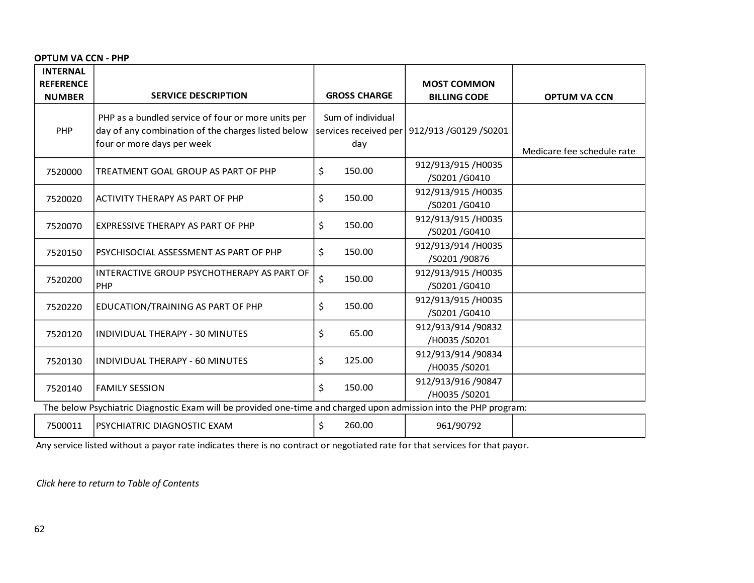**OPTUM VA CCN - PHP**

| INTERNAL REFERENCE NUMBER | SERVICE DESCRIPTION | GROSS CHARGE | MOST COMMON BILLING CODE | OPTUM VA CCN |
|---|---|---|---|---|
| PHP | PHP as a bundled service of four or more units per day of any combination of the charges listed below four or more days per week | Sum of individual services received per day | 912/913 /G0129 /S0201 | Medicare fee schedule rate |
| 7520000 | TREATMENT GOAL GROUP AS PART OF PHP | $ 150.00 | 912/913/915 /H0035 /S0201 /G0410 | |
| 7520020 | ACTIVITY THERAPY AS PART OF PHP | $ 150.00 | 912/913/915 /H0035 /S0201 /G0410 | |
| 7520070 | EXPRESSIVE THERAPY AS PART OF PHP | $ 150.00 | 912/913/915 /H0035 /S0201 /G0410 | |
| 7520150 | PSYCHISOCIAL ASSESSMENT AS PART OF PHP | $ 150.00 | 912/913/914 /H0035 /S0201 /90876 | |
| 7520200 | INTERACTIVE GROUP PSYCHOTHERAPY AS PART OF PHP | $ 150.00 | 912/913/915 /H0035 /S0201 /G0410 | |
| 7520220 | EDUCATION/TRAINING AS PART OF PHP | $ 150.00 | 912/913/915 /H0035 /S0201 /G0410 | |
| 7520120 | INDIVIDUAL THERAPY - 30 MINUTES | $ 65.00 | 912/913/914 /90832 /H0035 /S0201 | |
| 7520130 | INDIVIDUAL THERAPY - 60 MINUTES | $ 125.00 | 912/913/914 /90834 /H0035 /S0201 | |
| 7520140 | FAMILY SESSION | $ 150.00 | 912/913/916 /90847 /H0035 /S0201 | |

The below Psychiatric Diagnostic Exam will be provided one-time and charged upon admission into the PHP program:

| INTERNAL REFERENCE NUMBER | SERVICE DESCRIPTION | GROSS CHARGE | MOST COMMON BILLING CODE | OPTUM VA CCN |
|---|---|---|---|---|
| 7500011 | PSYCHIATRIC DIAGNOSTIC EXAM | $ 260.00 | 961/90792 | |

Any service listed without a payor rate indicates there is no contract or negotiated rate for that services for that payor.

*Click here to return to Table of Contents*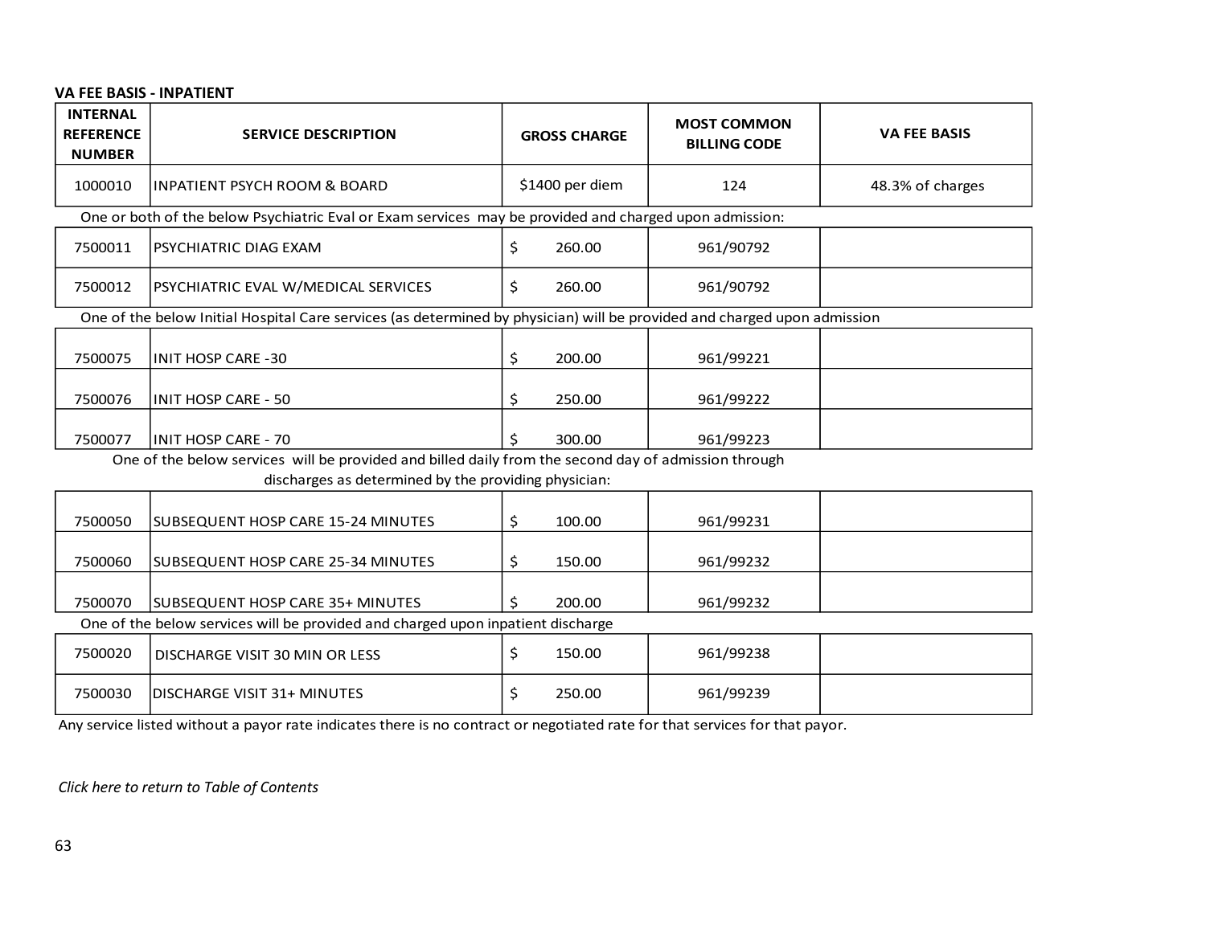**VA FEE BASIS - INPATIENT**

| INTERNAL REFERENCE NUMBER | SERVICE DESCRIPTION | GROSS CHARGE | MOST COMMON BILLING CODE | VA FEE BASIS |
|---|---|---|---|---|
| 1000010 | INPATIENT PSYCH ROOM & BOARD | $1400 per diem | 124 | 48.3% of charges |

One or both of the below Psychiatric Eval or Exam services may be provided and charged upon admission:

| | | | | |
|---|---|---|---|---|
| 7500011 | PSYCHIATRIC DIAG EXAM | $ 260.00 | 961/90792 | |
| 7500012 | PSYCHIATRIC EVAL W/MEDICAL SERVICES | $ 260.00 | 961/90792 | |

One of the below Initial Hospital Care services (as determined by physician) will be provided and charged upon admission

| | | | | |
|---|---|---|---|---|
| 7500075 | INIT HOSP CARE -30 | $ 200.00 | 961/99221 | |
| 7500076 | INIT HOSP CARE - 50 | $ 250.00 | 961/99222 | |
| 7500077 | INIT HOSP CARE - 70 | $ 300.00 | 961/99223 | |

One of the below services will be provided and billed daily from the second day of admission through discharges as determined by the providing physician:

| | | | | |
|---|---|---|---|---|
| 7500050 | SUBSEQUENT HOSP CARE 15-24 MINUTES | $ 100.00 | 961/99231 | |
| 7500060 | SUBSEQUENT HOSP CARE 25-34 MINUTES | $ 150.00 | 961/99232 | |
| 7500070 | SUBSEQUENT HOSP CARE 35+ MINUTES | $ 200.00 | 961/99232 | |

One of the below services will be provided and charged upon inpatient discharge

| | | | | |
|---|---|---|---|---|
| 7500020 | DISCHARGE VISIT 30 MIN OR LESS | $ 150.00 | 961/99238 | |
| 7500030 | DISCHARGE VISIT 31+ MINUTES | $ 250.00 | 961/99239 | |

Any service listed without a payor rate indicates there is no contract or negotiated rate for that services for that payor.

*Click here to return to Table of Contents*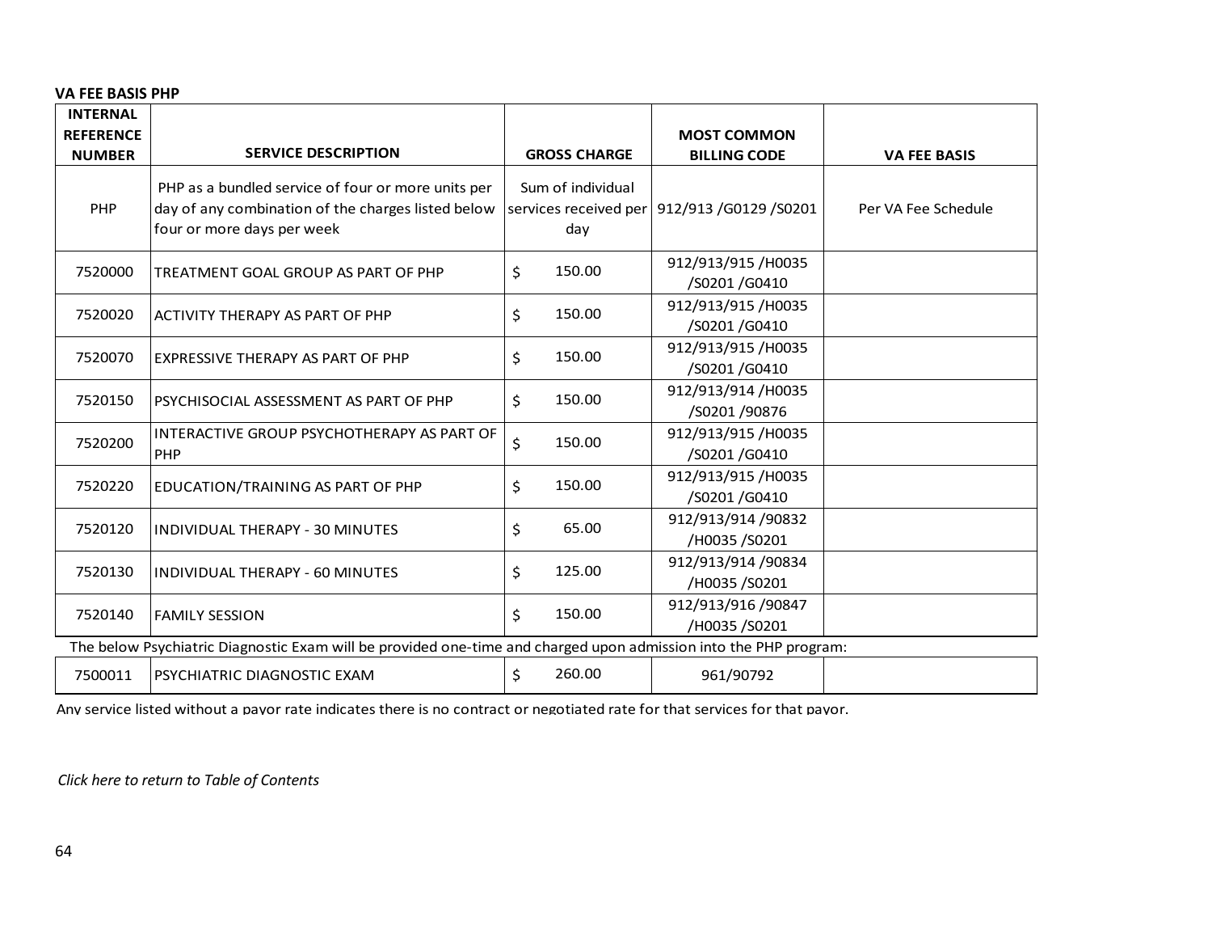**VA FEE BASIS PHP**

| INTERNAL REFERENCE NUMBER | SERVICE DESCRIPTION | GROSS CHARGE | MOST COMMON BILLING CODE | VA FEE BASIS |
|---|---|---|---|---|
| PHP | PHP as a bundled service of four or more units per day of any combination of the charges listed below four or more days per week | Sum of individual services received per day | 912/913 /G0129 /S0201 | Per VA Fee Schedule |
| 7520000 | TREATMENT GOAL GROUP AS PART OF PHP | $ 150.00 | 912/913/915 /H0035 /S0201 /G0410 | |
| 7520020 | ACTIVITY THERAPY AS PART OF PHP | $ 150.00 | 912/913/915 /H0035 /S0201 /G0410 | |
| 7520070 | EXPRESSIVE THERAPY AS PART OF PHP | $ 150.00 | 912/913/915 /H0035 /S0201 /G0410 | |
| 7520150 | PSYCHISOCIAL ASSESSMENT AS PART OF PHP | $ 150.00 | 912/913/914 /H0035 /S0201 /90876 | |
| 7520200 | INTERACTIVE GROUP PSYCHOTHERAPY AS PART OF PHP | $ 150.00 | 912/913/915 /H0035 /S0201 /G0410 | |
| 7520220 | EDUCATION/TRAINING AS PART OF PHP | $ 150.00 | 912/913/915 /H0035 /S0201 /G0410 | |
| 7520120 | INDIVIDUAL THERAPY - 30 MINUTES | $ 65.00 | 912/913/914 /90832 /H0035 /S0201 | |
| 7520130 | INDIVIDUAL THERAPY - 60 MINUTES | $ 125.00 | 912/913/914 /90834 /H0035 /S0201 | |
| 7520140 | FAMILY SESSION | $ 150.00 | 912/913/916 /90847 /H0035 /S0201 | |

The below Psychiatric Diagnostic Exam will be provided one-time and charged upon admission into the PHP program:

| | | | | |
|---|---|---|---|---|
| 7500011 | PSYCHIATRIC DIAGNOSTIC EXAM | $ 260.00 | 961/90792 | |

Any service listed without a payor rate indicates there is no contract or negotiated rate for that services for that payor.

*Click here to return to Table of Contents*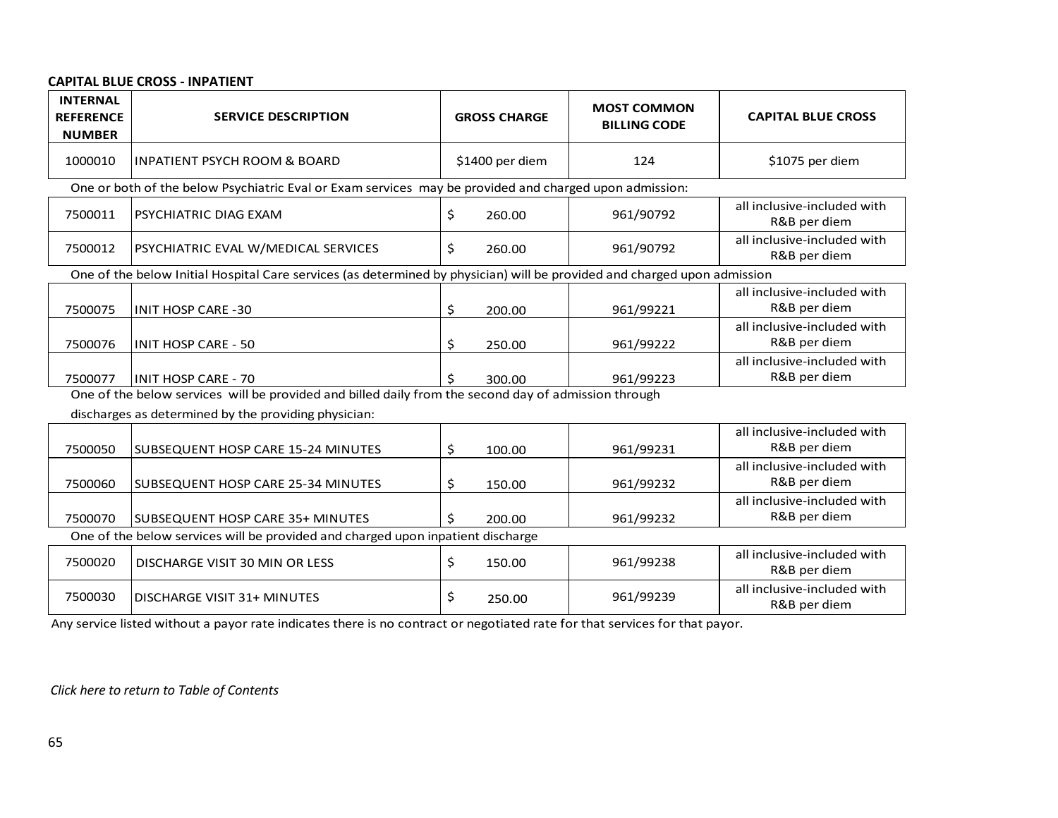**CAPITAL BLUE CROSS - INPATIENT**

| INTERNAL REFERENCE NUMBER | SERVICE DESCRIPTION | GROSS CHARGE | MOST COMMON BILLING CODE | CAPITAL BLUE CROSS |
|---|---|---|---|---|
| 1000010 | INPATIENT PSYCH ROOM & BOARD | $1400 per diem | 124 | $1075 per diem |
| One or both of the below Psychiatric Eval or Exam services may be provided and charged upon admission: | | | | |
| 7500011 | PSYCHIATRIC DIAG EXAM | $ 260.00 | 961/90792 | all inclusive-included with R&B per diem |
| 7500012 | PSYCHIATRIC EVAL W/MEDICAL SERVICES | $ 260.00 | 961/90792 | all inclusive-included with R&B per diem |
| One of the below Initial Hospital Care services (as determined by physician) will be provided and charged upon admission | | | | |
| 7500075 | INIT HOSP CARE -30 | $ 200.00 | 961/99221 | all inclusive-included with R&B per diem |
| 7500076 | INIT HOSP CARE - 50 | $ 250.00 | 961/99222 | all inclusive-included with R&B per diem |
| 7500077 | INIT HOSP CARE - 70 | $ 300.00 | 961/99223 | all inclusive-included with R&B per diem |
| One of the below services will be provided and billed daily from the second day of admission through discharges as determined by the providing physician: | | | | |
| 7500050 | SUBSEQUENT HOSP CARE 15-24 MINUTES | $ 100.00 | 961/99231 | all inclusive-included with R&B per diem |
| 7500060 | SUBSEQUENT HOSP CARE 25-34 MINUTES | $ 150.00 | 961/99232 | all inclusive-included with R&B per diem |
| 7500070 | SUBSEQUENT HOSP CARE 35+ MINUTES | $ 200.00 | 961/99232 | all inclusive-included with R&B per diem |
| One of the below services will be provided and charged upon inpatient discharge | | | | |
| 7500020 | DISCHARGE VISIT 30 MIN OR LESS | $ 150.00 | 961/99238 | all inclusive-included with R&B per diem |
| 7500030 | DISCHARGE VISIT 31+ MINUTES | $ 250.00 | 961/99239 | all inclusive-included with R&B per diem |

Any service listed without a payor rate indicates there is no contract or negotiated rate for that services for that payor.

*Click here to return to Table of Contents*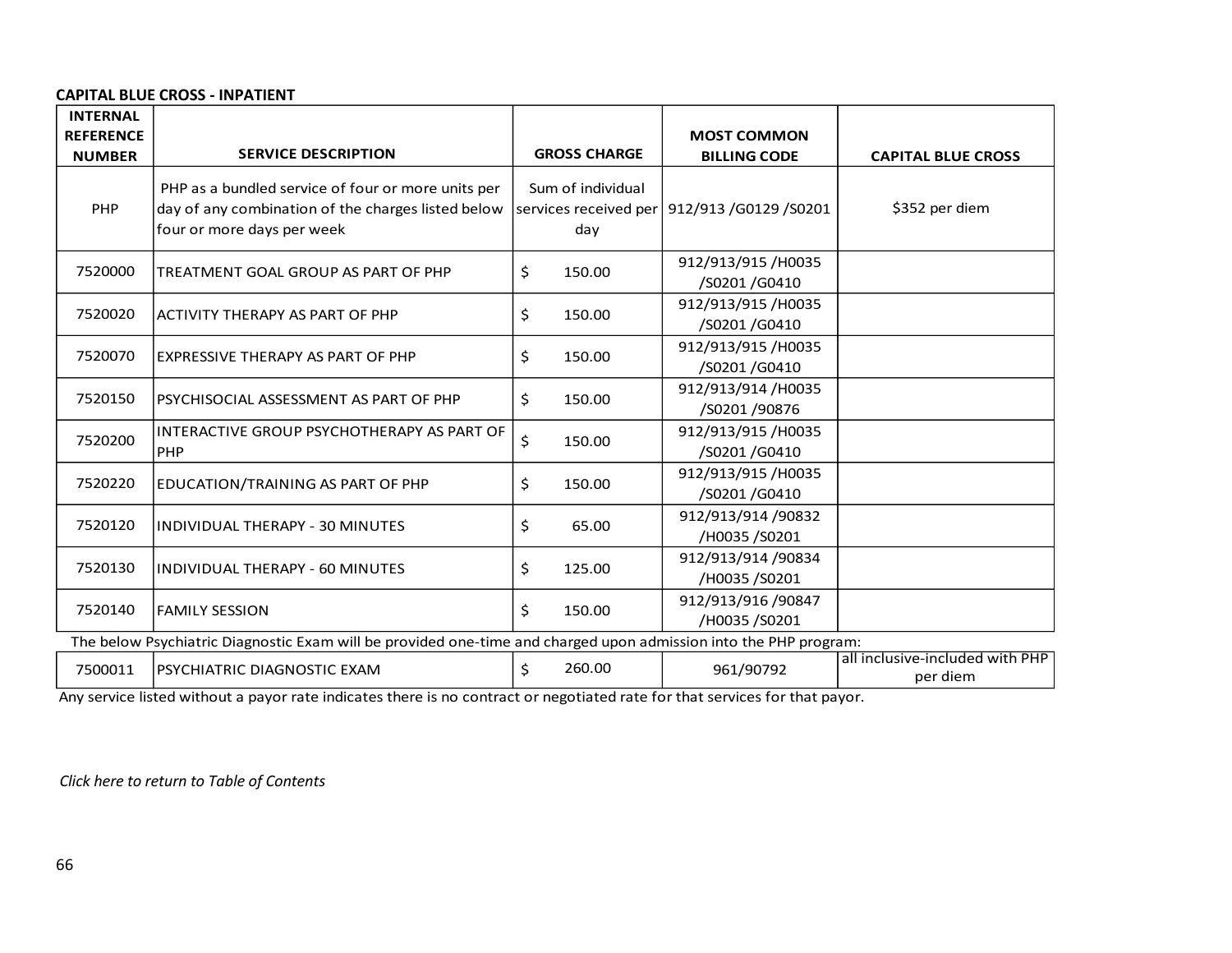**CAPITAL BLUE CROSS - INPATIENT**

| INTERNAL REFERENCE NUMBER | SERVICE DESCRIPTION | GROSS CHARGE | MOST COMMON BILLING CODE | CAPITAL BLUE CROSS |
|---|---|---|---|---|
| PHP | PHP as a bundled service of four or more units per day of any combination of the charges listed below four or more days per week | Sum of individual services received per day | 912/913 /G0129 /S0201 | $352 per diem |
| 7520000 | TREATMENT GOAL GROUP AS PART OF PHP | $ 150.00 | 912/913/915 /H0035 /S0201 /G0410 | |
| 7520020 | ACTIVITY THERAPY AS PART OF PHP | $ 150.00 | 912/913/915 /H0035 /S0201 /G0410 | |
| 7520070 | EXPRESSIVE THERAPY AS PART OF PHP | $ 150.00 | 912/913/915 /H0035 /S0201 /G0410 | |
| 7520150 | PSYCHISOCIAL ASSESSMENT AS PART OF PHP | $ 150.00 | 912/913/914 /H0035 /S0201 /90876 | |
| 7520200 | INTERACTIVE GROUP PSYCHOTHERAPY AS PART OF PHP | $ 150.00 | 912/913/915 /H0035 /S0201 /G0410 | |
| 7520220 | EDUCATION/TRAINING AS PART OF PHP | $ 150.00 | 912/913/915 /H0035 /S0201 /G0410 | |
| 7520120 | INDIVIDUAL THERAPY - 30 MINUTES | $ 65.00 | 912/913/914 /90832 /H0035 /S0201 | |
| 7520130 | INDIVIDUAL THERAPY - 60 MINUTES | $ 125.00 | 912/913/914 /90834 /H0035 /S0201 | |
| 7520140 | FAMILY SESSION | $ 150.00 | 912/913/916 /90847 /H0035 /S0201 | |

The below Psychiatric Diagnostic Exam will be provided one-time and charged upon admission into the PHP program:

| | | | | |
|---|---|---|---|---|
| 7500011 | PSYCHIATRIC DIAGNOSTIC EXAM | $ 260.00 | 961/90792 | all inclusive-included with PHP per diem |

Any service listed without a payor rate indicates there is no contract or negotiated rate for that services for that payor.

*Click here to return to Table of Contents*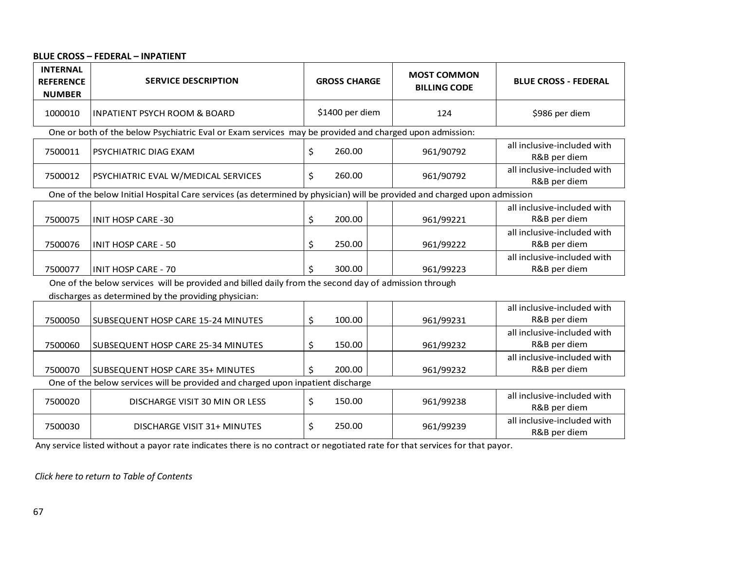**BLUE CROSS – FEDERAL – INPATIENT**

| INTERNAL REFERENCE NUMBER | SERVICE DESCRIPTION | GROSS CHARGE | MOST COMMON BILLING CODE | BLUE CROSS - FEDERAL |
|---|---|---|---|---|
| 1000010 | INPATIENT PSYCH ROOM & BOARD | $1400 per diem | 124 | $986 per diem |
| One or both of the below Psychiatric Eval or Exam services may be provided and charged upon admission: | | | | |
| 7500011 | PSYCHIATRIC DIAG EXAM | $ 260.00 | 961/90792 | all inclusive-included with R&B per diem |
| 7500012 | PSYCHIATRIC EVAL W/MEDICAL SERVICES | $ 260.00 | 961/90792 | all inclusive-included with R&B per diem |
| One of the below Initial Hospital Care services (as determined by physician) will be provided and charged upon admission | | | | |
| 7500075 | INIT HOSP CARE -30 | $ 200.00 | 961/99221 | all inclusive-included with R&B per diem |
| 7500076 | INIT HOSP CARE - 50 | $ 250.00 | 961/99222 | all inclusive-included with R&B per diem |
| 7500077 | INIT HOSP CARE - 70 | $ 300.00 | 961/99223 | all inclusive-included with R&B per diem |
| One of the below services will be provided and billed daily from the second day of admission through discharges as determined by the providing physician: | | | | |
| 7500050 | SUBSEQUENT HOSP CARE 15-24 MINUTES | $ 100.00 | 961/99231 | all inclusive-included with R&B per diem |
| 7500060 | SUBSEQUENT HOSP CARE 25-34 MINUTES | $ 150.00 | 961/99232 | all inclusive-included with R&B per diem |
| 7500070 | SUBSEQUENT HOSP CARE 35+ MINUTES | $ 200.00 | 961/99232 | all inclusive-included with R&B per diem |
| One of the below services will be provided and charged upon inpatient discharge | | | | |
| 7500020 | DISCHARGE VISIT 30 MIN OR LESS | $ 150.00 | 961/99238 | all inclusive-included with R&B per diem |
| 7500030 | DISCHARGE VISIT 31+ MINUTES | $ 250.00 | 961/99239 | all inclusive-included with R&B per diem |

Any service listed without a payor rate indicates there is no contract or negotiated rate for that services for that payor.

*Click here to return to Table of Contents*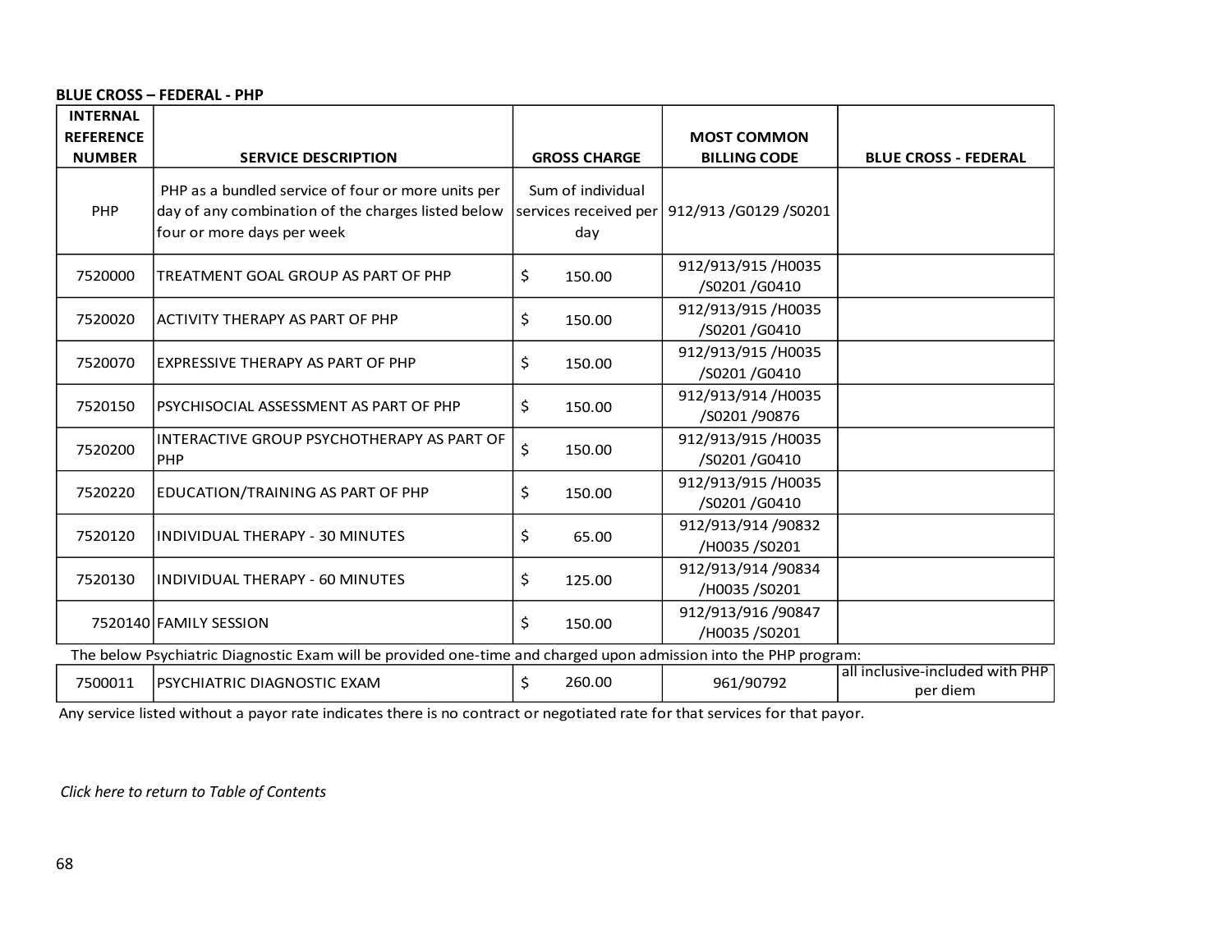**BLUE CROSS – FEDERAL - PHP**

| INTERNAL REFERENCE NUMBER | SERVICE DESCRIPTION | GROSS CHARGE | MOST COMMON BILLING CODE | BLUE CROSS - FEDERAL |
|---|---|---|---|---|
| PHP | PHP as a bundled service of four or more units per day of any combination of the charges listed below four or more days per week | Sum of individual services received per day | 912/913 /G0129 /S0201 | |
| 7520000 | TREATMENT GOAL GROUP AS PART OF PHP | $ 150.00 | 912/913/915 /H0035 /S0201 /G0410 | |
| 7520020 | ACTIVITY THERAPY AS PART OF PHP | $ 150.00 | 912/913/915 /H0035 /S0201 /G0410 | |
| 7520070 | EXPRESSIVE THERAPY AS PART OF PHP | $ 150.00 | 912/913/915 /H0035 /S0201 /G0410 | |
| 7520150 | PSYCHISOCIAL ASSESSMENT AS PART OF PHP | $ 150.00 | 912/913/914 /H0035 /S0201 /90876 | |
| 7520200 | INTERACTIVE GROUP PSYCHOTHERAPY AS PART OF PHP | $ 150.00 | 912/913/915 /H0035 /S0201 /G0410 | |
| 7520220 | EDUCATION/TRAINING AS PART OF PHP | $ 150.00 | 912/913/915 /H0035 /S0201 /G0410 | |
| 7520120 | INDIVIDUAL THERAPY - 30 MINUTES | $ 65.00 | 912/913/914 /90832 /H0035 /S0201 | |
| 7520130 | INDIVIDUAL THERAPY - 60 MINUTES | $ 125.00 | 912/913/914 /90834 /H0035 /S0201 | |
| 7520140 | FAMILY SESSION | $ 150.00 | 912/913/916 /90847 /H0035 /S0201 | |

The below Psychiatric Diagnostic Exam will be provided one-time and charged upon admission into the PHP program:

| | | | | |
|---|---|---|---|---|
| 7500011 | PSYCHIATRIC DIAGNOSTIC EXAM | $ 260.00 | 961/90792 | all inclusive-included with PHP per diem |

Any service listed without a payor rate indicates there is no contract or negotiated rate for that services for that payor.

*Click here to return to Table of Contents*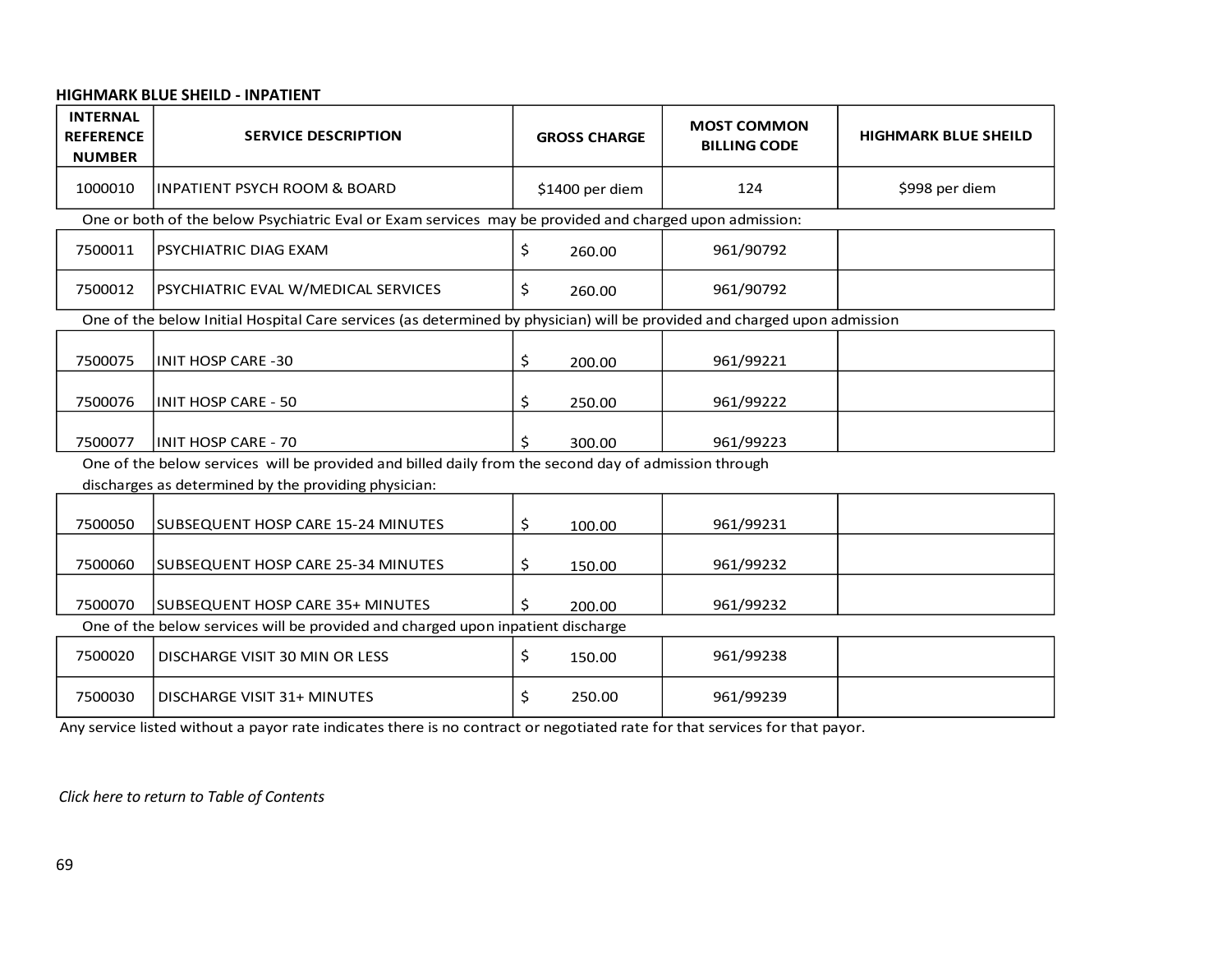**HIGHMARK BLUE SHEILD - INPATIENT**

| INTERNAL REFERENCE NUMBER | SERVICE DESCRIPTION | GROSS CHARGE | MOST COMMON BILLING CODE | HIGHMARK BLUE SHEILD |
|---|---|---|---|---|
| 1000010 | INPATIENT PSYCH ROOM & BOARD | $1400 per diem | 124 | $998 per diem |
| One or both of the below Psychiatric Eval or Exam services may be provided and charged upon admission: | | | | |
| 7500011 | PSYCHIATRIC DIAG EXAM | $ 260.00 | 961/90792 | |
| 7500012 | PSYCHIATRIC EVAL W/MEDICAL SERVICES | $ 260.00 | 961/90792 | |
| One of the below Initial Hospital Care services (as determined by physician) will be provided and charged upon admission | | | | |
| 7500075 | INIT HOSP CARE -30 | $ 200.00 | 961/99221 | |
| 7500076 | INIT HOSP CARE - 50 | $ 250.00 | 961/99222 | |
| 7500077 | INIT HOSP CARE - 70 | $ 300.00 | 961/99223 | |
| One of the below services will be provided and billed daily from the second day of admission through discharges as determined by the providing physician: | | | | |
| 7500050 | SUBSEQUENT HOSP CARE 15-24 MINUTES | $ 100.00 | 961/99231 | |
| 7500060 | SUBSEQUENT HOSP CARE 25-34 MINUTES | $ 150.00 | 961/99232 | |
| 7500070 | SUBSEQUENT HOSP CARE 35+ MINUTES | $ 200.00 | 961/99232 | |
| One of the below services will be provided and charged upon inpatient discharge | | | | |
| 7500020 | DISCHARGE VISIT 30 MIN OR LESS | $ 150.00 | 961/99238 | |
| 7500030 | DISCHARGE VISIT 31+ MINUTES | $ 250.00 | 961/99239 | |

Any service listed without a payor rate indicates there is no contract or negotiated rate for that services for that payor.

*Click here to return to Table of Contents*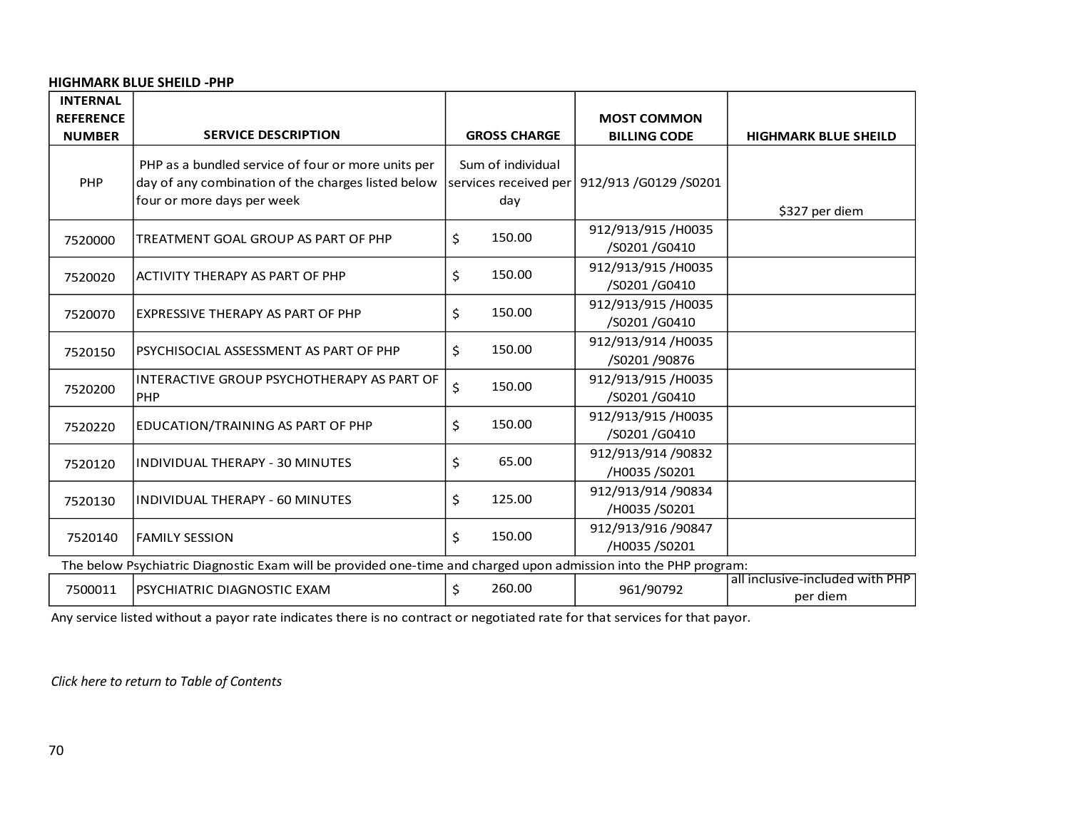**HIGHMARK BLUE SHEILD -PHP**

| INTERNAL REFERENCE NUMBER | SERVICE DESCRIPTION | GROSS CHARGE | MOST COMMON BILLING CODE | HIGHMARK BLUE SHEILD |
|---|---|---|---|---|
| PHP | PHP as a bundled service of four or more units per day of any combination of the charges listed below four or more days per week | Sum of individual services received per day | 912/913 /G0129 /S0201 | $327 per diem |
| 7520000 | TREATMENT GOAL GROUP AS PART OF PHP | $ 150.00 | 912/913/915 /H0035 /S0201 /G0410 | |
| 7520020 | ACTIVITY THERAPY AS PART OF PHP | $ 150.00 | 912/913/915 /H0035 /S0201 /G0410 | |
| 7520070 | EXPRESSIVE THERAPY AS PART OF PHP | $ 150.00 | 912/913/915 /H0035 /S0201 /G0410 | |
| 7520150 | PSYCHISOCIAL ASSESSMENT AS PART OF PHP | $ 150.00 | 912/913/914 /H0035 /S0201 /90876 | |
| 7520200 | INTERACTIVE GROUP PSYCHOTHERAPY AS PART OF PHP | $ 150.00 | 912/913/915 /H0035 /S0201 /G0410 | |
| 7520220 | EDUCATION/TRAINING AS PART OF PHP | $ 150.00 | 912/913/915 /H0035 /S0201 /G0410 | |
| 7520120 | INDIVIDUAL THERAPY - 30 MINUTES | $ 65.00 | 912/913/914 /90832 /H0035 /S0201 | |
| 7520130 | INDIVIDUAL THERAPY - 60 MINUTES | $ 125.00 | 912/913/914 /90834 /H0035 /S0201 | |
| 7520140 | FAMILY SESSION | $ 150.00 | 912/913/916 /90847 /H0035 /S0201 | |

The below Psychiatric Diagnostic Exam will be provided one-time and charged upon admission into the PHP program:

| | | | | |
|---|---|---|---|---|
| 7500011 | PSYCHIATRIC DIAGNOSTIC EXAM | $ 260.00 | 961/90792 | all inclusive-included with PHP per diem |

Any service listed without a payor rate indicates there is no contract or negotiated rate for that services for that payor.

*Click here to return to Table of Contents*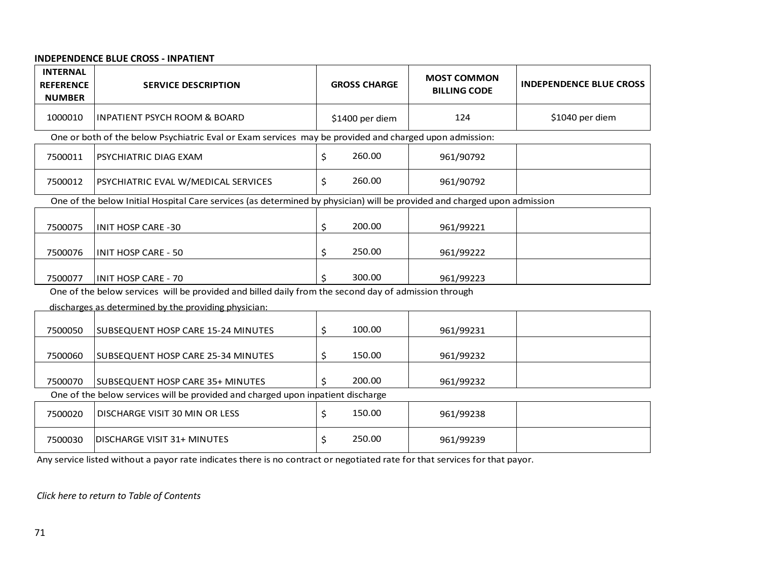**INDEPENDENCE BLUE CROSS - INPATIENT**

| INTERNAL REFERENCE NUMBER | SERVICE DESCRIPTION | GROSS CHARGE | MOST COMMON BILLING CODE | INDEPENDENCE BLUE CROSS |
|---|---|---|---|---|
| 1000010 | INPATIENT PSYCH ROOM & BOARD | $1400 per diem | 124 | $1040 per diem |
| One or both of the below Psychiatric Eval or Exam services may be provided and charged upon admission: | | | | |
| 7500011 | PSYCHIATRIC DIAG EXAM | $ 260.00 | 961/90792 | |
| 7500012 | PSYCHIATRIC EVAL W/MEDICAL SERVICES | $ 260.00 | 961/90792 | |
| One of the below Initial Hospital Care services (as determined by physician) will be provided and charged upon admission | | | | |
| 7500075 | INIT HOSP CARE -30 | $ 200.00 | 961/99221 | |
| 7500076 | INIT HOSP CARE - 50 | $ 250.00 | 961/99222 | |
| 7500077 | INIT HOSP CARE - 70 | $ 300.00 | 961/99223 | |
| One of the below services will be provided and billed daily from the second day of admission through discharges as determined by the providing physician: | | | | |
| 7500050 | SUBSEQUENT HOSP CARE 15-24 MINUTES | $ 100.00 | 961/99231 | |
| 7500060 | SUBSEQUENT HOSP CARE 25-34 MINUTES | $ 150.00 | 961/99232 | |
| 7500070 | SUBSEQUENT HOSP CARE 35+ MINUTES | $ 200.00 | 961/99232 | |
| One of the below services will be provided and charged upon inpatient discharge | | | | |
| 7500020 | DISCHARGE VISIT 30 MIN OR LESS | $ 150.00 | 961/99238 | |
| 7500030 | DISCHARGE VISIT 31+ MINUTES | $ 250.00 | 961/99239 | |

Any service listed without a payor rate indicates there is no contract or negotiated rate for that services for that payor.

*Click here to return to Table of Contents*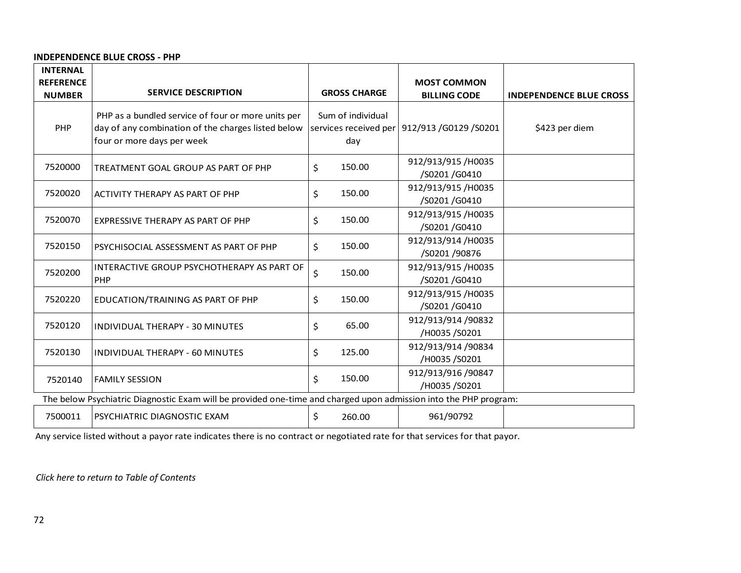**INDEPENDENCE BLUE CROSS - PHP**

| INTERNAL REFERENCE NUMBER | SERVICE DESCRIPTION | GROSS CHARGE | MOST COMMON BILLING CODE | INDEPENDENCE BLUE CROSS |
|---|---|---|---|---|
| PHP | PHP as a bundled service of four or more units per day of any combination of the charges listed below four or more days per week | Sum of individual services received per day | 912/913 /G0129 /S0201 | $423 per diem |
| 7520000 | TREATMENT GOAL GROUP AS PART OF PHP | $ 150.00 | 912/913/915 /H0035 /S0201 /G0410 | |
| 7520020 | ACTIVITY THERAPY AS PART OF PHP | $ 150.00 | 912/913/915 /H0035 /S0201 /G0410 | |
| 7520070 | EXPRESSIVE THERAPY AS PART OF PHP | $ 150.00 | 912/913/915 /H0035 /S0201 /G0410 | |
| 7520150 | PSYCHISOCIAL ASSESSMENT AS PART OF PHP | $ 150.00 | 912/913/914 /H0035 /S0201 /90876 | |
| 7520200 | INTERACTIVE GROUP PSYCHOTHERAPY AS PART OF PHP | $ 150.00 | 912/913/915 /H0035 /S0201 /G0410 | |
| 7520220 | EDUCATION/TRAINING AS PART OF PHP | $ 150.00 | 912/913/915 /H0035 /S0201 /G0410 | |
| 7520120 | INDIVIDUAL THERAPY - 30 MINUTES | $ 65.00 | 912/913/914 /90832 /H0035 /S0201 | |
| 7520130 | INDIVIDUAL THERAPY - 60 MINUTES | $ 125.00 | 912/913/914 /90834 /H0035 /S0201 | |
| 7520140 | FAMILY SESSION | $ 150.00 | 912/913/916 /90847 /H0035 /S0201 | |

The below Psychiatric Diagnostic Exam will be provided one-time and charged upon admission into the PHP program:

| INTERNAL REFERENCE NUMBER | SERVICE DESCRIPTION | GROSS CHARGE | MOST COMMON BILLING CODE | INDEPENDENCE BLUE CROSS |
|---|---|---|---|---|
| 7500011 | PSYCHIATRIC DIAGNOSTIC EXAM | $ 260.00 | 961/90792 | |

Any service listed without a payor rate indicates there is no contract or negotiated rate for that services for that payor.

*Click here to return to Table of Contents*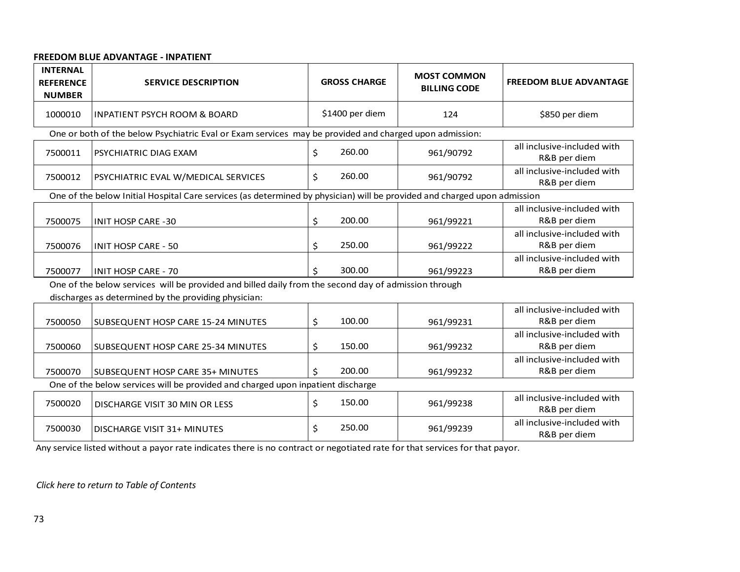**FREEDOM BLUE ADVANTAGE - INPATIENT**

| INTERNAL REFERENCE NUMBER | SERVICE DESCRIPTION | GROSS CHARGE | MOST COMMON BILLING CODE | FREEDOM BLUE ADVANTAGE |
|---|---|---|---|---|
| 1000010 | INPATIENT PSYCH ROOM & BOARD | $1400 per diem | 124 | $850 per diem |
| One or both of the below Psychiatric Eval or Exam services may be provided and charged upon admission: | | | | |
| 7500011 | PSYCHIATRIC DIAG EXAM | $ 260.00 | 961/90792 | all inclusive-included with R&B per diem |
| 7500012 | PSYCHIATRIC EVAL W/MEDICAL SERVICES | $ 260.00 | 961/90792 | all inclusive-included with R&B per diem |
| One of the below Initial Hospital Care services (as determined by physician) will be provided and charged upon admission | | | | |
| 7500075 | INIT HOSP CARE -30 | $ 200.00 | 961/99221 | all inclusive-included with R&B per diem |
| 7500076 | INIT HOSP CARE - 50 | $ 250.00 | 961/99222 | all inclusive-included with R&B per diem |
| 7500077 | INIT HOSP CARE - 70 | $ 300.00 | 961/99223 | all inclusive-included with R&B per diem |
| One of the below services will be provided and billed daily from the second day of admission through discharges as determined by the providing physician: | | | | |
| 7500050 | SUBSEQUENT HOSP CARE 15-24 MINUTES | $ 100.00 | 961/99231 | all inclusive-included with R&B per diem |
| 7500060 | SUBSEQUENT HOSP CARE 25-34 MINUTES | $ 150.00 | 961/99232 | all inclusive-included with R&B per diem |
| 7500070 | SUBSEQUENT HOSP CARE 35+ MINUTES | $ 200.00 | 961/99232 | all inclusive-included with R&B per diem |
| One of the below services will be provided and charged upon inpatient discharge | | | | |
| 7500020 | DISCHARGE VISIT 30 MIN OR LESS | $ 150.00 | 961/99238 | all inclusive-included with R&B per diem |
| 7500030 | DISCHARGE VISIT 31+ MINUTES | $ 250.00 | 961/99239 | all inclusive-included with R&B per diem |

Any service listed without a payor rate indicates there is no contract or negotiated rate for that services for that payor.

*Click here to return to Table of Contents*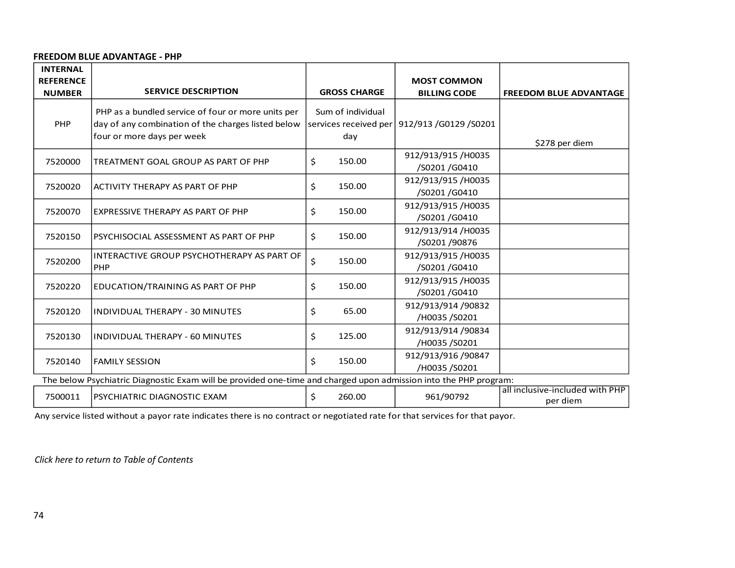**FREEDOM BLUE ADVANTAGE - PHP**

| INTERNAL REFERENCE NUMBER | SERVICE DESCRIPTION | GROSS CHARGE | MOST COMMON BILLING CODE | FREEDOM BLUE ADVANTAGE |
|---|---|---|---|---|
| PHP | PHP as a bundled service of four or more units per day of any combination of the charges listed below four or more days per week | Sum of individual services received per day | 912/913 /G0129 /S0201 | $278 per diem |
| 7520000 | TREATMENT GOAL GROUP AS PART OF PHP | $ 150.00 | 912/913/915 /H0035 /S0201 /G0410 | |
| 7520020 | ACTIVITY THERAPY AS PART OF PHP | $ 150.00 | 912/913/915 /H0035 /S0201 /G0410 | |
| 7520070 | EXPRESSIVE THERAPY AS PART OF PHP | $ 150.00 | 912/913/915 /H0035 /S0201 /G0410 | |
| 7520150 | PSYCHISOCIAL ASSESSMENT AS PART OF PHP | $ 150.00 | 912/913/914 /H0035 /S0201 /90876 | |
| 7520200 | INTERACTIVE GROUP PSYCHOTHERAPY AS PART OF PHP | $ 150.00 | 912/913/915 /H0035 /S0201 /G0410 | |
| 7520220 | EDUCATION/TRAINING AS PART OF PHP | $ 150.00 | 912/913/915 /H0035 /S0201 /G0410 | |
| 7520120 | INDIVIDUAL THERAPY - 30 MINUTES | $ 65.00 | 912/913/914 /90832 /H0035 /S0201 | |
| 7520130 | INDIVIDUAL THERAPY - 60 MINUTES | $ 125.00 | 912/913/914 /90834 /H0035 /S0201 | |
| 7520140 | FAMILY SESSION | $ 150.00 | 912/913/916 /90847 /H0035 /S0201 | |

The below Psychiatric Diagnostic Exam will be provided one-time and charged upon admission into the PHP program:

| | | | | |
|---|---|---|---|---|
| 7500011 | PSYCHIATRIC DIAGNOSTIC EXAM | $ 260.00 | 961/90792 | all inclusive-included with PHP per diem |

Any service listed without a payor rate indicates there is no contract or negotiated rate for that services for that payor.

*Click here to return to Table of Contents*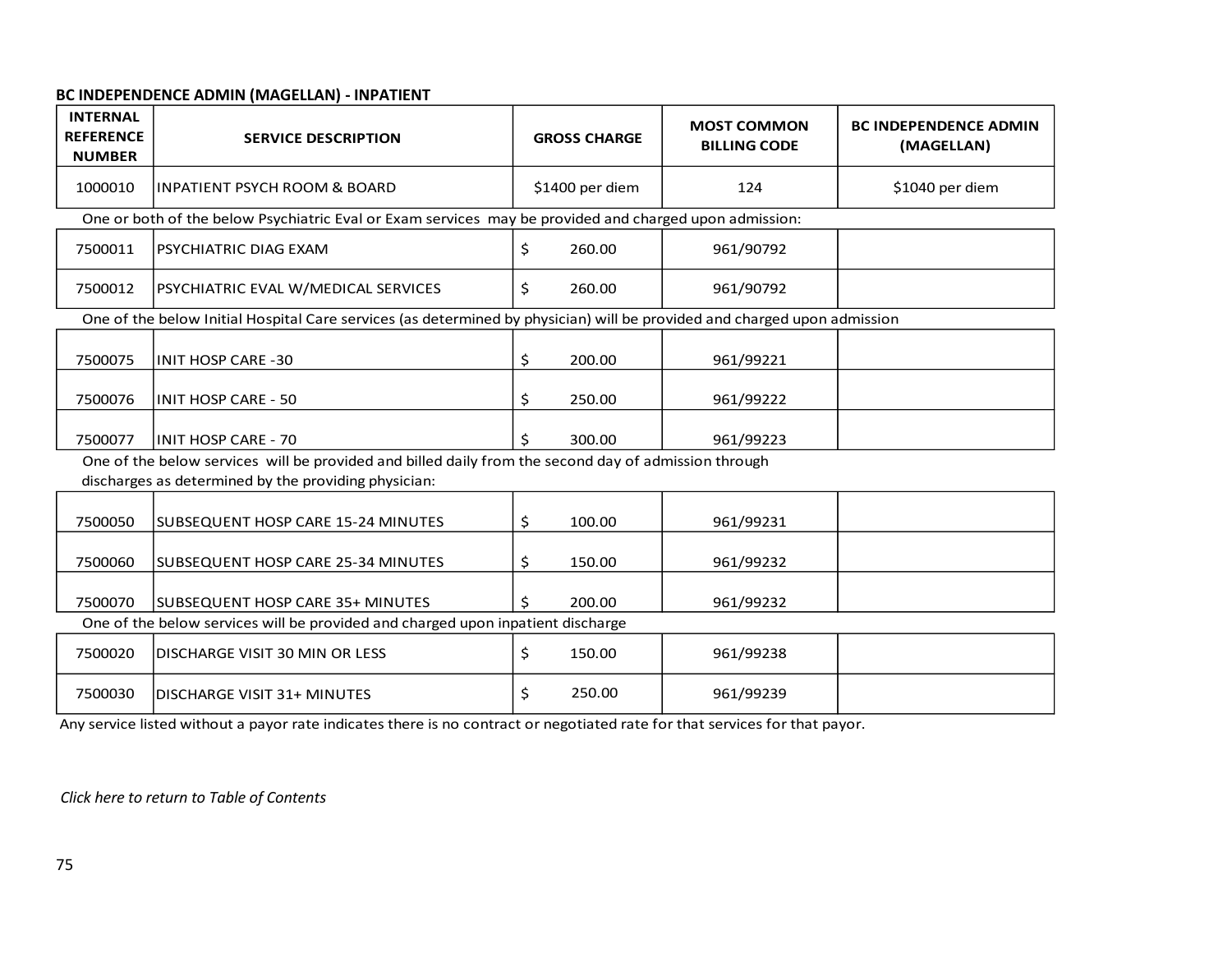**BC INDEPENDENCE ADMIN (MAGELLAN) - INPATIENT**

| INTERNAL REFERENCE NUMBER | SERVICE DESCRIPTION | GROSS CHARGE | MOST COMMON BILLING CODE | BC INDEPENDENCE ADMIN (MAGELLAN) |
|---|---|---|---|---|
| 1000010 | INPATIENT PSYCH ROOM & BOARD | $1400 per diem | 124 | $1040 per diem |
| One or both of the below Psychiatric Eval or Exam services may be provided and charged upon admission: | | | | |
| 7500011 | PSYCHIATRIC DIAG EXAM | $ 260.00 | 961/90792 | |
| 7500012 | PSYCHIATRIC EVAL W/MEDICAL SERVICES | $ 260.00 | 961/90792 | |
| One of the below Initial Hospital Care services (as determined by physician) will be provided and charged upon admission | | | | |
| 7500075 | INIT HOSP CARE -30 | $ 200.00 | 961/99221 | |
| 7500076 | INIT HOSP CARE - 50 | $ 250.00 | 961/99222 | |
| 7500077 | INIT HOSP CARE - 70 | $ 300.00 | 961/99223 | |
| One of the below services will be provided and billed daily from the second day of admission through discharges as determined by the providing physician: | | | | |
| 7500050 | SUBSEQUENT HOSP CARE 15-24 MINUTES | $ 100.00 | 961/99231 | |
| 7500060 | SUBSEQUENT HOSP CARE 25-34 MINUTES | $ 150.00 | 961/99232 | |
| 7500070 | SUBSEQUENT HOSP CARE 35+ MINUTES | $ 200.00 | 961/99232 | |
| One of the below services will be provided and charged upon inpatient discharge | | | | |
| 7500020 | DISCHARGE VISIT 30 MIN OR LESS | $ 150.00 | 961/99238 | |
| 7500030 | DISCHARGE VISIT 31+ MINUTES | $ 250.00 | 961/99239 | |

Any service listed without a payor rate indicates there is no contract or negotiated rate for that services for that payor.

*Click here to return to Table of Contents*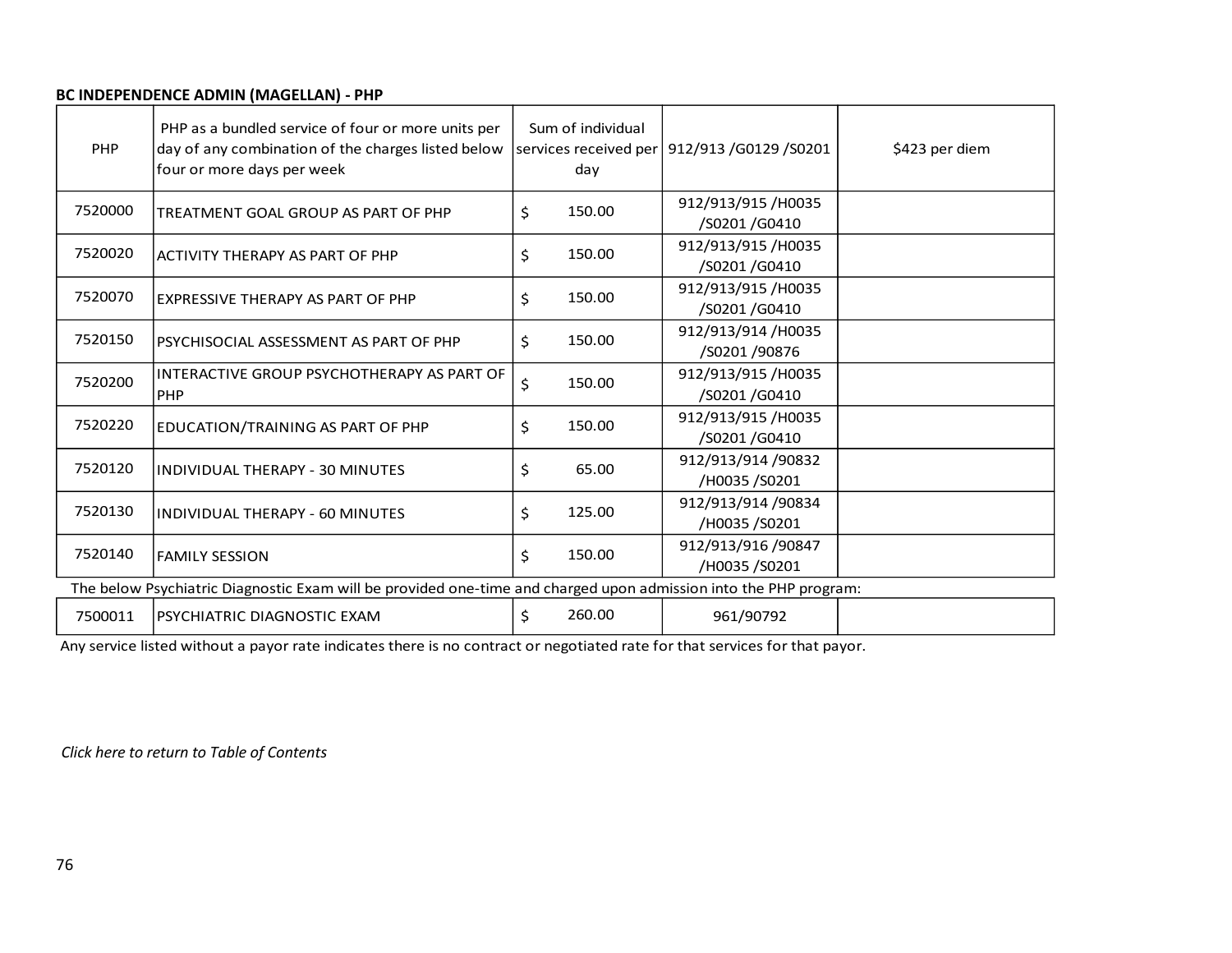**BC INDEPENDENCE ADMIN (MAGELLAN) - PHP**

| | | | | |
|---|---|---|---|---|
| PHP | PHP as a bundled service of four or more units per day of any combination of the charges listed below four or more days per week | Sum of individual services received per day | 912/913 /G0129 /S0201 | $423 per diem |
| 7520000 | TREATMENT GOAL GROUP AS PART OF PHP | $ 150.00 | 912/913/915 /H0035 /S0201 /G0410 | |
| 7520020 | ACTIVITY THERAPY AS PART OF PHP | $ 150.00 | 912/913/915 /H0035 /S0201 /G0410 | |
| 7520070 | EXPRESSIVE THERAPY AS PART OF PHP | $ 150.00 | 912/913/915 /H0035 /S0201 /G0410 | |
| 7520150 | PSYCHISOCIAL ASSESSMENT AS PART OF PHP | $ 150.00 | 912/913/914 /H0035 /S0201 /90876 | |
| 7520200 | INTERACTIVE GROUP PSYCHOTHERAPY AS PART OF PHP | $ 150.00 | 912/913/915 /H0035 /S0201 /G0410 | |
| 7520220 | EDUCATION/TRAINING AS PART OF PHP | $ 150.00 | 912/913/915 /H0035 /S0201 /G0410 | |
| 7520120 | INDIVIDUAL THERAPY - 30 MINUTES | $ 65.00 | 912/913/914 /90832 /H0035 /S0201 | |
| 7520130 | INDIVIDUAL THERAPY - 60 MINUTES | $ 125.00 | 912/913/914 /90834 /H0035 /S0201 | |
| 7520140 | FAMILY SESSION | $ 150.00 | 912/913/916 /90847 /H0035 /S0201 | |

The below Psychiatric Diagnostic Exam will be provided one-time and charged upon admission into the PHP program:

| | | | | |
|---|---|---|---|---|
| 7500011 | PSYCHIATRIC DIAGNOSTIC EXAM | $ 260.00 | 961/90792 | |

Any service listed without a payor rate indicates there is no contract or negotiated rate for that services for that payor.

*Click here to return to Table of Contents*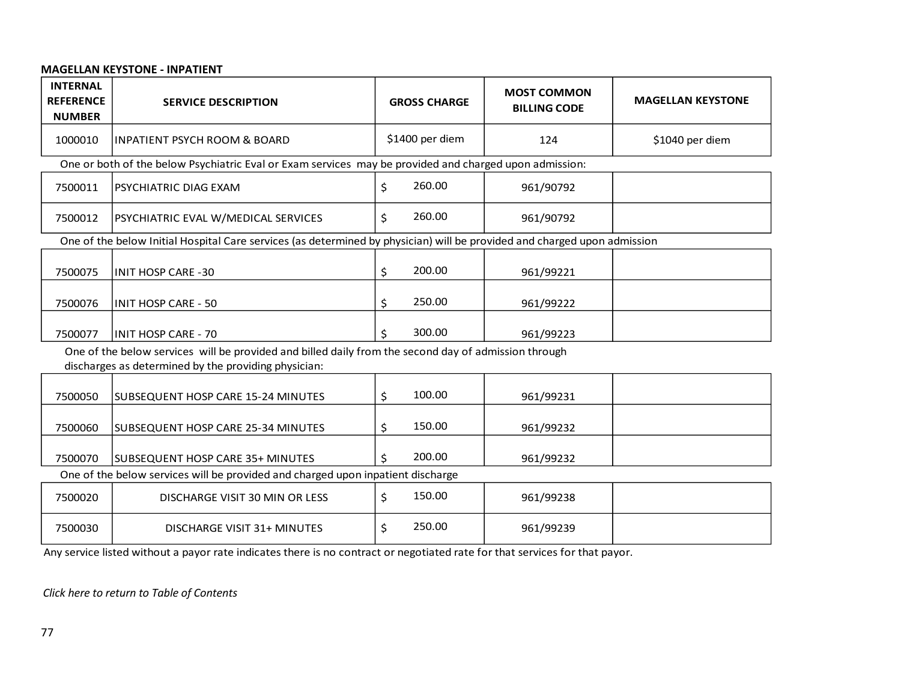**MAGELLAN KEYSTONE - INPATIENT**

| INTERNAL REFERENCE NUMBER | SERVICE DESCRIPTION | GROSS CHARGE | MOST COMMON BILLING CODE | MAGELLAN KEYSTONE |
|---|---|---|---|---|
| 1000010 | INPATIENT PSYCH ROOM & BOARD | $1400 per diem | 124 | $1040 per diem |
| One or both of the below Psychiatric Eval or Exam services may be provided and charged upon admission: | | | | |
| 7500011 | PSYCHIATRIC DIAG EXAM | $ 260.00 | 961/90792 | |
| 7500012 | PSYCHIATRIC EVAL W/MEDICAL SERVICES | $ 260.00 | 961/90792 | |
| One of the below Initial Hospital Care services (as determined by physician) will be provided and charged upon admission | | | | |
| 7500075 | INIT HOSP CARE -30 | $ 200.00 | 961/99221 | |
| 7500076 | INIT HOSP CARE - 50 | $ 250.00 | 961/99222 | |
| 7500077 | INIT HOSP CARE - 70 | $ 300.00 | 961/99223 | |
| One of the below services will be provided and billed daily from the second day of admission through discharges as determined by the providing physician: | | | | |
| 7500050 | SUBSEQUENT HOSP CARE 15-24 MINUTES | $ 100.00 | 961/99231 | |
| 7500060 | SUBSEQUENT HOSP CARE 25-34 MINUTES | $ 150.00 | 961/99232 | |
| 7500070 | SUBSEQUENT HOSP CARE 35+ MINUTES | $ 200.00 | 961/99232 | |
| One of the below services will be provided and charged upon inpatient discharge | | | | |
| 7500020 | DISCHARGE VISIT 30 MIN OR LESS | $ 150.00 | 961/99238 | |
| 7500030 | DISCHARGE VISIT 31+ MINUTES | $ 250.00 | 961/99239 | |

Any service listed without a payor rate indicates there is no contract or negotiated rate for that services for that payor.

*Click here to return to Table of Contents*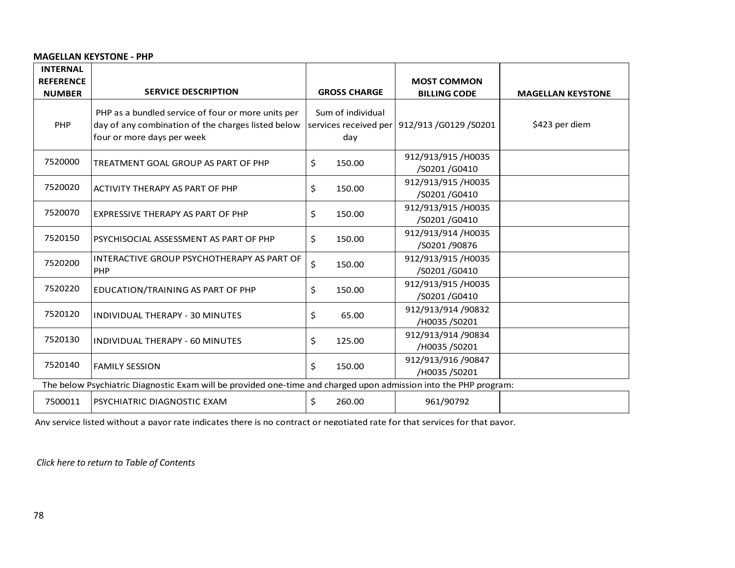**MAGELLAN KEYSTONE - PHP**

| INTERNAL REFERENCE NUMBER | SERVICE DESCRIPTION | GROSS CHARGE | MOST COMMON BILLING CODE | MAGELLAN KEYSTONE |
|---|---|---|---|---|
| PHP | PHP as a bundled service of four or more units per day of any combination of the charges listed below four or more days per week | Sum of individual services received per day | 912/913 /G0129 /S0201 | $423 per diem |
| 7520000 | TREATMENT GOAL GROUP AS PART OF PHP | $ 150.00 | 912/913/915 /H0035 /S0201 /G0410 | |
| 7520020 | ACTIVITY THERAPY AS PART OF PHP | $ 150.00 | 912/913/915 /H0035 /S0201 /G0410 | |
| 7520070 | EXPRESSIVE THERAPY AS PART OF PHP | $ 150.00 | 912/913/915 /H0035 /S0201 /G0410 | |
| 7520150 | PSYCHISOCIAL ASSESSMENT AS PART OF PHP | $ 150.00 | 912/913/914 /H0035 /S0201 /90876 | |
| 7520200 | INTERACTIVE GROUP PSYCHOTHERAPY AS PART OF PHP | $ 150.00 | 912/913/915 /H0035 /S0201 /G0410 | |
| 7520220 | EDUCATION/TRAINING AS PART OF PHP | $ 150.00 | 912/913/915 /H0035 /S0201 /G0410 | |
| 7520120 | INDIVIDUAL THERAPY - 30 MINUTES | $ 65.00 | 912/913/914 /90832 /H0035 /S0201 | |
| 7520130 | INDIVIDUAL THERAPY - 60 MINUTES | $ 125.00 | 912/913/914 /90834 /H0035 /S0201 | |
| 7520140 | FAMILY SESSION | $ 150.00 | 912/913/916 /90847 /H0035 /S0201 | |
| The below Psychiatric Diagnostic Exam will be provided one-time and charged upon admission into the PHP program: | | | | |
| 7500011 | PSYCHIATRIC DIAGNOSTIC EXAM | $ 260.00 | 961/90792 | |

Any service listed without a payor rate indicates there is no contract or negotiated rate for that services for that payor.

*Click here to return to Table of Contents*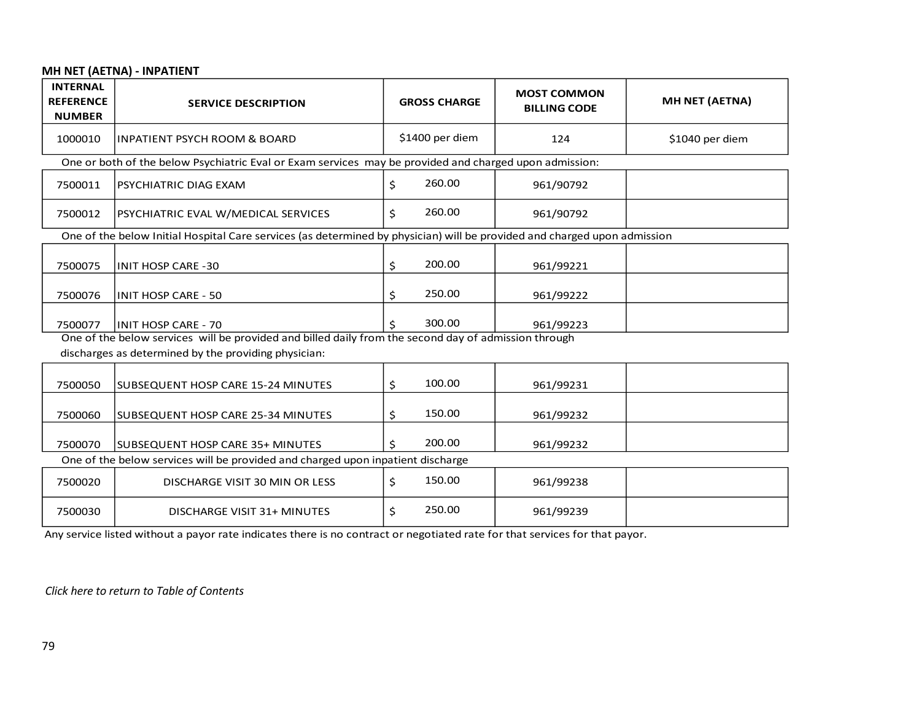**MH NET (AETNA) - INPATIENT**

| INTERNAL REFERENCE NUMBER | SERVICE DESCRIPTION | GROSS CHARGE | MOST COMMON BILLING CODE | MH NET (AETNA) |
|---|---|---|---|---|
| 1000010 | INPATIENT PSYCH ROOM & BOARD | $1400 per diem | 124 | $1040 per diem |
| One or both of the below Psychiatric Eval or Exam services may be provided and charged upon admission: | | | | |
| 7500011 | PSYCHIATRIC DIAG EXAM | $ 260.00 | 961/90792 | |
| 7500012 | PSYCHIATRIC EVAL W/MEDICAL SERVICES | $ 260.00 | 961/90792 | |
| One of the below Initial Hospital Care services (as determined by physician) will be provided and charged upon admission | | | | |
| 7500075 | INIT HOSP CARE -30 | $ 200.00 | 961/99221 | |
| 7500076 | INIT HOSP CARE - 50 | $ 250.00 | 961/99222 | |
| 7500077 | INIT HOSP CARE - 70 | $ 300.00 | 961/99223 | |
| One of the below services will be provided and billed daily from the second day of admission through discharges as determined by the providing physician: | | | | |
| 7500050 | SUBSEQUENT HOSP CARE 15-24 MINUTES | $ 100.00 | 961/99231 | |
| 7500060 | SUBSEQUENT HOSP CARE 25-34 MINUTES | $ 150.00 | 961/99232 | |
| 7500070 | SUBSEQUENT HOSP CARE 35+ MINUTES | $ 200.00 | 961/99232 | |
| One of the below services will be provided and charged upon inpatient discharge | | | | |
| 7500020 | DISCHARGE VISIT 30 MIN OR LESS | $ 150.00 | 961/99238 | |
| 7500030 | DISCHARGE VISIT 31+ MINUTES | $ 250.00 | 961/99239 | |

Any service listed without a payor rate indicates there is no contract or negotiated rate for that services for that payor.

*Click here to return to Table of Contents*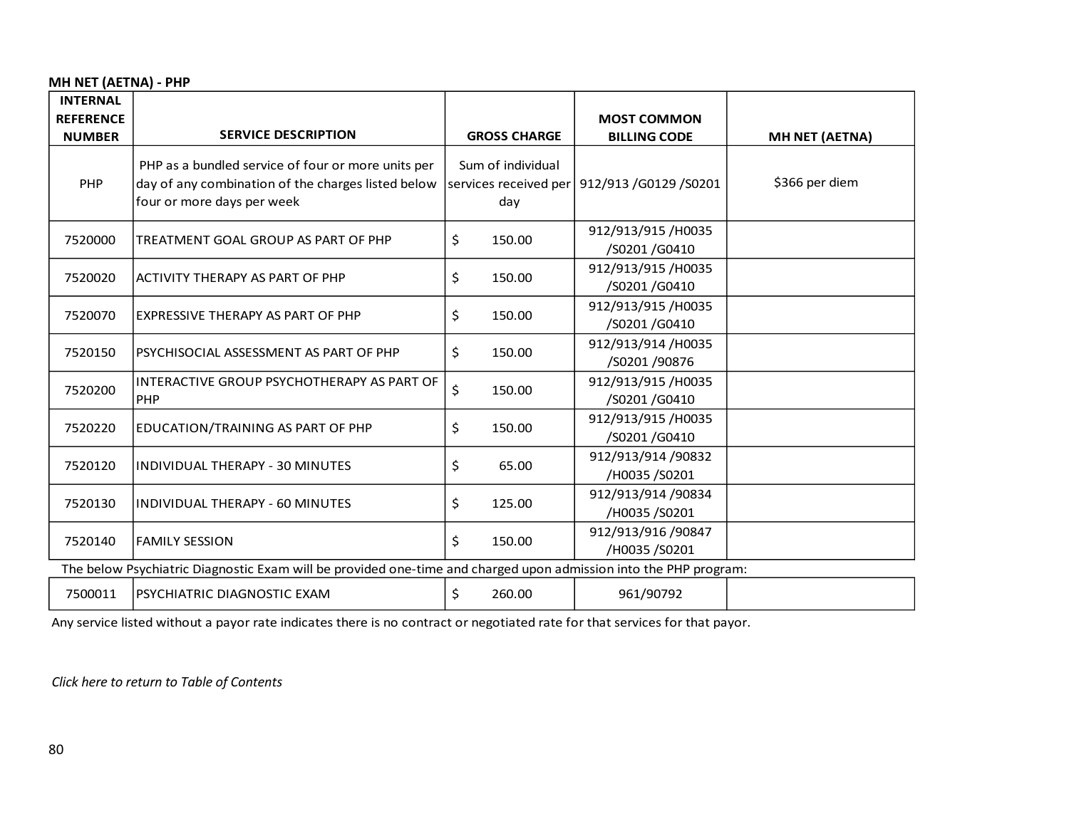**MH NET (AETNA) - PHP**

| INTERNAL REFERENCE NUMBER | SERVICE DESCRIPTION | GROSS CHARGE | MOST COMMON BILLING CODE | MH NET (AETNA) |
|---|---|---|---|---|
| PHP | PHP as a bundled service of four or more units per day of any combination of the charges listed below four or more days per week | Sum of individual services received per day | 912/913 /G0129 /S0201 | $366 per diem |
| 7520000 | TREATMENT GOAL GROUP AS PART OF PHP | $ 150.00 | 912/913/915 /H0035 /S0201 /G0410 | |
| 7520020 | ACTIVITY THERAPY AS PART OF PHP | $ 150.00 | 912/913/915 /H0035 /S0201 /G0410 | |
| 7520070 | EXPRESSIVE THERAPY AS PART OF PHP | $ 150.00 | 912/913/915 /H0035 /S0201 /G0410 | |
| 7520150 | PSYCHISOCIAL ASSESSMENT AS PART OF PHP | $ 150.00 | 912/913/914 /H0035 /S0201 /90876 | |
| 7520200 | INTERACTIVE GROUP PSYCHOTHERAPY AS PART OF PHP | $ 150.00 | 912/913/915 /H0035 /S0201 /G0410 | |
| 7520220 | EDUCATION/TRAINING AS PART OF PHP | $ 150.00 | 912/913/915 /H0035 /S0201 /G0410 | |
| 7520120 | INDIVIDUAL THERAPY - 30 MINUTES | $ 65.00 | 912/913/914 /90832 /H0035 /S0201 | |
| 7520130 | INDIVIDUAL THERAPY - 60 MINUTES | $ 125.00 | 912/913/914 /90834 /H0035 /S0201 | |
| 7520140 | FAMILY SESSION | $ 150.00 | 912/913/916 /90847 /H0035 /S0201 | |

The below Psychiatric Diagnostic Exam will be provided one-time and charged upon admission into the PHP program:

| | | | | |
|---|---|---|---|---|
| 7500011 | PSYCHIATRIC DIAGNOSTIC EXAM | $ 260.00 | 961/90792 | |

Any service listed without a payor rate indicates there is no contract or negotiated rate for that services for that payor.

*Click here to return to Table of Contents*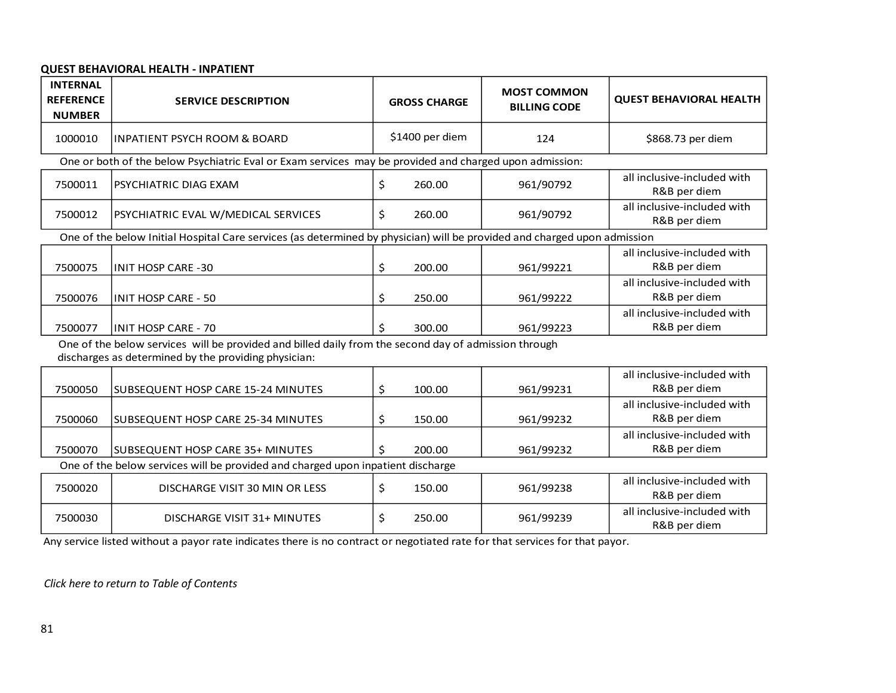**QUEST BEHAVIORAL HEALTH - INPATIENT**

| INTERNAL REFERENCE NUMBER | SERVICE DESCRIPTION | GROSS CHARGE | MOST COMMON BILLING CODE | QUEST BEHAVIORAL HEALTH |
|---|---|---|---|---|
| 1000010 | INPATIENT PSYCH ROOM & BOARD | $1400 per diem | 124 | $868.73 per diem |
| One or both of the below Psychiatric Eval or Exam services may be provided and charged upon admission: | | | | |
| 7500011 | PSYCHIATRIC DIAG EXAM | $ 260.00 | 961/90792 | all inclusive-included with R&B per diem |
| 7500012 | PSYCHIATRIC EVAL W/MEDICAL SERVICES | $ 260.00 | 961/90792 | all inclusive-included with R&B per diem |
| One of the below Initial Hospital Care services (as determined by physician) will be provided and charged upon admission | | | | |
| 7500075 | INIT HOSP CARE -30 | $ 200.00 | 961/99221 | all inclusive-included with R&B per diem |
| 7500076 | INIT HOSP CARE - 50 | $ 250.00 | 961/99222 | all inclusive-included with R&B per diem |
| 7500077 | INIT HOSP CARE - 70 | $ 300.00 | 961/99223 | all inclusive-included with R&B per diem |
| One of the below services will be provided and billed daily from the second day of admission through discharges as determined by the providing physician: | | | | |
| 7500050 | SUBSEQUENT HOSP CARE 15-24 MINUTES | $ 100.00 | 961/99231 | all inclusive-included with R&B per diem |
| 7500060 | SUBSEQUENT HOSP CARE 25-34 MINUTES | $ 150.00 | 961/99232 | all inclusive-included with R&B per diem |
| 7500070 | SUBSEQUENT HOSP CARE 35+ MINUTES | $ 200.00 | 961/99232 | all inclusive-included with R&B per diem |
| One of the below services will be provided and charged upon inpatient discharge | | | | |
| 7500020 | DISCHARGE VISIT 30 MIN OR LESS | $ 150.00 | 961/99238 | all inclusive-included with R&B per diem |
| 7500030 | DISCHARGE VISIT 31+ MINUTES | $ 250.00 | 961/99239 | all inclusive-included with R&B per diem |

Any service listed without a payor rate indicates there is no contract or negotiated rate for that services for that payor.

*Click here to return to Table of Contents*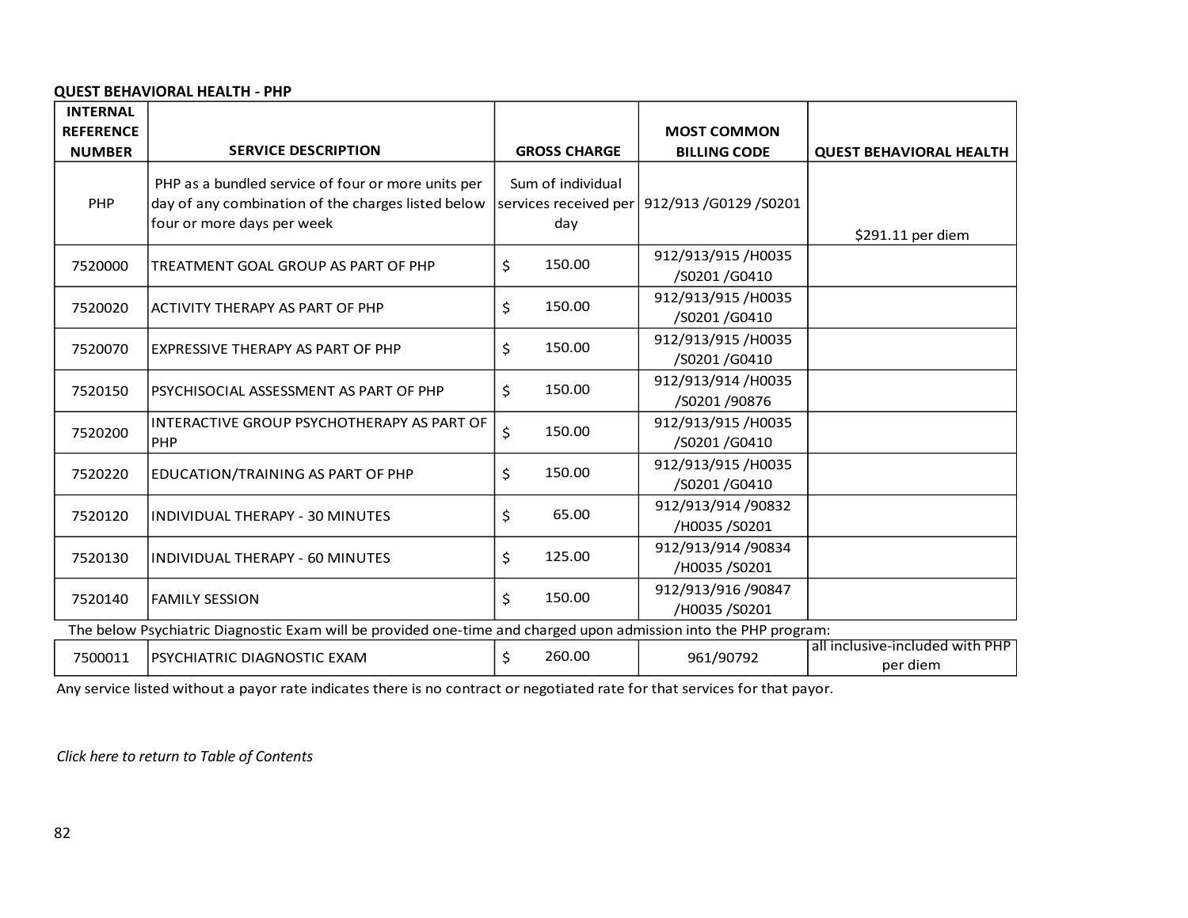**QUEST BEHAVIORAL HEALTH - PHP**

| INTERNAL REFERENCE NUMBER | SERVICE DESCRIPTION | GROSS CHARGE | MOST COMMON BILLING CODE | QUEST BEHAVIORAL HEALTH |
|---|---|---|---|---|
| PHP | PHP as a bundled service of four or more units per day of any combination of the charges listed below four or more days per week | Sum of individual services received per day | 912/913 /G0129 /S0201 | $291.11 per diem |
| 7520000 | TREATMENT GOAL GROUP AS PART OF PHP | $ 150.00 | 912/913/915 /H0035 /S0201 /G0410 | |
| 7520020 | ACTIVITY THERAPY AS PART OF PHP | $ 150.00 | 912/913/915 /H0035 /S0201 /G0410 | |
| 7520070 | EXPRESSIVE THERAPY AS PART OF PHP | $ 150.00 | 912/913/915 /H0035 /S0201 /G0410 | |
| 7520150 | PSYCHISOCIAL ASSESSMENT AS PART OF PHP | $ 150.00 | 912/913/914 /H0035 /S0201 /90876 | |
| 7520200 | INTERACTIVE GROUP PSYCHOTHERAPY AS PART OF PHP | $ 150.00 | 912/913/915 /H0035 /S0201 /G0410 | |
| 7520220 | EDUCATION/TRAINING AS PART OF PHP | $ 150.00 | 912/913/915 /H0035 /S0201 /G0410 | |
| 7520120 | INDIVIDUAL THERAPY - 30 MINUTES | $ 65.00 | 912/913/914 /90832 /H0035 /S0201 | |
| 7520130 | INDIVIDUAL THERAPY - 60 MINUTES | $ 125.00 | 912/913/914 /90834 /H0035 /S0201 | |
| 7520140 | FAMILY SESSION | $ 150.00 | 912/913/916 /90847 /H0035 /S0201 | |

The below Psychiatric Diagnostic Exam will be provided one-time and charged upon admission into the PHP program:

| | | | | |
|---|---|---|---|---|
| 7500011 | PSYCHIATRIC DIAGNOSTIC EXAM | $ 260.00 | 961/90792 | all inclusive-included with PHP per diem |

Any service listed without a payor rate indicates there is no contract or negotiated rate for that services for that payor.

*Click here to return to Table of Contents*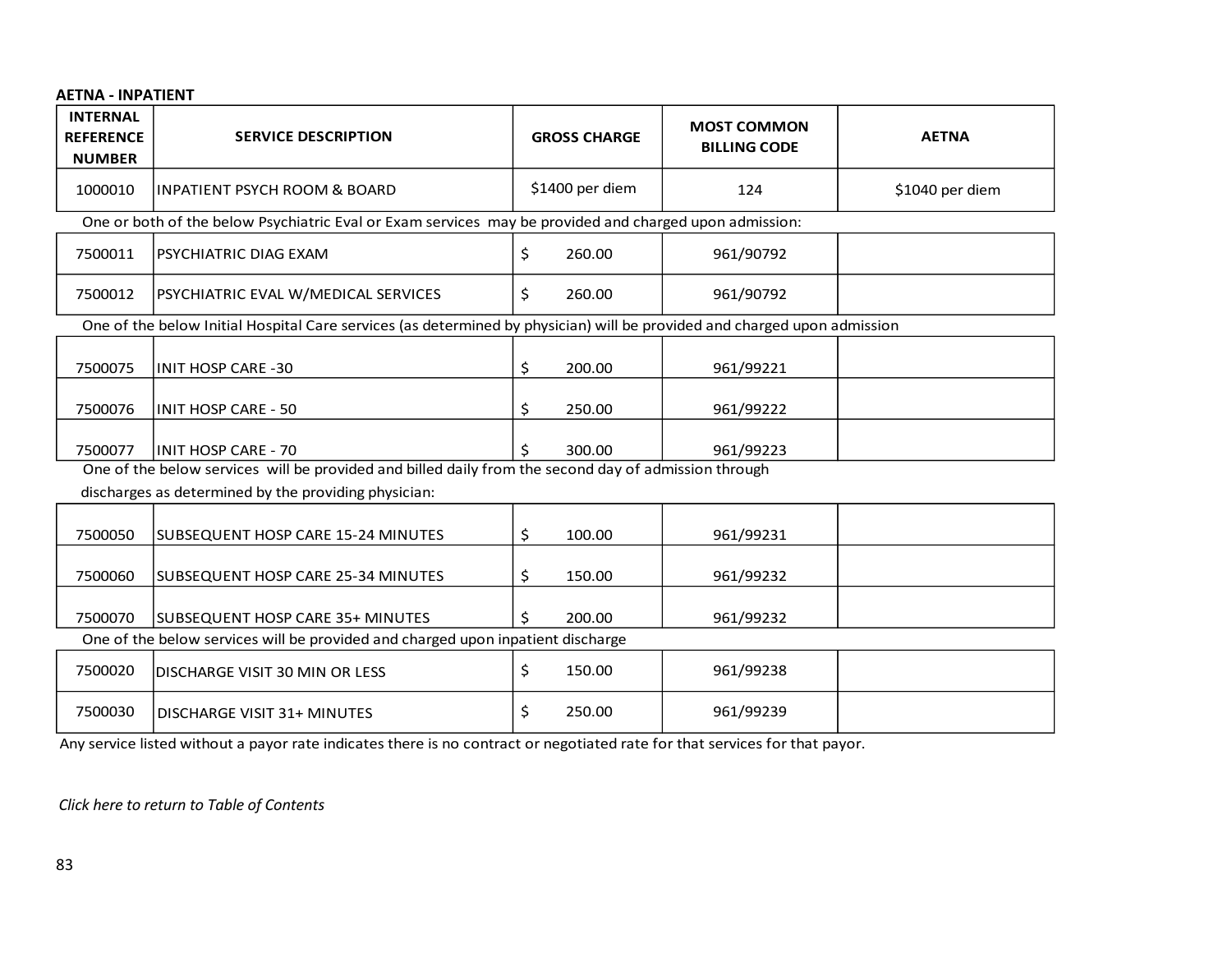**AETNA - INPATIENT**

| INTERNAL REFERENCE NUMBER | SERVICE DESCRIPTION | GROSS CHARGE | MOST COMMON BILLING CODE | AETNA |
|---|---|---|---|---|
| 1000010 | INPATIENT PSYCH ROOM & BOARD | $1400 per diem | 124 | $1040 per diem |
| One or both of the below Psychiatric Eval or Exam services may be provided and charged upon admission: | | | | |
| 7500011 | PSYCHIATRIC DIAG EXAM | $ 260.00 | 961/90792 | |
| 7500012 | PSYCHIATRIC EVAL W/MEDICAL SERVICES | $ 260.00 | 961/90792 | |
| One of the below Initial Hospital Care services (as determined by physician) will be provided and charged upon admission | | | | |
| 7500075 | INIT HOSP CARE -30 | $ 200.00 | 961/99221 | |
| 7500076 | INIT HOSP CARE - 50 | $ 250.00 | 961/99222 | |
| 7500077 | INIT HOSP CARE - 70 | $ 300.00 | 961/99223 | |
| One of the below services will be provided and billed daily from the second day of admission through discharges as determined by the providing physician: | | | | |
| 7500050 | SUBSEQUENT HOSP CARE 15-24 MINUTES | $ 100.00 | 961/99231 | |
| 7500060 | SUBSEQUENT HOSP CARE 25-34 MINUTES | $ 150.00 | 961/99232 | |
| 7500070 | SUBSEQUENT HOSP CARE 35+ MINUTES | $ 200.00 | 961/99232 | |
| One of the below services will be provided and charged upon inpatient discharge | | | | |
| 7500020 | DISCHARGE VISIT 30 MIN OR LESS | $ 150.00 | 961/99238 | |
| 7500030 | DISCHARGE VISIT 31+ MINUTES | $ 250.00 | 961/99239 | |

Any service listed without a payor rate indicates there is no contract or negotiated rate for that services for that payor.

*Click here to return to Table of Contents*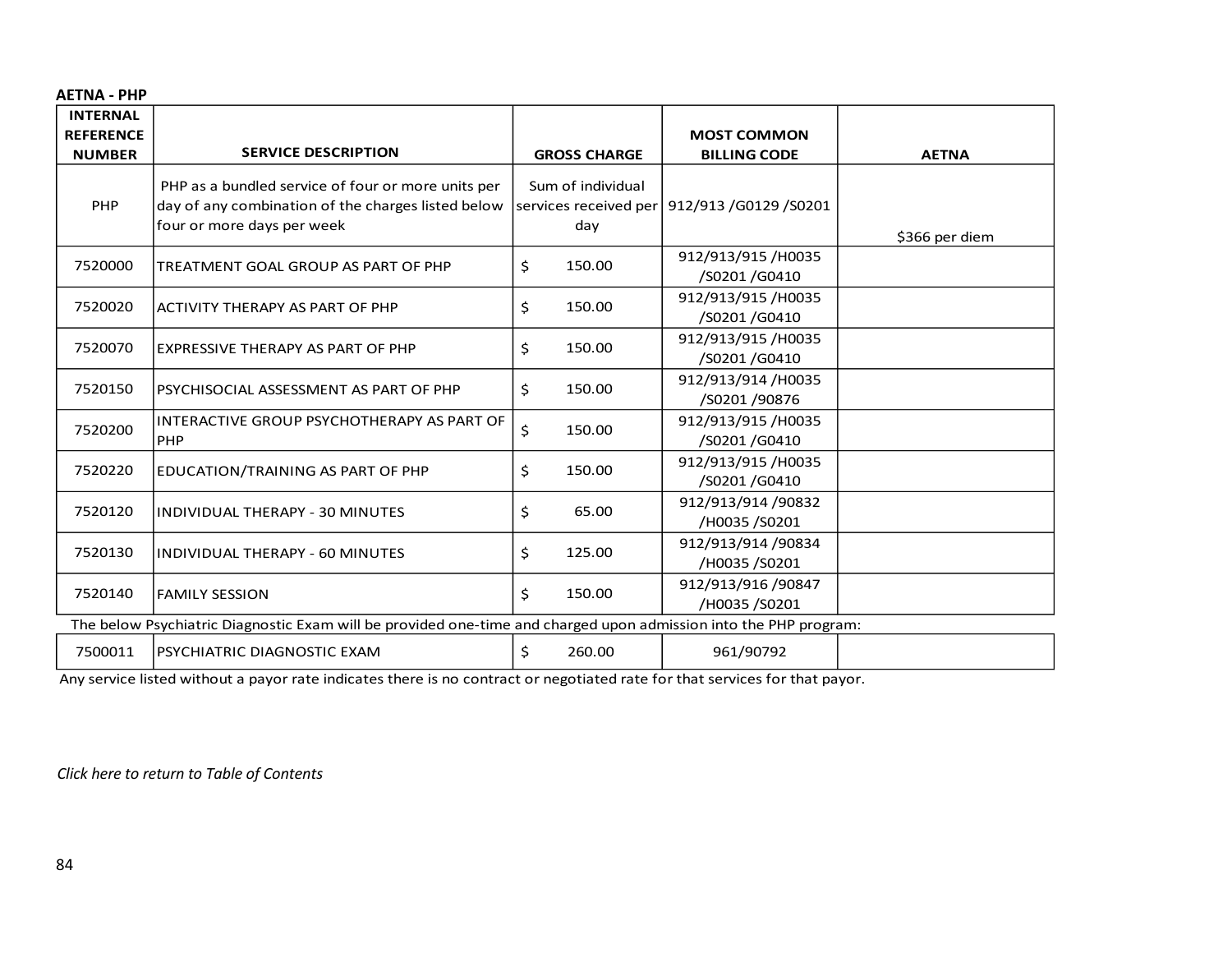**AETNA - PHP**

| INTERNAL REFERENCE NUMBER | SERVICE DESCRIPTION | GROSS CHARGE | MOST COMMON BILLING CODE | AETNA |
|---|---|---|---|---|
| PHP | PHP as a bundled service of four or more units per day of any combination of the charges listed below four or more days per week | Sum of individual services received per day | 912/913 /G0129 /S0201 | $366 per diem |
| 7520000 | TREATMENT GOAL GROUP AS PART OF PHP | $ 150.00 | 912/913/915 /H0035 /S0201 /G0410 | |
| 7520020 | ACTIVITY THERAPY AS PART OF PHP | $ 150.00 | 912/913/915 /H0035 /S0201 /G0410 | |
| 7520070 | EXPRESSIVE THERAPY AS PART OF PHP | $ 150.00 | 912/913/915 /H0035 /S0201 /G0410 | |
| 7520150 | PSYCHISOCIAL ASSESSMENT AS PART OF PHP | $ 150.00 | 912/913/914 /H0035 /S0201 /90876 | |
| 7520200 | INTERACTIVE GROUP PSYCHOTHERAPY AS PART OF PHP | $ 150.00 | 912/913/915 /H0035 /S0201 /G0410 | |
| 7520220 | EDUCATION/TRAINING AS PART OF PHP | $ 150.00 | 912/913/915 /H0035 /S0201 /G0410 | |
| 7520120 | INDIVIDUAL THERAPY - 30 MINUTES | $ 65.00 | 912/913/914 /90832 /H0035 /S0201 | |
| 7520130 | INDIVIDUAL THERAPY - 60 MINUTES | $ 125.00 | 912/913/914 /90834 /H0035 /S0201 | |
| 7520140 | FAMILY SESSION | $ 150.00 | 912/913/916 /90847 /H0035 /S0201 | |

The below Psychiatric Diagnostic Exam will be provided one-time and charged upon admission into the PHP program:

| | | | | |
|---|---|---|---|---|
| 7500011 | PSYCHIATRIC DIAGNOSTIC EXAM | $ 260.00 | 961/90792 | |

Any service listed without a payor rate indicates there is no contract or negotiated rate for that services for that payor.

*Click here to return to Table of Contents*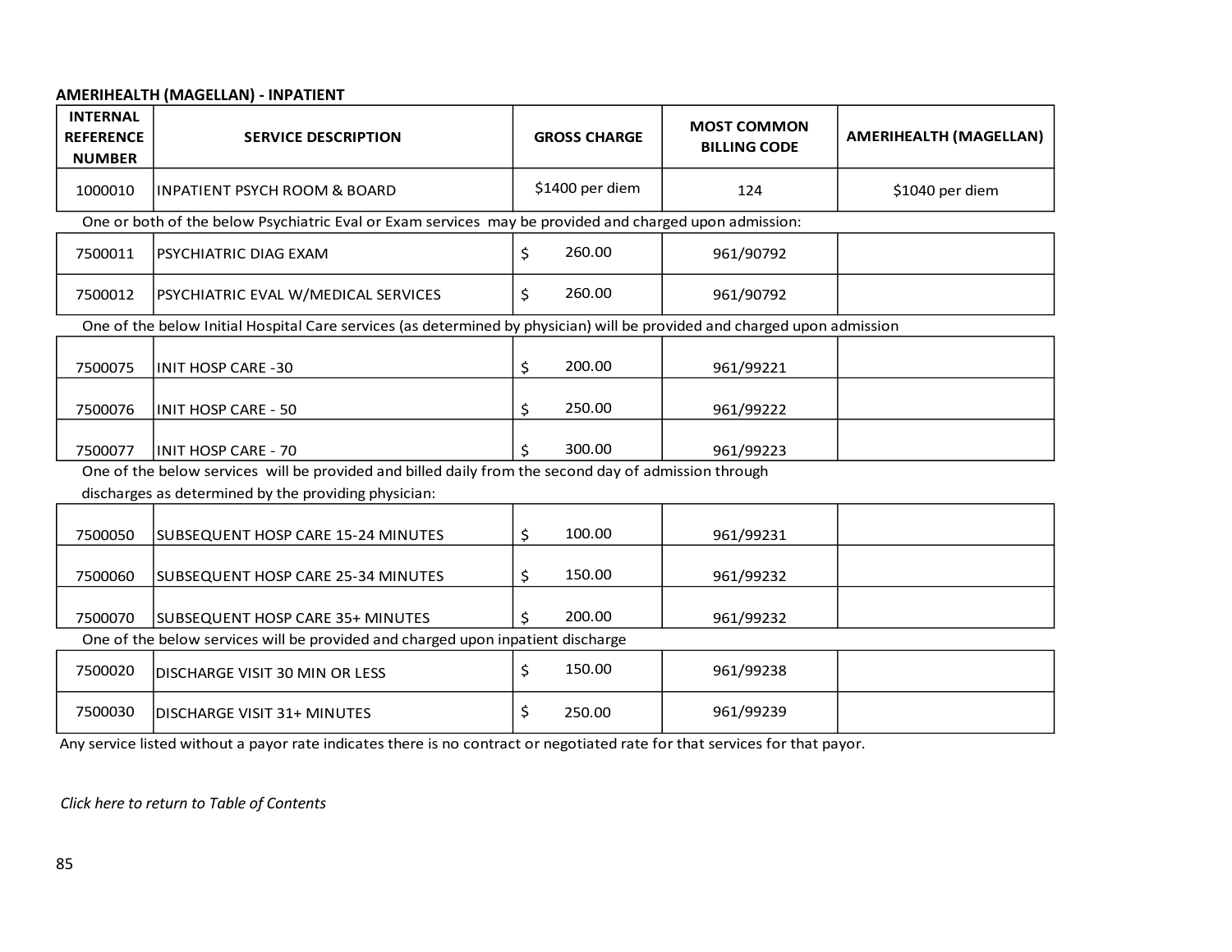**AMERIHEALTH (MAGELLAN) - INPATIENT**

| INTERNAL REFERENCE NUMBER | SERVICE DESCRIPTION | GROSS CHARGE | MOST COMMON BILLING CODE | AMERIHEALTH (MAGELLAN) |
|---|---|---|---|---|
| 1000010 | INPATIENT PSYCH ROOM & BOARD | $1400 per diem | 124 | $1040 per diem |

One or both of the below Psychiatric Eval or Exam services may be provided and charged upon admission:

| INTERNAL REFERENCE NUMBER | SERVICE DESCRIPTION | GROSS CHARGE | MOST COMMON BILLING CODE | AMERIHEALTH (MAGELLAN) |
|---|---|---|---|---|
| 7500011 | PSYCHIATRIC DIAG EXAM | $ 260.00 | 961/90792 | |
| 7500012 | PSYCHIATRIC EVAL W/MEDICAL SERVICES | $ 260.00 | 961/90792 | |

One of the below Initial Hospital Care services (as determined by physician) will be provided and charged upon admission

| INTERNAL REFERENCE NUMBER | SERVICE DESCRIPTION | GROSS CHARGE | MOST COMMON BILLING CODE | AMERIHEALTH (MAGELLAN) |
|---|---|---|---|---|
| 7500075 | INIT HOSP CARE -30 | $ 200.00 | 961/99221 | |
| 7500076 | INIT HOSP CARE - 50 | $ 250.00 | 961/99222 | |
| 7500077 | INIT HOSP CARE - 70 | $ 300.00 | 961/99223 | |

One of the below services will be provided and billed daily from the second day of admission through discharges as determined by the providing physician:

| INTERNAL REFERENCE NUMBER | SERVICE DESCRIPTION | GROSS CHARGE | MOST COMMON BILLING CODE | AMERIHEALTH (MAGELLAN) |
|---|---|---|---|---|
| 7500050 | SUBSEQUENT HOSP CARE 15-24 MINUTES | $ 100.00 | 961/99231 | |
| 7500060 | SUBSEQUENT HOSP CARE 25-34 MINUTES | $ 150.00 | 961/99232 | |
| 7500070 | SUBSEQUENT HOSP CARE 35+ MINUTES | $ 200.00 | 961/99232 | |

One of the below services will be provided and charged upon inpatient discharge

| INTERNAL REFERENCE NUMBER | SERVICE DESCRIPTION | GROSS CHARGE | MOST COMMON BILLING CODE | AMERIHEALTH (MAGELLAN) |
|---|---|---|---|---|
| 7500020 | DISCHARGE VISIT 30 MIN OR LESS | $ 150.00 | 961/99238 | |
| 7500030 | DISCHARGE VISIT 31+ MINUTES | $ 250.00 | 961/99239 | |

Any service listed without a payor rate indicates there is no contract or negotiated rate for that services for that payor.

*Click here to return to Table of Contents*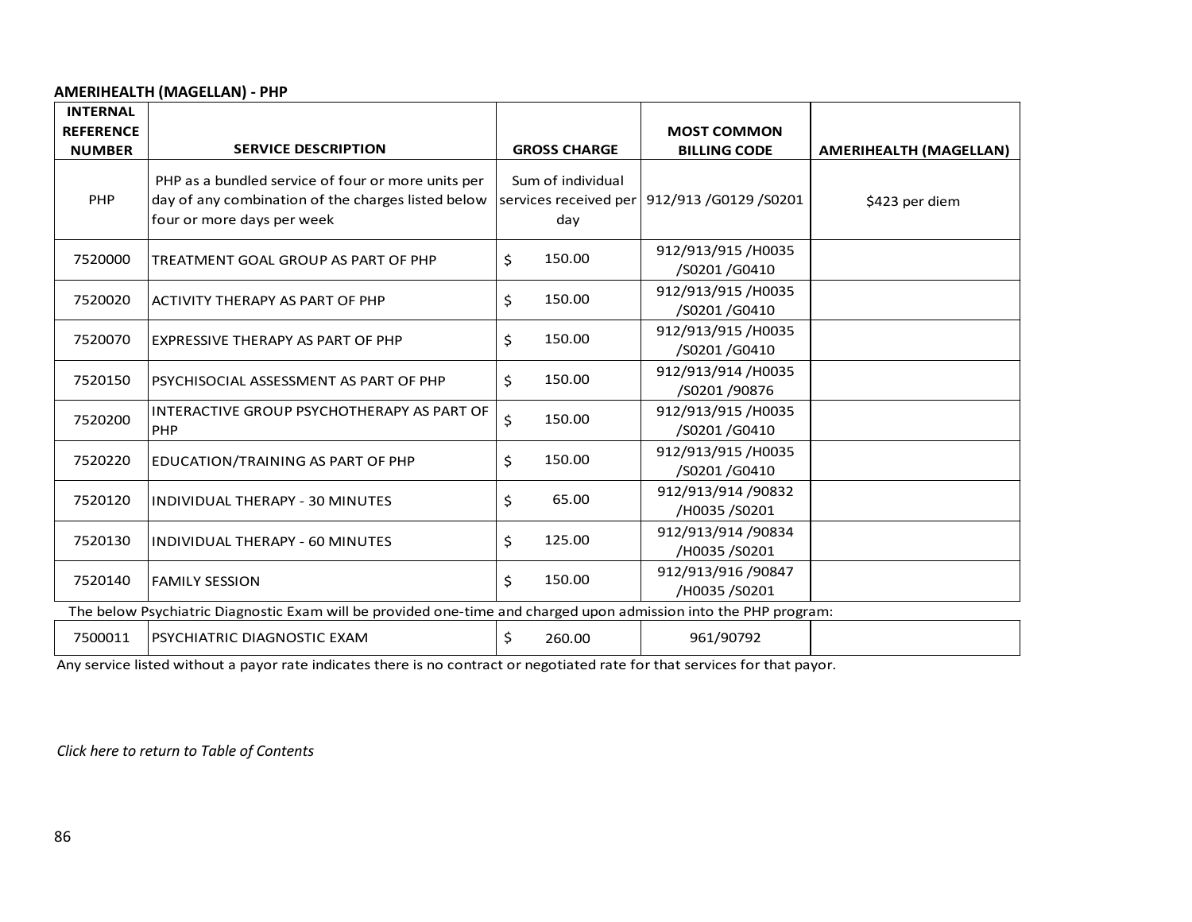**AMERIHEALTH (MAGELLAN) - PHP**

| INTERNAL REFERENCE NUMBER | SERVICE DESCRIPTION | GROSS CHARGE | MOST COMMON BILLING CODE | AMERIHEALTH (MAGELLAN) |
|---|---|---|---|---|
| PHP | PHP as a bundled service of four or more units per day of any combination of the charges listed below four or more days per week | Sum of individual services received per day | 912/913 /G0129 /S0201 | $423 per diem |
| 7520000 | TREATMENT GOAL GROUP AS PART OF PHP | $ 150.00 | 912/913/915 /H0035 /S0201 /G0410 | |
| 7520020 | ACTIVITY THERAPY AS PART OF PHP | $ 150.00 | 912/913/915 /H0035 /S0201 /G0410 | |
| 7520070 | EXPRESSIVE THERAPY AS PART OF PHP | $ 150.00 | 912/913/915 /H0035 /S0201 /G0410 | |
| 7520150 | PSYCHISOCIAL ASSESSMENT AS PART OF PHP | $ 150.00 | 912/913/914 /H0035 /S0201 /90876 | |
| 7520200 | INTERACTIVE GROUP PSYCHOTHERAPY AS PART OF PHP | $ 150.00 | 912/913/915 /H0035 /S0201 /G0410 | |
| 7520220 | EDUCATION/TRAINING AS PART OF PHP | $ 150.00 | 912/913/915 /H0035 /S0201 /G0410 | |
| 7520120 | INDIVIDUAL THERAPY - 30 MINUTES | $ 65.00 | 912/913/914 /90832 /H0035 /S0201 | |
| 7520130 | INDIVIDUAL THERAPY - 60 MINUTES | $ 125.00 | 912/913/914 /90834 /H0035 /S0201 | |
| 7520140 | FAMILY SESSION | $ 150.00 | 912/913/916 /90847 /H0035 /S0201 | |
| The below Psychiatric Diagnostic Exam will be provided one-time and charged upon admission into the PHP program: | | | | |
| 7500011 | PSYCHIATRIC DIAGNOSTIC EXAM | $ 260.00 | 961/90792 | |

Any service listed without a payor rate indicates there is no contract or negotiated rate for that services for that payor.

*Click here to return to Table of Contents*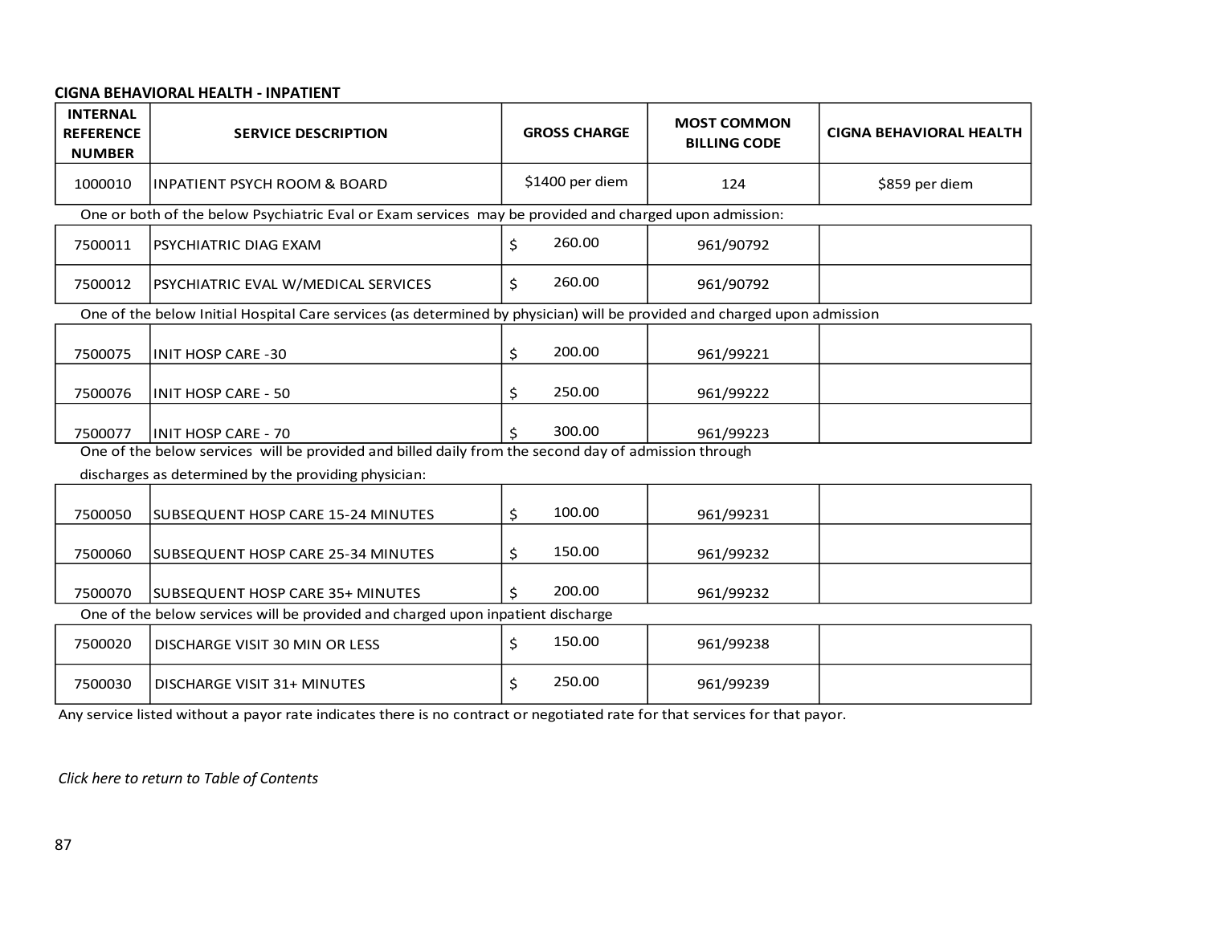**CIGNA BEHAVIORAL HEALTH - INPATIENT**

| INTERNAL REFERENCE NUMBER | SERVICE DESCRIPTION | GROSS CHARGE | MOST COMMON BILLING CODE | CIGNA BEHAVIORAL HEALTH |
|---|---|---|---|---|
| 1000010 | INPATIENT PSYCH ROOM & BOARD | $1400 per diem | 124 | $859 per diem |
| One or both of the below Psychiatric Eval or Exam services may be provided and charged upon admission: | | | | |
| 7500011 | PSYCHIATRIC DIAG EXAM | $ 260.00 | 961/90792 | |
| 7500012 | PSYCHIATRIC EVAL W/MEDICAL SERVICES | $ 260.00 | 961/90792 | |
| One of the below Initial Hospital Care services (as determined by physician) will be provided and charged upon admission | | | | |
| 7500075 | INIT HOSP CARE -30 | $ 200.00 | 961/99221 | |
| 7500076 | INIT HOSP CARE - 50 | $ 250.00 | 961/99222 | |
| 7500077 | INIT HOSP CARE - 70 | $ 300.00 | 961/99223 | |
| One of the below services will be provided and billed daily from the second day of admission through discharges as determined by the providing physician: | | | | |
| 7500050 | SUBSEQUENT HOSP CARE 15-24 MINUTES | $ 100.00 | 961/99231 | |
| 7500060 | SUBSEQUENT HOSP CARE 25-34 MINUTES | $ 150.00 | 961/99232 | |
| 7500070 | SUBSEQUENT HOSP CARE 35+ MINUTES | $ 200.00 | 961/99232 | |
| One of the below services will be provided and charged upon inpatient discharge | | | | |
| 7500020 | DISCHARGE VISIT 30 MIN OR LESS | $ 150.00 | 961/99238 | |
| 7500030 | DISCHARGE VISIT 31+ MINUTES | $ 250.00 | 961/99239 | |

Any service listed without a payor rate indicates there is no contract or negotiated rate for that services for that payor.

*Click here to return to Table of Contents*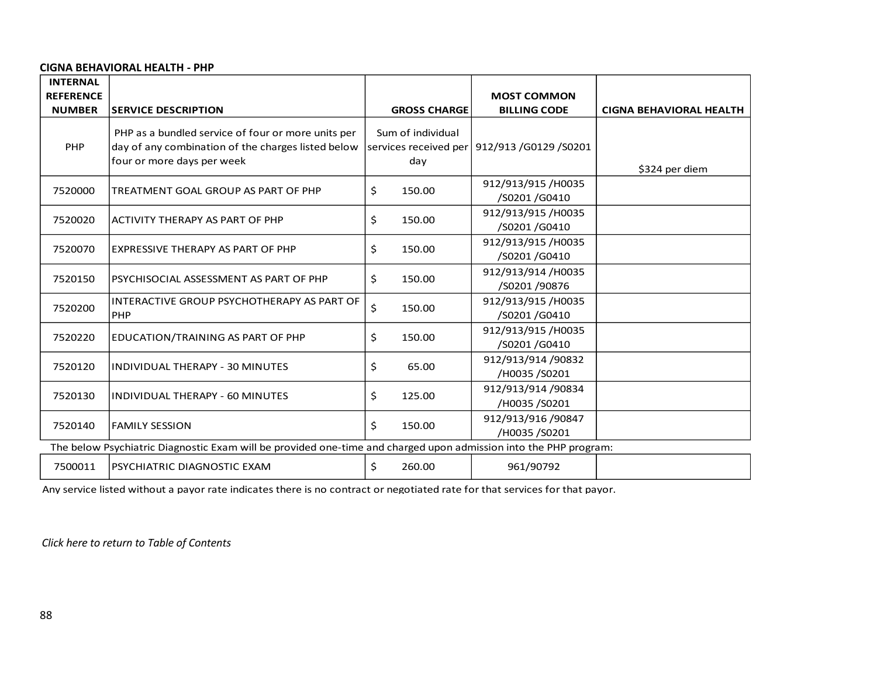**CIGNA BEHAVIORAL HEALTH - PHP**

| INTERNAL REFERENCE NUMBER | SERVICE DESCRIPTION | GROSS CHARGE | MOST COMMON BILLING CODE | CIGNA BEHAVIORAL HEALTH |
|---|---|---|---|---|
| PHP | PHP as a bundled service of four or more units per day of any combination of the charges listed below four or more days per week | Sum of individual services received per day | 912/913 /G0129 /S0201 | $324 per diem |
| 7520000 | TREATMENT GOAL GROUP AS PART OF PHP | $ 150.00 | 912/913/915 /H0035 /S0201 /G0410 | |
| 7520020 | ACTIVITY THERAPY AS PART OF PHP | $ 150.00 | 912/913/915 /H0035 /S0201 /G0410 | |
| 7520070 | EXPRESSIVE THERAPY AS PART OF PHP | $ 150.00 | 912/913/915 /H0035 /S0201 /G0410 | |
| 7520150 | PSYCHISOCIAL ASSESSMENT AS PART OF PHP | $ 150.00 | 912/913/914 /H0035 /S0201 /90876 | |
| 7520200 | INTERACTIVE GROUP PSYCHOTHERAPY AS PART OF PHP | $ 150.00 | 912/913/915 /H0035 /S0201 /G0410 | |
| 7520220 | EDUCATION/TRAINING AS PART OF PHP | $ 150.00 | 912/913/915 /H0035 /S0201 /G0410 | |
| 7520120 | INDIVIDUAL THERAPY - 30 MINUTES | $ 65.00 | 912/913/914 /90832 /H0035 /S0201 | |
| 7520130 | INDIVIDUAL THERAPY - 60 MINUTES | $ 125.00 | 912/913/914 /90834 /H0035 /S0201 | |
| 7520140 | FAMILY SESSION | $ 150.00 | 912/913/916 /90847 /H0035 /S0201 | |

The below Psychiatric Diagnostic Exam will be provided one-time and charged upon admission into the PHP program:

| | | | | |
|---|---|---|---|---|
| 7500011 | PSYCHIATRIC DIAGNOSTIC EXAM | $ 260.00 | 961/90792 | |

Any service listed without a payor rate indicates there is no contract or negotiated rate for that services for that payor.

*Click here to return to Table of Contents*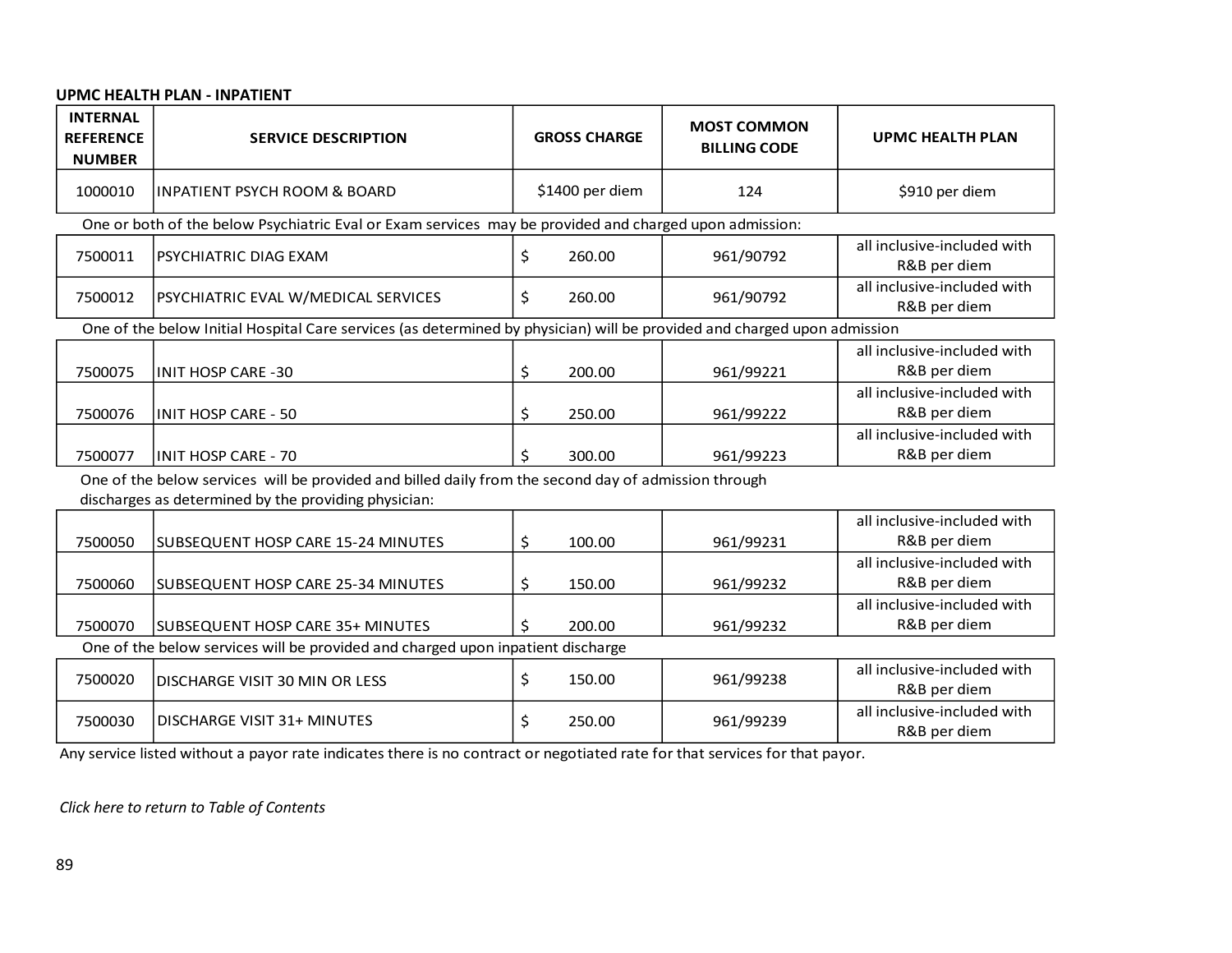**UPMC HEALTH PLAN - INPATIENT**

| INTERNAL REFERENCE NUMBER | SERVICE DESCRIPTION | GROSS CHARGE | MOST COMMON BILLING CODE | UPMC HEALTH PLAN |
|---|---|---|---|---|
| 1000010 | INPATIENT PSYCH ROOM & BOARD | $1400 per diem | 124 | $910 per diem |
| One or both of the below Psychiatric Eval or Exam services may be provided and charged upon admission: | | | | |
| 7500011 | PSYCHIATRIC DIAG EXAM | $ 260.00 | 961/90792 | all inclusive-included with R&B per diem |
| 7500012 | PSYCHIATRIC EVAL W/MEDICAL SERVICES | $ 260.00 | 961/90792 | all inclusive-included with R&B per diem |
| One of the below Initial Hospital Care services (as determined by physician) will be provided and charged upon admission | | | | |
| 7500075 | INIT HOSP CARE -30 | $ 200.00 | 961/99221 | all inclusive-included with R&B per diem |
| 7500076 | INIT HOSP CARE - 50 | $ 250.00 | 961/99222 | all inclusive-included with R&B per diem |
| 7500077 | INIT HOSP CARE - 70 | $ 300.00 | 961/99223 | all inclusive-included with R&B per diem |
| One of the below services will be provided and billed daily from the second day of admission through discharges as determined by the providing physician: | | | | |
| 7500050 | SUBSEQUENT HOSP CARE 15-24 MINUTES | $ 100.00 | 961/99231 | all inclusive-included with R&B per diem |
| 7500060 | SUBSEQUENT HOSP CARE 25-34 MINUTES | $ 150.00 | 961/99232 | all inclusive-included with R&B per diem |
| 7500070 | SUBSEQUENT HOSP CARE 35+ MINUTES | $ 200.00 | 961/99232 | all inclusive-included with R&B per diem |
| One of the below services will be provided and charged upon inpatient discharge | | | | |
| 7500020 | DISCHARGE VISIT 30 MIN OR LESS | $ 150.00 | 961/99238 | all inclusive-included with R&B per diem |
| 7500030 | DISCHARGE VISIT 31+ MINUTES | $ 250.00 | 961/99239 | all inclusive-included with R&B per diem |

Any service listed without a payor rate indicates there is no contract or negotiated rate for that services for that payor.

*Click here to return to Table of Contents*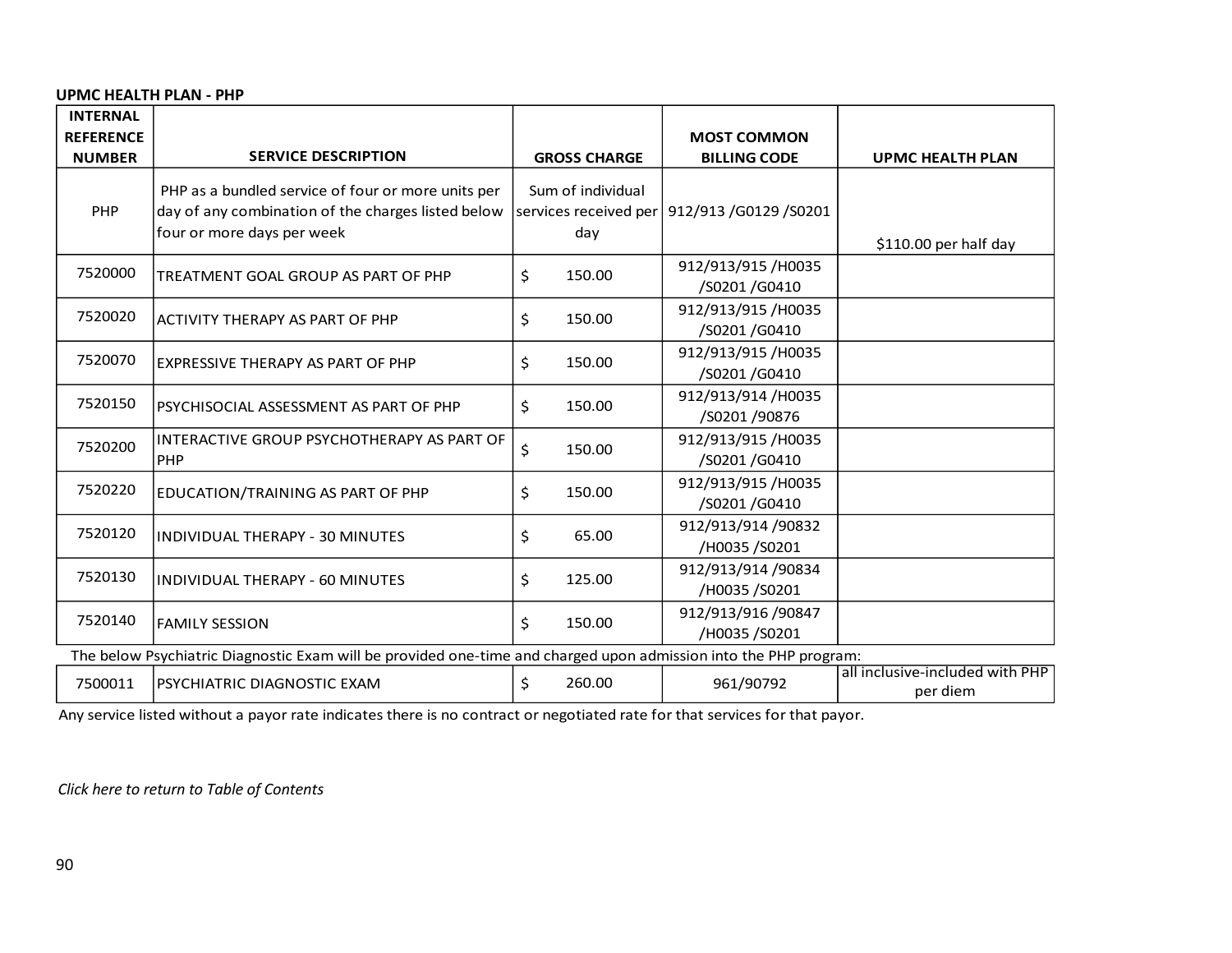**UPMC HEALTH PLAN - PHP**

| INTERNAL REFERENCE NUMBER | SERVICE DESCRIPTION | GROSS CHARGE | MOST COMMON BILLING CODE | UPMC HEALTH PLAN |
|---|---|---|---|---|
| PHP | PHP as a bundled service of four or more units per day of any combination of the charges listed below four or more days per week | Sum of individual services received per day | 912/913 /G0129 /S0201 | $110.00 per half day |
| 7520000 | TREATMENT GOAL GROUP AS PART OF PHP | $ 150.00 | 912/913/915 /H0035 /S0201 /G0410 | |
| 7520020 | ACTIVITY THERAPY AS PART OF PHP | $ 150.00 | 912/913/915 /H0035 /S0201 /G0410 | |
| 7520070 | EXPRESSIVE THERAPY AS PART OF PHP | $ 150.00 | 912/913/915 /H0035 /S0201 /G0410 | |
| 7520150 | PSYCHISOCIAL ASSESSMENT AS PART OF PHP | $ 150.00 | 912/913/914 /H0035 /S0201 /90876 | |
| 7520200 | INTERACTIVE GROUP PSYCHOTHERAPY AS PART OF PHP | $ 150.00 | 912/913/915 /H0035 /S0201 /G0410 | |
| 7520220 | EDUCATION/TRAINING AS PART OF PHP | $ 150.00 | 912/913/915 /H0035 /S0201 /G0410 | |
| 7520120 | INDIVIDUAL THERAPY - 30 MINUTES | $ 65.00 | 912/913/914 /90832 /H0035 /S0201 | |
| 7520130 | INDIVIDUAL THERAPY - 60 MINUTES | $ 125.00 | 912/913/914 /90834 /H0035 /S0201 | |
| 7520140 | FAMILY SESSION | $ 150.00 | 912/913/916 /90847 /H0035 /S0201 | |

The below Psychiatric Diagnostic Exam will be provided one-time and charged upon admission into the PHP program:

| | | | | |
|---|---|---|---|---|
| 7500011 | PSYCHIATRIC DIAGNOSTIC EXAM | $ 260.00 | 961/90792 | all inclusive-included with PHP per diem |

Any service listed without a payor rate indicates there is no contract or negotiated rate for that services for that payor.

*Click here to return to Table of Contents*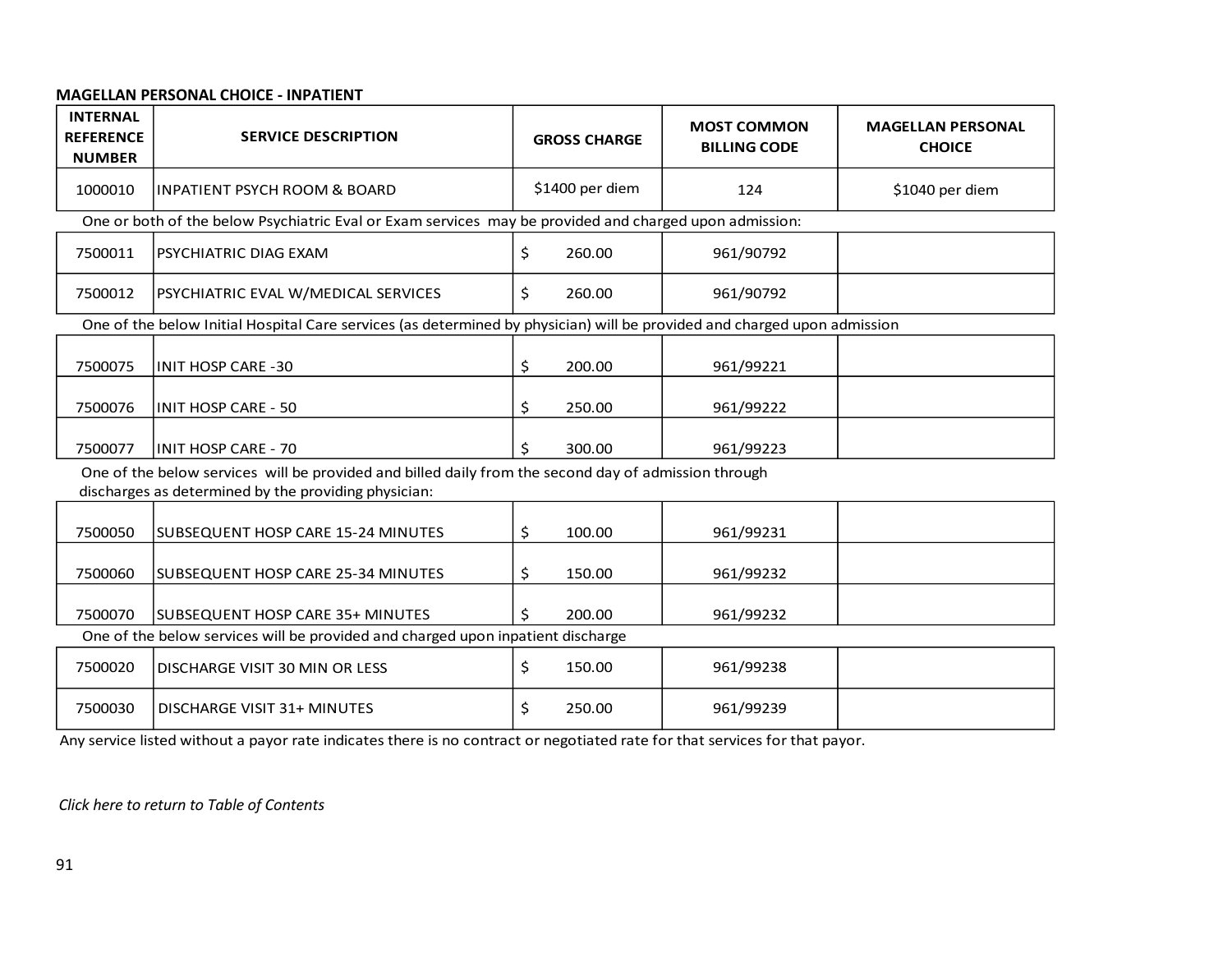**MAGELLAN PERSONAL CHOICE - INPATIENT**

| INTERNAL REFERENCE NUMBER | SERVICE DESCRIPTION | GROSS CHARGE | MOST COMMON BILLING CODE | MAGELLAN PERSONAL CHOICE |
|---|---|---|---|---|
| 1000010 | INPATIENT PSYCH ROOM & BOARD | $1400 per diem | 124 | $1040 per diem |
| One or both of the below Psychiatric Eval or Exam services may be provided and charged upon admission: | | | | |
| 7500011 | PSYCHIATRIC DIAG EXAM | $ 260.00 | 961/90792 | |
| 7500012 | PSYCHIATRIC EVAL W/MEDICAL SERVICES | $ 260.00 | 961/90792 | |
| One of the below Initial Hospital Care services (as determined by physician) will be provided and charged upon admission | | | | |
| 7500075 | INIT HOSP CARE -30 | $ 200.00 | 961/99221 | |
| 7500076 | INIT HOSP CARE - 50 | $ 250.00 | 961/99222 | |
| 7500077 | INIT HOSP CARE - 70 | $ 300.00 | 961/99223 | |
| One of the below services will be provided and billed daily from the second day of admission through discharges as determined by the providing physician: | | | | |
| 7500050 | SUBSEQUENT HOSP CARE 15-24 MINUTES | $ 100.00 | 961/99231 | |
| 7500060 | SUBSEQUENT HOSP CARE 25-34 MINUTES | $ 150.00 | 961/99232 | |
| 7500070 | SUBSEQUENT HOSP CARE 35+ MINUTES | $ 200.00 | 961/99232 | |
| One of the below services will be provided and charged upon inpatient discharge | | | | |
| 7500020 | DISCHARGE VISIT 30 MIN OR LESS | $ 150.00 | 961/99238 | |
| 7500030 | DISCHARGE VISIT 31+ MINUTES | $ 250.00 | 961/99239 | |

Any service listed without a payor rate indicates there is no contract or negotiated rate for that services for that payor.

*Click here to return to Table of Contents*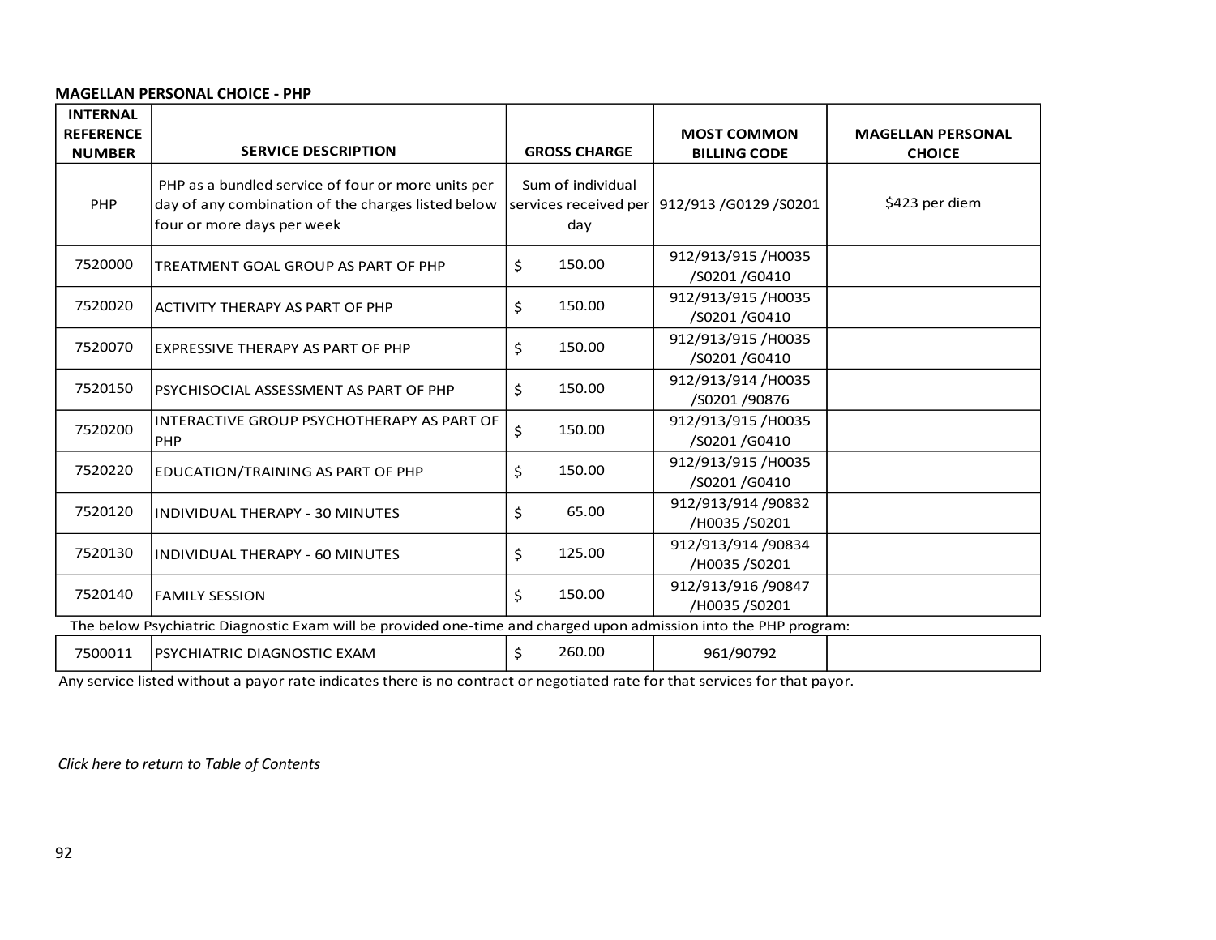**MAGELLAN PERSONAL CHOICE - PHP**

| INTERNAL REFERENCE NUMBER | SERVICE DESCRIPTION | GROSS CHARGE | MOST COMMON BILLING CODE | MAGELLAN PERSONAL CHOICE |
|---|---|---|---|---|
| PHP | PHP as a bundled service of four or more units per day of any combination of the charges listed below four or more days per week | Sum of individual services received per day | 912/913 /G0129 /S0201 | $423 per diem |
| 7520000 | TREATMENT GOAL GROUP AS PART OF PHP | $ 150.00 | 912/913/915 /H0035 /S0201 /G0410 | |
| 7520020 | ACTIVITY THERAPY AS PART OF PHP | $ 150.00 | 912/913/915 /H0035 /S0201 /G0410 | |
| 7520070 | EXPRESSIVE THERAPY AS PART OF PHP | $ 150.00 | 912/913/915 /H0035 /S0201 /G0410 | |
| 7520150 | PSYCHISOCIAL ASSESSMENT AS PART OF PHP | $ 150.00 | 912/913/914 /H0035 /S0201 /90876 | |
| 7520200 | INTERACTIVE GROUP PSYCHOTHERAPY AS PART OF PHP | $ 150.00 | 912/913/915 /H0035 /S0201 /G0410 | |
| 7520220 | EDUCATION/TRAINING AS PART OF PHP | $ 150.00 | 912/913/915 /H0035 /S0201 /G0410 | |
| 7520120 | INDIVIDUAL THERAPY - 30 MINUTES | $ 65.00 | 912/913/914 /90832 /H0035 /S0201 | |
| 7520130 | INDIVIDUAL THERAPY - 60 MINUTES | $ 125.00 | 912/913/914 /90834 /H0035 /S0201 | |
| 7520140 | FAMILY SESSION | $ 150.00 | 912/913/916 /90847 /H0035 /S0201 | |

The below Psychiatric Diagnostic Exam will be provided one-time and charged upon admission into the PHP program:

| | | | | |
|---|---|---|---|---|
| 7500011 | PSYCHIATRIC DIAGNOSTIC EXAM | $ 260.00 | 961/90792 | |

Any service listed without a payor rate indicates there is no contract or negotiated rate for that services for that payor.

*Click here to return to Table of Contents*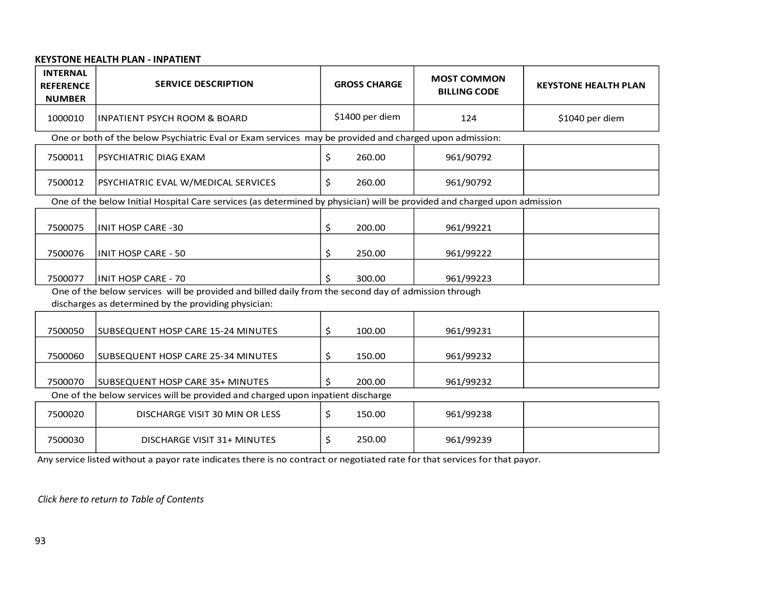**KEYSTONE HEALTH PLAN - INPATIENT**

| INTERNAL REFERENCE NUMBER | SERVICE DESCRIPTION | GROSS CHARGE | MOST COMMON BILLING CODE | KEYSTONE HEALTH PLAN |
|---|---|---|---|---|
| 1000010 | INPATIENT PSYCH ROOM & BOARD | $1400 per diem | 124 | $1040 per diem |
| One or both of the below Psychiatric Eval or Exam services may be provided and charged upon admission: | | | | |
| 7500011 | PSYCHIATRIC DIAG EXAM | $ 260.00 | 961/90792 | |
| 7500012 | PSYCHIATRIC EVAL W/MEDICAL SERVICES | $ 260.00 | 961/90792 | |
| One of the below Initial Hospital Care services (as determined by physician) will be provided and charged upon admission | | | | |
| 7500075 | INIT HOSP CARE -30 | $ 200.00 | 961/99221 | |
| 7500076 | INIT HOSP CARE - 50 | $ 250.00 | 961/99222 | |
| 7500077 | INIT HOSP CARE - 70 | $ 300.00 | 961/99223 | |
| One of the below services will be provided and billed daily from the second day of admission through discharges as determined by the providing physician: | | | | |
| 7500050 | SUBSEQUENT HOSP CARE 15-24 MINUTES | $ 100.00 | 961/99231 | |
| 7500060 | SUBSEQUENT HOSP CARE 25-34 MINUTES | $ 150.00 | 961/99232 | |
| 7500070 | SUBSEQUENT HOSP CARE 35+ MINUTES | $ 200.00 | 961/99232 | |
| One of the below services will be provided and charged upon inpatient discharge | | | | |
| 7500020 | DISCHARGE VISIT 30 MIN OR LESS | $ 150.00 | 961/99238 | |
| 7500030 | DISCHARGE VISIT 31+ MINUTES | $ 250.00 | 961/99239 | |

Any service listed without a payor rate indicates there is no contract or negotiated rate for that services for that payor.

*Click here to return to Table of Contents*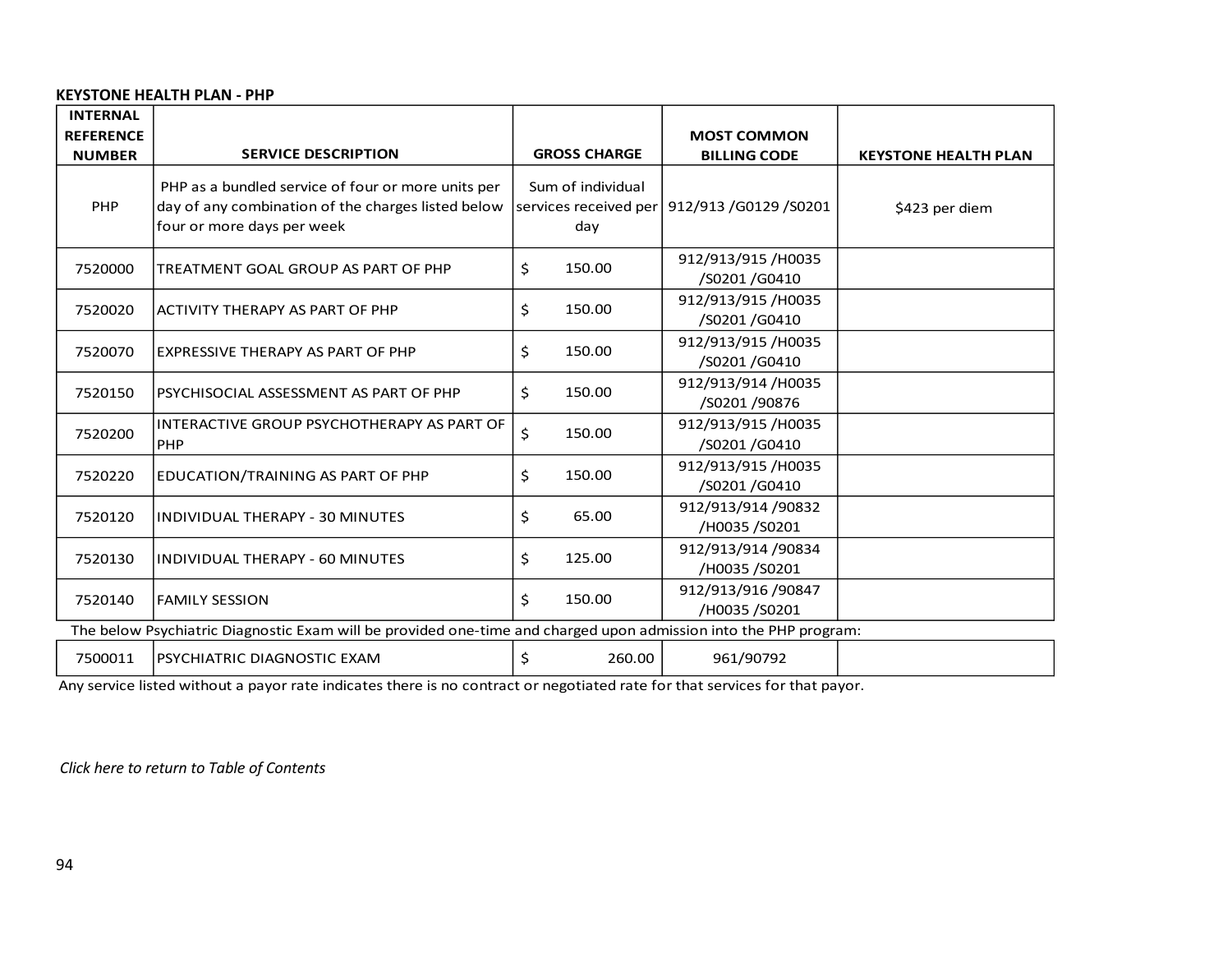**KEYSTONE HEALTH PLAN - PHP**

| INTERNAL REFERENCE NUMBER | SERVICE DESCRIPTION | GROSS CHARGE | MOST COMMON BILLING CODE | KEYSTONE HEALTH PLAN |
|---|---|---|---|---|
| PHP | PHP as a bundled service of four or more units per day of any combination of the charges listed below four or more days per week | Sum of individual services received per day | 912/913 /G0129 /S0201 | $423 per diem |
| 7520000 | TREATMENT GOAL GROUP AS PART OF PHP | $ 150.00 | 912/913/915 /H0035 /S0201 /G0410 | |
| 7520020 | ACTIVITY THERAPY AS PART OF PHP | $ 150.00 | 912/913/915 /H0035 /S0201 /G0410 | |
| 7520070 | EXPRESSIVE THERAPY AS PART OF PHP | $ 150.00 | 912/913/915 /H0035 /S0201 /G0410 | |
| 7520150 | PSYCHISOCIAL ASSESSMENT AS PART OF PHP | $ 150.00 | 912/913/914 /H0035 /S0201 /90876 | |
| 7520200 | INTERACTIVE GROUP PSYCHOTHERAPY AS PART OF PHP | $ 150.00 | 912/913/915 /H0035 /S0201 /G0410 | |
| 7520220 | EDUCATION/TRAINING AS PART OF PHP | $ 150.00 | 912/913/915 /H0035 /S0201 /G0410 | |
| 7520120 | INDIVIDUAL THERAPY - 30 MINUTES | $ 65.00 | 912/913/914 /90832 /H0035 /S0201 | |
| 7520130 | INDIVIDUAL THERAPY - 60 MINUTES | $ 125.00 | 912/913/914 /90834 /H0035 /S0201 | |
| 7520140 | FAMILY SESSION | $ 150.00 | 912/913/916 /90847 /H0035 /S0201 | |

The below Psychiatric Diagnostic Exam will be provided one-time and charged upon admission into the PHP program:

| | | | | |
|---|---|---|---|---|
| 7500011 | PSYCHIATRIC DIAGNOSTIC EXAM | $ 260.00 | 961/90792 | |

Any service listed without a payor rate indicates there is no contract or negotiated rate for that services for that payor.

*Click here to return to Table of Contents*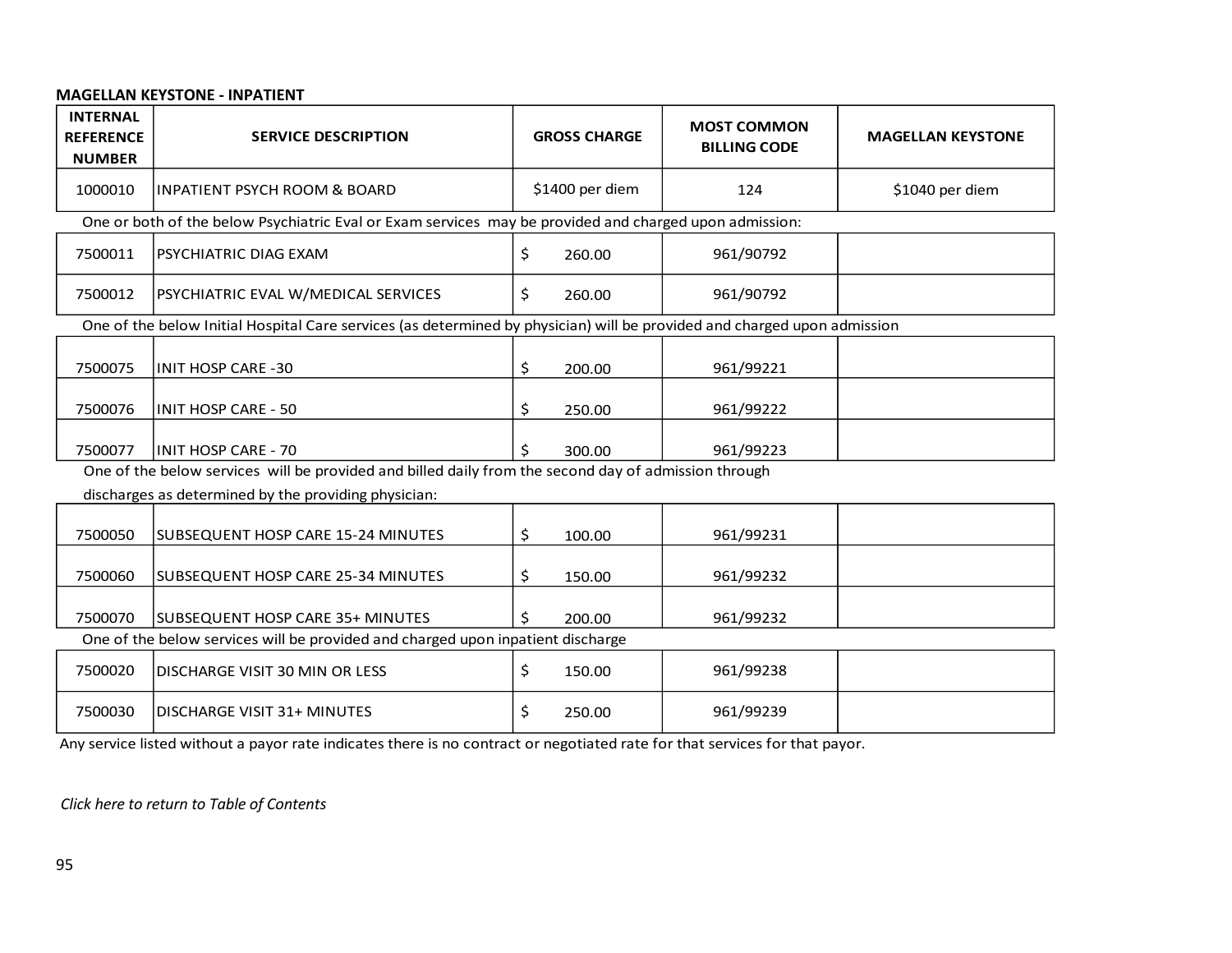**MAGELLAN KEYSTONE - INPATIENT**

| INTERNAL REFERENCE NUMBER | SERVICE DESCRIPTION | GROSS CHARGE | MOST COMMON BILLING CODE | MAGELLAN KEYSTONE |
|---|---|---|---|---|
| 1000010 | INPATIENT PSYCH ROOM & BOARD | $1400 per diem | 124 | $1040 per diem |
| One or both of the below Psychiatric Eval or Exam services may be provided and charged upon admission: | | | | |
| 7500011 | PSYCHIATRIC DIAG EXAM | $ 260.00 | 961/90792 | |
| 7500012 | PSYCHIATRIC EVAL W/MEDICAL SERVICES | $ 260.00 | 961/90792 | |
| One of the below Initial Hospital Care services (as determined by physician) will be provided and charged upon admission | | | | |
| 7500075 | INIT HOSP CARE -30 | $ 200.00 | 961/99221 | |
| 7500076 | INIT HOSP CARE - 50 | $ 250.00 | 961/99222 | |
| 7500077 | INIT HOSP CARE - 70 | $ 300.00 | 961/99223 | |
| One of the below services will be provided and billed daily from the second day of admission through discharges as determined by the providing physician: | | | | |
| 7500050 | SUBSEQUENT HOSP CARE 15-24 MINUTES | $ 100.00 | 961/99231 | |
| 7500060 | SUBSEQUENT HOSP CARE 25-34 MINUTES | $ 150.00 | 961/99232 | |
| 7500070 | SUBSEQUENT HOSP CARE 35+ MINUTES | $ 200.00 | 961/99232 | |
| One of the below services will be provided and charged upon inpatient discharge | | | | |
| 7500020 | DISCHARGE VISIT 30 MIN OR LESS | $ 150.00 | 961/99238 | |
| 7500030 | DISCHARGE VISIT 31+ MINUTES | $ 250.00 | 961/99239 | |

Any service listed without a payor rate indicates there is no contract or negotiated rate for that services for that payor.

*Click here to return to Table of Contents*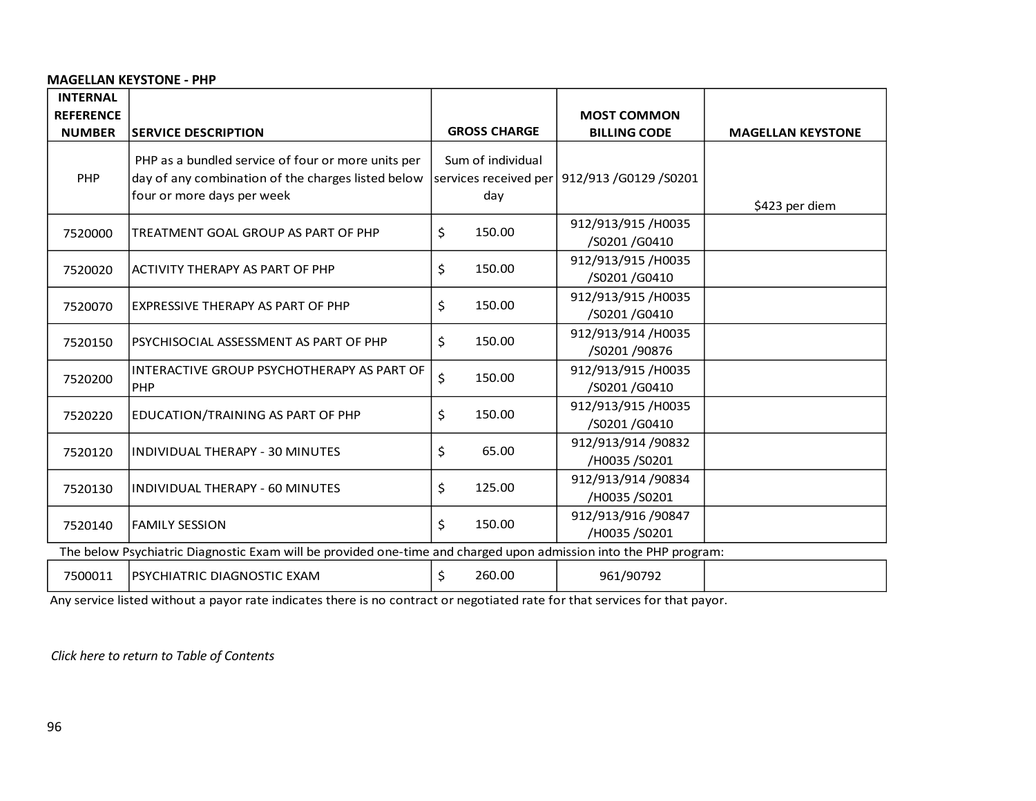**MAGELLAN KEYSTONE - PHP**

| INTERNAL REFERENCE NUMBER | SERVICE DESCRIPTION | GROSS CHARGE | MOST COMMON BILLING CODE | MAGELLAN KEYSTONE |
|---|---|---|---|---|
| PHP | PHP as a bundled service of four or more units per day of any combination of the charges listed below four or more days per week | Sum of individual services received per day | 912/913 /G0129 /S0201 | $423 per diem |
| 7520000 | TREATMENT GOAL GROUP AS PART OF PHP | $ 150.00 | 912/913/915 /H0035 /S0201 /G0410 | |
| 7520020 | ACTIVITY THERAPY AS PART OF PHP | $ 150.00 | 912/913/915 /H0035 /S0201 /G0410 | |
| 7520070 | EXPRESSIVE THERAPY AS PART OF PHP | $ 150.00 | 912/913/915 /H0035 /S0201 /G0410 | |
| 7520150 | PSYCHISOCIAL ASSESSMENT AS PART OF PHP | $ 150.00 | 912/913/914 /H0035 /S0201 /90876 | |
| 7520200 | INTERACTIVE GROUP PSYCHOTHERAPY AS PART OF PHP | $ 150.00 | 912/913/915 /H0035 /S0201 /G0410 | |
| 7520220 | EDUCATION/TRAINING AS PART OF PHP | $ 150.00 | 912/913/915 /H0035 /S0201 /G0410 | |
| 7520120 | INDIVIDUAL THERAPY - 30 MINUTES | $ 65.00 | 912/913/914 /90832 /H0035 /S0201 | |
| 7520130 | INDIVIDUAL THERAPY - 60 MINUTES | $ 125.00 | 912/913/914 /90834 /H0035 /S0201 | |
| 7520140 | FAMILY SESSION | $ 150.00 | 912/913/916 /90847 /H0035 /S0201 | |

The below Psychiatric Diagnostic Exam will be provided one-time and charged upon admission into the PHP program:

| | | | | |
|---|---|---|---|---|
| 7500011 | PSYCHIATRIC DIAGNOSTIC EXAM | $ 260.00 | 961/90792 | |

Any service listed without a payor rate indicates there is no contract or negotiated rate for that services for that payor.

*Click here to return to Table of Contents*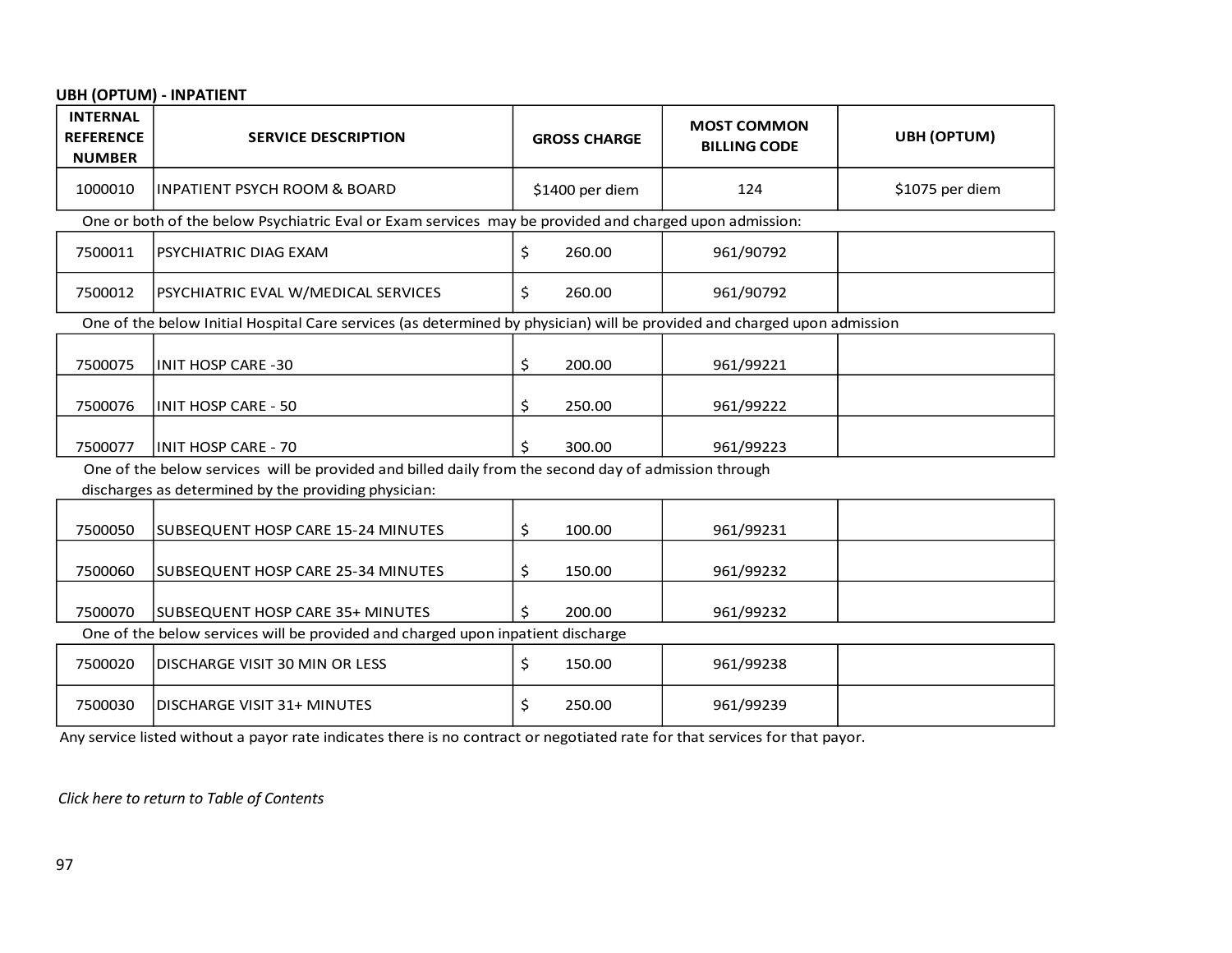**UBH (OPTUM) - INPATIENT**

| INTERNAL REFERENCE NUMBER | SERVICE DESCRIPTION | GROSS CHARGE | MOST COMMON BILLING CODE | UBH (OPTUM) |
|---|---|---|---|---|
| 1000010 | INPATIENT PSYCH ROOM & BOARD | $1400 per diem | 124 | $1075 per diem |
| One or both of the below Psychiatric Eval or Exam services may be provided and charged upon admission: | | | | |
| 7500011 | PSYCHIATRIC DIAG EXAM | $ 260.00 | 961/90792 | |
| 7500012 | PSYCHIATRIC EVAL W/MEDICAL SERVICES | $ 260.00 | 961/90792 | |
| One of the below Initial Hospital Care services (as determined by physician) will be provided and charged upon admission | | | | |
| 7500075 | INIT HOSP CARE -30 | $ 200.00 | 961/99221 | |
| 7500076 | INIT HOSP CARE - 50 | $ 250.00 | 961/99222 | |
| 7500077 | INIT HOSP CARE - 70 | $ 300.00 | 961/99223 | |
| One of the below services will be provided and billed daily from the second day of admission through discharges as determined by the providing physician: | | | | |
| 7500050 | SUBSEQUENT HOSP CARE 15-24 MINUTES | $ 100.00 | 961/99231 | |
| 7500060 | SUBSEQUENT HOSP CARE 25-34 MINUTES | $ 150.00 | 961/99232 | |
| 7500070 | SUBSEQUENT HOSP CARE 35+ MINUTES | $ 200.00 | 961/99232 | |
| One of the below services will be provided and charged upon inpatient discharge | | | | |
| 7500020 | DISCHARGE VISIT 30 MIN OR LESS | $ 150.00 | 961/99238 | |
| 7500030 | DISCHARGE VISIT 31+ MINUTES | $ 250.00 | 961/99239 | |

Any service listed without a payor rate indicates there is no contract or negotiated rate for that services for that payor.

*Click here to return to Table of Contents*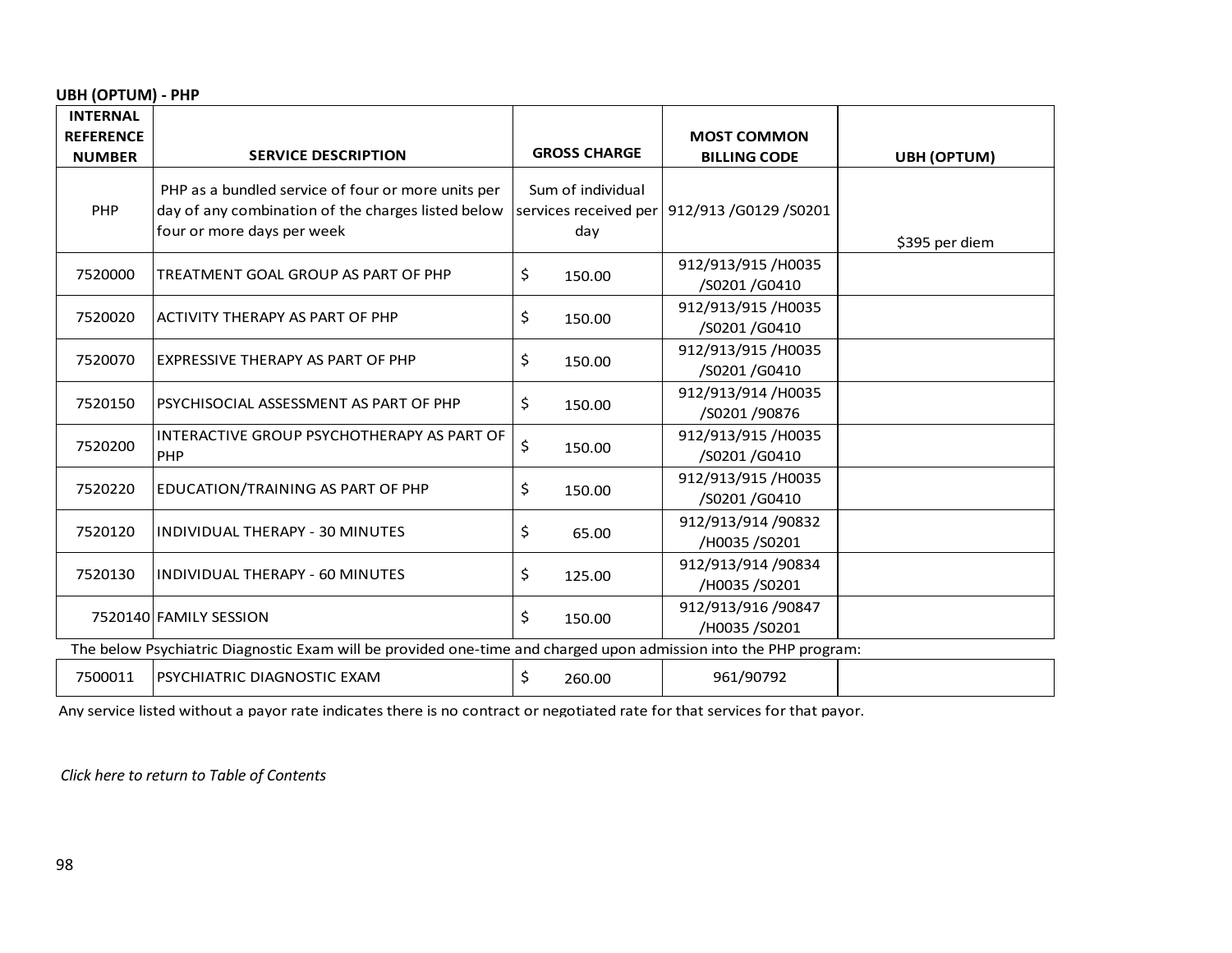**UBH (OPTUM) - PHP**

| INTERNAL REFERENCE NUMBER | SERVICE DESCRIPTION | GROSS CHARGE | MOST COMMON BILLING CODE | UBH (OPTUM) |
|---|---|---|---|---|
| PHP | PHP as a bundled service of four or more units per day of any combination of the charges listed below four or more days per week | Sum of individual services received per day | 912/913 /G0129 /S0201 | $395 per diem |
| 7520000 | TREATMENT GOAL GROUP AS PART OF PHP | $ 150.00 | 912/913/915 /H0035 /S0201 /G0410 | |
| 7520020 | ACTIVITY THERAPY AS PART OF PHP | $ 150.00 | 912/913/915 /H0035 /S0201 /G0410 | |
| 7520070 | EXPRESSIVE THERAPY AS PART OF PHP | $ 150.00 | 912/913/915 /H0035 /S0201 /G0410 | |
| 7520150 | PSYCHISOCIAL ASSESSMENT AS PART OF PHP | $ 150.00 | 912/913/914 /H0035 /S0201 /90876 | |
| 7520200 | INTERACTIVE GROUP PSYCHOTHERAPY AS PART OF PHP | $ 150.00 | 912/913/915 /H0035 /S0201 /G0410 | |
| 7520220 | EDUCATION/TRAINING AS PART OF PHP | $ 150.00 | 912/913/915 /H0035 /S0201 /G0410 | |
| 7520120 | INDIVIDUAL THERAPY - 30 MINUTES | $ 65.00 | 912/913/914 /90832 /H0035 /S0201 | |
| 7520130 | INDIVIDUAL THERAPY - 60 MINUTES | $ 125.00 | 912/913/914 /90834 /H0035 /S0201 | |
| 7520140 | FAMILY SESSION | $ 150.00 | 912/913/916 /90847 /H0035 /S0201 | |

The below Psychiatric Diagnostic Exam will be provided one-time and charged upon admission into the PHP program:

| | | | | |
|---|---|---|---|---|
| 7500011 | PSYCHIATRIC DIAGNOSTIC EXAM | $ 260.00 | 961/90792 | |

Any service listed without a payor rate indicates there is no contract or negotiated rate for that services for that payor.

*Click here to return to Table of Contents*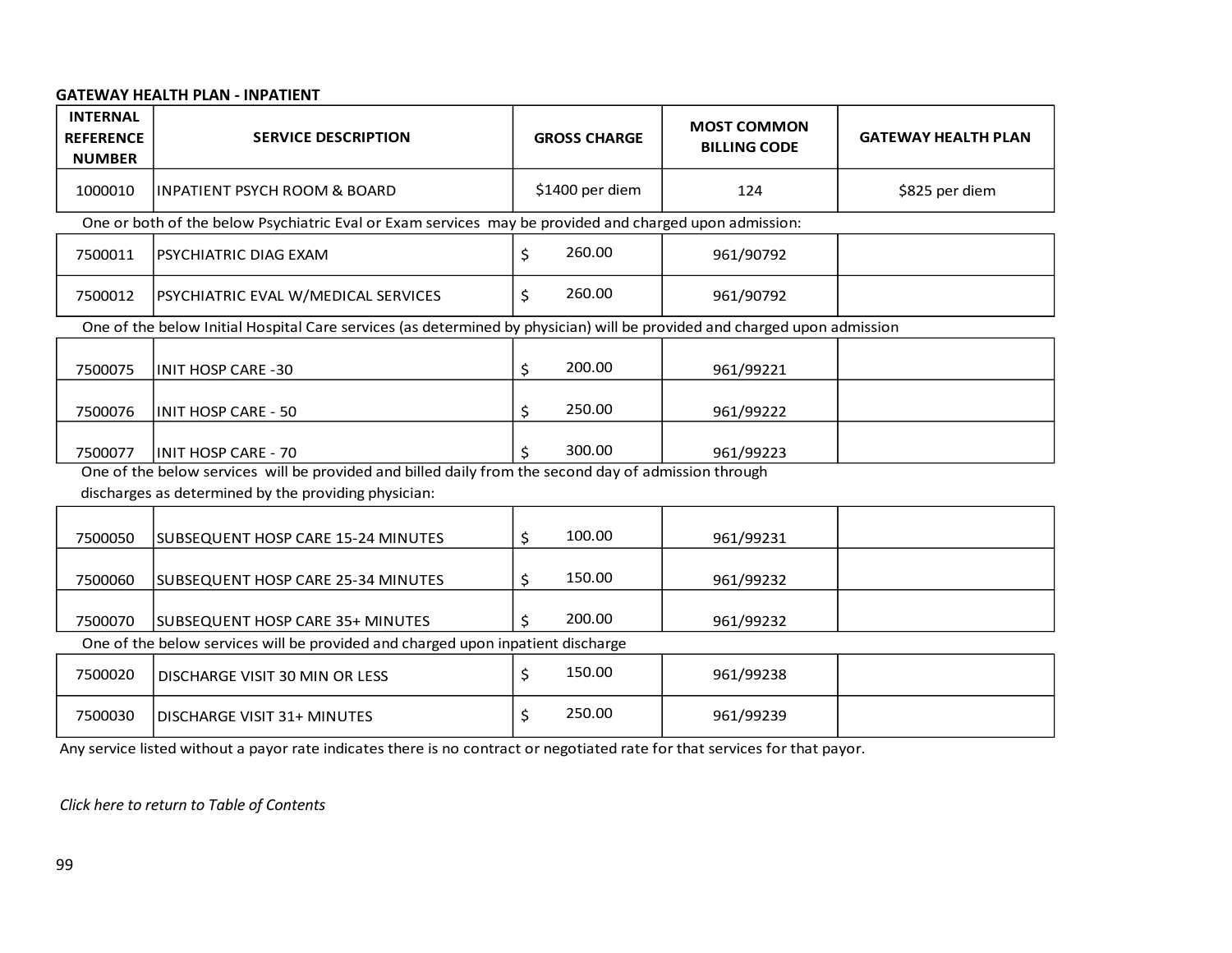**GATEWAY HEALTH PLAN - INPATIENT**

| INTERNAL REFERENCE NUMBER | SERVICE DESCRIPTION | GROSS CHARGE | MOST COMMON BILLING CODE | GATEWAY HEALTH PLAN |
|---|---|---|---|---|
| 1000010 | INPATIENT PSYCH ROOM & BOARD | $1400 per diem | 124 | $825 per diem |

One or both of the below Psychiatric Eval or Exam services may be provided and charged upon admission:

| | | | | |
|---|---|---|---|---|
| 7500011 | PSYCHIATRIC DIAG EXAM | $ 260.00 | 961/90792 | |
| 7500012 | PSYCHIATRIC EVAL W/MEDICAL SERVICES | $ 260.00 | 961/90792 | |

One of the below Initial Hospital Care services (as determined by physician) will be provided and charged upon admission

| | | | | |
|---|---|---|---|---|
| 7500075 | INIT HOSP CARE -30 | $ 200.00 | 961/99221 | |
| 7500076 | INIT HOSP CARE - 50 | $ 250.00 | 961/99222 | |
| 7500077 | INIT HOSP CARE - 70 | $ 300.00 | 961/99223 | |

One of the below services will be provided and billed daily from the second day of admission through discharges as determined by the providing physician:

| | | | | |
|---|---|---|---|---|
| 7500050 | SUBSEQUENT HOSP CARE 15-24 MINUTES | $ 100.00 | 961/99231 | |
| 7500060 | SUBSEQUENT HOSP CARE 25-34 MINUTES | $ 150.00 | 961/99232 | |
| 7500070 | SUBSEQUENT HOSP CARE 35+ MINUTES | $ 200.00 | 961/99232 | |

One of the below services will be provided and charged upon inpatient discharge

| | | | | |
|---|---|---|---|---|
| 7500020 | DISCHARGE VISIT 30 MIN OR LESS | $ 150.00 | 961/99238 | |
| 7500030 | DISCHARGE VISIT 31+ MINUTES | $ 250.00 | 961/99239 | |

Any service listed without a payor rate indicates there is no contract or negotiated rate for that services for that payor.

*Click here to return to Table of Contents*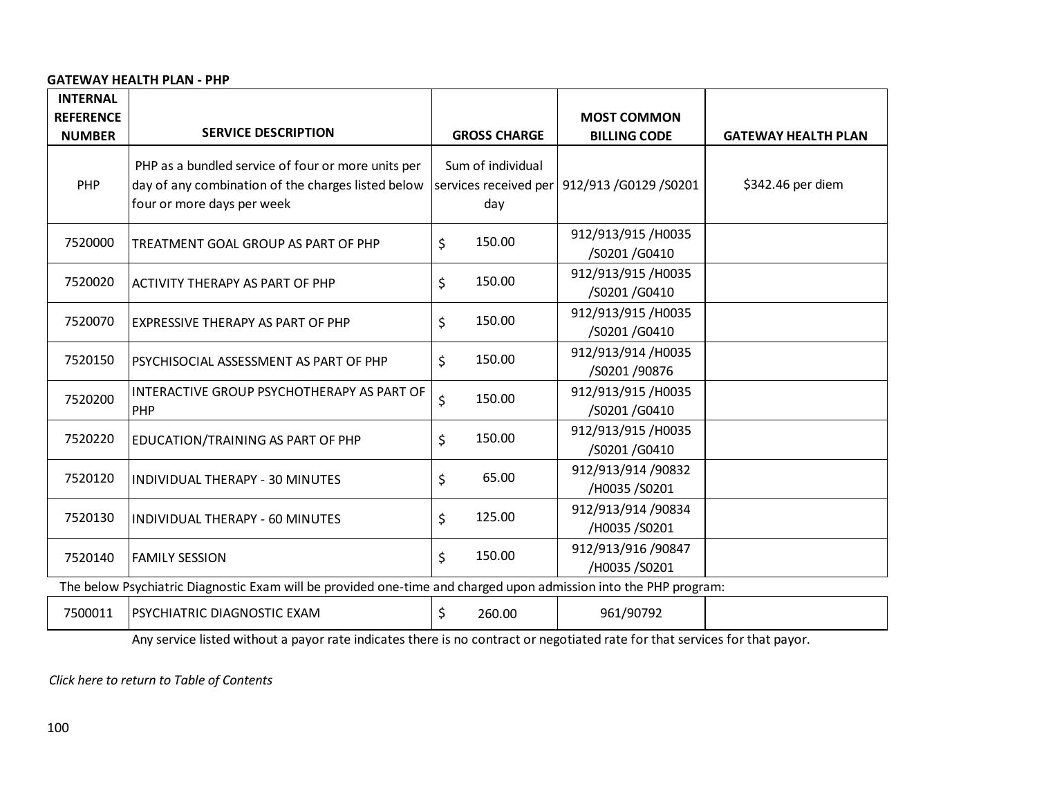**GATEWAY HEALTH PLAN - PHP**

| INTERNAL REFERENCE NUMBER | SERVICE DESCRIPTION | GROSS CHARGE | MOST COMMON BILLING CODE | GATEWAY HEALTH PLAN |
|---|---|---|---|---|
| PHP | PHP as a bundled service of four or more units per day of any combination of the charges listed below four or more days per week | Sum of individual services received per day | 912/913 /G0129 /S0201 | $342.46 per diem |
| 7520000 | TREATMENT GOAL GROUP AS PART OF PHP | $ 150.00 | 912/913/915 /H0035 /S0201 /G0410 | |
| 7520020 | ACTIVITY THERAPY AS PART OF PHP | $ 150.00 | 912/913/915 /H0035 /S0201 /G0410 | |
| 7520070 | EXPRESSIVE THERAPY AS PART OF PHP | $ 150.00 | 912/913/915 /H0035 /S0201 /G0410 | |
| 7520150 | PSYCHISOCIAL ASSESSMENT AS PART OF PHP | $ 150.00 | 912/913/914 /H0035 /S0201 /90876 | |
| 7520200 | INTERACTIVE GROUP PSYCHOTHERAPY AS PART OF PHP | $ 150.00 | 912/913/915 /H0035 /S0201 /G0410 | |
| 7520220 | EDUCATION/TRAINING AS PART OF PHP | $ 150.00 | 912/913/915 /H0035 /S0201 /G0410 | |
| 7520120 | INDIVIDUAL THERAPY - 30 MINUTES | $ 65.00 | 912/913/914 /90832 /H0035 /S0201 | |
| 7520130 | INDIVIDUAL THERAPY - 60 MINUTES | $ 125.00 | 912/913/914 /90834 /H0035 /S0201 | |
| 7520140 | FAMILY SESSION | $ 150.00 | 912/913/916 /90847 /H0035 /S0201 | |

The below Psychiatric Diagnostic Exam will be provided one-time and charged upon admission into the PHP program:

| | | | | |
|---|---|---|---|---|
| 7500011 | PSYCHIATRIC DIAGNOSTIC EXAM | $ 260.00 | 961/90792 | |

Any service listed without a payor rate indicates there is no contract or negotiated rate for that services for that payor.

*Click here to return to Table of Contents*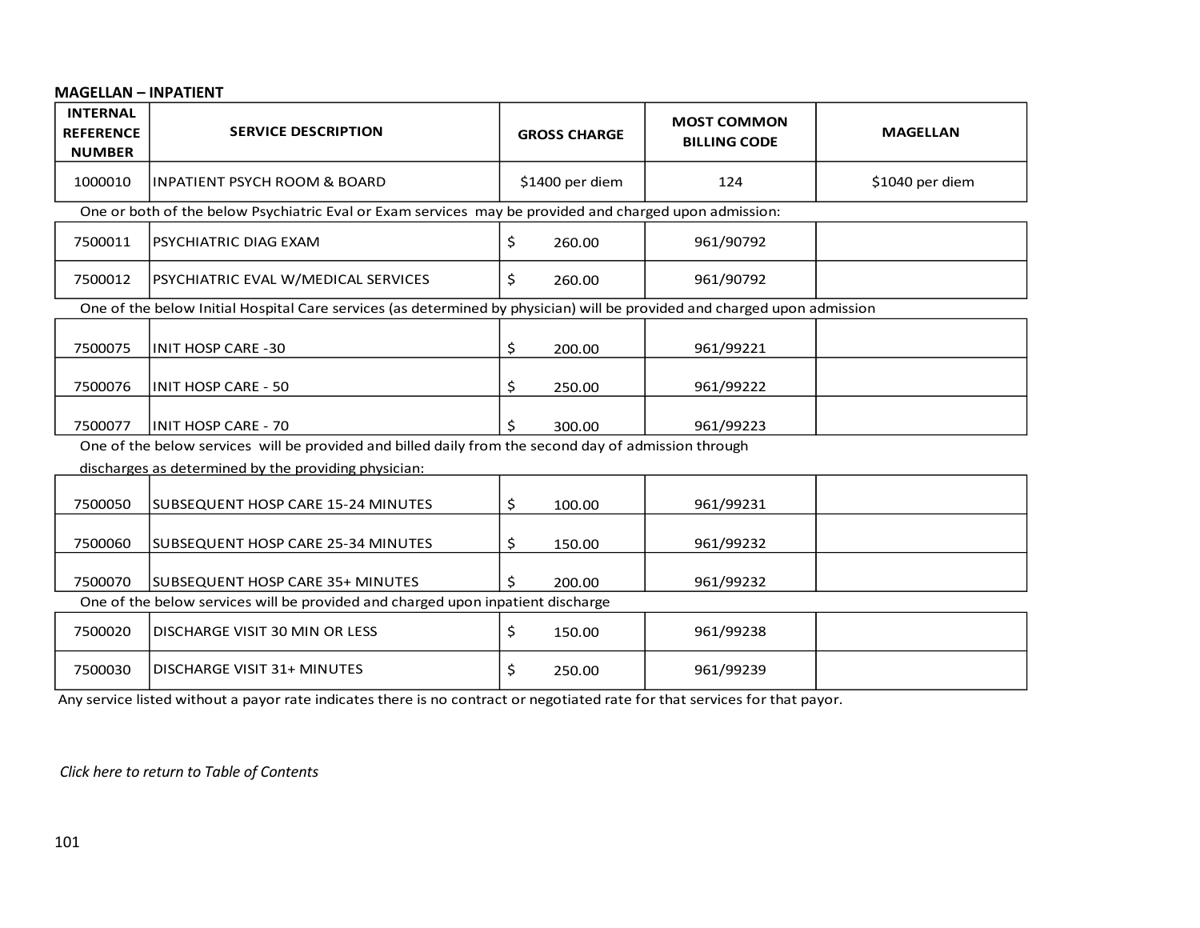**MAGELLAN – INPATIENT**

| INTERNAL REFERENCE NUMBER | SERVICE DESCRIPTION | GROSS CHARGE | MOST COMMON BILLING CODE | MAGELLAN |
|---|---|---|---|---|
| 1000010 | INPATIENT PSYCH ROOM & BOARD | $1400 per diem | 124 | $1040 per diem |
| One or both of the below Psychiatric Eval or Exam services may be provided and charged upon admission: | | | | |
| 7500011 | PSYCHIATRIC DIAG EXAM | $ 260.00 | 961/90792 | |
| 7500012 | PSYCHIATRIC EVAL W/MEDICAL SERVICES | $ 260.00 | 961/90792 | |
| One of the below Initial Hospital Care services (as determined by physician) will be provided and charged upon admission | | | | |
| 7500075 | INIT HOSP CARE -30 | $ 200.00 | 961/99221 | |
| 7500076 | INIT HOSP CARE - 50 | $ 250.00 | 961/99222 | |
| 7500077 | INIT HOSP CARE - 70 | $ 300.00 | 961/99223 | |
| One of the below services will be provided and billed daily from the second day of admission through discharges as determined by the providing physician: | | | | |
| 7500050 | SUBSEQUENT HOSP CARE 15-24 MINUTES | $ 100.00 | 961/99231 | |
| 7500060 | SUBSEQUENT HOSP CARE 25-34 MINUTES | $ 150.00 | 961/99232 | |
| 7500070 | SUBSEQUENT HOSP CARE 35+ MINUTES | $ 200.00 | 961/99232 | |
| One of the below services will be provided and charged upon inpatient discharge | | | | |
| 7500020 | DISCHARGE VISIT 30 MIN OR LESS | $ 150.00 | 961/99238 | |
| 7500030 | DISCHARGE VISIT 31+ MINUTES | $ 250.00 | 961/99239 | |

Any service listed without a payor rate indicates there is no contract or negotiated rate for that services for that payor.

*Click here to return to Table of Contents*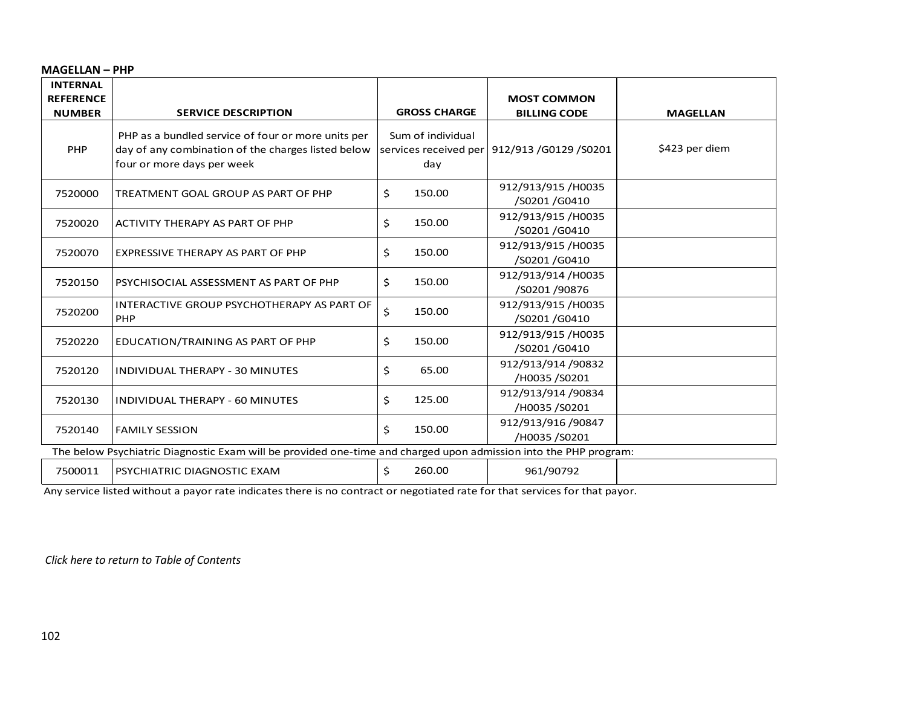**MAGELLAN – PHP**

| INTERNAL REFERENCE NUMBER | SERVICE DESCRIPTION | GROSS CHARGE | MOST COMMON BILLING CODE | MAGELLAN |
|---|---|---|---|---|
| PHP | PHP as a bundled service of four or more units per day of any combination of the charges listed below four or more days per week | Sum of individual services received per day | 912/913 /G0129 /S0201 | $423 per diem |
| 7520000 | TREATMENT GOAL GROUP AS PART OF PHP | $ 150.00 | 912/913/915 /H0035 /S0201 /G0410 | |
| 7520020 | ACTIVITY THERAPY AS PART OF PHP | $ 150.00 | 912/913/915 /H0035 /S0201 /G0410 | |
| 7520070 | EXPRESSIVE THERAPY AS PART OF PHP | $ 150.00 | 912/913/915 /H0035 /S0201 /G0410 | |
| 7520150 | PSYCHISOCIAL ASSESSMENT AS PART OF PHP | $ 150.00 | 912/913/914 /H0035 /S0201 /90876 | |
| 7520200 | INTERACTIVE GROUP PSYCHOTHERAPY AS PART OF PHP | $ 150.00 | 912/913/915 /H0035 /S0201 /G0410 | |
| 7520220 | EDUCATION/TRAINING AS PART OF PHP | $ 150.00 | 912/913/915 /H0035 /S0201 /G0410 | |
| 7520120 | INDIVIDUAL THERAPY - 30 MINUTES | $ 65.00 | 912/913/914 /90832 /H0035 /S0201 | |
| 7520130 | INDIVIDUAL THERAPY - 60 MINUTES | $ 125.00 | 912/913/914 /90834 /H0035 /S0201 | |
| 7520140 | FAMILY SESSION | $ 150.00 | 912/913/916 /90847 /H0035 /S0201 | |
| The below Psychiatric Diagnostic Exam will be provided one-time and charged upon admission into the PHP program: | | | | |
| 7500011 | PSYCHIATRIC DIAGNOSTIC EXAM | $ 260.00 | 961/90792 | |

Any service listed without a payor rate indicates there is no contract or negotiated rate for that services for that payor.

*Click here to return to Table of Contents*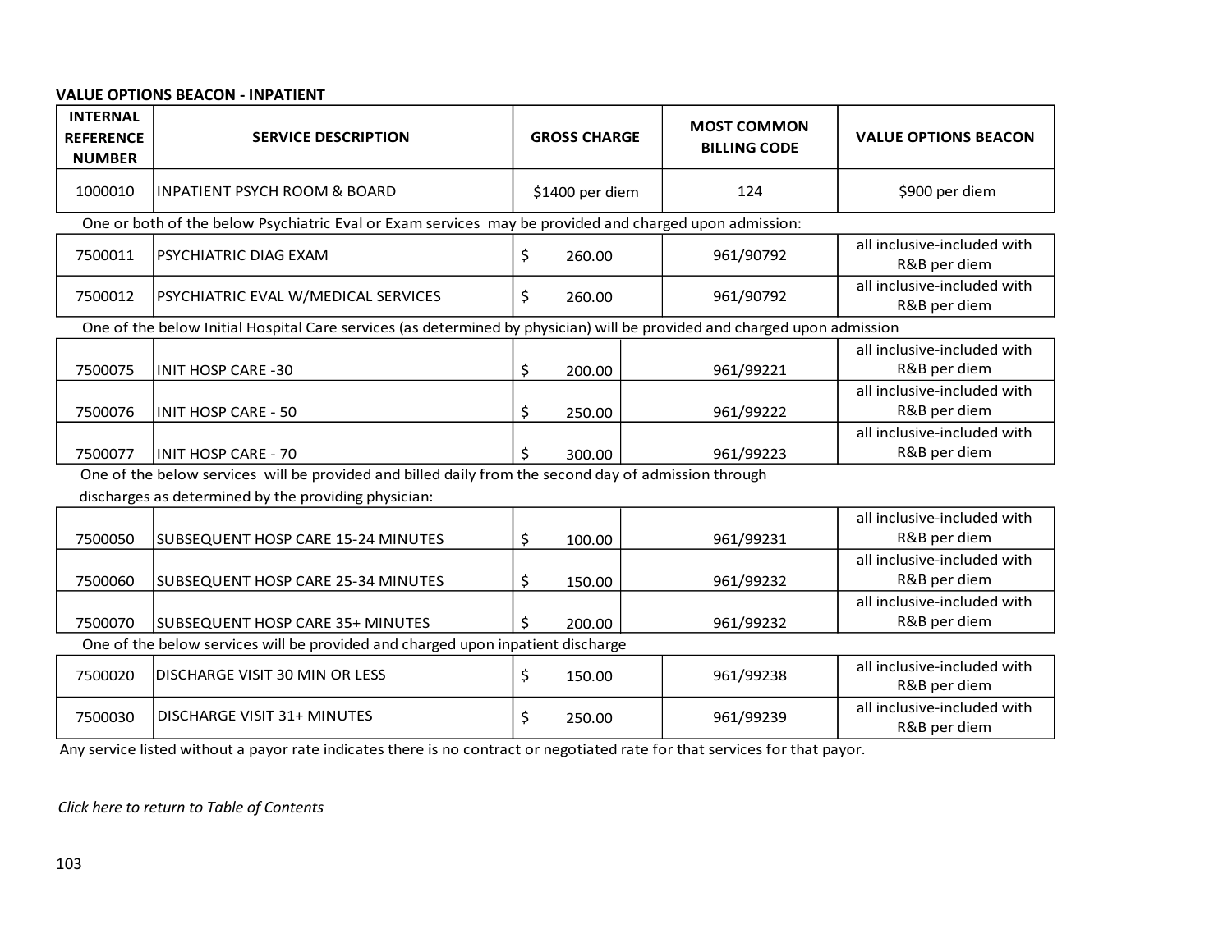**VALUE OPTIONS BEACON - INPATIENT**

| INTERNAL REFERENCE NUMBER | SERVICE DESCRIPTION | GROSS CHARGE | MOST COMMON BILLING CODE | VALUE OPTIONS BEACON |
|---|---|---|---|---|
| 1000010 | INPATIENT PSYCH ROOM & BOARD | $1400 per diem | 124 | $900 per diem |
| One or both of the below Psychiatric Eval or Exam services may be provided and charged upon admission: | | | | |
| 7500011 | PSYCHIATRIC DIAG EXAM | $ 260.00 | 961/90792 | all inclusive-included with R&B per diem |
| 7500012 | PSYCHIATRIC EVAL W/MEDICAL SERVICES | $ 260.00 | 961/90792 | all inclusive-included with R&B per diem |
| One of the below Initial Hospital Care services (as determined by physician) will be provided and charged upon admission | | | | |
| 7500075 | INIT HOSP CARE -30 | $ 200.00 | 961/99221 | all inclusive-included with R&B per diem |
| 7500076 | INIT HOSP CARE - 50 | $ 250.00 | 961/99222 | all inclusive-included with R&B per diem |
| 7500077 | INIT HOSP CARE - 70 | $ 300.00 | 961/99223 | all inclusive-included with R&B per diem |
| One of the below services will be provided and billed daily from the second day of admission through discharges as determined by the providing physician: | | | | |
| 7500050 | SUBSEQUENT HOSP CARE 15-24 MINUTES | $ 100.00 | 961/99231 | all inclusive-included with R&B per diem |
| 7500060 | SUBSEQUENT HOSP CARE 25-34 MINUTES | $ 150.00 | 961/99232 | all inclusive-included with R&B per diem |
| 7500070 | SUBSEQUENT HOSP CARE 35+ MINUTES | $ 200.00 | 961/99232 | all inclusive-included with R&B per diem |
| One of the below services will be provided and charged upon inpatient discharge | | | | |
| 7500020 | DISCHARGE VISIT 30 MIN OR LESS | $ 150.00 | 961/99238 | all inclusive-included with R&B per diem |
| 7500030 | DISCHARGE VISIT 31+ MINUTES | $ 250.00 | 961/99239 | all inclusive-included with R&B per diem |

Any service listed without a payor rate indicates there is no contract or negotiated rate for that services for that payor.

*Click here to return to Table of Contents*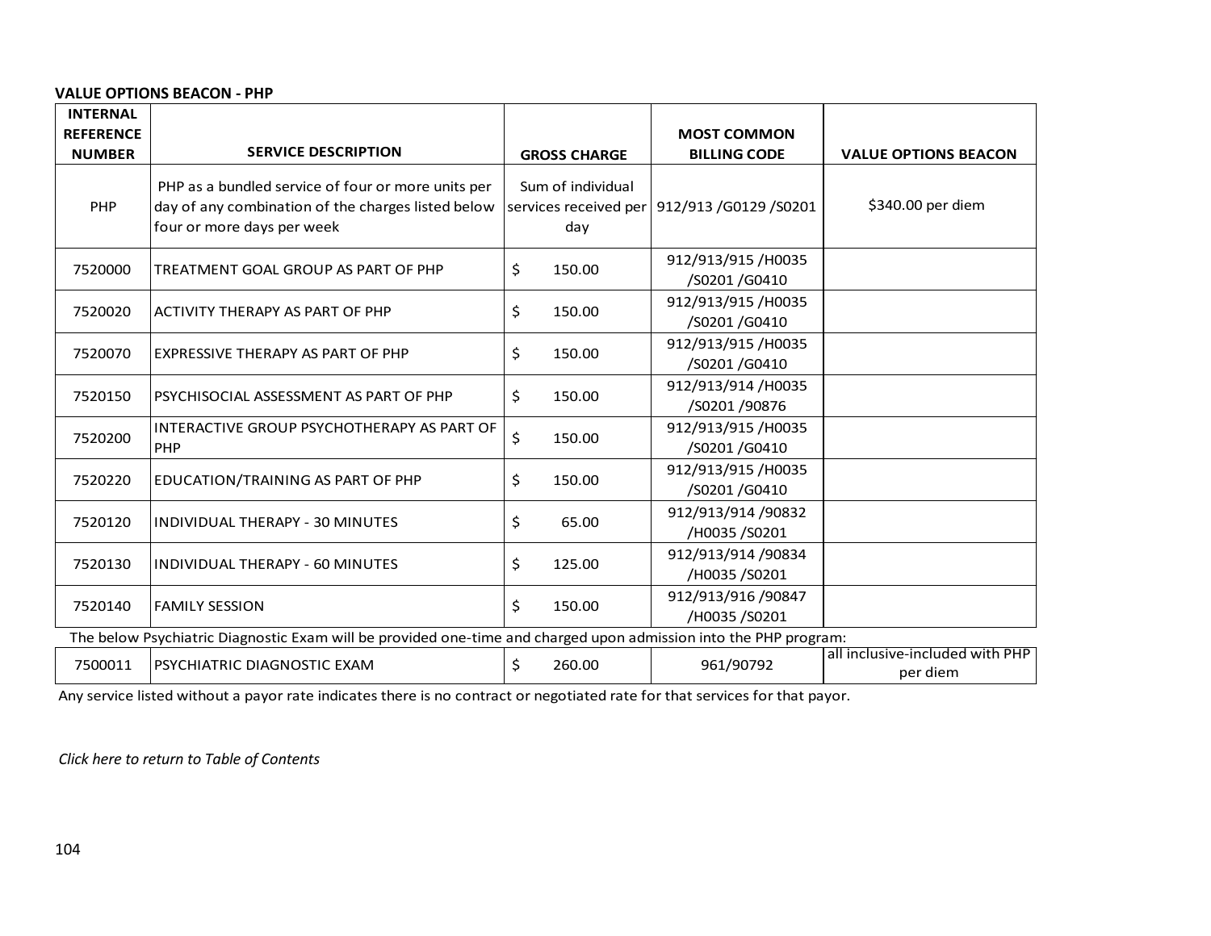**VALUE OPTIONS BEACON - PHP**

| INTERNAL REFERENCE NUMBER | SERVICE DESCRIPTION | GROSS CHARGE | MOST COMMON BILLING CODE | VALUE OPTIONS BEACON |
|---|---|---|---|---|
| PHP | PHP as a bundled service of four or more units per day of any combination of the charges listed below four or more days per week | Sum of individual services received per day | 912/913 /G0129 /S0201 | $340.00 per diem |
| 7520000 | TREATMENT GOAL GROUP AS PART OF PHP | $ 150.00 | 912/913/915 /H0035 /S0201 /G0410 | |
| 7520020 | ACTIVITY THERAPY AS PART OF PHP | $ 150.00 | 912/913/915 /H0035 /S0201 /G0410 | |
| 7520070 | EXPRESSIVE THERAPY AS PART OF PHP | $ 150.00 | 912/913/915 /H0035 /S0201 /G0410 | |
| 7520150 | PSYCHISOCIAL ASSESSMENT AS PART OF PHP | $ 150.00 | 912/913/914 /H0035 /S0201 /90876 | |
| 7520200 | INTERACTIVE GROUP PSYCHOTHERAPY AS PART OF PHP | $ 150.00 | 912/913/915 /H0035 /S0201 /G0410 | |
| 7520220 | EDUCATION/TRAINING AS PART OF PHP | $ 150.00 | 912/913/915 /H0035 /S0201 /G0410 | |
| 7520120 | INDIVIDUAL THERAPY - 30 MINUTES | $ 65.00 | 912/913/914 /90832 /H0035 /S0201 | |
| 7520130 | INDIVIDUAL THERAPY - 60 MINUTES | $ 125.00 | 912/913/914 /90834 /H0035 /S0201 | |
| 7520140 | FAMILY SESSION | $ 150.00 | 912/913/916 /90847 /H0035 /S0201 | |
| The below Psychiatric Diagnostic Exam will be provided one-time and charged upon admission into the PHP program: | | | | |
| 7500011 | PSYCHIATRIC DIAGNOSTIC EXAM | $ 260.00 | 961/90792 | all inclusive-included with PHP per diem |

Any service listed without a payor rate indicates there is no contract or negotiated rate for that services for that payor.

*Click here to return to Table of Contents*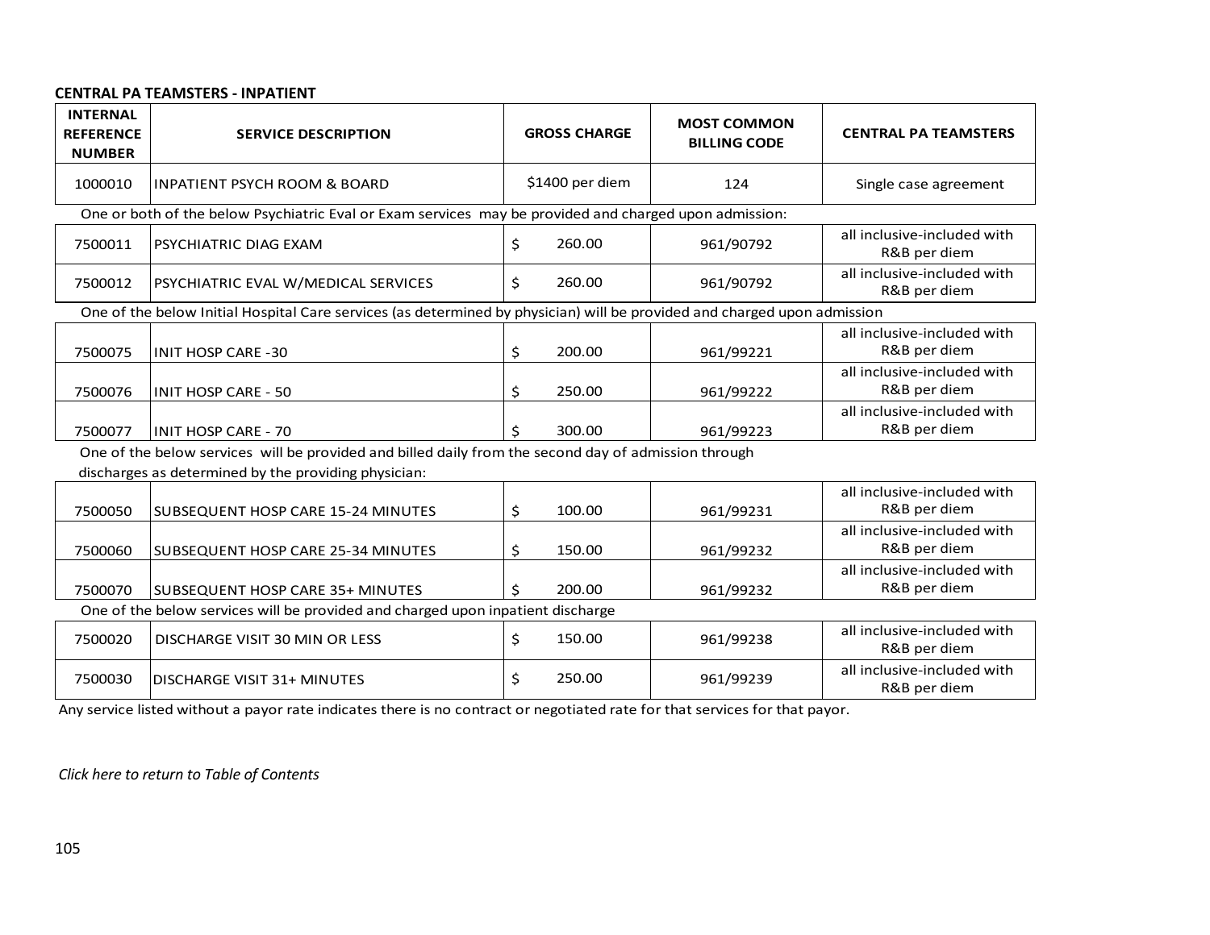**CENTRAL PA TEAMSTERS - INPATIENT**

| INTERNAL REFERENCE NUMBER | SERVICE DESCRIPTION | GROSS CHARGE | MOST COMMON BILLING CODE | CENTRAL PA TEAMSTERS |
|---|---|---|---|---|
| 1000010 | INPATIENT PSYCH ROOM & BOARD | $1400 per diem | 124 | Single case agreement |
| One or both of the below Psychiatric Eval or Exam services may be provided and charged upon admission: | | | | |
| 7500011 | PSYCHIATRIC DIAG EXAM | $ 260.00 | 961/90792 | all inclusive-included with R&B per diem |
| 7500012 | PSYCHIATRIC EVAL W/MEDICAL SERVICES | $ 260.00 | 961/90792 | all inclusive-included with R&B per diem |
| One of the below Initial Hospital Care services (as determined by physician) will be provided and charged upon admission | | | | |
| 7500075 | INIT HOSP CARE -30 | $ 200.00 | 961/99221 | all inclusive-included with R&B per diem |
| 7500076 | INIT HOSP CARE - 50 | $ 250.00 | 961/99222 | all inclusive-included with R&B per diem |
| 7500077 | INIT HOSP CARE - 70 | $ 300.00 | 961/99223 | all inclusive-included with R&B per diem |
| One of the below services will be provided and billed daily from the second day of admission through discharges as determined by the providing physician: | | | | |
| 7500050 | SUBSEQUENT HOSP CARE 15-24 MINUTES | $ 100.00 | 961/99231 | all inclusive-included with R&B per diem |
| 7500060 | SUBSEQUENT HOSP CARE 25-34 MINUTES | $ 150.00 | 961/99232 | all inclusive-included with R&B per diem |
| 7500070 | SUBSEQUENT HOSP CARE 35+ MINUTES | $ 200.00 | 961/99232 | all inclusive-included with R&B per diem |
| One of the below services will be provided and charged upon inpatient discharge | | | | |
| 7500020 | DISCHARGE VISIT 30 MIN OR LESS | $ 150.00 | 961/99238 | all inclusive-included with R&B per diem |
| 7500030 | DISCHARGE VISIT 31+ MINUTES | $ 250.00 | 961/99239 | all inclusive-included with R&B per diem |

Any service listed without a payor rate indicates there is no contract or negotiated rate for that services for that payor.

*Click here to return to Table of Contents*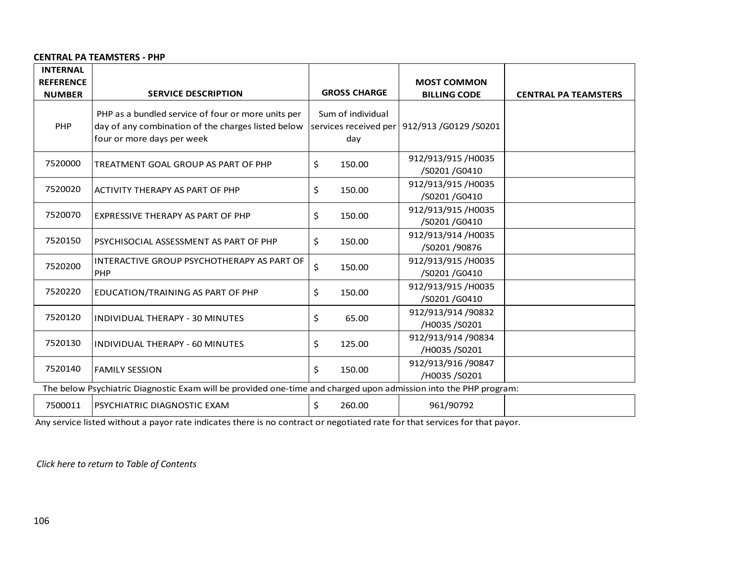**CENTRAL PA TEAMSTERS - PHP**

| INTERNAL REFERENCE NUMBER | SERVICE DESCRIPTION | GROSS CHARGE | MOST COMMON BILLING CODE | CENTRAL PA TEAMSTERS |
|---|---|---|---|---|
| PHP | PHP as a bundled service of four or more units per day of any combination of the charges listed below four or more days per week | Sum of individual services received per day | 912/913 /G0129 /S0201 | |
| 7520000 | TREATMENT GOAL GROUP AS PART OF PHP | $ 150.00 | 912/913/915 /H0035 /S0201 /G0410 | |
| 7520020 | ACTIVITY THERAPY AS PART OF PHP | $ 150.00 | 912/913/915 /H0035 /S0201 /G0410 | |
| 7520070 | EXPRESSIVE THERAPY AS PART OF PHP | $ 150.00 | 912/913/915 /H0035 /S0201 /G0410 | |
| 7520150 | PSYCHISOCIAL ASSESSMENT AS PART OF PHP | $ 150.00 | 912/913/914 /H0035 /S0201 /90876 | |
| 7520200 | INTERACTIVE GROUP PSYCHOTHERAPY AS PART OF PHP | $ 150.00 | 912/913/915 /H0035 /S0201 /G0410 | |
| 7520220 | EDUCATION/TRAINING AS PART OF PHP | $ 150.00 | 912/913/915 /H0035 /S0201 /G0410 | |
| 7520120 | INDIVIDUAL THERAPY - 30 MINUTES | $ 65.00 | 912/913/914 /90832 /H0035 /S0201 | |
| 7520130 | INDIVIDUAL THERAPY - 60 MINUTES | $ 125.00 | 912/913/914 /90834 /H0035 /S0201 | |
| 7520140 | FAMILY SESSION | $ 150.00 | 912/913/916 /90847 /H0035 /S0201 | |

The below Psychiatric Diagnostic Exam will be provided one-time and charged upon admission into the PHP program:

| | | | | |
|---|---|---|---|---|
| 7500011 | PSYCHIATRIC DIAGNOSTIC EXAM | $ 260.00 | 961/90792 | |

Any service listed without a payor rate indicates there is no contract or negotiated rate for that services for that payor.

*Click here to return to Table of Contents*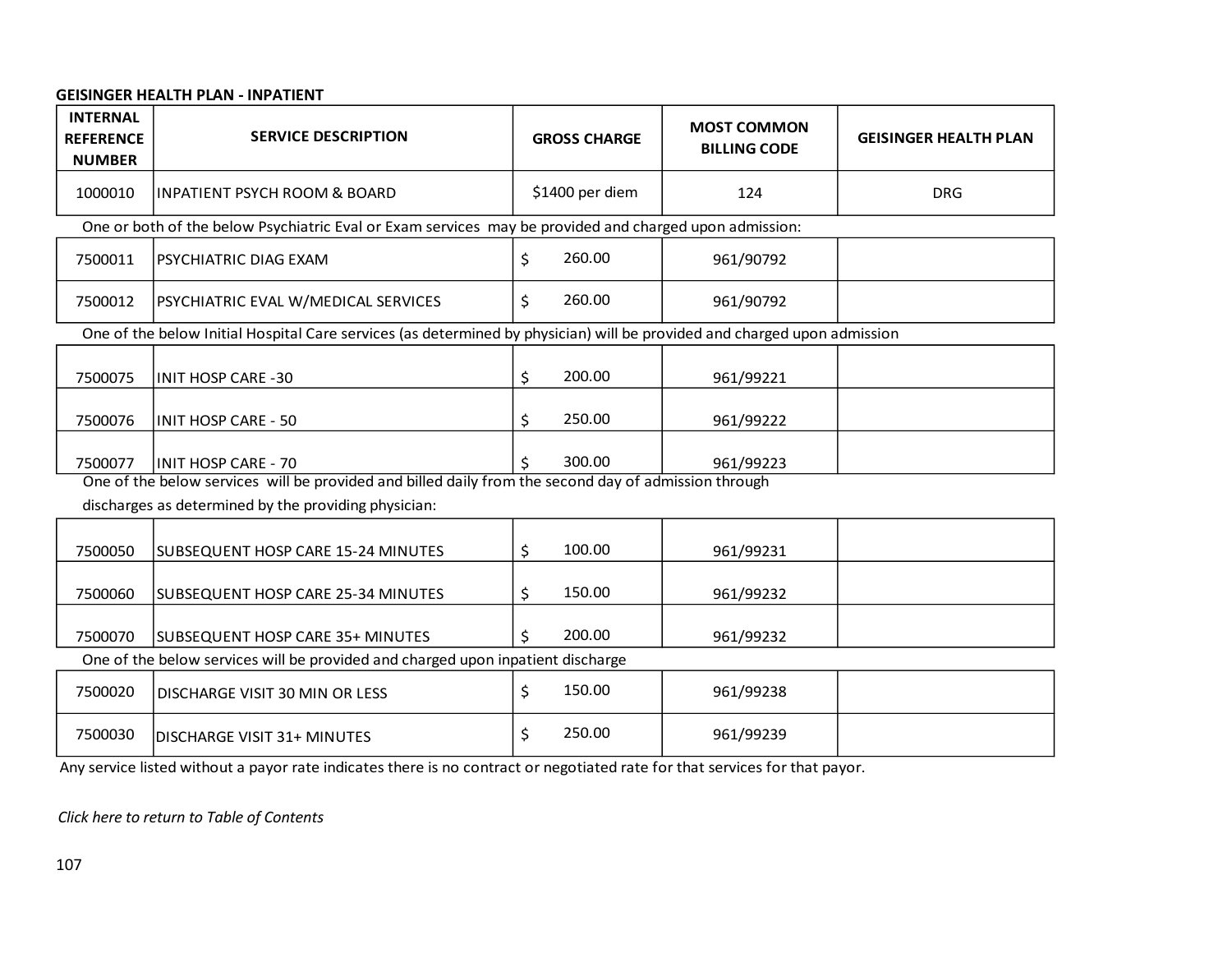**GEISINGER HEALTH PLAN - INPATIENT**

| INTERNAL REFERENCE NUMBER | SERVICE DESCRIPTION | GROSS CHARGE | MOST COMMON BILLING CODE | GEISINGER HEALTH PLAN |
|---|---|---|---|---|
| 1000010 | INPATIENT PSYCH ROOM & BOARD | $1400 per diem | 124 | DRG |

One or both of the below Psychiatric Eval or Exam services may be provided and charged upon admission:

| | | | | |
|---|---|---|---|---|
| 7500011 | PSYCHIATRIC DIAG EXAM | $ 260.00 | 961/90792 | |
| 7500012 | PSYCHIATRIC EVAL W/MEDICAL SERVICES | $ 260.00 | 961/90792 | |

One of the below Initial Hospital Care services (as determined by physician) will be provided and charged upon admission

| | | | | |
|---|---|---|---|---|
| 7500075 | INIT HOSP CARE -30 | $ 200.00 | 961/99221 | |
| 7500076 | INIT HOSP CARE - 50 | $ 250.00 | 961/99222 | |
| 7500077 | INIT HOSP CARE - 70 | $ 300.00 | 961/99223 | |

One of the below services will be provided and billed daily from the second day of admission through discharges as determined by the providing physician:

| | | | | |
|---|---|---|---|---|
| 7500050 | SUBSEQUENT HOSP CARE 15-24 MINUTES | $ 100.00 | 961/99231 | |
| 7500060 | SUBSEQUENT HOSP CARE 25-34 MINUTES | $ 150.00 | 961/99232 | |
| 7500070 | SUBSEQUENT HOSP CARE 35+ MINUTES | $ 200.00 | 961/99232 | |

One of the below services will be provided and charged upon inpatient discharge

| | | | | |
|---|---|---|---|---|
| 7500020 | DISCHARGE VISIT 30 MIN OR LESS | $ 150.00 | 961/99238 | |
| 7500030 | DISCHARGE VISIT 31+ MINUTES | $ 250.00 | 961/99239 | |

Any service listed without a payor rate indicates there is no contract or negotiated rate for that services for that payor.

*Click here to return to Table of Contents*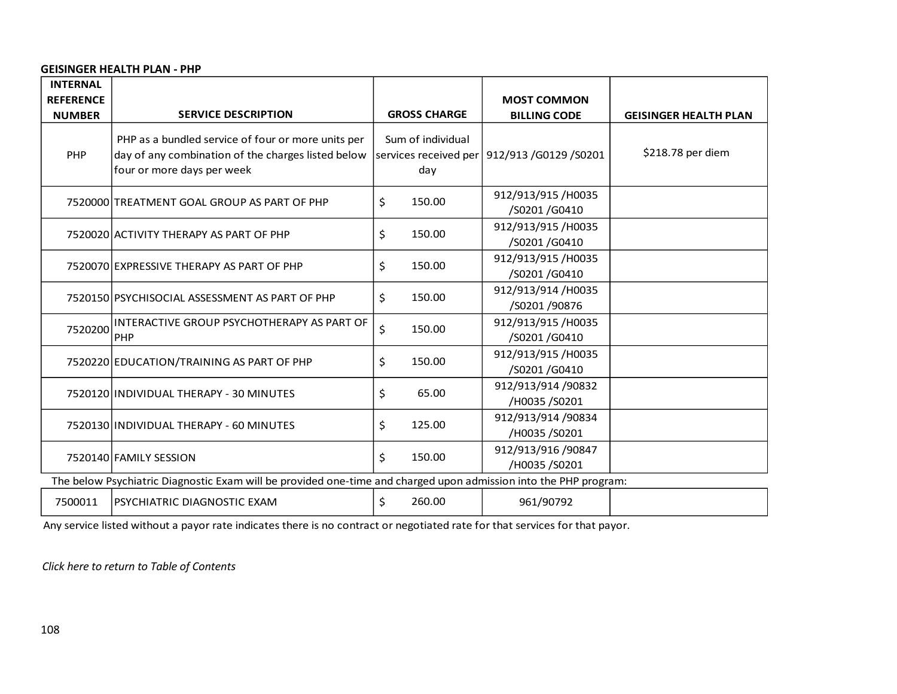**GEISINGER HEALTH PLAN - PHP**

| INTERNAL REFERENCE NUMBER | SERVICE DESCRIPTION | GROSS CHARGE | MOST COMMON BILLING CODE | GEISINGER HEALTH PLAN |
|---|---|---|---|---|
| PHP | PHP as a bundled service of four or more units per day of any combination of the charges listed below four or more days per week | Sum of individual services received per day | 912/913 /G0129 /S0201 | $218.78 per diem |
| 7520000 | TREATMENT GOAL GROUP AS PART OF PHP | $ 150.00 | 912/913/915 /H0035 /S0201 /G0410 | |
| 7520020 | ACTIVITY THERAPY AS PART OF PHP | $ 150.00 | 912/913/915 /H0035 /S0201 /G0410 | |
| 7520070 | EXPRESSIVE THERAPY AS PART OF PHP | $ 150.00 | 912/913/915 /H0035 /S0201 /G0410 | |
| 7520150 | PSYCHISOCIAL ASSESSMENT AS PART OF PHP | $ 150.00 | 912/913/914 /H0035 /S0201 /90876 | |
| 7520200 | INTERACTIVE GROUP PSYCHOTHERAPY AS PART OF PHP | $ 150.00 | 912/913/915 /H0035 /S0201 /G0410 | |
| 7520220 | EDUCATION/TRAINING AS PART OF PHP | $ 150.00 | 912/913/915 /H0035 /S0201 /G0410 | |
| 7520120 | INDIVIDUAL THERAPY - 30 MINUTES | $ 65.00 | 912/913/914 /90832 /H0035 /S0201 | |
| 7520130 | INDIVIDUAL THERAPY - 60 MINUTES | $ 125.00 | 912/913/914 /90834 /H0035 /S0201 | |
| 7520140 | FAMILY SESSION | $ 150.00 | 912/913/916 /90847 /H0035 /S0201 | |

The below Psychiatric Diagnostic Exam will be provided one-time and charged upon admission into the PHP program:

| | | | | |
|---|---|---|---|---|
| 7500011 | PSYCHIATRIC DIAGNOSTIC EXAM | $ 260.00 | 961/90792 | |

Any service listed without a payor rate indicates there is no contract or negotiated rate for that services for that payor.

*Click here to return to Table of Contents*